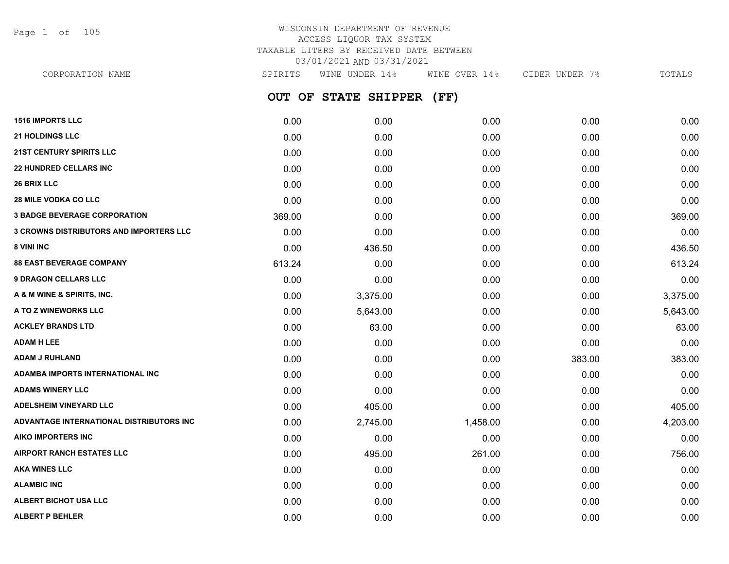WISCONSIN DEPARTMENT OF REVENUE
ACCESS LIQUOR TAX SYSTEM
TAXABLE LITERS BY RECEIVED DATE BETWEEN
03/01/2021 AND 03/31/2021

## OUT OF STATE SHIPPER (FF)

| CORPORATION NAME | SPIRITS | WINE UNDER 14% | WINE OVER 14% | CIDER UNDER 7% | TOTALS |
|---|---|---|---|---|---|
| **1516 IMPORTS LLC** | 0.00 | 0.00 | 0.00 | 0.00 | 0.00 |
| **21 HOLDINGS LLC** | 0.00 | 0.00 | 0.00 | 0.00 | 0.00 |
| **21ST CENTURY SPIRITS LLC** | 0.00 | 0.00 | 0.00 | 0.00 | 0.00 |
| **22 HUNDRED CELLARS INC** | 0.00 | 0.00 | 0.00 | 0.00 | 0.00 |
| **26 BRIX LLC** | 0.00 | 0.00 | 0.00 | 0.00 | 0.00 |
| **28 MILE VODKA CO LLC** | 0.00 | 0.00 | 0.00 | 0.00 | 0.00 |
| **3 BADGE BEVERAGE CORPORATION** | 369.00 | 0.00 | 0.00 | 0.00 | 369.00 |
| **3 CROWNS DISTRIBUTORS AND IMPORTERS LLC** | 0.00 | 0.00 | 0.00 | 0.00 | 0.00 |
| **8 VINI INC** | 0.00 | 436.50 | 0.00 | 0.00 | 436.50 |
| **88 EAST BEVERAGE COMPANY** | 613.24 | 0.00 | 0.00 | 0.00 | 613.24 |
| **9 DRAGON CELLARS LLC** | 0.00 | 0.00 | 0.00 | 0.00 | 0.00 |
| **A & M WINE & SPIRITS, INC.** | 0.00 | 3,375.00 | 0.00 | 0.00 | 3,375.00 |
| **A TO Z WINEWORKS LLC** | 0.00 | 5,643.00 | 0.00 | 0.00 | 5,643.00 |
| **ACKLEY BRANDS LTD** | 0.00 | 63.00 | 0.00 | 0.00 | 63.00 |
| **ADAM H LEE** | 0.00 | 0.00 | 0.00 | 0.00 | 0.00 |
| **ADAM J RUHLAND** | 0.00 | 0.00 | 0.00 | 383.00 | 383.00 |
| **ADAMBA IMPORTS INTERNATIONAL INC** | 0.00 | 0.00 | 0.00 | 0.00 | 0.00 |
| **ADAMS WINERY LLC** | 0.00 | 0.00 | 0.00 | 0.00 | 0.00 |
| **ADELSHEIM VINEYARD LLC** | 0.00 | 405.00 | 0.00 | 0.00 | 405.00 |
| **ADVANTAGE INTERNATIONAL DISTRIBUTORS INC** | 0.00 | 2,745.00 | 1,458.00 | 0.00 | 4,203.00 |
| **AIKO IMPORTERS INC** | 0.00 | 0.00 | 0.00 | 0.00 | 0.00 |
| **AIRPORT RANCH ESTATES LLC** | 0.00 | 495.00 | 261.00 | 0.00 | 756.00 |
| **AKA WINES LLC** | 0.00 | 0.00 | 0.00 | 0.00 | 0.00 |
| **ALAMBIC INC** | 0.00 | 0.00 | 0.00 | 0.00 | 0.00 |
| **ALBERT BICHOT USA LLC** | 0.00 | 0.00 | 0.00 | 0.00 | 0.00 |
| **ALBERT P BEHLER** | 0.00 | 0.00 | 0.00 | 0.00 | 0.00 |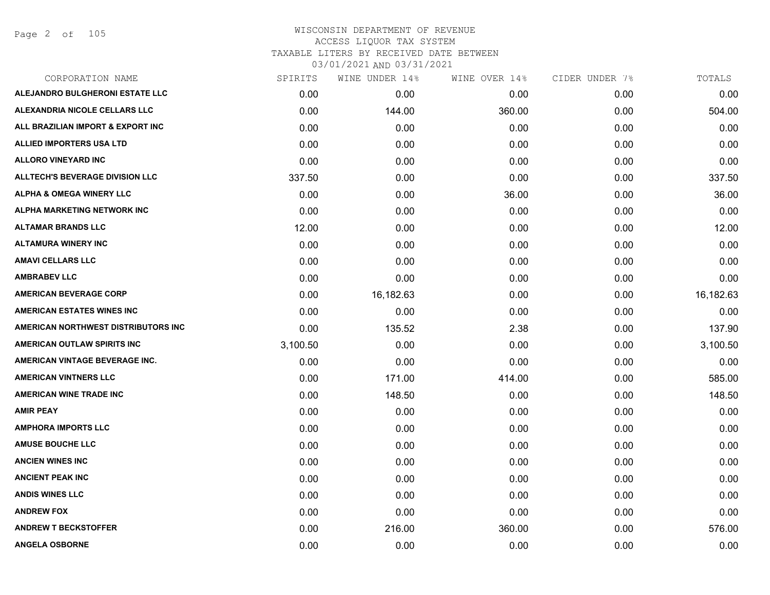# WISCONSIN DEPARTMENT OF REVENUE
## ACCESS LIQUOR TAX SYSTEM
### TAXABLE LITERS BY RECEIVED DATE BETWEEN 03/01/2021 AND 03/31/2021

| CORPORATION NAME | SPIRITS | WINE UNDER 14% | WINE OVER 14% | CIDER UNDER 7% | TOTALS |
|---|---|---|---|---|---|
| ALEJANDRO BULGHERONI ESTATE LLC | 0.00 | 0.00 | 0.00 | 0.00 | 0.00 |
| ALEXANDRIA NICOLE CELLARS LLC | 0.00 | 144.00 | 360.00 | 0.00 | 504.00 |
| ALL BRAZILIAN IMPORT & EXPORT INC | 0.00 | 0.00 | 0.00 | 0.00 | 0.00 |
| ALLIED IMPORTERS USA LTD | 0.00 | 0.00 | 0.00 | 0.00 | 0.00 |
| ALLORO VINEYARD INC | 0.00 | 0.00 | 0.00 | 0.00 | 0.00 |
| ALLTECH'S BEVERAGE DIVISION LLC | 337.50 | 0.00 | 0.00 | 0.00 | 337.50 |
| ALPHA & OMEGA WINERY LLC | 0.00 | 0.00 | 36.00 | 0.00 | 36.00 |
| ALPHA MARKETING NETWORK INC | 0.00 | 0.00 | 0.00 | 0.00 | 0.00 |
| ALTAMAR BRANDS LLC | 12.00 | 0.00 | 0.00 | 0.00 | 12.00 |
| ALTAMURA WINERY INC | 0.00 | 0.00 | 0.00 | 0.00 | 0.00 |
| AMAVI CELLARS LLC | 0.00 | 0.00 | 0.00 | 0.00 | 0.00 |
| AMBRABEV LLC | 0.00 | 0.00 | 0.00 | 0.00 | 0.00 |
| AMERICAN BEVERAGE CORP | 0.00 | 16,182.63 | 0.00 | 0.00 | 16,182.63 |
| AMERICAN ESTATES WINES INC | 0.00 | 0.00 | 0.00 | 0.00 | 0.00 |
| AMERICAN NORTHWEST DISTRIBUTORS INC | 0.00 | 135.52 | 2.38 | 0.00 | 137.90 |
| AMERICAN OUTLAW SPIRITS INC | 3,100.50 | 0.00 | 0.00 | 0.00 | 3,100.50 |
| AMERICAN VINTAGE BEVERAGE INC. | 0.00 | 0.00 | 0.00 | 0.00 | 0.00 |
| AMERICAN VINTNERS LLC | 0.00 | 171.00 | 414.00 | 0.00 | 585.00 |
| AMERICAN WINE TRADE INC | 0.00 | 148.50 | 0.00 | 0.00 | 148.50 |
| AMIR PEAY | 0.00 | 0.00 | 0.00 | 0.00 | 0.00 |
| AMPHORA IMPORTS LLC | 0.00 | 0.00 | 0.00 | 0.00 | 0.00 |
| AMUSE BOUCHE LLC | 0.00 | 0.00 | 0.00 | 0.00 | 0.00 |
| ANCIEN WINES INC | 0.00 | 0.00 | 0.00 | 0.00 | 0.00 |
| ANCIENT PEAK INC | 0.00 | 0.00 | 0.00 | 0.00 | 0.00 |
| ANDIS WINES LLC | 0.00 | 0.00 | 0.00 | 0.00 | 0.00 |
| ANDREW FOX | 0.00 | 0.00 | 0.00 | 0.00 | 0.00 |
| ANDREW T BECKSTOFFER | 0.00 | 216.00 | 360.00 | 0.00 | 576.00 |
| ANGELA OSBORNE | 0.00 | 0.00 | 0.00 | 0.00 | 0.00 |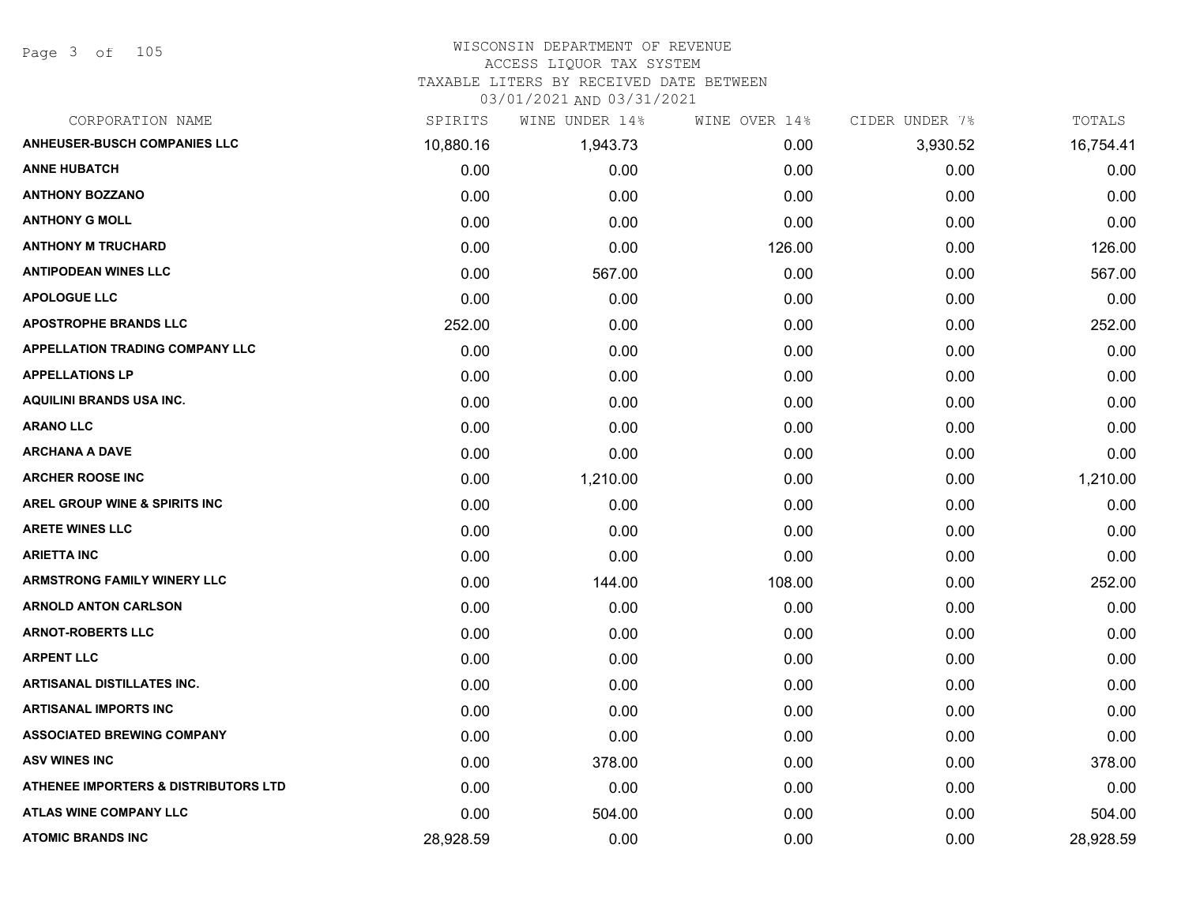# WISCONSIN DEPARTMENT OF REVENUE
## ACCESS LIQUOR TAX SYSTEM
## TAXABLE LITERS BY RECEIVED DATE BETWEEN 03/01/2021 AND 03/31/2021

| CORPORATION NAME | SPIRITS | WINE UNDER 14% | WINE OVER 14% | CIDER UNDER 7% | TOTALS |
|---|---|---|---|---|---|
| ANHEUSER-BUSCH COMPANIES LLC | 10,880.16 | 1,943.73 | 0.00 | 3,930.52 | 16,754.41 |
| ANNE HUBATCH | 0.00 | 0.00 | 0.00 | 0.00 | 0.00 |
| ANTHONY BOZZANO | 0.00 | 0.00 | 0.00 | 0.00 | 0.00 |
| ANTHONY G MOLL | 0.00 | 0.00 | 0.00 | 0.00 | 0.00 |
| ANTHONY M TRUCHARD | 0.00 | 0.00 | 126.00 | 0.00 | 126.00 |
| ANTIPODEAN WINES LLC | 0.00 | 567.00 | 0.00 | 0.00 | 567.00 |
| APOLOGUE LLC | 0.00 | 0.00 | 0.00 | 0.00 | 0.00 |
| APOSTROPHE BRANDS LLC | 252.00 | 0.00 | 0.00 | 0.00 | 252.00 |
| APPELLATION TRADING COMPANY LLC | 0.00 | 0.00 | 0.00 | 0.00 | 0.00 |
| APPELLATIONS LP | 0.00 | 0.00 | 0.00 | 0.00 | 0.00 |
| AQUILINI BRANDS USA INC. | 0.00 | 0.00 | 0.00 | 0.00 | 0.00 |
| ARANO LLC | 0.00 | 0.00 | 0.00 | 0.00 | 0.00 |
| ARCHANA A DAVE | 0.00 | 0.00 | 0.00 | 0.00 | 0.00 |
| ARCHER ROOSE INC | 0.00 | 1,210.00 | 0.00 | 0.00 | 1,210.00 |
| AREL GROUP WINE & SPIRITS INC | 0.00 | 0.00 | 0.00 | 0.00 | 0.00 |
| ARETE WINES LLC | 0.00 | 0.00 | 0.00 | 0.00 | 0.00 |
| ARIETTA INC | 0.00 | 0.00 | 0.00 | 0.00 | 0.00 |
| ARMSTRONG FAMILY WINERY LLC | 0.00 | 144.00 | 108.00 | 0.00 | 252.00 |
| ARNOLD ANTON CARLSON | 0.00 | 0.00 | 0.00 | 0.00 | 0.00 |
| ARNOT-ROBERTS LLC | 0.00 | 0.00 | 0.00 | 0.00 | 0.00 |
| ARPENT LLC | 0.00 | 0.00 | 0.00 | 0.00 | 0.00 |
| ARTISANAL DISTILLATES INC. | 0.00 | 0.00 | 0.00 | 0.00 | 0.00 |
| ARTISANAL IMPORTS INC | 0.00 | 0.00 | 0.00 | 0.00 | 0.00 |
| ASSOCIATED BREWING COMPANY | 0.00 | 0.00 | 0.00 | 0.00 | 0.00 |
| ASV WINES INC | 0.00 | 378.00 | 0.00 | 0.00 | 378.00 |
| ATHENEE IMPORTERS & DISTRIBUTORS LTD | 0.00 | 0.00 | 0.00 | 0.00 | 0.00 |
| ATLAS WINE COMPANY LLC | 0.00 | 504.00 | 0.00 | 0.00 | 504.00 |
| ATOMIC BRANDS INC | 28,928.59 | 0.00 | 0.00 | 0.00 | 28,928.59 |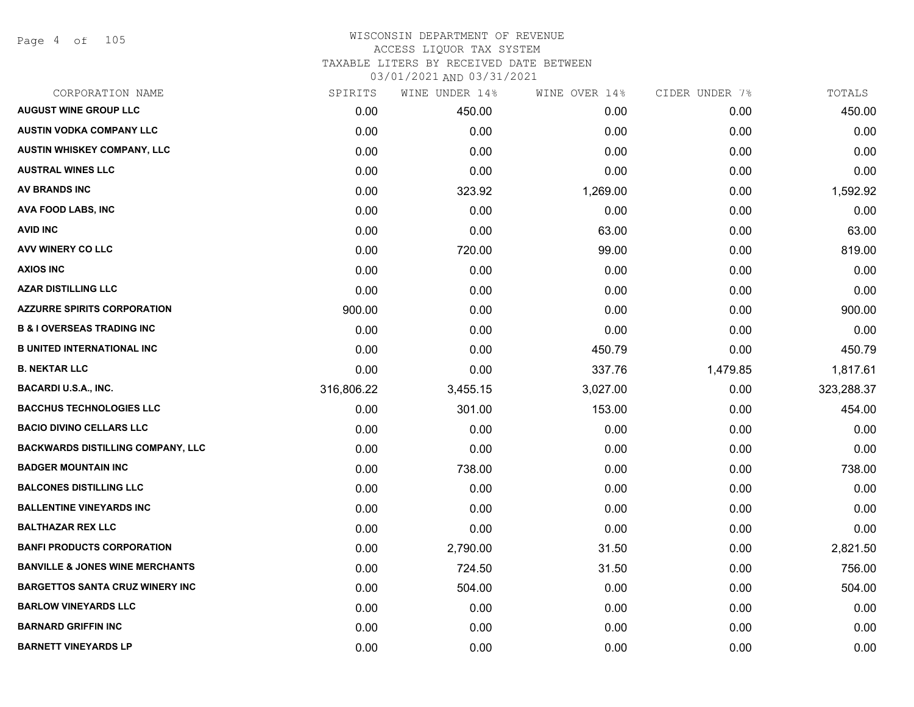WISCONSIN DEPARTMENT OF REVENUE
ACCESS LIQUOR TAX SYSTEM
TAXABLE LITERS BY RECEIVED DATE BETWEEN
03/01/2021 AND 03/31/2021

| CORPORATION NAME | SPIRITS | WINE UNDER 14% | WINE OVER 14% | CIDER UNDER 7% | TOTALS |
|---|---|---|---|---|---|
| **AUGUST WINE GROUP LLC** | 0.00 | 450.00 | 0.00 | 0.00 | 450.00 |
| **AUSTIN VODKA COMPANY LLC** | 0.00 | 0.00 | 0.00 | 0.00 | 0.00 |
| **AUSTIN WHISKEY COMPANY, LLC** | 0.00 | 0.00 | 0.00 | 0.00 | 0.00 |
| **AUSTRAL WINES LLC** | 0.00 | 0.00 | 0.00 | 0.00 | 0.00 |
| **AV BRANDS INC** | 0.00 | 323.92 | 1,269.00 | 0.00 | 1,592.92 |
| **AVA FOOD LABS, INC** | 0.00 | 0.00 | 0.00 | 0.00 | 0.00 |
| **AVID INC** | 0.00 | 0.00 | 63.00 | 0.00 | 63.00 |
| **AVV WINERY CO LLC** | 0.00 | 720.00 | 99.00 | 0.00 | 819.00 |
| **AXIOS INC** | 0.00 | 0.00 | 0.00 | 0.00 | 0.00 |
| **AZAR DISTILLING LLC** | 0.00 | 0.00 | 0.00 | 0.00 | 0.00 |
| **AZZURRE SPIRITS CORPORATION** | 900.00 | 0.00 | 0.00 | 0.00 | 900.00 |
| **B & I OVERSEAS TRADING INC** | 0.00 | 0.00 | 0.00 | 0.00 | 0.00 |
| **B UNITED INTERNATIONAL INC** | 0.00 | 0.00 | 450.79 | 0.00 | 450.79 |
| **B. NEKTAR LLC** | 0.00 | 0.00 | 337.76 | 1,479.85 | 1,817.61 |
| **BACARDI U.S.A., INC.** | 316,806.22 | 3,455.15 | 3,027.00 | 0.00 | 323,288.37 |
| **BACCHUS TECHNOLOGIES LLC** | 0.00 | 301.00 | 153.00 | 0.00 | 454.00 |
| **BACIO DIVINO CELLARS LLC** | 0.00 | 0.00 | 0.00 | 0.00 | 0.00 |
| **BACKWARDS DISTILLING COMPANY, LLC** | 0.00 | 0.00 | 0.00 | 0.00 | 0.00 |
| **BADGER MOUNTAIN INC** | 0.00 | 738.00 | 0.00 | 0.00 | 738.00 |
| **BALCONES DISTILLING LLC** | 0.00 | 0.00 | 0.00 | 0.00 | 0.00 |
| **BALLENTINE VINEYARDS INC** | 0.00 | 0.00 | 0.00 | 0.00 | 0.00 |
| **BALTHAZAR REX LLC** | 0.00 | 0.00 | 0.00 | 0.00 | 0.00 |
| **BANFI PRODUCTS CORPORATION** | 0.00 | 2,790.00 | 31.50 | 0.00 | 2,821.50 |
| **BANVILLE & JONES WINE MERCHANTS** | 0.00 | 724.50 | 31.50 | 0.00 | 756.00 |
| **BARGETTOS SANTA CRUZ WINERY INC** | 0.00 | 504.00 | 0.00 | 0.00 | 504.00 |
| **BARLOW VINEYARDS LLC** | 0.00 | 0.00 | 0.00 | 0.00 | 0.00 |
| **BARNARD GRIFFIN INC** | 0.00 | 0.00 | 0.00 | 0.00 | 0.00 |
| **BARNETT VINEYARDS LP** | 0.00 | 0.00 | 0.00 | 0.00 | 0.00 |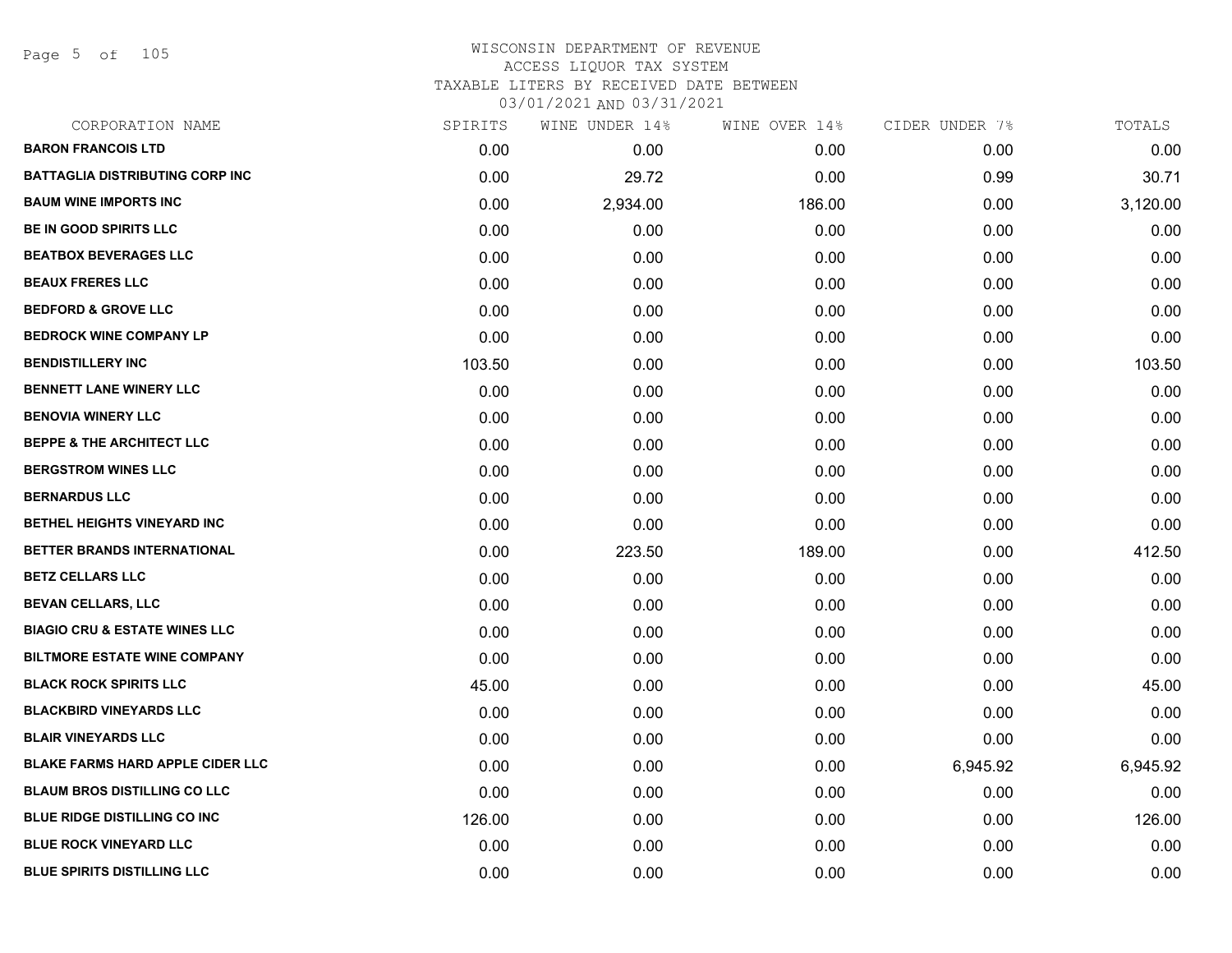# WISCONSIN DEPARTMENT OF REVENUE
## ACCESS LIQUOR TAX SYSTEM
### TAXABLE LITERS BY RECEIVED DATE BETWEEN 03/01/2021 AND 03/31/2021

| CORPORATION NAME | SPIRITS | WINE UNDER 14% | WINE OVER 14% | CIDER UNDER 7% | TOTALS |
|---|---|---|---|---|---|
| BARON FRANCOIS LTD | 0.00 | 0.00 | 0.00 | 0.00 | 0.00 |
| BATTAGLIA DISTRIBUTING CORP INC | 0.00 | 29.72 | 0.00 | 0.99 | 30.71 |
| BAUM WINE IMPORTS INC | 0.00 | 2,934.00 | 186.00 | 0.00 | 3,120.00 |
| BE IN GOOD SPIRITS LLC | 0.00 | 0.00 | 0.00 | 0.00 | 0.00 |
| BEATBOX BEVERAGES LLC | 0.00 | 0.00 | 0.00 | 0.00 | 0.00 |
| BEAUX FRERES LLC | 0.00 | 0.00 | 0.00 | 0.00 | 0.00 |
| BEDFORD & GROVE LLC | 0.00 | 0.00 | 0.00 | 0.00 | 0.00 |
| BEDROCK WINE COMPANY LP | 0.00 | 0.00 | 0.00 | 0.00 | 0.00 |
| BENDISTILLERY INC | 103.50 | 0.00 | 0.00 | 0.00 | 103.50 |
| BENNETT LANE WINERY LLC | 0.00 | 0.00 | 0.00 | 0.00 | 0.00 |
| BENOVIA WINERY LLC | 0.00 | 0.00 | 0.00 | 0.00 | 0.00 |
| BEPPE & THE ARCHITECT LLC | 0.00 | 0.00 | 0.00 | 0.00 | 0.00 |
| BERGSTROM WINES LLC | 0.00 | 0.00 | 0.00 | 0.00 | 0.00 |
| BERNARDUS LLC | 0.00 | 0.00 | 0.00 | 0.00 | 0.00 |
| BETHEL HEIGHTS VINEYARD INC | 0.00 | 0.00 | 0.00 | 0.00 | 0.00 |
| BETTER BRANDS INTERNATIONAL | 0.00 | 223.50 | 189.00 | 0.00 | 412.50 |
| BETZ CELLARS LLC | 0.00 | 0.00 | 0.00 | 0.00 | 0.00 |
| BEVAN CELLARS, LLC | 0.00 | 0.00 | 0.00 | 0.00 | 0.00 |
| BIAGIO CRU & ESTATE WINES LLC | 0.00 | 0.00 | 0.00 | 0.00 | 0.00 |
| BILTMORE ESTATE WINE COMPANY | 0.00 | 0.00 | 0.00 | 0.00 | 0.00 |
| BLACK ROCK SPIRITS LLC | 45.00 | 0.00 | 0.00 | 0.00 | 45.00 |
| BLACKBIRD VINEYARDS LLC | 0.00 | 0.00 | 0.00 | 0.00 | 0.00 |
| BLAIR VINEYARDS LLC | 0.00 | 0.00 | 0.00 | 0.00 | 0.00 |
| BLAKE FARMS HARD APPLE CIDER LLC | 0.00 | 0.00 | 0.00 | 6,945.92 | 6,945.92 |
| BLAUM BROS DISTILLING CO LLC | 0.00 | 0.00 | 0.00 | 0.00 | 0.00 |
| BLUE RIDGE DISTILLING CO INC | 126.00 | 0.00 | 0.00 | 0.00 | 126.00 |
| BLUE ROCK VINEYARD LLC | 0.00 | 0.00 | 0.00 | 0.00 | 0.00 |
| BLUE SPIRITS DISTILLING LLC | 0.00 | 0.00 | 0.00 | 0.00 | 0.00 |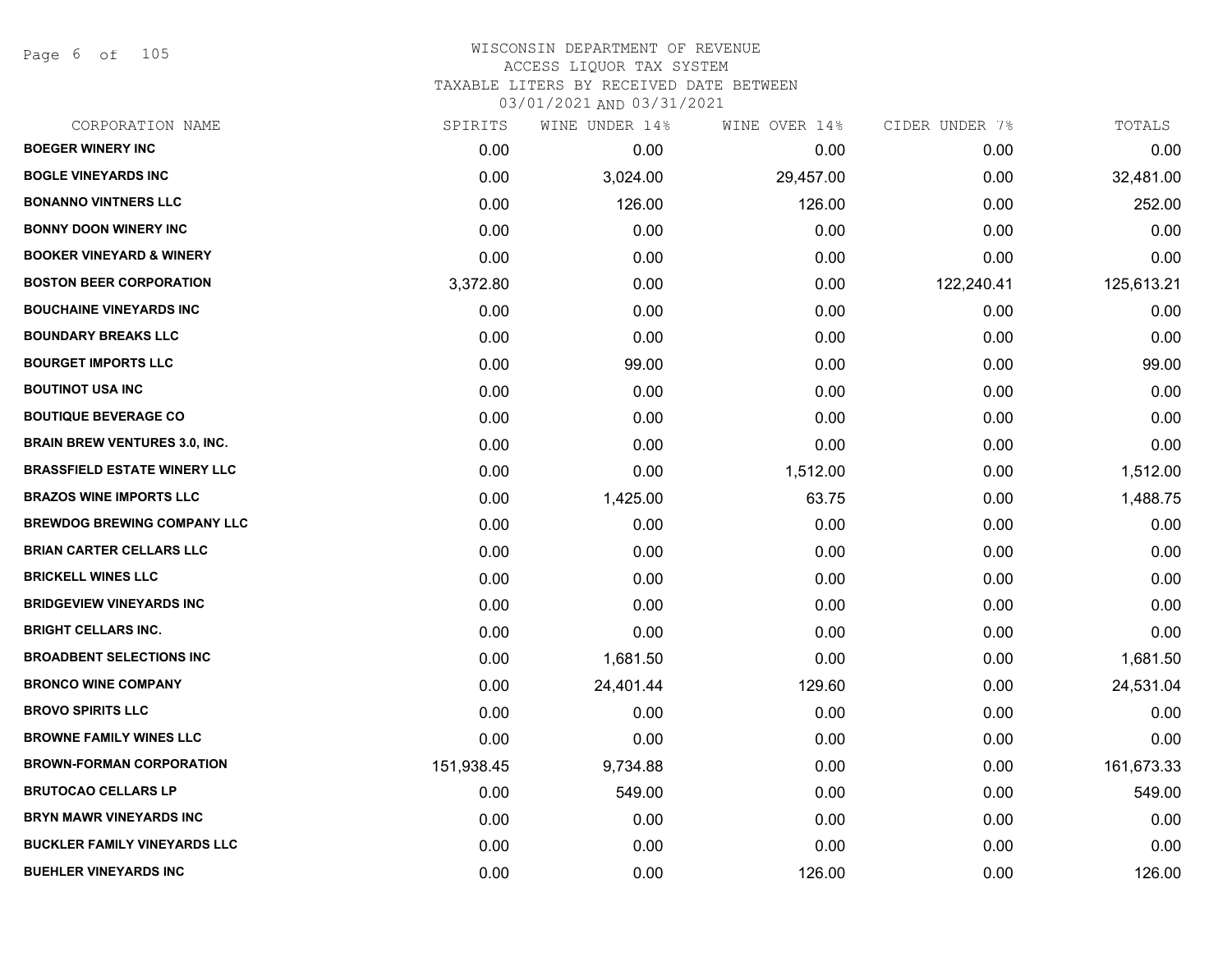WISCONSIN DEPARTMENT OF REVENUE
ACCESS LIQUOR TAX SYSTEM
TAXABLE LITERS BY RECEIVED DATE BETWEEN
03/01/2021 AND 03/31/2021

| CORPORATION NAME | SPIRITS | WINE UNDER 14% | WINE OVER 14% | CIDER UNDER 7% | TOTALS |
|---|---|---|---|---|---|
| BOEGER WINERY INC | 0.00 | 0.00 | 0.00 | 0.00 | 0.00 |
| BOGLE VINEYARDS INC | 0.00 | 3,024.00 | 29,457.00 | 0.00 | 32,481.00 |
| BONANNO VINTNERS LLC | 0.00 | 126.00 | 126.00 | 0.00 | 252.00 |
| BONNY DOON WINERY INC | 0.00 | 0.00 | 0.00 | 0.00 | 0.00 |
| BOOKER VINEYARD & WINERY | 0.00 | 0.00 | 0.00 | 0.00 | 0.00 |
| BOSTON BEER CORPORATION | 3,372.80 | 0.00 | 0.00 | 122,240.41 | 125,613.21 |
| BOUCHAINE VINEYARDS INC | 0.00 | 0.00 | 0.00 | 0.00 | 0.00 |
| BOUNDARY BREAKS LLC | 0.00 | 0.00 | 0.00 | 0.00 | 0.00 |
| BOURGET IMPORTS LLC | 0.00 | 99.00 | 0.00 | 0.00 | 99.00 |
| BOUTINOT USA INC | 0.00 | 0.00 | 0.00 | 0.00 | 0.00 |
| BOUTIQUE BEVERAGE CO | 0.00 | 0.00 | 0.00 | 0.00 | 0.00 |
| BRAIN BREW VENTURES 3.0, INC. | 0.00 | 0.00 | 0.00 | 0.00 | 0.00 |
| BRASSFIELD ESTATE WINERY LLC | 0.00 | 0.00 | 1,512.00 | 0.00 | 1,512.00 |
| BRAZOS WINE IMPORTS LLC | 0.00 | 1,425.00 | 63.75 | 0.00 | 1,488.75 |
| BREWDOG BREWING COMPANY LLC | 0.00 | 0.00 | 0.00 | 0.00 | 0.00 |
| BRIAN CARTER CELLARS LLC | 0.00 | 0.00 | 0.00 | 0.00 | 0.00 |
| BRICKELL WINES LLC | 0.00 | 0.00 | 0.00 | 0.00 | 0.00 |
| BRIDGEVIEW VINEYARDS INC | 0.00 | 0.00 | 0.00 | 0.00 | 0.00 |
| BRIGHT CELLARS INC. | 0.00 | 0.00 | 0.00 | 0.00 | 0.00 |
| BROADBENT SELECTIONS INC | 0.00 | 1,681.50 | 0.00 | 0.00 | 1,681.50 |
| BRONCO WINE COMPANY | 0.00 | 24,401.44 | 129.60 | 0.00 | 24,531.04 |
| BROVO SPIRITS LLC | 0.00 | 0.00 | 0.00 | 0.00 | 0.00 |
| BROWNE FAMILY WINES LLC | 0.00 | 0.00 | 0.00 | 0.00 | 0.00 |
| BROWN-FORMAN CORPORATION | 151,938.45 | 9,734.88 | 0.00 | 0.00 | 161,673.33 |
| BRUTOCAO CELLARS LP | 0.00 | 549.00 | 0.00 | 0.00 | 549.00 |
| BRYN MAWR VINEYARDS INC | 0.00 | 0.00 | 0.00 | 0.00 | 0.00 |
| BUCKLER FAMILY VINEYARDS LLC | 0.00 | 0.00 | 0.00 | 0.00 | 0.00 |
| BUEHLER VINEYARDS INC | 0.00 | 0.00 | 126.00 | 0.00 | 126.00 |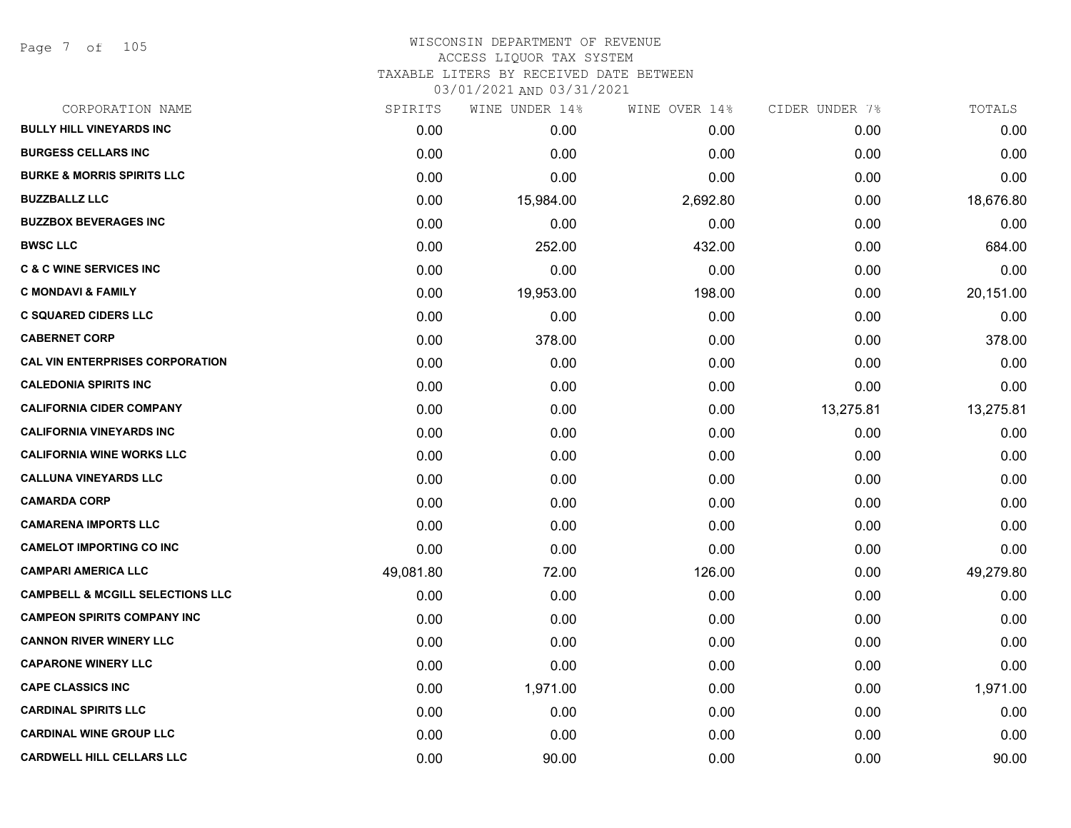# WISCONSIN DEPARTMENT OF REVENUE
## ACCESS LIQUOR TAX SYSTEM
### TAXABLE LITERS BY RECEIVED DATE BETWEEN 03/01/2021 AND 03/31/2021

| CORPORATION NAME | SPIRITS | WINE UNDER 14% | WINE OVER 14% | CIDER UNDER 7% | TOTALS |
|---|---|---|---|---|---|
| **BULLY HILL VINEYARDS INC** | 0.00 | 0.00 | 0.00 | 0.00 | 0.00 |
| **BURGESS CELLARS INC** | 0.00 | 0.00 | 0.00 | 0.00 | 0.00 |
| **BURKE & MORRIS SPIRITS LLC** | 0.00 | 0.00 | 0.00 | 0.00 | 0.00 |
| **BUZZBALLZ LLC** | 0.00 | 15,984.00 | 2,692.80 | 0.00 | 18,676.80 |
| **BUZZBOX BEVERAGES INC** | 0.00 | 0.00 | 0.00 | 0.00 | 0.00 |
| **BWSC LLC** | 0.00 | 252.00 | 432.00 | 0.00 | 684.00 |
| **C & C WINE SERVICES INC** | 0.00 | 0.00 | 0.00 | 0.00 | 0.00 |
| **C MONDAVI & FAMILY** | 0.00 | 19,953.00 | 198.00 | 0.00 | 20,151.00 |
| **C SQUARED CIDERS LLC** | 0.00 | 0.00 | 0.00 | 0.00 | 0.00 |
| **CABERNET CORP** | 0.00 | 378.00 | 0.00 | 0.00 | 378.00 |
| **CAL VIN ENTERPRISES CORPORATION** | 0.00 | 0.00 | 0.00 | 0.00 | 0.00 |
| **CALEDONIA SPIRITS INC** | 0.00 | 0.00 | 0.00 | 0.00 | 0.00 |
| **CALIFORNIA CIDER COMPANY** | 0.00 | 0.00 | 0.00 | 13,275.81 | 13,275.81 |
| **CALIFORNIA VINEYARDS INC** | 0.00 | 0.00 | 0.00 | 0.00 | 0.00 |
| **CALIFORNIA WINE WORKS LLC** | 0.00 | 0.00 | 0.00 | 0.00 | 0.00 |
| **CALLUNA VINEYARDS LLC** | 0.00 | 0.00 | 0.00 | 0.00 | 0.00 |
| **CAMARDA CORP** | 0.00 | 0.00 | 0.00 | 0.00 | 0.00 |
| **CAMARENA IMPORTS LLC** | 0.00 | 0.00 | 0.00 | 0.00 | 0.00 |
| **CAMELOT IMPORTING CO INC** | 0.00 | 0.00 | 0.00 | 0.00 | 0.00 |
| **CAMPARI AMERICA LLC** | 49,081.80 | 72.00 | 126.00 | 0.00 | 49,279.80 |
| **CAMPBELL & MCGILL SELECTIONS LLC** | 0.00 | 0.00 | 0.00 | 0.00 | 0.00 |
| **CAMPEON SPIRITS COMPANY INC** | 0.00 | 0.00 | 0.00 | 0.00 | 0.00 |
| **CANNON RIVER WINERY LLC** | 0.00 | 0.00 | 0.00 | 0.00 | 0.00 |
| **CAPARONE WINERY LLC** | 0.00 | 0.00 | 0.00 | 0.00 | 0.00 |
| **CAPE CLASSICS INC** | 0.00 | 1,971.00 | 0.00 | 0.00 | 1,971.00 |
| **CARDINAL SPIRITS LLC** | 0.00 | 0.00 | 0.00 | 0.00 | 0.00 |
| **CARDINAL WINE GROUP LLC** | 0.00 | 0.00 | 0.00 | 0.00 | 0.00 |
| **CARDWELL HILL CELLARS LLC** | 0.00 | 90.00 | 0.00 | 0.00 | 90.00 |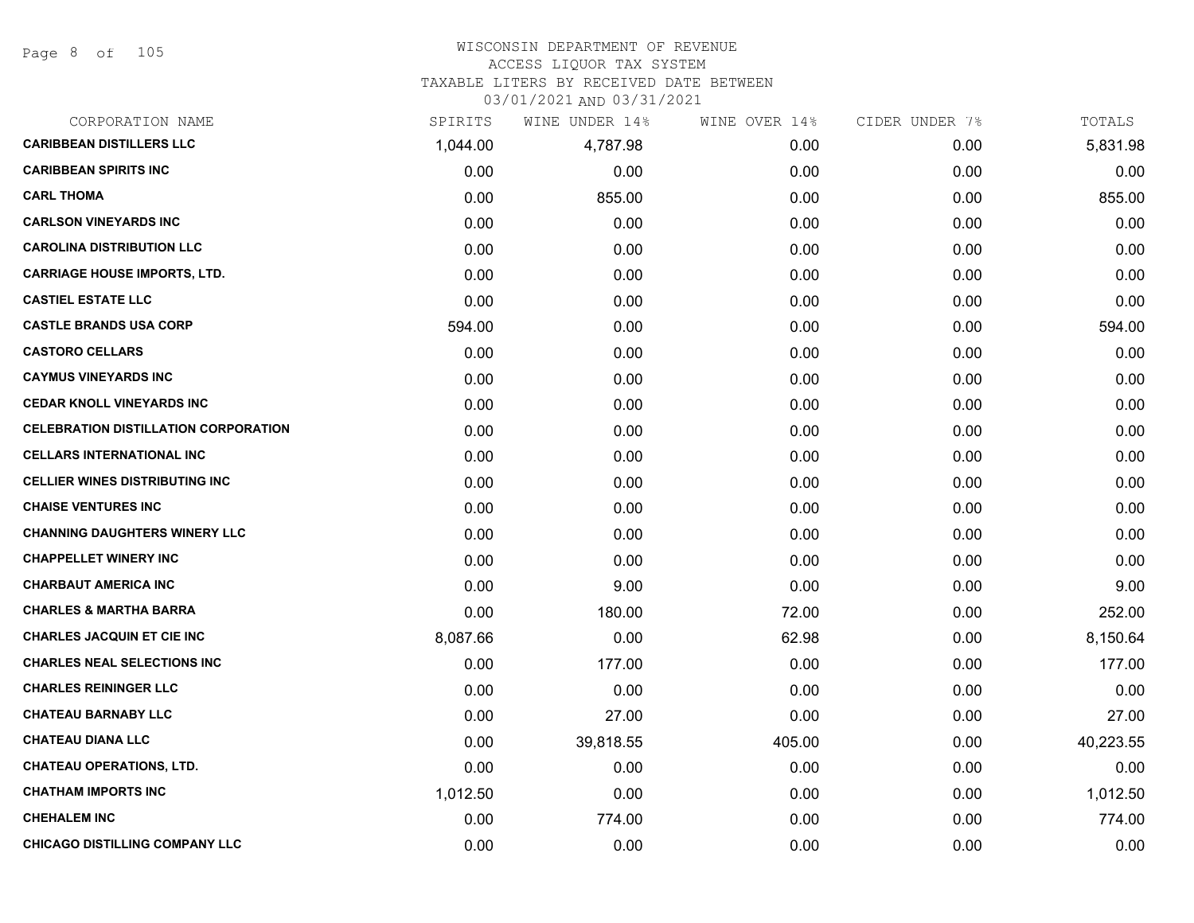# WISCONSIN DEPARTMENT OF REVENUE
ACCESS LIQUOR TAX SYSTEM
TAXABLE LITERS BY RECEIVED DATE BETWEEN
03/01/2021 AND 03/31/2021

| CORPORATION NAME | SPIRITS | WINE UNDER 14% | WINE OVER 14% | CIDER UNDER 7% | TOTALS |
|---|---|---|---|---|---|
| CARIBBEAN DISTILLERS LLC | 1,044.00 | 4,787.98 | 0.00 | 0.00 | 5,831.98 |
| CARIBBEAN SPIRITS INC | 0.00 | 0.00 | 0.00 | 0.00 | 0.00 |
| CARL THOMA | 0.00 | 855.00 | 0.00 | 0.00 | 855.00 |
| CARLSON VINEYARDS INC | 0.00 | 0.00 | 0.00 | 0.00 | 0.00 |
| CAROLINA DISTRIBUTION LLC | 0.00 | 0.00 | 0.00 | 0.00 | 0.00 |
| CARRIAGE HOUSE IMPORTS, LTD. | 0.00 | 0.00 | 0.00 | 0.00 | 0.00 |
| CASTIEL ESTATE LLC | 0.00 | 0.00 | 0.00 | 0.00 | 0.00 |
| CASTLE BRANDS USA CORP | 594.00 | 0.00 | 0.00 | 0.00 | 594.00 |
| CASTORO CELLARS | 0.00 | 0.00 | 0.00 | 0.00 | 0.00 |
| CAYMUS VINEYARDS INC | 0.00 | 0.00 | 0.00 | 0.00 | 0.00 |
| CEDAR KNOLL VINEYARDS INC | 0.00 | 0.00 | 0.00 | 0.00 | 0.00 |
| CELEBRATION DISTILLATION CORPORATION | 0.00 | 0.00 | 0.00 | 0.00 | 0.00 |
| CELLARS INTERNATIONAL INC | 0.00 | 0.00 | 0.00 | 0.00 | 0.00 |
| CELLIER WINES DISTRIBUTING INC | 0.00 | 0.00 | 0.00 | 0.00 | 0.00 |
| CHAISE VENTURES INC | 0.00 | 0.00 | 0.00 | 0.00 | 0.00 |
| CHANNING DAUGHTERS WINERY LLC | 0.00 | 0.00 | 0.00 | 0.00 | 0.00 |
| CHAPPELLET WINERY INC | 0.00 | 0.00 | 0.00 | 0.00 | 0.00 |
| CHARBAUT AMERICA INC | 0.00 | 9.00 | 0.00 | 0.00 | 9.00 |
| CHARLES & MARTHA BARRA | 0.00 | 180.00 | 72.00 | 0.00 | 252.00 |
| CHARLES JACQUIN ET CIE INC | 8,087.66 | 0.00 | 62.98 | 0.00 | 8,150.64 |
| CHARLES NEAL SELECTIONS INC | 0.00 | 177.00 | 0.00 | 0.00 | 177.00 |
| CHARLES REININGER LLC | 0.00 | 0.00 | 0.00 | 0.00 | 0.00 |
| CHATEAU BARNABY LLC | 0.00 | 27.00 | 0.00 | 0.00 | 27.00 |
| CHATEAU DIANA LLC | 0.00 | 39,818.55 | 405.00 | 0.00 | 40,223.55 |
| CHATEAU OPERATIONS, LTD. | 0.00 | 0.00 | 0.00 | 0.00 | 0.00 |
| CHATHAM IMPORTS INC | 1,012.50 | 0.00 | 0.00 | 0.00 | 1,012.50 |
| CHEHALEM INC | 0.00 | 774.00 | 0.00 | 0.00 | 774.00 |
| CHICAGO DISTILLING COMPANY LLC | 0.00 | 0.00 | 0.00 | 0.00 | 0.00 |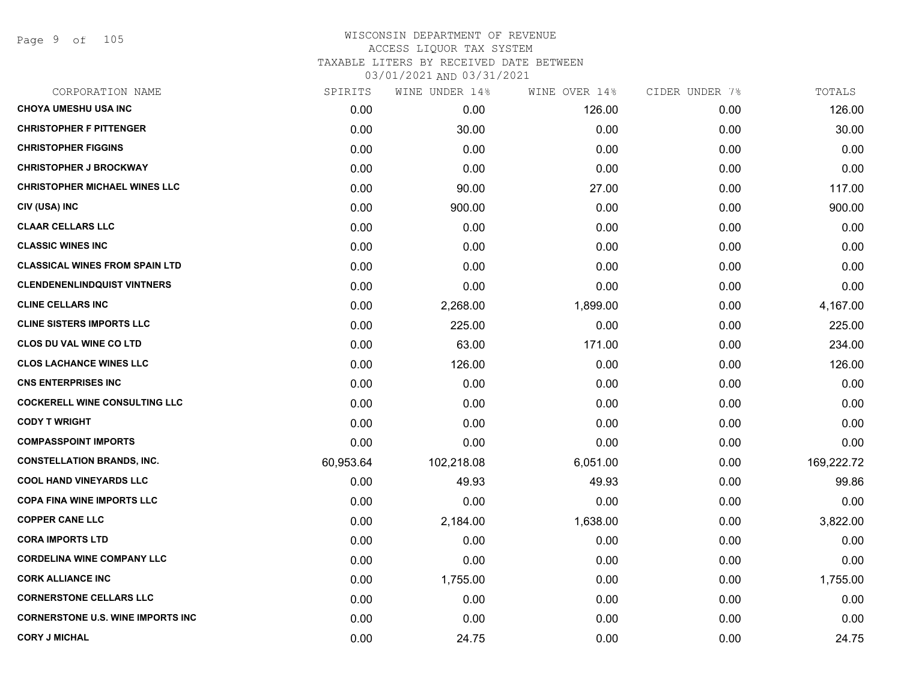WISCONSIN DEPARTMENT OF REVENUE
ACCESS LIQUOR TAX SYSTEM
TAXABLE LITERS BY RECEIVED DATE BETWEEN
03/01/2021 AND 03/31/2021

| CORPORATION NAME | SPIRITS | WINE UNDER 14% | WINE OVER 14% | CIDER UNDER 7% | TOTALS |
|---|---|---|---|---|---|
| CHOYA UMESHU USA INC | 0.00 | 0.00 | 126.00 | 0.00 | 126.00 |
| CHRISTOPHER F PITTENGER | 0.00 | 30.00 | 0.00 | 0.00 | 30.00 |
| CHRISTOPHER FIGGINS | 0.00 | 0.00 | 0.00 | 0.00 | 0.00 |
| CHRISTOPHER J BROCKWAY | 0.00 | 0.00 | 0.00 | 0.00 | 0.00 |
| CHRISTOPHER MICHAEL WINES LLC | 0.00 | 90.00 | 27.00 | 0.00 | 117.00 |
| CIV (USA) INC | 0.00 | 900.00 | 0.00 | 0.00 | 900.00 |
| CLAAR CELLARS LLC | 0.00 | 0.00 | 0.00 | 0.00 | 0.00 |
| CLASSIC WINES INC | 0.00 | 0.00 | 0.00 | 0.00 | 0.00 |
| CLASSICAL WINES FROM SPAIN LTD | 0.00 | 0.00 | 0.00 | 0.00 | 0.00 |
| CLENDENENLINDQUIST VINTNERS | 0.00 | 0.00 | 0.00 | 0.00 | 0.00 |
| CLINE CELLARS INC | 0.00 | 2,268.00 | 1,899.00 | 0.00 | 4,167.00 |
| CLINE SISTERS IMPORTS LLC | 0.00 | 225.00 | 0.00 | 0.00 | 225.00 |
| CLOS DU VAL WINE CO LTD | 0.00 | 63.00 | 171.00 | 0.00 | 234.00 |
| CLOS LACHANCE WINES LLC | 0.00 | 126.00 | 0.00 | 0.00 | 126.00 |
| CNS ENTERPRISES INC | 0.00 | 0.00 | 0.00 | 0.00 | 0.00 |
| COCKERELL WINE CONSULTING LLC | 0.00 | 0.00 | 0.00 | 0.00 | 0.00 |
| CODY T WRIGHT | 0.00 | 0.00 | 0.00 | 0.00 | 0.00 |
| COMPASSPOINT IMPORTS | 0.00 | 0.00 | 0.00 | 0.00 | 0.00 |
| CONSTELLATION BRANDS, INC. | 60,953.64 | 102,218.08 | 6,051.00 | 0.00 | 169,222.72 |
| COOL HAND VINEYARDS LLC | 0.00 | 49.93 | 49.93 | 0.00 | 99.86 |
| COPA FINA WINE IMPORTS LLC | 0.00 | 0.00 | 0.00 | 0.00 | 0.00 |
| COPPER CANE LLC | 0.00 | 2,184.00 | 1,638.00 | 0.00 | 3,822.00 |
| CORA IMPORTS LTD | 0.00 | 0.00 | 0.00 | 0.00 | 0.00 |
| CORDELINA WINE COMPANY LLC | 0.00 | 0.00 | 0.00 | 0.00 | 0.00 |
| CORK ALLIANCE INC | 0.00 | 1,755.00 | 0.00 | 0.00 | 1,755.00 |
| CORNERSTONE CELLARS LLC | 0.00 | 0.00 | 0.00 | 0.00 | 0.00 |
| CORNERSTONE U.S. WINE IMPORTS INC | 0.00 | 0.00 | 0.00 | 0.00 | 0.00 |
| CORY J MICHAL | 0.00 | 24.75 | 0.00 | 0.00 | 24.75 |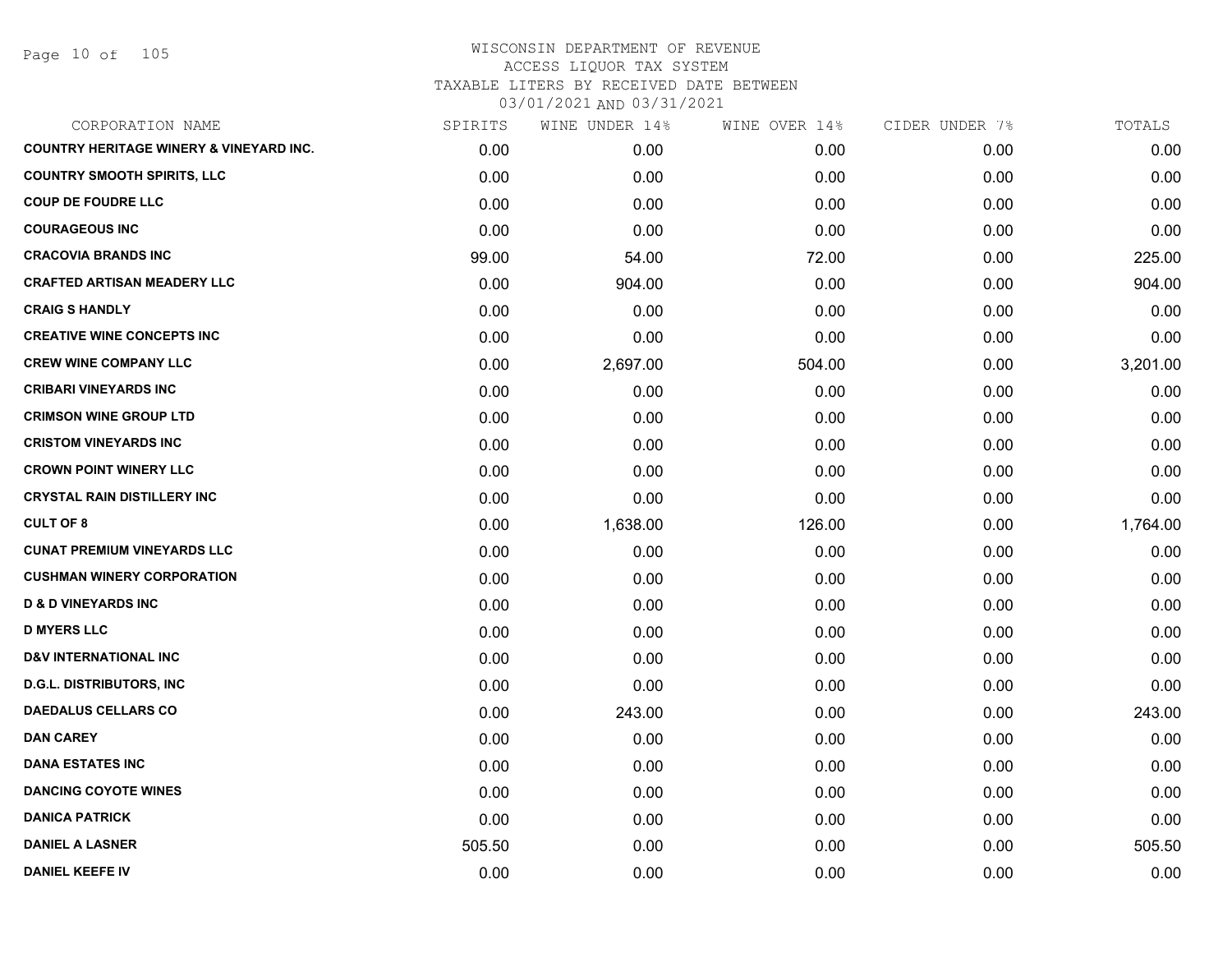WISCONSIN DEPARTMENT OF REVENUE
ACCESS LIQUOR TAX SYSTEM
TAXABLE LITERS BY RECEIVED DATE BETWEEN
03/01/2021 AND 03/31/2021

| CORPORATION NAME | SPIRITS | WINE UNDER 14% | WINE OVER 14% | CIDER UNDER 7% | TOTALS |
|---|---|---|---|---|---|
| COUNTRY HERITAGE WINERY & VINEYARD INC. | 0.00 | 0.00 | 0.00 | 0.00 | 0.00 |
| COUNTRY SMOOTH SPIRITS, LLC | 0.00 | 0.00 | 0.00 | 0.00 | 0.00 |
| COUP DE FOUDRE LLC | 0.00 | 0.00 | 0.00 | 0.00 | 0.00 |
| COURAGEOUS INC | 0.00 | 0.00 | 0.00 | 0.00 | 0.00 |
| CRACOVIA BRANDS INC | 99.00 | 54.00 | 72.00 | 0.00 | 225.00 |
| CRAFTED ARTISAN MEADERY LLC | 0.00 | 904.00 | 0.00 | 0.00 | 904.00 |
| CRAIG S HANDLY | 0.00 | 0.00 | 0.00 | 0.00 | 0.00 |
| CREATIVE WINE CONCEPTS INC | 0.00 | 0.00 | 0.00 | 0.00 | 0.00 |
| CREW WINE COMPANY LLC | 0.00 | 2,697.00 | 504.00 | 0.00 | 3,201.00 |
| CRIBARI VINEYARDS INC | 0.00 | 0.00 | 0.00 | 0.00 | 0.00 |
| CRIMSON WINE GROUP LTD | 0.00 | 0.00 | 0.00 | 0.00 | 0.00 |
| CRISTOM VINEYARDS INC | 0.00 | 0.00 | 0.00 | 0.00 | 0.00 |
| CROWN POINT WINERY LLC | 0.00 | 0.00 | 0.00 | 0.00 | 0.00 |
| CRYSTAL RAIN DISTILLERY INC | 0.00 | 0.00 | 0.00 | 0.00 | 0.00 |
| CULT OF 8 | 0.00 | 1,638.00 | 126.00 | 0.00 | 1,764.00 |
| CUNAT PREMIUM VINEYARDS LLC | 0.00 | 0.00 | 0.00 | 0.00 | 0.00 |
| CUSHMAN WINERY CORPORATION | 0.00 | 0.00 | 0.00 | 0.00 | 0.00 |
| D & D VINEYARDS INC | 0.00 | 0.00 | 0.00 | 0.00 | 0.00 |
| D MYERS LLC | 0.00 | 0.00 | 0.00 | 0.00 | 0.00 |
| D&V INTERNATIONAL INC | 0.00 | 0.00 | 0.00 | 0.00 | 0.00 |
| D.G.L. DISTRIBUTORS, INC | 0.00 | 0.00 | 0.00 | 0.00 | 0.00 |
| DAEDALUS CELLARS CO | 0.00 | 243.00 | 0.00 | 0.00 | 243.00 |
| DAN CAREY | 0.00 | 0.00 | 0.00 | 0.00 | 0.00 |
| DANA ESTATES INC | 0.00 | 0.00 | 0.00 | 0.00 | 0.00 |
| DANCING COYOTE WINES | 0.00 | 0.00 | 0.00 | 0.00 | 0.00 |
| DANICA PATRICK | 0.00 | 0.00 | 0.00 | 0.00 | 0.00 |
| DANIEL A LASNER | 505.50 | 0.00 | 0.00 | 0.00 | 505.50 |
| DANIEL KEEFE IV | 0.00 | 0.00 | 0.00 | 0.00 | 0.00 |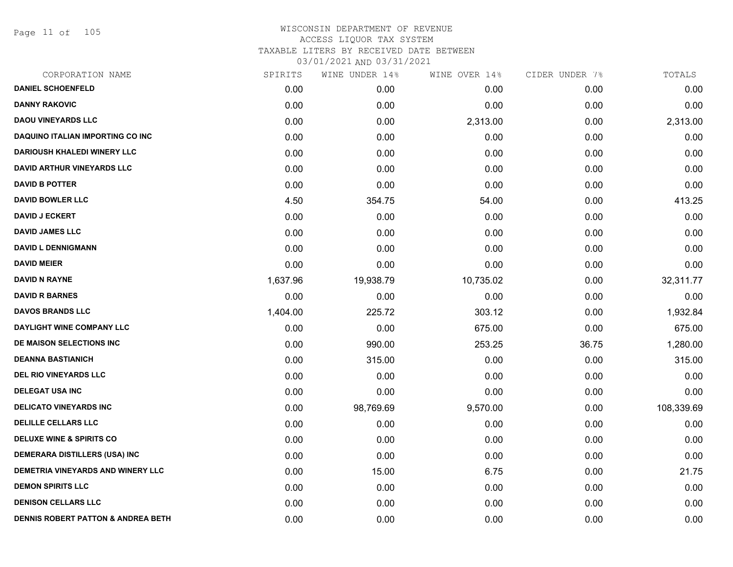WISCONSIN DEPARTMENT OF REVENUE
ACCESS LIQUOR TAX SYSTEM
TAXABLE LITERS BY RECEIVED DATE BETWEEN
03/01/2021 AND 03/31/2021

| CORPORATION NAME | SPIRITS | WINE UNDER 14% | WINE OVER 14% | CIDER UNDER 7% | TOTALS |
|---|---|---|---|---|---|
| DANIEL SCHOENFELD | 0.00 | 0.00 | 0.00 | 0.00 | 0.00 |
| DANNY RAKOVIC | 0.00 | 0.00 | 0.00 | 0.00 | 0.00 |
| DAOU VINEYARDS LLC | 0.00 | 0.00 | 2,313.00 | 0.00 | 2,313.00 |
| DAQUINO ITALIAN IMPORTING CO INC | 0.00 | 0.00 | 0.00 | 0.00 | 0.00 |
| DARIOUSH KHALEDI WINERY LLC | 0.00 | 0.00 | 0.00 | 0.00 | 0.00 |
| DAVID ARTHUR VINEYARDS LLC | 0.00 | 0.00 | 0.00 | 0.00 | 0.00 |
| DAVID B POTTER | 0.00 | 0.00 | 0.00 | 0.00 | 0.00 |
| DAVID BOWLER LLC | 4.50 | 354.75 | 54.00 | 0.00 | 413.25 |
| DAVID J ECKERT | 0.00 | 0.00 | 0.00 | 0.00 | 0.00 |
| DAVID JAMES LLC | 0.00 | 0.00 | 0.00 | 0.00 | 0.00 |
| DAVID L DENNIGMANN | 0.00 | 0.00 | 0.00 | 0.00 | 0.00 |
| DAVID MEIER | 0.00 | 0.00 | 0.00 | 0.00 | 0.00 |
| DAVID N RAYNE | 1,637.96 | 19,938.79 | 10,735.02 | 0.00 | 32,311.77 |
| DAVID R BARNES | 0.00 | 0.00 | 0.00 | 0.00 | 0.00 |
| DAVOS BRANDS LLC | 1,404.00 | 225.72 | 303.12 | 0.00 | 1,932.84 |
| DAYLIGHT WINE COMPANY LLC | 0.00 | 0.00 | 675.00 | 0.00 | 675.00 |
| DE MAISON SELECTIONS INC | 0.00 | 990.00 | 253.25 | 36.75 | 1,280.00 |
| DEANNA BASTIANICH | 0.00 | 315.00 | 0.00 | 0.00 | 315.00 |
| DEL RIO VINEYARDS LLC | 0.00 | 0.00 | 0.00 | 0.00 | 0.00 |
| DELEGAT USA INC | 0.00 | 0.00 | 0.00 | 0.00 | 0.00 |
| DELICATO VINEYARDS INC | 0.00 | 98,769.69 | 9,570.00 | 0.00 | 108,339.69 |
| DELILLE CELLARS LLC | 0.00 | 0.00 | 0.00 | 0.00 | 0.00 |
| DELUXE WINE & SPIRITS CO | 0.00 | 0.00 | 0.00 | 0.00 | 0.00 |
| DEMERARA DISTILLERS (USA) INC | 0.00 | 0.00 | 0.00 | 0.00 | 0.00 |
| DEMETRIA VINEYARDS AND WINERY LLC | 0.00 | 15.00 | 6.75 | 0.00 | 21.75 |
| DEMON SPIRITS LLC | 0.00 | 0.00 | 0.00 | 0.00 | 0.00 |
| DENISON CELLARS LLC | 0.00 | 0.00 | 0.00 | 0.00 | 0.00 |
| DENNIS ROBERT PATTON & ANDREA BETH | 0.00 | 0.00 | 0.00 | 0.00 | 0.00 |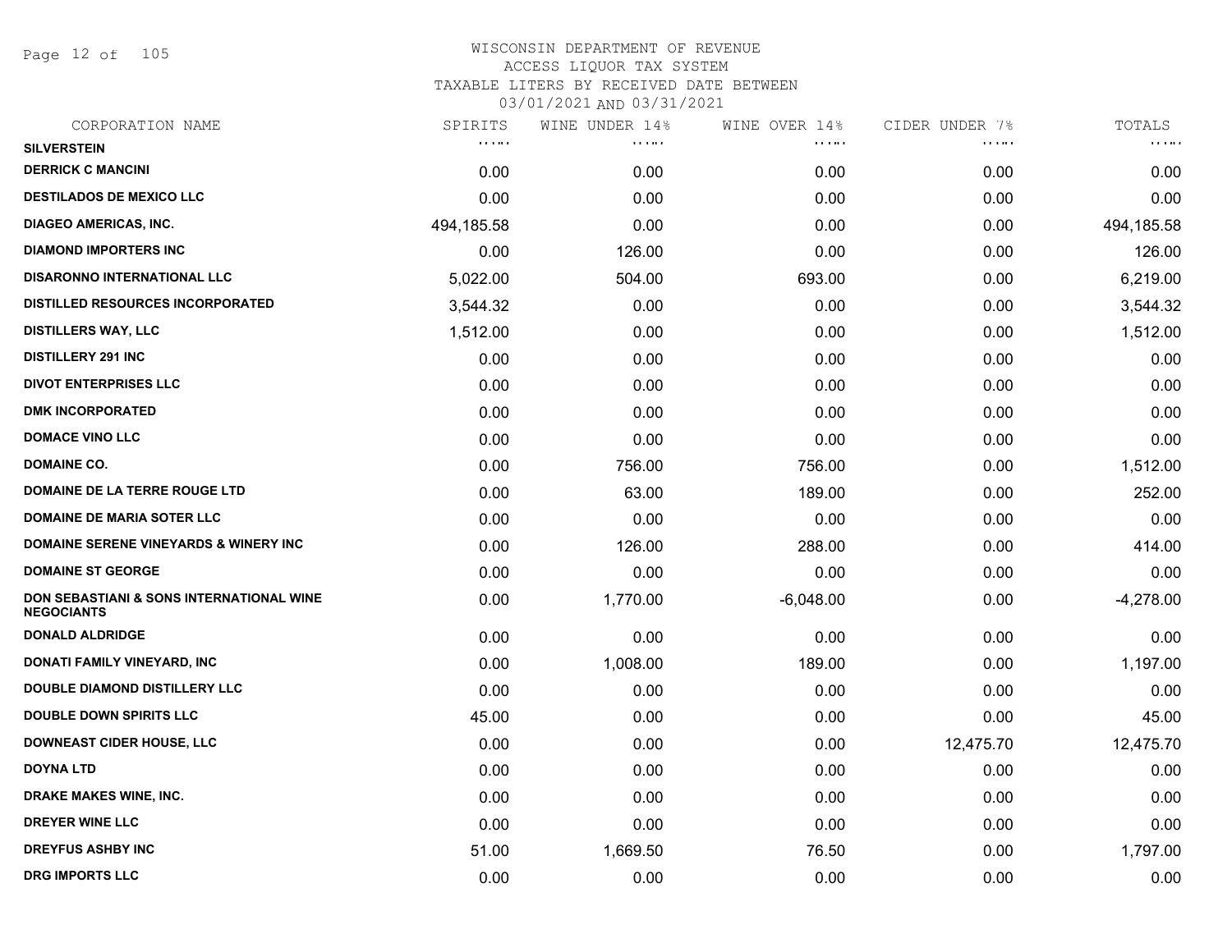# WISCONSIN DEPARTMENT OF REVENUE
## ACCESS LIQUOR TAX SYSTEM
### TAXABLE LITERS BY RECEIVED DATE BETWEEN 03/01/2021 AND 03/31/2021

| CORPORATION NAME | SPIRITS | WINE UNDER 14% | WINE OVER 14% | CIDER UNDER 7% | TOTALS |
|---|---|---|---|---|---|
| SILVERSTEIN | | | | | |
| DERRICK C MANCINI | 0.00 | 0.00 | 0.00 | 0.00 | 0.00 |
| DESTILADOS DE MEXICO LLC | 0.00 | 0.00 | 0.00 | 0.00 | 0.00 |
| DIAGEO AMERICAS, INC. | 494,185.58 | 0.00 | 0.00 | 0.00 | 494,185.58 |
| DIAMOND IMPORTERS INC | 0.00 | 126.00 | 0.00 | 0.00 | 126.00 |
| DISARONNO INTERNATIONAL LLC | 5,022.00 | 504.00 | 693.00 | 0.00 | 6,219.00 |
| DISTILLED RESOURCES INCORPORATED | 3,544.32 | 0.00 | 0.00 | 0.00 | 3,544.32 |
| DISTILLERS WAY, LLC | 1,512.00 | 0.00 | 0.00 | 0.00 | 1,512.00 |
| DISTILLERY 291 INC | 0.00 | 0.00 | 0.00 | 0.00 | 0.00 |
| DIVOT ENTERPRISES LLC | 0.00 | 0.00 | 0.00 | 0.00 | 0.00 |
| DMK INCORPORATED | 0.00 | 0.00 | 0.00 | 0.00 | 0.00 |
| DOMACE VINO LLC | 0.00 | 0.00 | 0.00 | 0.00 | 0.00 |
| DOMAINE CO. | 0.00 | 756.00 | 756.00 | 0.00 | 1,512.00 |
| DOMAINE DE LA TERRE ROUGE LTD | 0.00 | 63.00 | 189.00 | 0.00 | 252.00 |
| DOMAINE DE MARIA SOTER LLC | 0.00 | 0.00 | 0.00 | 0.00 | 0.00 |
| DOMAINE SERENE VINEYARDS & WINERY INC | 0.00 | 126.00 | 288.00 | 0.00 | 414.00 |
| DOMAINE ST GEORGE | 0.00 | 0.00 | 0.00 | 0.00 | 0.00 |
| DON SEBASTIANI & SONS INTERNATIONAL WINE NEGOCIANTS | 0.00 | 1,770.00 | -6,048.00 | 0.00 | -4,278.00 |
| DONALD ALDRIDGE | 0.00 | 0.00 | 0.00 | 0.00 | 0.00 |
| DONATI FAMILY VINEYARD, INC | 0.00 | 1,008.00 | 189.00 | 0.00 | 1,197.00 |
| DOUBLE DIAMOND DISTILLERY LLC | 0.00 | 0.00 | 0.00 | 0.00 | 0.00 |
| DOUBLE DOWN SPIRITS LLC | 45.00 | 0.00 | 0.00 | 0.00 | 45.00 |
| DOWNEAST CIDER HOUSE, LLC | 0.00 | 0.00 | 0.00 | 12,475.70 | 12,475.70 |
| DOYNA LTD | 0.00 | 0.00 | 0.00 | 0.00 | 0.00 |
| DRAKE MAKES WINE, INC. | 0.00 | 0.00 | 0.00 | 0.00 | 0.00 |
| DREYER WINE LLC | 0.00 | 0.00 | 0.00 | 0.00 | 0.00 |
| DREYFUS ASHBY INC | 51.00 | 1,669.50 | 76.50 | 0.00 | 1,797.00 |
| DRG IMPORTS LLC | 0.00 | 0.00 | 0.00 | 0.00 | 0.00 |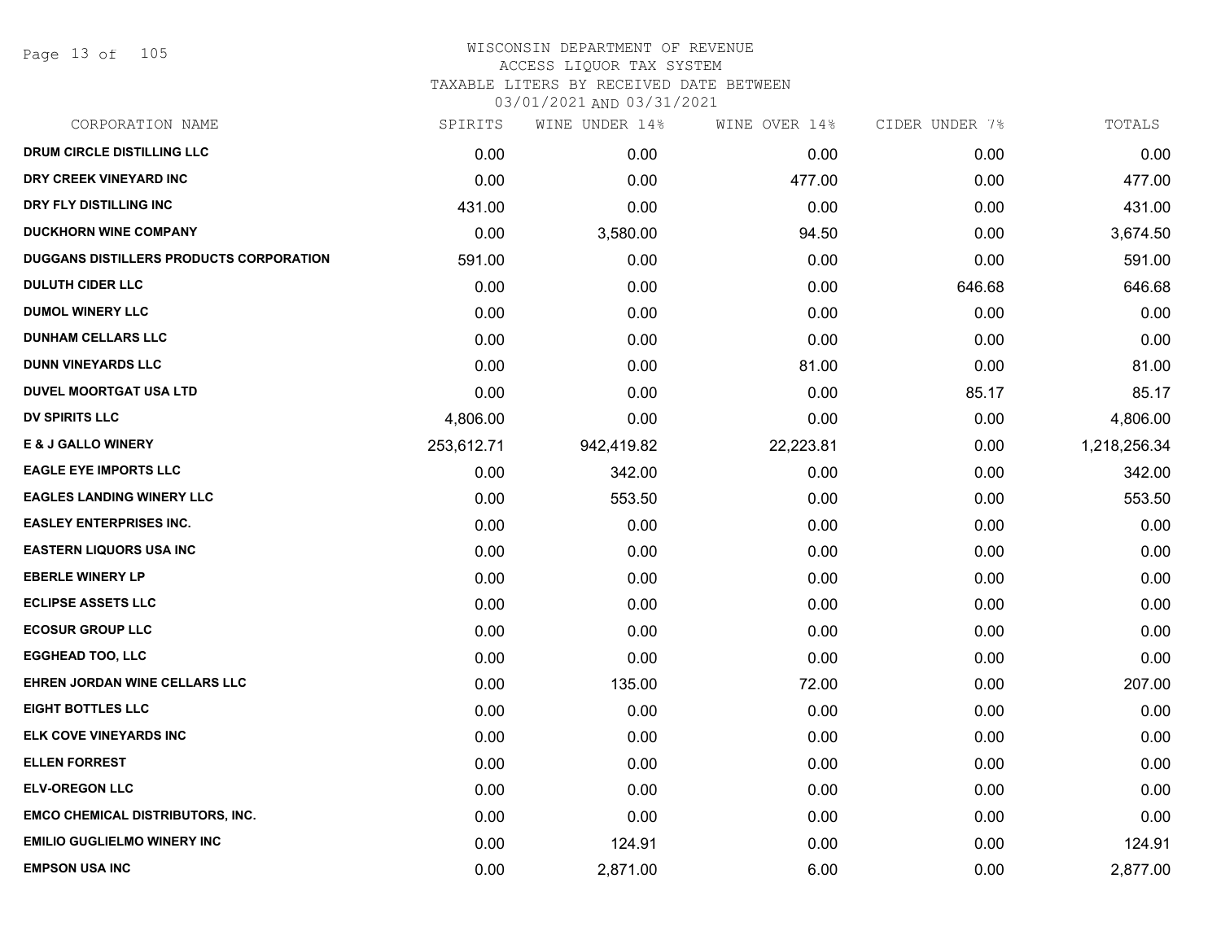# WISCONSIN DEPARTMENT OF REVENUE
## ACCESS LIQUOR TAX SYSTEM
### TAXABLE LITERS BY RECEIVED DATE BETWEEN 03/01/2021 AND 03/31/2021

| CORPORATION NAME | SPIRITS | WINE UNDER 14% | WINE OVER 14% | CIDER UNDER 7% | TOTALS |
|---|---|---|---|---|---|
| DRUM CIRCLE DISTILLING LLC | 0.00 | 0.00 | 0.00 | 0.00 | 0.00 |
| DRY CREEK VINEYARD INC | 0.00 | 0.00 | 477.00 | 0.00 | 477.00 |
| DRY FLY DISTILLING INC | 431.00 | 0.00 | 0.00 | 0.00 | 431.00 |
| DUCKHORN WINE COMPANY | 0.00 | 3,580.00 | 94.50 | 0.00 | 3,674.50 |
| DUGGANS DISTILLERS PRODUCTS CORPORATION | 591.00 | 0.00 | 0.00 | 0.00 | 591.00 |
| DULUTH CIDER LLC | 0.00 | 0.00 | 0.00 | 646.68 | 646.68 |
| DUMOL WINERY LLC | 0.00 | 0.00 | 0.00 | 0.00 | 0.00 |
| DUNHAM CELLARS LLC | 0.00 | 0.00 | 0.00 | 0.00 | 0.00 |
| DUNN VINEYARDS LLC | 0.00 | 0.00 | 81.00 | 0.00 | 81.00 |
| DUVEL MOORTGAT USA LTD | 0.00 | 0.00 | 0.00 | 85.17 | 85.17 |
| DV SPIRITS LLC | 4,806.00 | 0.00 | 0.00 | 0.00 | 4,806.00 |
| E & J GALLO WINERY | 253,612.71 | 942,419.82 | 22,223.81 | 0.00 | 1,218,256.34 |
| EAGLE EYE IMPORTS LLC | 0.00 | 342.00 | 0.00 | 0.00 | 342.00 |
| EAGLES LANDING WINERY LLC | 0.00 | 553.50 | 0.00 | 0.00 | 553.50 |
| EASLEY ENTERPRISES INC. | 0.00 | 0.00 | 0.00 | 0.00 | 0.00 |
| EASTERN LIQUORS USA INC | 0.00 | 0.00 | 0.00 | 0.00 | 0.00 |
| EBERLE WINERY LP | 0.00 | 0.00 | 0.00 | 0.00 | 0.00 |
| ECLIPSE ASSETS LLC | 0.00 | 0.00 | 0.00 | 0.00 | 0.00 |
| ECOSUR GROUP LLC | 0.00 | 0.00 | 0.00 | 0.00 | 0.00 |
| EGGHEAD TOO, LLC | 0.00 | 0.00 | 0.00 | 0.00 | 0.00 |
| EHREN JORDAN WINE CELLARS LLC | 0.00 | 135.00 | 72.00 | 0.00 | 207.00 |
| EIGHT BOTTLES LLC | 0.00 | 0.00 | 0.00 | 0.00 | 0.00 |
| ELK COVE VINEYARDS INC | 0.00 | 0.00 | 0.00 | 0.00 | 0.00 |
| ELLEN FORREST | 0.00 | 0.00 | 0.00 | 0.00 | 0.00 |
| ELV-OREGON LLC | 0.00 | 0.00 | 0.00 | 0.00 | 0.00 |
| EMCO CHEMICAL DISTRIBUTORS, INC. | 0.00 | 0.00 | 0.00 | 0.00 | 0.00 |
| EMILIO GUGLIELMO WINERY INC | 0.00 | 124.91 | 0.00 | 0.00 | 124.91 |
| EMPSON USA INC | 0.00 | 2,871.00 | 6.00 | 0.00 | 2,877.00 |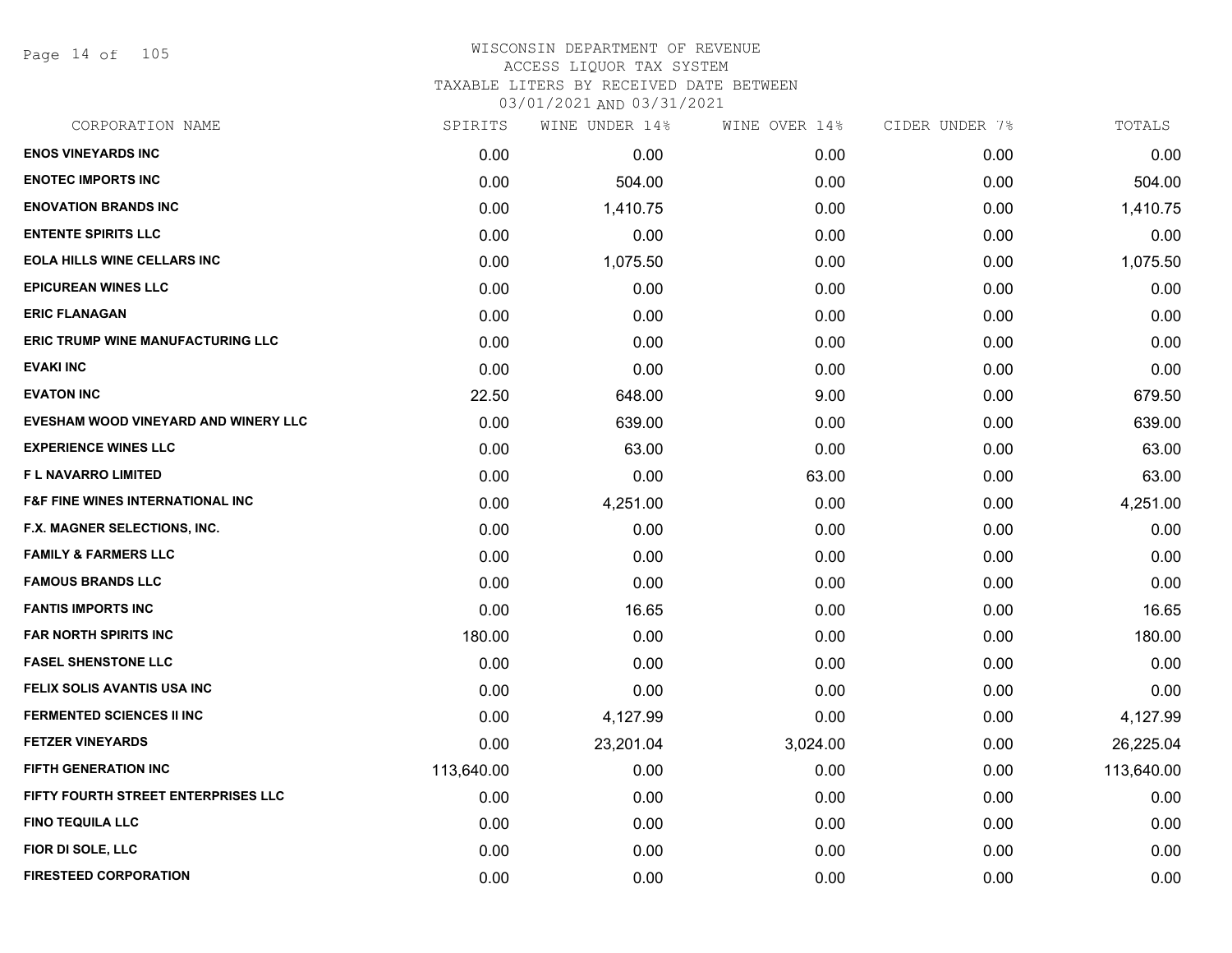# WISCONSIN DEPARTMENT OF REVENUE
## ACCESS LIQUOR TAX SYSTEM
### TAXABLE LITERS BY RECEIVED DATE BETWEEN 03/01/2021 AND 03/31/2021

| CORPORATION NAME | SPIRITS | WINE UNDER 14% | WINE OVER 14% | CIDER UNDER 7% | TOTALS |
|---|---|---|---|---|---|
| ENOS VINEYARDS INC | 0.00 | 0.00 | 0.00 | 0.00 | 0.00 |
| ENOTEC IMPORTS INC | 0.00 | 504.00 | 0.00 | 0.00 | 504.00 |
| ENOVATION BRANDS INC | 0.00 | 1,410.75 | 0.00 | 0.00 | 1,410.75 |
| ENTENTE SPIRITS LLC | 0.00 | 0.00 | 0.00 | 0.00 | 0.00 |
| EOLA HILLS WINE CELLARS INC | 0.00 | 1,075.50 | 0.00 | 0.00 | 1,075.50 |
| EPICUREAN WINES LLC | 0.00 | 0.00 | 0.00 | 0.00 | 0.00 |
| ERIC FLANAGAN | 0.00 | 0.00 | 0.00 | 0.00 | 0.00 |
| ERIC TRUMP WINE MANUFACTURING LLC | 0.00 | 0.00 | 0.00 | 0.00 | 0.00 |
| EVAKI INC | 0.00 | 0.00 | 0.00 | 0.00 | 0.00 |
| EVATON INC | 22.50 | 648.00 | 9.00 | 0.00 | 679.50 |
| EVESHAM WOOD VINEYARD AND WINERY LLC | 0.00 | 639.00 | 0.00 | 0.00 | 639.00 |
| EXPERIENCE WINES LLC | 0.00 | 63.00 | 0.00 | 0.00 | 63.00 |
| F L NAVARRO LIMITED | 0.00 | 0.00 | 63.00 | 0.00 | 63.00 |
| F&F FINE WINES INTERNATIONAL INC | 0.00 | 4,251.00 | 0.00 | 0.00 | 4,251.00 |
| F.X. MAGNER SELECTIONS, INC. | 0.00 | 0.00 | 0.00 | 0.00 | 0.00 |
| FAMILY & FARMERS LLC | 0.00 | 0.00 | 0.00 | 0.00 | 0.00 |
| FAMOUS BRANDS LLC | 0.00 | 0.00 | 0.00 | 0.00 | 0.00 |
| FANTIS IMPORTS INC | 0.00 | 16.65 | 0.00 | 0.00 | 16.65 |
| FAR NORTH SPIRITS INC | 180.00 | 0.00 | 0.00 | 0.00 | 180.00 |
| FASEL SHENSTONE LLC | 0.00 | 0.00 | 0.00 | 0.00 | 0.00 |
| FELIX SOLIS AVANTIS USA INC | 0.00 | 0.00 | 0.00 | 0.00 | 0.00 |
| FERMENTED SCIENCES II INC | 0.00 | 4,127.99 | 0.00 | 0.00 | 4,127.99 |
| FETZER VINEYARDS | 0.00 | 23,201.04 | 3,024.00 | 0.00 | 26,225.04 |
| FIFTH GENERATION INC | 113,640.00 | 0.00 | 0.00 | 0.00 | 113,640.00 |
| FIFTY FOURTH STREET ENTERPRISES LLC | 0.00 | 0.00 | 0.00 | 0.00 | 0.00 |
| FINO TEQUILA LLC | 0.00 | 0.00 | 0.00 | 0.00 | 0.00 |
| FIOR DI SOLE, LLC | 0.00 | 0.00 | 0.00 | 0.00 | 0.00 |
| FIRESTEED CORPORATION | 0.00 | 0.00 | 0.00 | 0.00 | 0.00 |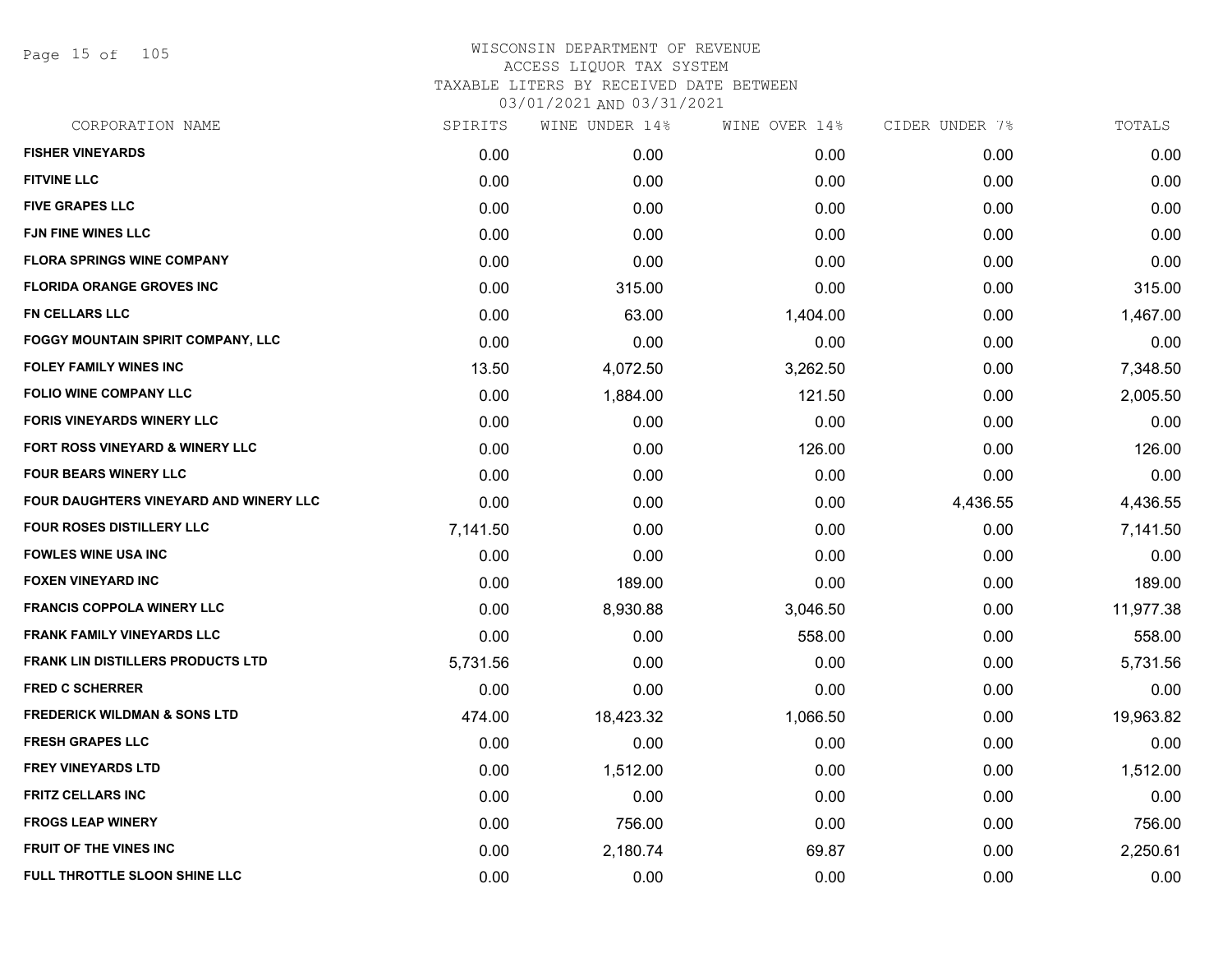WISCONSIN DEPARTMENT OF REVENUE
ACCESS LIQUOR TAX SYSTEM
TAXABLE LITERS BY RECEIVED DATE BETWEEN
03/01/2021 AND 03/31/2021

| CORPORATION NAME | SPIRITS | WINE UNDER 14% | WINE OVER 14% | CIDER UNDER 7% | TOTALS |
|---|---|---|---|---|---|
| FISHER VINEYARDS | 0.00 | 0.00 | 0.00 | 0.00 | 0.00 |
| FITVINE LLC | 0.00 | 0.00 | 0.00 | 0.00 | 0.00 |
| FIVE GRAPES LLC | 0.00 | 0.00 | 0.00 | 0.00 | 0.00 |
| FJN FINE WINES LLC | 0.00 | 0.00 | 0.00 | 0.00 | 0.00 |
| FLORA SPRINGS WINE COMPANY | 0.00 | 0.00 | 0.00 | 0.00 | 0.00 |
| FLORIDA ORANGE GROVES INC | 0.00 | 315.00 | 0.00 | 0.00 | 315.00 |
| FN CELLARS LLC | 0.00 | 63.00 | 1,404.00 | 0.00 | 1,467.00 |
| FOGGY MOUNTAIN SPIRIT COMPANY, LLC | 0.00 | 0.00 | 0.00 | 0.00 | 0.00 |
| FOLEY FAMILY WINES INC | 13.50 | 4,072.50 | 3,262.50 | 0.00 | 7,348.50 |
| FOLIO WINE COMPANY LLC | 0.00 | 1,884.00 | 121.50 | 0.00 | 2,005.50 |
| FORIS VINEYARDS WINERY LLC | 0.00 | 0.00 | 0.00 | 0.00 | 0.00 |
| FORT ROSS VINEYARD & WINERY LLC | 0.00 | 0.00 | 126.00 | 0.00 | 126.00 |
| FOUR BEARS WINERY LLC | 0.00 | 0.00 | 0.00 | 0.00 | 0.00 |
| FOUR DAUGHTERS VINEYARD AND WINERY LLC | 0.00 | 0.00 | 0.00 | 4,436.55 | 4,436.55 |
| FOUR ROSES DISTILLERY LLC | 7,141.50 | 0.00 | 0.00 | 0.00 | 7,141.50 |
| FOWLES WINE USA INC | 0.00 | 0.00 | 0.00 | 0.00 | 0.00 |
| FOXEN VINEYARD INC | 0.00 | 189.00 | 0.00 | 0.00 | 189.00 |
| FRANCIS COPPOLA WINERY LLC | 0.00 | 8,930.88 | 3,046.50 | 0.00 | 11,977.38 |
| FRANK FAMILY VINEYARDS LLC | 0.00 | 0.00 | 558.00 | 0.00 | 558.00 |
| FRANK LIN DISTILLERS PRODUCTS LTD | 5,731.56 | 0.00 | 0.00 | 0.00 | 5,731.56 |
| FRED C SCHERRER | 0.00 | 0.00 | 0.00 | 0.00 | 0.00 |
| FREDERICK WILDMAN & SONS LTD | 474.00 | 18,423.32 | 1,066.50 | 0.00 | 19,963.82 |
| FRESH GRAPES LLC | 0.00 | 0.00 | 0.00 | 0.00 | 0.00 |
| FREY VINEYARDS LTD | 0.00 | 1,512.00 | 0.00 | 0.00 | 1,512.00 |
| FRITZ CELLARS INC | 0.00 | 0.00 | 0.00 | 0.00 | 0.00 |
| FROGS LEAP WINERY | 0.00 | 756.00 | 0.00 | 0.00 | 756.00 |
| FRUIT OF THE VINES INC | 0.00 | 2,180.74 | 69.87 | 0.00 | 2,250.61 |
| FULL THROTTLE SLOON SHINE LLC | 0.00 | 0.00 | 0.00 | 0.00 | 0.00 |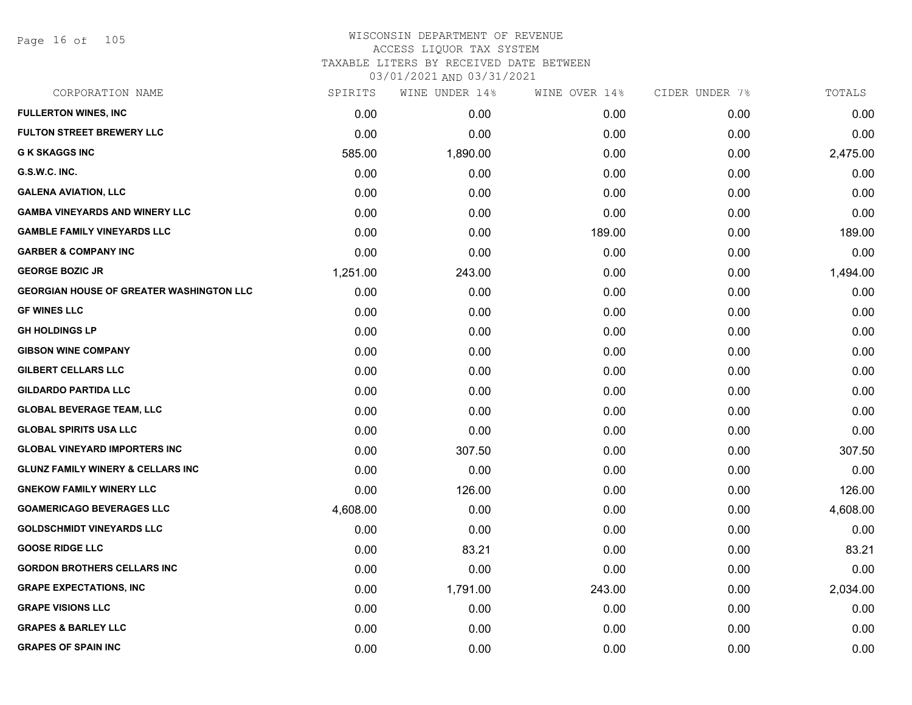WISCONSIN DEPARTMENT OF REVENUE
ACCESS LIQUOR TAX SYSTEM
TAXABLE LITERS BY RECEIVED DATE BETWEEN
03/01/2021 AND 03/31/2021

| CORPORATION NAME | SPIRITS | WINE UNDER 14% | WINE OVER 14% | CIDER UNDER 7% | TOTALS |
|---|---|---|---|---|---|
| **FULLERTON WINES, INC** | 0.00 | 0.00 | 0.00 | 0.00 | 0.00 |
| **FULTON STREET BREWERY LLC** | 0.00 | 0.00 | 0.00 | 0.00 | 0.00 |
| **G K SKAGGS INC** | 585.00 | 1,890.00 | 0.00 | 0.00 | 2,475.00 |
| **G.S.W.C. INC.** | 0.00 | 0.00 | 0.00 | 0.00 | 0.00 |
| **GALENA AVIATION, LLC** | 0.00 | 0.00 | 0.00 | 0.00 | 0.00 |
| **GAMBA VINEYARDS AND WINERY LLC** | 0.00 | 0.00 | 0.00 | 0.00 | 0.00 |
| **GAMBLE FAMILY VINEYARDS LLC** | 0.00 | 0.00 | 189.00 | 0.00 | 189.00 |
| **GARBER & COMPANY INC** | 0.00 | 0.00 | 0.00 | 0.00 | 0.00 |
| **GEORGE BOZIC JR** | 1,251.00 | 243.00 | 0.00 | 0.00 | 1,494.00 |
| **GEORGIAN HOUSE OF GREATER WASHINGTON LLC** | 0.00 | 0.00 | 0.00 | 0.00 | 0.00 |
| **GF WINES LLC** | 0.00 | 0.00 | 0.00 | 0.00 | 0.00 |
| **GH HOLDINGS LP** | 0.00 | 0.00 | 0.00 | 0.00 | 0.00 |
| **GIBSON WINE COMPANY** | 0.00 | 0.00 | 0.00 | 0.00 | 0.00 |
| **GILBERT CELLARS LLC** | 0.00 | 0.00 | 0.00 | 0.00 | 0.00 |
| **GILDARDO PARTIDA LLC** | 0.00 | 0.00 | 0.00 | 0.00 | 0.00 |
| **GLOBAL BEVERAGE TEAM, LLC** | 0.00 | 0.00 | 0.00 | 0.00 | 0.00 |
| **GLOBAL SPIRITS USA LLC** | 0.00 | 0.00 | 0.00 | 0.00 | 0.00 |
| **GLOBAL VINEYARD IMPORTERS INC** | 0.00 | 307.50 | 0.00 | 0.00 | 307.50 |
| **GLUNZ FAMILY WINERY & CELLARS INC** | 0.00 | 0.00 | 0.00 | 0.00 | 0.00 |
| **GNEKOW FAMILY WINERY LLC** | 0.00 | 126.00 | 0.00 | 0.00 | 126.00 |
| **GOAMERICAGO BEVERAGES LLC** | 4,608.00 | 0.00 | 0.00 | 0.00 | 4,608.00 |
| **GOLDSCHMIDT VINEYARDS LLC** | 0.00 | 0.00 | 0.00 | 0.00 | 0.00 |
| **GOOSE RIDGE LLC** | 0.00 | 83.21 | 0.00 | 0.00 | 83.21 |
| **GORDON BROTHERS CELLARS INC** | 0.00 | 0.00 | 0.00 | 0.00 | 0.00 |
| **GRAPE EXPECTATIONS, INC** | 0.00 | 1,791.00 | 243.00 | 0.00 | 2,034.00 |
| **GRAPE VISIONS LLC** | 0.00 | 0.00 | 0.00 | 0.00 | 0.00 |
| **GRAPES & BARLEY LLC** | 0.00 | 0.00 | 0.00 | 0.00 | 0.00 |
| **GRAPES OF SPAIN INC** | 0.00 | 0.00 | 0.00 | 0.00 | 0.00 |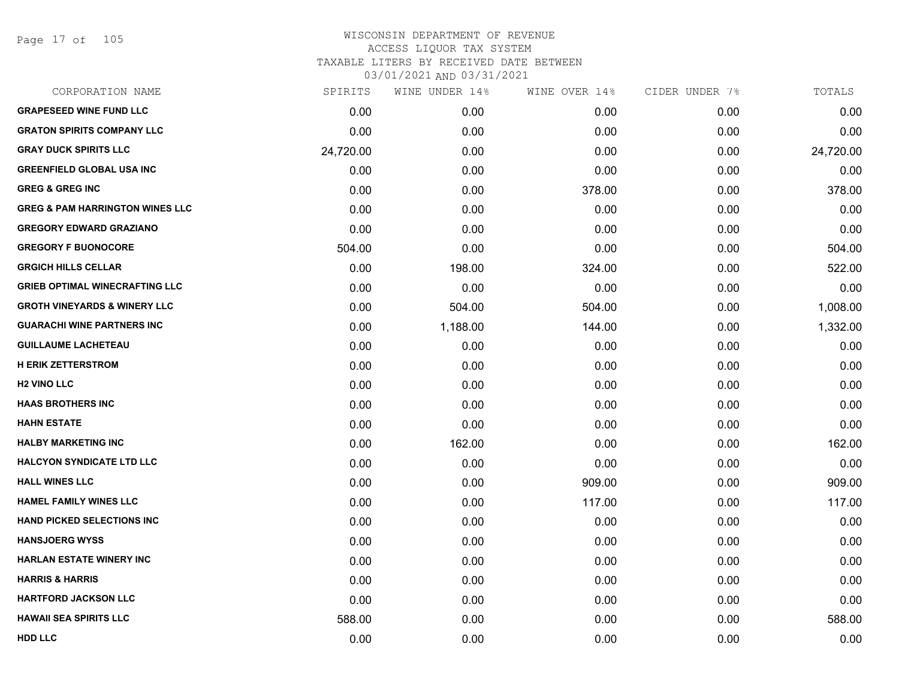WISCONSIN DEPARTMENT OF REVENUE
ACCESS LIQUOR TAX SYSTEM
TAXABLE LITERS BY RECEIVED DATE BETWEEN
03/01/2021 AND 03/31/2021

| CORPORATION NAME | SPIRITS | WINE UNDER 14% | WINE OVER 14% | CIDER UNDER 7% | TOTALS |
|---|---|---|---|---|---|
| GRAPESEED WINE FUND LLC | 0.00 | 0.00 | 0.00 | 0.00 | 0.00 |
| GRATON SPIRITS COMPANY LLC | 0.00 | 0.00 | 0.00 | 0.00 | 0.00 |
| GRAY DUCK SPIRITS LLC | 24,720.00 | 0.00 | 0.00 | 0.00 | 24,720.00 |
| GREENFIELD GLOBAL USA INC | 0.00 | 0.00 | 0.00 | 0.00 | 0.00 |
| GREG & GREG INC | 0.00 | 0.00 | 378.00 | 0.00 | 378.00 |
| GREG & PAM HARRINGTON WINES LLC | 0.00 | 0.00 | 0.00 | 0.00 | 0.00 |
| GREGORY EDWARD GRAZIANO | 0.00 | 0.00 | 0.00 | 0.00 | 0.00 |
| GREGORY F BUONOCORE | 504.00 | 0.00 | 0.00 | 0.00 | 504.00 |
| GRGICH HILLS CELLAR | 0.00 | 198.00 | 324.00 | 0.00 | 522.00 |
| GRIEB OPTIMAL WINECRAFTING LLC | 0.00 | 0.00 | 0.00 | 0.00 | 0.00 |
| GROTH VINEYARDS & WINERY LLC | 0.00 | 504.00 | 504.00 | 0.00 | 1,008.00 |
| GUARACHI WINE PARTNERS INC | 0.00 | 1,188.00 | 144.00 | 0.00 | 1,332.00 |
| GUILLAUME LACHETEAU | 0.00 | 0.00 | 0.00 | 0.00 | 0.00 |
| H ERIK ZETTERSTROM | 0.00 | 0.00 | 0.00 | 0.00 | 0.00 |
| H2 VINO LLC | 0.00 | 0.00 | 0.00 | 0.00 | 0.00 |
| HAAS BROTHERS INC | 0.00 | 0.00 | 0.00 | 0.00 | 0.00 |
| HAHN ESTATE | 0.00 | 0.00 | 0.00 | 0.00 | 0.00 |
| HALBY MARKETING INC | 0.00 | 162.00 | 0.00 | 0.00 | 162.00 |
| HALCYON SYNDICATE LTD LLC | 0.00 | 0.00 | 0.00 | 0.00 | 0.00 |
| HALL WINES LLC | 0.00 | 0.00 | 909.00 | 0.00 | 909.00 |
| HAMEL FAMILY WINES LLC | 0.00 | 0.00 | 117.00 | 0.00 | 117.00 |
| HAND PICKED SELECTIONS INC | 0.00 | 0.00 | 0.00 | 0.00 | 0.00 |
| HANSJOERG WYSS | 0.00 | 0.00 | 0.00 | 0.00 | 0.00 |
| HARLAN ESTATE WINERY INC | 0.00 | 0.00 | 0.00 | 0.00 | 0.00 |
| HARRIS & HARRIS | 0.00 | 0.00 | 0.00 | 0.00 | 0.00 |
| HARTFORD JACKSON LLC | 0.00 | 0.00 | 0.00 | 0.00 | 0.00 |
| HAWAII SEA SPIRITS LLC | 588.00 | 0.00 | 0.00 | 0.00 | 588.00 |
| HDD LLC | 0.00 | 0.00 | 0.00 | 0.00 | 0.00 |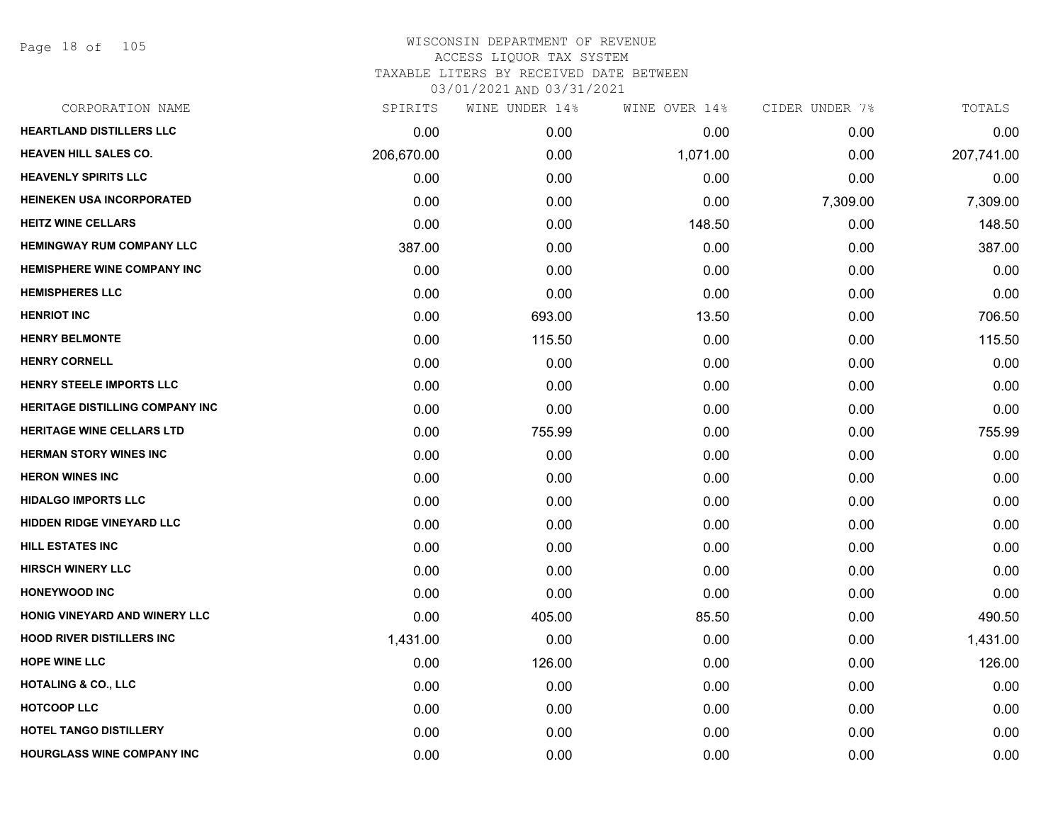# WISCONSIN DEPARTMENT OF REVENUE
## ACCESS LIQUOR TAX SYSTEM
### TAXABLE LITERS BY RECEIVED DATE BETWEEN 03/01/2021 AND 03/31/2021

| CORPORATION NAME | SPIRITS | WINE UNDER 14% | WINE OVER 14% | CIDER UNDER 7% | TOTALS |
|---|---|---|---|---|---|
| HEARTLAND DISTILLERS LLC | 0.00 | 0.00 | 0.00 | 0.00 | 0.00 |
| HEAVEN HILL SALES CO. | 206,670.00 | 0.00 | 1,071.00 | 0.00 | 207,741.00 |
| HEAVENLY SPIRITS LLC | 0.00 | 0.00 | 0.00 | 0.00 | 0.00 |
| HEINEKEN USA INCORPORATED | 0.00 | 0.00 | 0.00 | 7,309.00 | 7,309.00 |
| HEITZ WINE CELLARS | 0.00 | 0.00 | 148.50 | 0.00 | 148.50 |
| HEMINGWAY RUM COMPANY LLC | 387.00 | 0.00 | 0.00 | 0.00 | 387.00 |
| HEMISPHERE WINE COMPANY INC | 0.00 | 0.00 | 0.00 | 0.00 | 0.00 |
| HEMISPHERES LLC | 0.00 | 0.00 | 0.00 | 0.00 | 0.00 |
| HENRIOT INC | 0.00 | 693.00 | 13.50 | 0.00 | 706.50 |
| HENRY BELMONTE | 0.00 | 115.50 | 0.00 | 0.00 | 115.50 |
| HENRY CORNELL | 0.00 | 0.00 | 0.00 | 0.00 | 0.00 |
| HENRY STEELE IMPORTS LLC | 0.00 | 0.00 | 0.00 | 0.00 | 0.00 |
| HERITAGE DISTILLING COMPANY INC | 0.00 | 0.00 | 0.00 | 0.00 | 0.00 |
| HERITAGE WINE CELLARS LTD | 0.00 | 755.99 | 0.00 | 0.00 | 755.99 |
| HERMAN STORY WINES INC | 0.00 | 0.00 | 0.00 | 0.00 | 0.00 |
| HERON WINES INC | 0.00 | 0.00 | 0.00 | 0.00 | 0.00 |
| HIDALGO IMPORTS LLC | 0.00 | 0.00 | 0.00 | 0.00 | 0.00 |
| HIDDEN RIDGE VINEYARD LLC | 0.00 | 0.00 | 0.00 | 0.00 | 0.00 |
| HILL ESTATES INC | 0.00 | 0.00 | 0.00 | 0.00 | 0.00 |
| HIRSCH WINERY LLC | 0.00 | 0.00 | 0.00 | 0.00 | 0.00 |
| HONEYWOOD INC | 0.00 | 0.00 | 0.00 | 0.00 | 0.00 |
| HONIG VINEYARD AND WINERY LLC | 0.00 | 405.00 | 85.50 | 0.00 | 490.50 |
| HOOD RIVER DISTILLERS INC | 1,431.00 | 0.00 | 0.00 | 0.00 | 1,431.00 |
| HOPE WINE LLC | 0.00 | 126.00 | 0.00 | 0.00 | 126.00 |
| HOTALING & CO., LLC | 0.00 | 0.00 | 0.00 | 0.00 | 0.00 |
| HOTCOOP LLC | 0.00 | 0.00 | 0.00 | 0.00 | 0.00 |
| HOTEL TANGO DISTILLERY | 0.00 | 0.00 | 0.00 | 0.00 | 0.00 |
| HOURGLASS WINE COMPANY INC | 0.00 | 0.00 | 0.00 | 0.00 | 0.00 |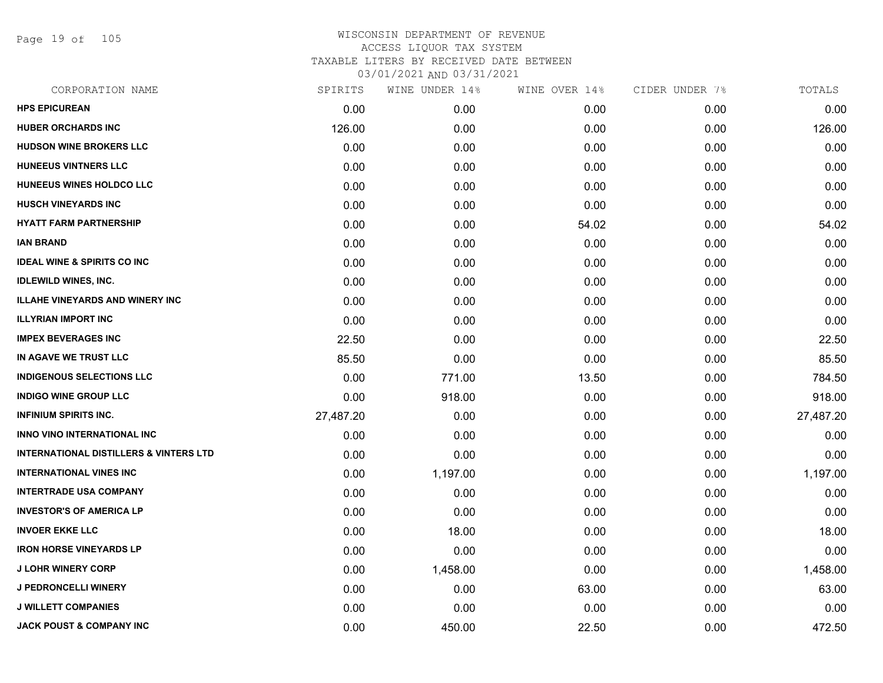# WISCONSIN DEPARTMENT OF REVENUE
## ACCESS LIQUOR TAX SYSTEM
### TAXABLE LITERS BY RECEIVED DATE BETWEEN 03/01/2021 AND 03/31/2021

| CORPORATION NAME | SPIRITS | WINE UNDER 14% | WINE OVER 14% | CIDER UNDER 7% | TOTALS |
|---|---|---|---|---|---|
| HPS EPICUREAN | 0.00 | 0.00 | 0.00 | 0.00 | 0.00 |
| HUBER ORCHARDS INC | 126.00 | 0.00 | 0.00 | 0.00 | 126.00 |
| HUDSON WINE BROKERS LLC | 0.00 | 0.00 | 0.00 | 0.00 | 0.00 |
| HUNEEUS VINTNERS LLC | 0.00 | 0.00 | 0.00 | 0.00 | 0.00 |
| HUNEEUS WINES HOLDCO LLC | 0.00 | 0.00 | 0.00 | 0.00 | 0.00 |
| HUSCH VINEYARDS INC | 0.00 | 0.00 | 0.00 | 0.00 | 0.00 |
| HYATT FARM PARTNERSHIP | 0.00 | 0.00 | 54.02 | 0.00 | 54.02 |
| IAN BRAND | 0.00 | 0.00 | 0.00 | 0.00 | 0.00 |
| IDEAL WINE & SPIRITS CO INC | 0.00 | 0.00 | 0.00 | 0.00 | 0.00 |
| IDLEWILD WINES, INC. | 0.00 | 0.00 | 0.00 | 0.00 | 0.00 |
| ILLAHE VINEYARDS AND WINERY INC | 0.00 | 0.00 | 0.00 | 0.00 | 0.00 |
| ILLYRIAN IMPORT INC | 0.00 | 0.00 | 0.00 | 0.00 | 0.00 |
| IMPEX BEVERAGES INC | 22.50 | 0.00 | 0.00 | 0.00 | 22.50 |
| IN AGAVE WE TRUST LLC | 85.50 | 0.00 | 0.00 | 0.00 | 85.50 |
| INDIGENOUS SELECTIONS LLC | 0.00 | 771.00 | 13.50 | 0.00 | 784.50 |
| INDIGO WINE GROUP LLC | 0.00 | 918.00 | 0.00 | 0.00 | 918.00 |
| INFINIUM SPIRITS INC. | 27,487.20 | 0.00 | 0.00 | 0.00 | 27,487.20 |
| INNO VINO INTERNATIONAL INC | 0.00 | 0.00 | 0.00 | 0.00 | 0.00 |
| INTERNATIONAL DISTILLERS & VINTERS LTD | 0.00 | 0.00 | 0.00 | 0.00 | 0.00 |
| INTERNATIONAL VINES INC | 0.00 | 1,197.00 | 0.00 | 0.00 | 1,197.00 |
| INTERTRADE USA COMPANY | 0.00 | 0.00 | 0.00 | 0.00 | 0.00 |
| INVESTOR'S OF AMERICA LP | 0.00 | 0.00 | 0.00 | 0.00 | 0.00 |
| INVOER EKKE LLC | 0.00 | 18.00 | 0.00 | 0.00 | 18.00 |
| IRON HORSE VINEYARDS LP | 0.00 | 0.00 | 0.00 | 0.00 | 0.00 |
| J LOHR WINERY CORP | 0.00 | 1,458.00 | 0.00 | 0.00 | 1,458.00 |
| J PEDRONCELLI WINERY | 0.00 | 0.00 | 63.00 | 0.00 | 63.00 |
| J WILLETT COMPANIES | 0.00 | 0.00 | 0.00 | 0.00 | 0.00 |
| JACK POUST & COMPANY INC | 0.00 | 450.00 | 22.50 | 0.00 | 472.50 |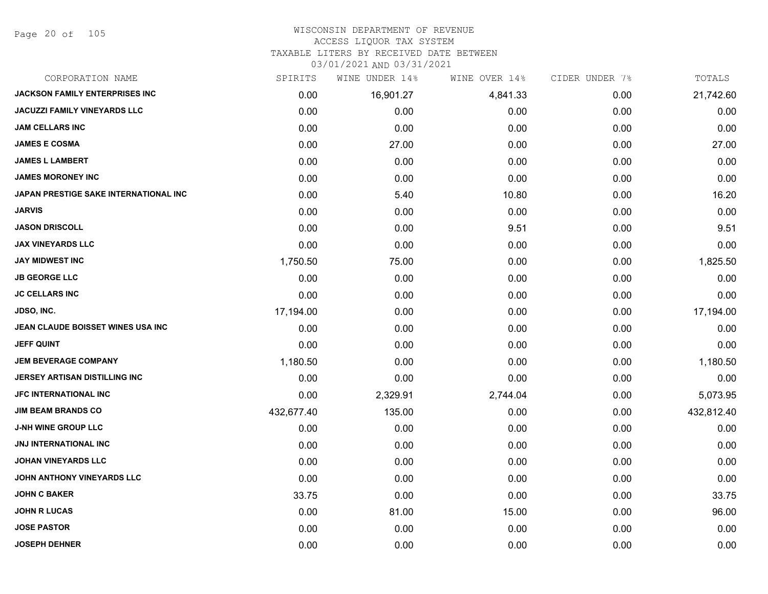WISCONSIN DEPARTMENT OF REVENUE
ACCESS LIQUOR TAX SYSTEM
TAXABLE LITERS BY RECEIVED DATE BETWEEN
03/01/2021 AND 03/31/2021

| CORPORATION NAME | SPIRITS | WINE UNDER 14% | WINE OVER 14% | CIDER UNDER 7% | TOTALS |
|---|---|---|---|---|---|
| JACKSON FAMILY ENTERPRISES INC | 0.00 | 16,901.27 | 4,841.33 | 0.00 | 21,742.60 |
| JACUZZI FAMILY VINEYARDS LLC | 0.00 | 0.00 | 0.00 | 0.00 | 0.00 |
| JAM CELLARS INC | 0.00 | 0.00 | 0.00 | 0.00 | 0.00 |
| JAMES E COSMA | 0.00 | 27.00 | 0.00 | 0.00 | 27.00 |
| JAMES L LAMBERT | 0.00 | 0.00 | 0.00 | 0.00 | 0.00 |
| JAMES MORONEY INC | 0.00 | 0.00 | 0.00 | 0.00 | 0.00 |
| JAPAN PRESTIGE SAKE INTERNATIONAL INC | 0.00 | 5.40 | 10.80 | 0.00 | 16.20 |
| JARVIS | 0.00 | 0.00 | 0.00 | 0.00 | 0.00 |
| JASON DRISCOLL | 0.00 | 0.00 | 9.51 | 0.00 | 9.51 |
| JAX VINEYARDS LLC | 0.00 | 0.00 | 0.00 | 0.00 | 0.00 |
| JAY MIDWEST INC | 1,750.50 | 75.00 | 0.00 | 0.00 | 1,825.50 |
| JB GEORGE LLC | 0.00 | 0.00 | 0.00 | 0.00 | 0.00 |
| JC CELLARS INC | 0.00 | 0.00 | 0.00 | 0.00 | 0.00 |
| JDSO, INC. | 17,194.00 | 0.00 | 0.00 | 0.00 | 17,194.00 |
| JEAN CLAUDE BOISSET WINES USA INC | 0.00 | 0.00 | 0.00 | 0.00 | 0.00 |
| JEFF QUINT | 0.00 | 0.00 | 0.00 | 0.00 | 0.00 |
| JEM BEVERAGE COMPANY | 1,180.50 | 0.00 | 0.00 | 0.00 | 1,180.50 |
| JERSEY ARTISAN DISTILLING INC | 0.00 | 0.00 | 0.00 | 0.00 | 0.00 |
| JFC INTERNATIONAL INC | 0.00 | 2,329.91 | 2,744.04 | 0.00 | 5,073.95 |
| JIM BEAM BRANDS CO | 432,677.40 | 135.00 | 0.00 | 0.00 | 432,812.40 |
| J-NH WINE GROUP LLC | 0.00 | 0.00 | 0.00 | 0.00 | 0.00 |
| JNJ INTERNATIONAL INC | 0.00 | 0.00 | 0.00 | 0.00 | 0.00 |
| JOHAN VINEYARDS LLC | 0.00 | 0.00 | 0.00 | 0.00 | 0.00 |
| JOHN ANTHONY VINEYARDS LLC | 0.00 | 0.00 | 0.00 | 0.00 | 0.00 |
| JOHN C BAKER | 33.75 | 0.00 | 0.00 | 0.00 | 33.75 |
| JOHN R LUCAS | 0.00 | 81.00 | 15.00 | 0.00 | 96.00 |
| JOSE PASTOR | 0.00 | 0.00 | 0.00 | 0.00 | 0.00 |
| JOSEPH DEHNER | 0.00 | 0.00 | 0.00 | 0.00 | 0.00 |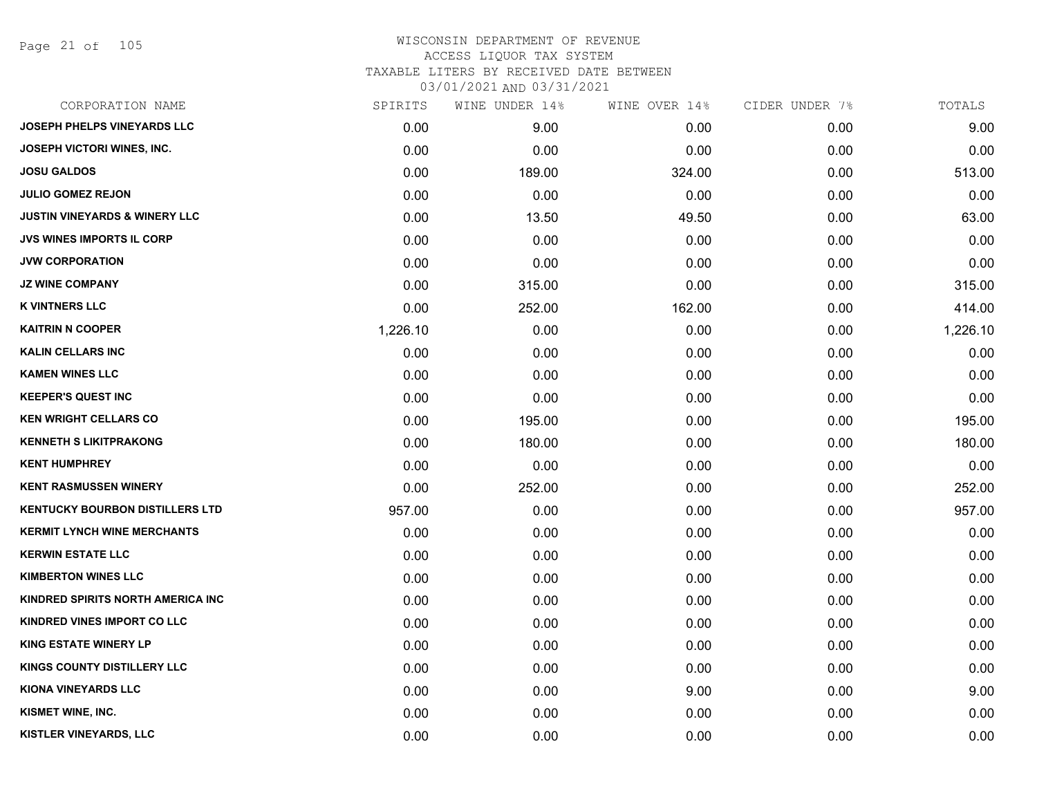# WISCONSIN DEPARTMENT OF REVENUE
ACCESS LIQUOR TAX SYSTEM
TAXABLE LITERS BY RECEIVED DATE BETWEEN
03/01/2021 AND 03/31/2021

| CORPORATION NAME | SPIRITS | WINE UNDER 14% | WINE OVER 14% | CIDER UNDER 7% | TOTALS |
|---|---|---|---|---|---|
| JOSEPH PHELPS VINEYARDS LLC | 0.00 | 9.00 | 0.00 | 0.00 | 9.00 |
| JOSEPH VICTORI WINES, INC. | 0.00 | 0.00 | 0.00 | 0.00 | 0.00 |
| JOSU GALDOS | 0.00 | 189.00 | 324.00 | 0.00 | 513.00 |
| JULIO GOMEZ REJON | 0.00 | 0.00 | 0.00 | 0.00 | 0.00 |
| JUSTIN VINEYARDS & WINERY LLC | 0.00 | 13.50 | 49.50 | 0.00 | 63.00 |
| JVS WINES IMPORTS IL CORP | 0.00 | 0.00 | 0.00 | 0.00 | 0.00 |
| JVW CORPORATION | 0.00 | 0.00 | 0.00 | 0.00 | 0.00 |
| JZ WINE COMPANY | 0.00 | 315.00 | 0.00 | 0.00 | 315.00 |
| K VINTNERS LLC | 0.00 | 252.00 | 162.00 | 0.00 | 414.00 |
| KAITRIN N COOPER | 1,226.10 | 0.00 | 0.00 | 0.00 | 1,226.10 |
| KALIN CELLARS INC | 0.00 | 0.00 | 0.00 | 0.00 | 0.00 |
| KAMEN WINES LLC | 0.00 | 0.00 | 0.00 | 0.00 | 0.00 |
| KEEPER'S QUEST INC | 0.00 | 0.00 | 0.00 | 0.00 | 0.00 |
| KEN WRIGHT CELLARS CO | 0.00 | 195.00 | 0.00 | 0.00 | 195.00 |
| KENNETH S LIKITPRAKONG | 0.00 | 180.00 | 0.00 | 0.00 | 180.00 |
| KENT HUMPHREY | 0.00 | 0.00 | 0.00 | 0.00 | 0.00 |
| KENT RASMUSSEN WINERY | 0.00 | 252.00 | 0.00 | 0.00 | 252.00 |
| KENTUCKY BOURBON DISTILLERS LTD | 957.00 | 0.00 | 0.00 | 0.00 | 957.00 |
| KERMIT LYNCH WINE MERCHANTS | 0.00 | 0.00 | 0.00 | 0.00 | 0.00 |
| KERWIN ESTATE LLC | 0.00 | 0.00 | 0.00 | 0.00 | 0.00 |
| KIMBERTON WINES LLC | 0.00 | 0.00 | 0.00 | 0.00 | 0.00 |
| KINDRED SPIRITS NORTH AMERICA INC | 0.00 | 0.00 | 0.00 | 0.00 | 0.00 |
| KINDRED VINES IMPORT CO LLC | 0.00 | 0.00 | 0.00 | 0.00 | 0.00 |
| KING ESTATE WINERY LP | 0.00 | 0.00 | 0.00 | 0.00 | 0.00 |
| KINGS COUNTY DISTILLERY LLC | 0.00 | 0.00 | 0.00 | 0.00 | 0.00 |
| KIONA VINEYARDS LLC | 0.00 | 0.00 | 9.00 | 0.00 | 9.00 |
| KISMET WINE, INC. | 0.00 | 0.00 | 0.00 | 0.00 | 0.00 |
| KISTLER VINEYARDS, LLC | 0.00 | 0.00 | 0.00 | 0.00 | 0.00 |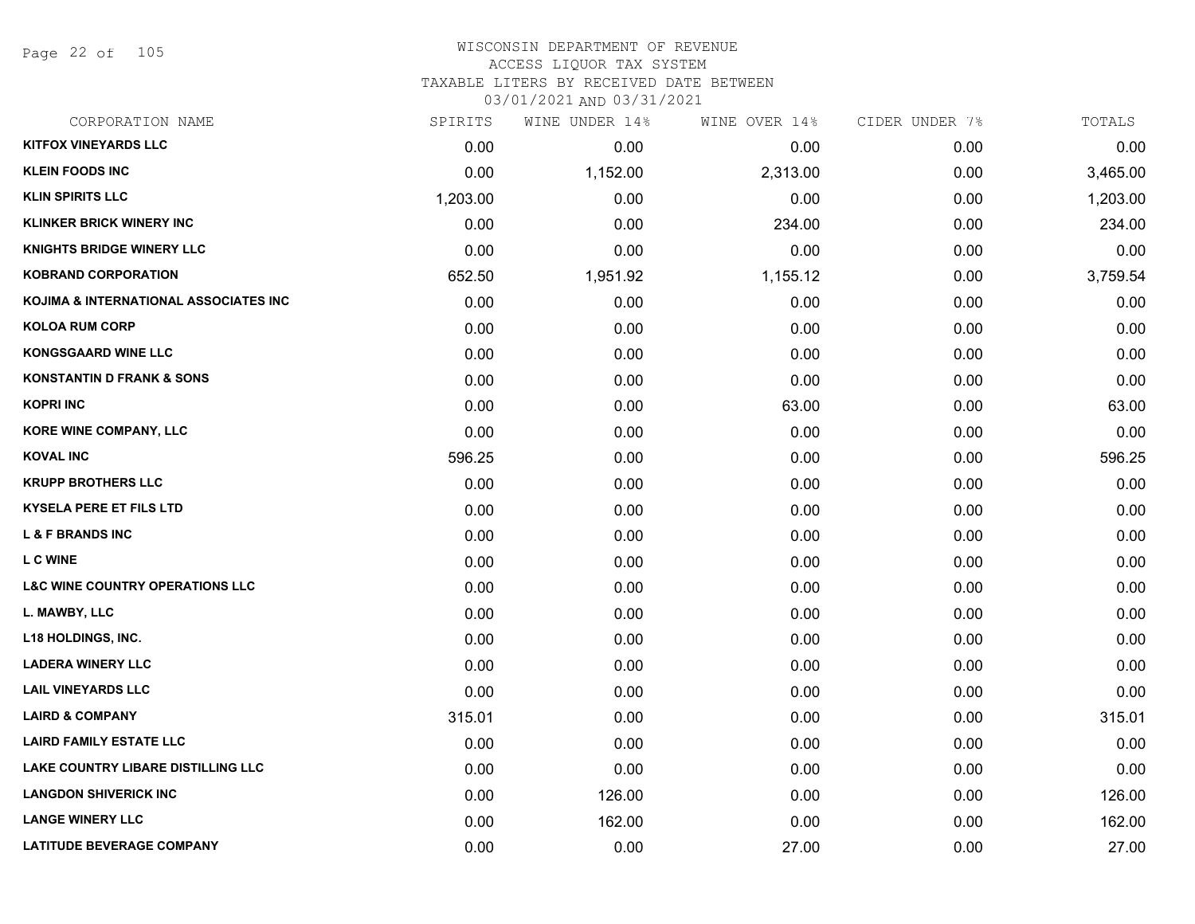# WISCONSIN DEPARTMENT OF REVENUE
## ACCESS LIQUOR TAX SYSTEM
### TAXABLE LITERS BY RECEIVED DATE BETWEEN 03/01/2021 AND 03/31/2021

| CORPORATION NAME | SPIRITS | WINE UNDER 14% | WINE OVER 14% | CIDER UNDER 7% | TOTALS |
|---|---|---|---|---|---|
| KITFOX VINEYARDS LLC | 0.00 | 0.00 | 0.00 | 0.00 | 0.00 |
| KLEIN FOODS INC | 0.00 | 1,152.00 | 2,313.00 | 0.00 | 3,465.00 |
| KLIN SPIRITS LLC | 1,203.00 | 0.00 | 0.00 | 0.00 | 1,203.00 |
| KLINKER BRICK WINERY INC | 0.00 | 0.00 | 234.00 | 0.00 | 234.00 |
| KNIGHTS BRIDGE WINERY LLC | 0.00 | 0.00 | 0.00 | 0.00 | 0.00 |
| KOBRAND CORPORATION | 652.50 | 1,951.92 | 1,155.12 | 0.00 | 3,759.54 |
| KOJIMA & INTERNATIONAL ASSOCIATES INC | 0.00 | 0.00 | 0.00 | 0.00 | 0.00 |
| KOLOA RUM CORP | 0.00 | 0.00 | 0.00 | 0.00 | 0.00 |
| KONGSGAARD WINE LLC | 0.00 | 0.00 | 0.00 | 0.00 | 0.00 |
| KONSTANTIN D FRANK & SONS | 0.00 | 0.00 | 0.00 | 0.00 | 0.00 |
| KOPRI INC | 0.00 | 0.00 | 63.00 | 0.00 | 63.00 |
| KORE WINE COMPANY, LLC | 0.00 | 0.00 | 0.00 | 0.00 | 0.00 |
| KOVAL INC | 596.25 | 0.00 | 0.00 | 0.00 | 596.25 |
| KRUPP BROTHERS LLC | 0.00 | 0.00 | 0.00 | 0.00 | 0.00 |
| KYSELA PERE ET FILS LTD | 0.00 | 0.00 | 0.00 | 0.00 | 0.00 |
| L & F BRANDS INC | 0.00 | 0.00 | 0.00 | 0.00 | 0.00 |
| L C WINE | 0.00 | 0.00 | 0.00 | 0.00 | 0.00 |
| L&C WINE COUNTRY OPERATIONS LLC | 0.00 | 0.00 | 0.00 | 0.00 | 0.00 |
| L. MAWBY, LLC | 0.00 | 0.00 | 0.00 | 0.00 | 0.00 |
| L18 HOLDINGS, INC. | 0.00 | 0.00 | 0.00 | 0.00 | 0.00 |
| LADERA WINERY LLC | 0.00 | 0.00 | 0.00 | 0.00 | 0.00 |
| LAIL VINEYARDS LLC | 0.00 | 0.00 | 0.00 | 0.00 | 0.00 |
| LAIRD & COMPANY | 315.01 | 0.00 | 0.00 | 0.00 | 315.01 |
| LAIRD FAMILY ESTATE LLC | 0.00 | 0.00 | 0.00 | 0.00 | 0.00 |
| LAKE COUNTRY LIBARE DISTILLING LLC | 0.00 | 0.00 | 0.00 | 0.00 | 0.00 |
| LANGDON SHIVERICK INC | 0.00 | 126.00 | 0.00 | 0.00 | 126.00 |
| LANGE WINERY LLC | 0.00 | 162.00 | 0.00 | 0.00 | 162.00 |
| LATITUDE BEVERAGE COMPANY | 0.00 | 0.00 | 27.00 | 0.00 | 27.00 |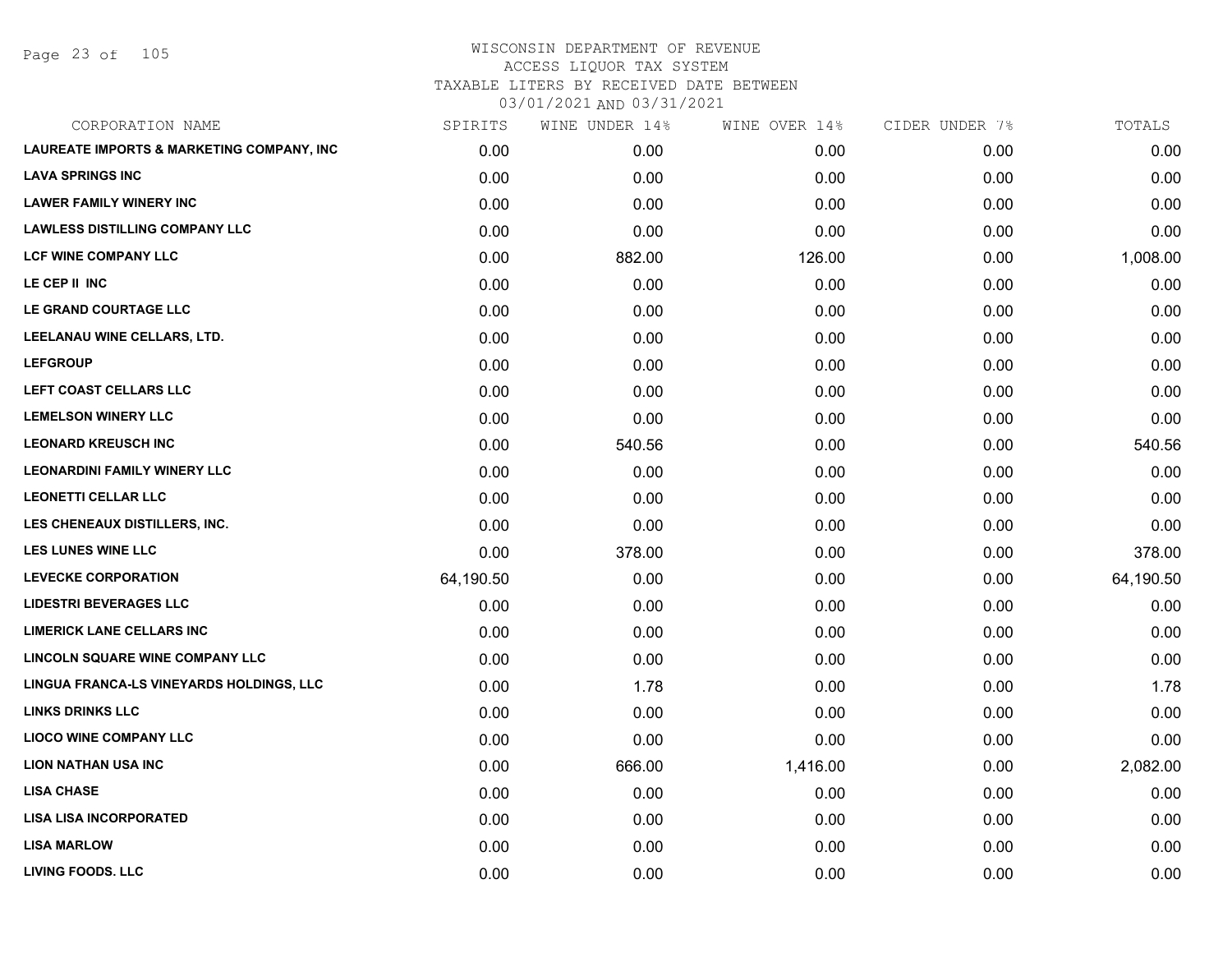# WISCONSIN DEPARTMENT OF REVENUE
ACCESS LIQUOR TAX SYSTEM
TAXABLE LITERS BY RECEIVED DATE BETWEEN
03/01/2021 AND 03/31/2021

| CORPORATION NAME | SPIRITS | WINE UNDER 14% | WINE OVER 14% | CIDER UNDER 7% | TOTALS |
|---|---|---|---|---|---|
| LAUREATE IMPORTS & MARKETING COMPANY, INC | 0.00 | 0.00 | 0.00 | 0.00 | 0.00 |
| LAVA SPRINGS INC | 0.00 | 0.00 | 0.00 | 0.00 | 0.00 |
| LAWER FAMILY WINERY INC | 0.00 | 0.00 | 0.00 | 0.00 | 0.00 |
| LAWLESS DISTILLING COMPANY LLC | 0.00 | 0.00 | 0.00 | 0.00 | 0.00 |
| LCF WINE COMPANY LLC | 0.00 | 882.00 | 126.00 | 0.00 | 1,008.00 |
| LE CEP II INC | 0.00 | 0.00 | 0.00 | 0.00 | 0.00 |
| LE GRAND COURTAGE LLC | 0.00 | 0.00 | 0.00 | 0.00 | 0.00 |
| LEELANAU WINE CELLARS, LTD. | 0.00 | 0.00 | 0.00 | 0.00 | 0.00 |
| LEFGROUP | 0.00 | 0.00 | 0.00 | 0.00 | 0.00 |
| LEFT COAST CELLARS LLC | 0.00 | 0.00 | 0.00 | 0.00 | 0.00 |
| LEMELSON WINERY LLC | 0.00 | 0.00 | 0.00 | 0.00 | 0.00 |
| LEONARD KREUSCH INC | 0.00 | 540.56 | 0.00 | 0.00 | 540.56 |
| LEONARDINI FAMILY WINERY LLC | 0.00 | 0.00 | 0.00 | 0.00 | 0.00 |
| LEONETTI CELLAR LLC | 0.00 | 0.00 | 0.00 | 0.00 | 0.00 |
| LES CHENEAUX DISTILLERS, INC. | 0.00 | 0.00 | 0.00 | 0.00 | 0.00 |
| LES LUNES WINE LLC | 0.00 | 378.00 | 0.00 | 0.00 | 378.00 |
| LEVECKE CORPORATION | 64,190.50 | 0.00 | 0.00 | 0.00 | 64,190.50 |
| LIDESTRI BEVERAGES LLC | 0.00 | 0.00 | 0.00 | 0.00 | 0.00 |
| LIMERICK LANE CELLARS INC | 0.00 | 0.00 | 0.00 | 0.00 | 0.00 |
| LINCOLN SQUARE WINE COMPANY LLC | 0.00 | 0.00 | 0.00 | 0.00 | 0.00 |
| LINGUA FRANCA-LS VINEYARDS HOLDINGS, LLC | 0.00 | 1.78 | 0.00 | 0.00 | 1.78 |
| LINKS DRINKS LLC | 0.00 | 0.00 | 0.00 | 0.00 | 0.00 |
| LIOCO WINE COMPANY LLC | 0.00 | 0.00 | 0.00 | 0.00 | 0.00 |
| LION NATHAN USA INC | 0.00 | 666.00 | 1,416.00 | 0.00 | 2,082.00 |
| LISA CHASE | 0.00 | 0.00 | 0.00 | 0.00 | 0.00 |
| LISA LISA INCORPORATED | 0.00 | 0.00 | 0.00 | 0.00 | 0.00 |
| LISA MARLOW | 0.00 | 0.00 | 0.00 | 0.00 | 0.00 |
| LIVING FOODS. LLC | 0.00 | 0.00 | 0.00 | 0.00 | 0.00 |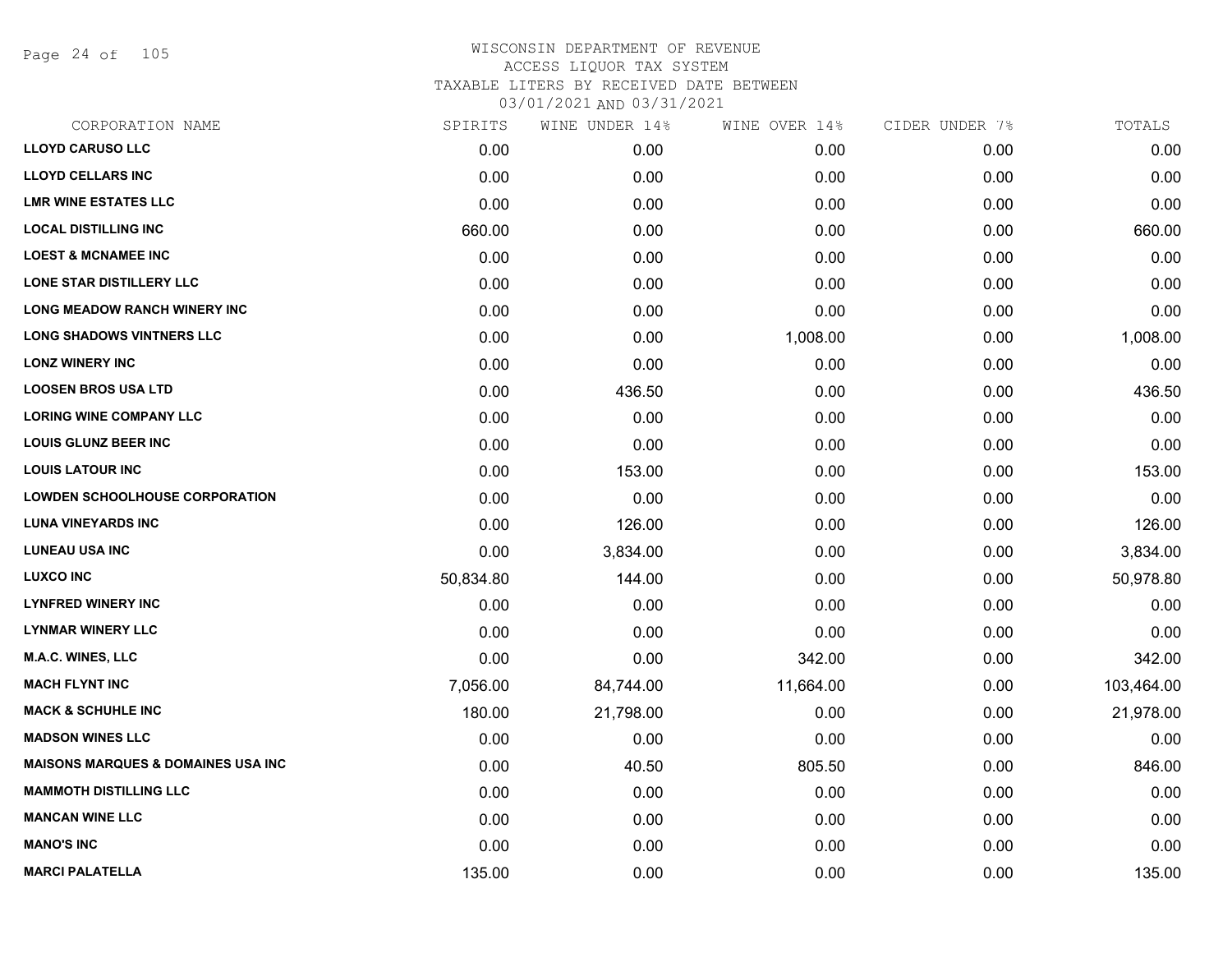# WISCONSIN DEPARTMENT OF REVENUE
## ACCESS LIQUOR TAX SYSTEM
### TAXABLE LITERS BY RECEIVED DATE BETWEEN 03/01/2021 AND 03/31/2021

| CORPORATION NAME | SPIRITS | WINE UNDER 14% | WINE OVER 14% | CIDER UNDER 7% | TOTALS |
|---|---|---|---|---|---|
| LLOYD CARUSO LLC | 0.00 | 0.00 | 0.00 | 0.00 | 0.00 |
| LLOYD CELLARS INC | 0.00 | 0.00 | 0.00 | 0.00 | 0.00 |
| LMR WINE ESTATES LLC | 0.00 | 0.00 | 0.00 | 0.00 | 0.00 |
| LOCAL DISTILLING INC | 660.00 | 0.00 | 0.00 | 0.00 | 660.00 |
| LOEST & MCNAMEE INC | 0.00 | 0.00 | 0.00 | 0.00 | 0.00 |
| LONE STAR DISTILLERY LLC | 0.00 | 0.00 | 0.00 | 0.00 | 0.00 |
| LONG MEADOW RANCH WINERY INC | 0.00 | 0.00 | 0.00 | 0.00 | 0.00 |
| LONG SHADOWS VINTNERS LLC | 0.00 | 0.00 | 1,008.00 | 0.00 | 1,008.00 |
| LONZ WINERY INC | 0.00 | 0.00 | 0.00 | 0.00 | 0.00 |
| LOOSEN BROS USA LTD | 0.00 | 436.50 | 0.00 | 0.00 | 436.50 |
| LORING WINE COMPANY LLC | 0.00 | 0.00 | 0.00 | 0.00 | 0.00 |
| LOUIS GLUNZ BEER INC | 0.00 | 0.00 | 0.00 | 0.00 | 0.00 |
| LOUIS LATOUR INC | 0.00 | 153.00 | 0.00 | 0.00 | 153.00 |
| LOWDEN SCHOOLHOUSE CORPORATION | 0.00 | 0.00 | 0.00 | 0.00 | 0.00 |
| LUNA VINEYARDS INC | 0.00 | 126.00 | 0.00 | 0.00 | 126.00 |
| LUNEAU USA INC | 0.00 | 3,834.00 | 0.00 | 0.00 | 3,834.00 |
| LUXCO INC | 50,834.80 | 144.00 | 0.00 | 0.00 | 50,978.80 |
| LYNFRED WINERY INC | 0.00 | 0.00 | 0.00 | 0.00 | 0.00 |
| LYNMAR WINERY LLC | 0.00 | 0.00 | 0.00 | 0.00 | 0.00 |
| M.A.C. WINES, LLC | 0.00 | 0.00 | 342.00 | 0.00 | 342.00 |
| MACH FLYNT INC | 7,056.00 | 84,744.00 | 11,664.00 | 0.00 | 103,464.00 |
| MACK & SCHUHLE INC | 180.00 | 21,798.00 | 0.00 | 0.00 | 21,978.00 |
| MADSON WINES LLC | 0.00 | 0.00 | 0.00 | 0.00 | 0.00 |
| MAISONS MARQUES & DOMAINES USA INC | 0.00 | 40.50 | 805.50 | 0.00 | 846.00 |
| MAMMOTH DISTILLING LLC | 0.00 | 0.00 | 0.00 | 0.00 | 0.00 |
| MANCAN WINE LLC | 0.00 | 0.00 | 0.00 | 0.00 | 0.00 |
| MANO'S INC | 0.00 | 0.00 | 0.00 | 0.00 | 0.00 |
| MARCI PALATELLA | 135.00 | 0.00 | 0.00 | 0.00 | 135.00 |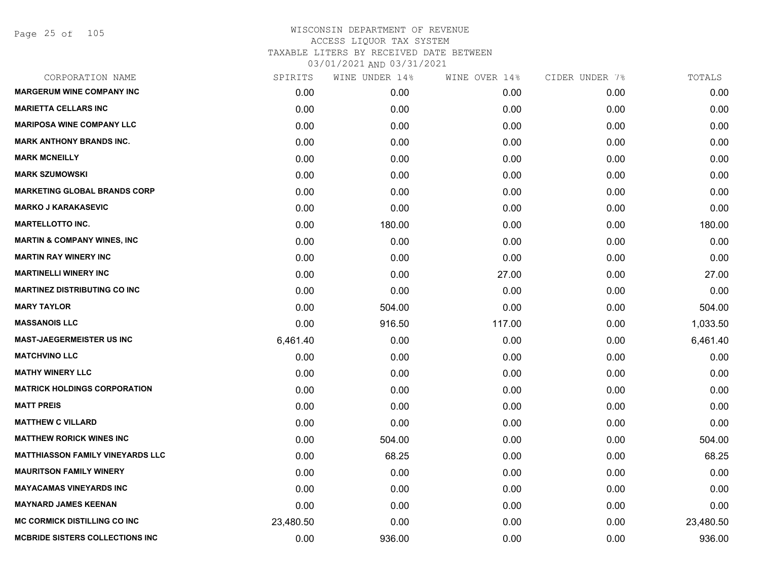WISCONSIN DEPARTMENT OF REVENUE
ACCESS LIQUOR TAX SYSTEM
TAXABLE LITERS BY RECEIVED DATE BETWEEN
03/01/2021 AND 03/31/2021

| CORPORATION NAME | SPIRITS | WINE UNDER 14% | WINE OVER 14% | CIDER UNDER 7% | TOTALS |
|---|---|---|---|---|---|
| MARGERUM WINE COMPANY INC | 0.00 | 0.00 | 0.00 | 0.00 | 0.00 |
| MARIETTA CELLARS INC | 0.00 | 0.00 | 0.00 | 0.00 | 0.00 |
| MARIPOSA WINE COMPANY LLC | 0.00 | 0.00 | 0.00 | 0.00 | 0.00 |
| MARK ANTHONY BRANDS INC. | 0.00 | 0.00 | 0.00 | 0.00 | 0.00 |
| MARK MCNEILLY | 0.00 | 0.00 | 0.00 | 0.00 | 0.00 |
| MARK SZUMOWSKI | 0.00 | 0.00 | 0.00 | 0.00 | 0.00 |
| MARKETING GLOBAL BRANDS CORP | 0.00 | 0.00 | 0.00 | 0.00 | 0.00 |
| MARKO J KARAKASEVIC | 0.00 | 0.00 | 0.00 | 0.00 | 0.00 |
| MARTELLOTTO INC. | 0.00 | 180.00 | 0.00 | 0.00 | 180.00 |
| MARTIN & COMPANY WINES, INC | 0.00 | 0.00 | 0.00 | 0.00 | 0.00 |
| MARTIN RAY WINERY INC | 0.00 | 0.00 | 0.00 | 0.00 | 0.00 |
| MARTINELLI WINERY INC | 0.00 | 0.00 | 27.00 | 0.00 | 27.00 |
| MARTINEZ DISTRIBUTING CO INC | 0.00 | 0.00 | 0.00 | 0.00 | 0.00 |
| MARY TAYLOR | 0.00 | 504.00 | 0.00 | 0.00 | 504.00 |
| MASSANOIS LLC | 0.00 | 916.50 | 117.00 | 0.00 | 1,033.50 |
| MAST-JAEGERMEISTER US INC | 6,461.40 | 0.00 | 0.00 | 0.00 | 6,461.40 |
| MATCHVINO LLC | 0.00 | 0.00 | 0.00 | 0.00 | 0.00 |
| MATHY WINERY LLC | 0.00 | 0.00 | 0.00 | 0.00 | 0.00 |
| MATRICK HOLDINGS CORPORATION | 0.00 | 0.00 | 0.00 | 0.00 | 0.00 |
| MATT PREIS | 0.00 | 0.00 | 0.00 | 0.00 | 0.00 |
| MATTHEW C VILLARD | 0.00 | 0.00 | 0.00 | 0.00 | 0.00 |
| MATTHEW RORICK WINES INC | 0.00 | 504.00 | 0.00 | 0.00 | 504.00 |
| MATTHIASSON FAMILY VINEYARDS LLC | 0.00 | 68.25 | 0.00 | 0.00 | 68.25 |
| MAURITSON FAMILY WINERY | 0.00 | 0.00 | 0.00 | 0.00 | 0.00 |
| MAYACAMAS VINEYARDS INC | 0.00 | 0.00 | 0.00 | 0.00 | 0.00 |
| MAYNARD JAMES KEENAN | 0.00 | 0.00 | 0.00 | 0.00 | 0.00 |
| MC CORMICK DISTILLING CO INC | 23,480.50 | 0.00 | 0.00 | 0.00 | 23,480.50 |
| MCBRIDE SISTERS COLLECTIONS INC | 0.00 | 936.00 | 0.00 | 0.00 | 936.00 |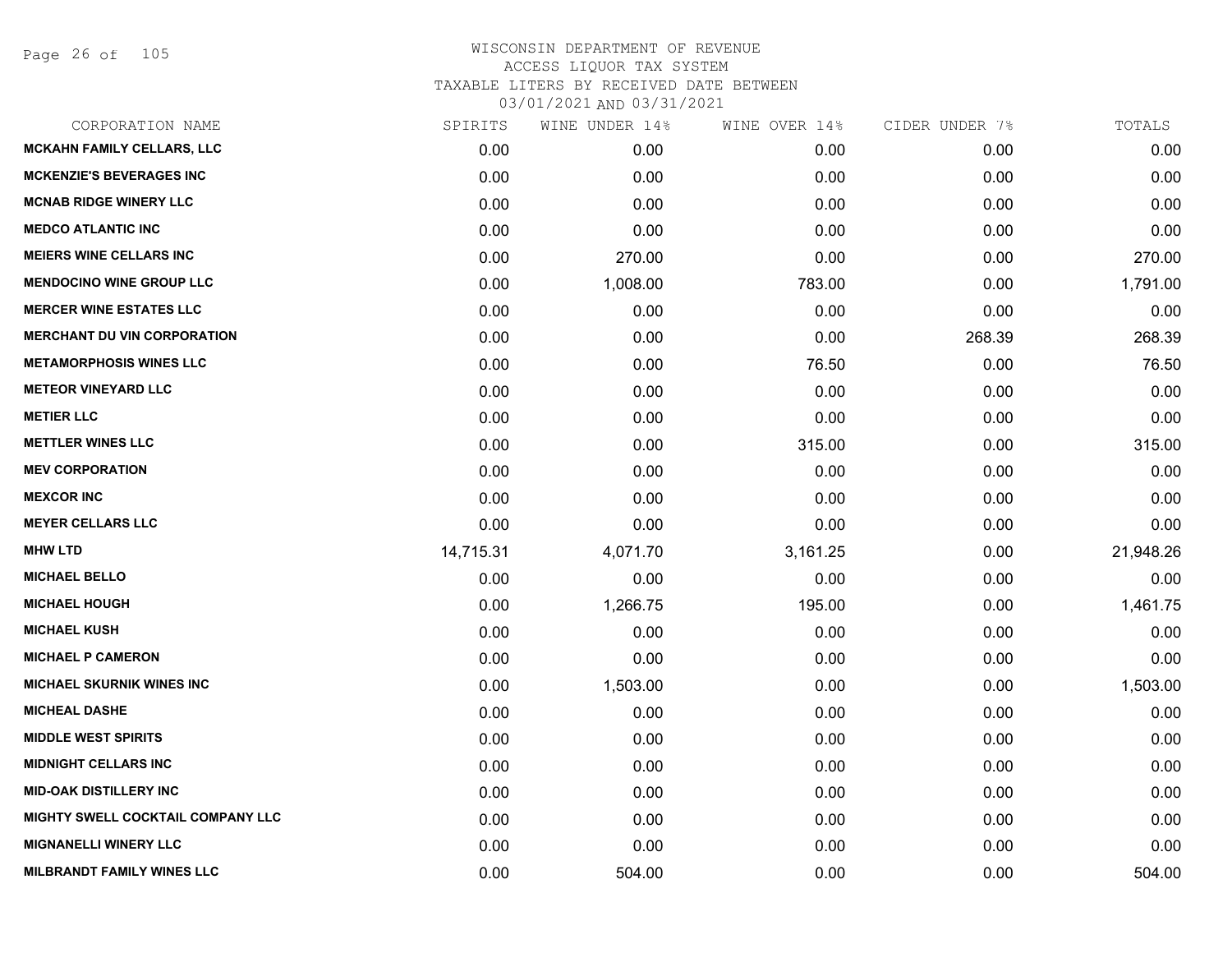# WISCONSIN DEPARTMENT OF REVENUE
## ACCESS LIQUOR TAX SYSTEM
## TAXABLE LITERS BY RECEIVED DATE BETWEEN 03/01/2021 AND 03/31/2021

| CORPORATION NAME | SPIRITS | WINE UNDER 14% | WINE OVER 14% | CIDER UNDER 7% | TOTALS |
|---|---|---|---|---|---|
| MCKAHN FAMILY CELLARS, LLC | 0.00 | 0.00 | 0.00 | 0.00 | 0.00 |
| MCKENZIE'S BEVERAGES INC | 0.00 | 0.00 | 0.00 | 0.00 | 0.00 |
| MCNAB RIDGE WINERY LLC | 0.00 | 0.00 | 0.00 | 0.00 | 0.00 |
| MEDCO ATLANTIC INC | 0.00 | 0.00 | 0.00 | 0.00 | 0.00 |
| MEIERS WINE CELLARS INC | 0.00 | 270.00 | 0.00 | 0.00 | 270.00 |
| MENDOCINO WINE GROUP LLC | 0.00 | 1,008.00 | 783.00 | 0.00 | 1,791.00 |
| MERCER WINE ESTATES LLC | 0.00 | 0.00 | 0.00 | 0.00 | 0.00 |
| MERCHANT DU VIN CORPORATION | 0.00 | 0.00 | 0.00 | 268.39 | 268.39 |
| METAMORPHOSIS WINES LLC | 0.00 | 0.00 | 76.50 | 0.00 | 76.50 |
| METEOR VINEYARD LLC | 0.00 | 0.00 | 0.00 | 0.00 | 0.00 |
| METIER LLC | 0.00 | 0.00 | 0.00 | 0.00 | 0.00 |
| METTLER WINES LLC | 0.00 | 0.00 | 315.00 | 0.00 | 315.00 |
| MEV CORPORATION | 0.00 | 0.00 | 0.00 | 0.00 | 0.00 |
| MEXCOR INC | 0.00 | 0.00 | 0.00 | 0.00 | 0.00 |
| MEYER CELLARS LLC | 0.00 | 0.00 | 0.00 | 0.00 | 0.00 |
| MHW LTD | 14,715.31 | 4,071.70 | 3,161.25 | 0.00 | 21,948.26 |
| MICHAEL BELLO | 0.00 | 0.00 | 0.00 | 0.00 | 0.00 |
| MICHAEL HOUGH | 0.00 | 1,266.75 | 195.00 | 0.00 | 1,461.75 |
| MICHAEL KUSH | 0.00 | 0.00 | 0.00 | 0.00 | 0.00 |
| MICHAEL P CAMERON | 0.00 | 0.00 | 0.00 | 0.00 | 0.00 |
| MICHAEL SKURNIK WINES INC | 0.00 | 1,503.00 | 0.00 | 0.00 | 1,503.00 |
| MICHEAL DASHE | 0.00 | 0.00 | 0.00 | 0.00 | 0.00 |
| MIDDLE WEST SPIRITS | 0.00 | 0.00 | 0.00 | 0.00 | 0.00 |
| MIDNIGHT CELLARS INC | 0.00 | 0.00 | 0.00 | 0.00 | 0.00 |
| MID-OAK DISTILLERY INC | 0.00 | 0.00 | 0.00 | 0.00 | 0.00 |
| MIGHTY SWELL COCKTAIL COMPANY LLC | 0.00 | 0.00 | 0.00 | 0.00 | 0.00 |
| MIGNANELLI WINERY LLC | 0.00 | 0.00 | 0.00 | 0.00 | 0.00 |
| MILBRANDT FAMILY WINES LLC | 0.00 | 504.00 | 0.00 | 0.00 | 504.00 |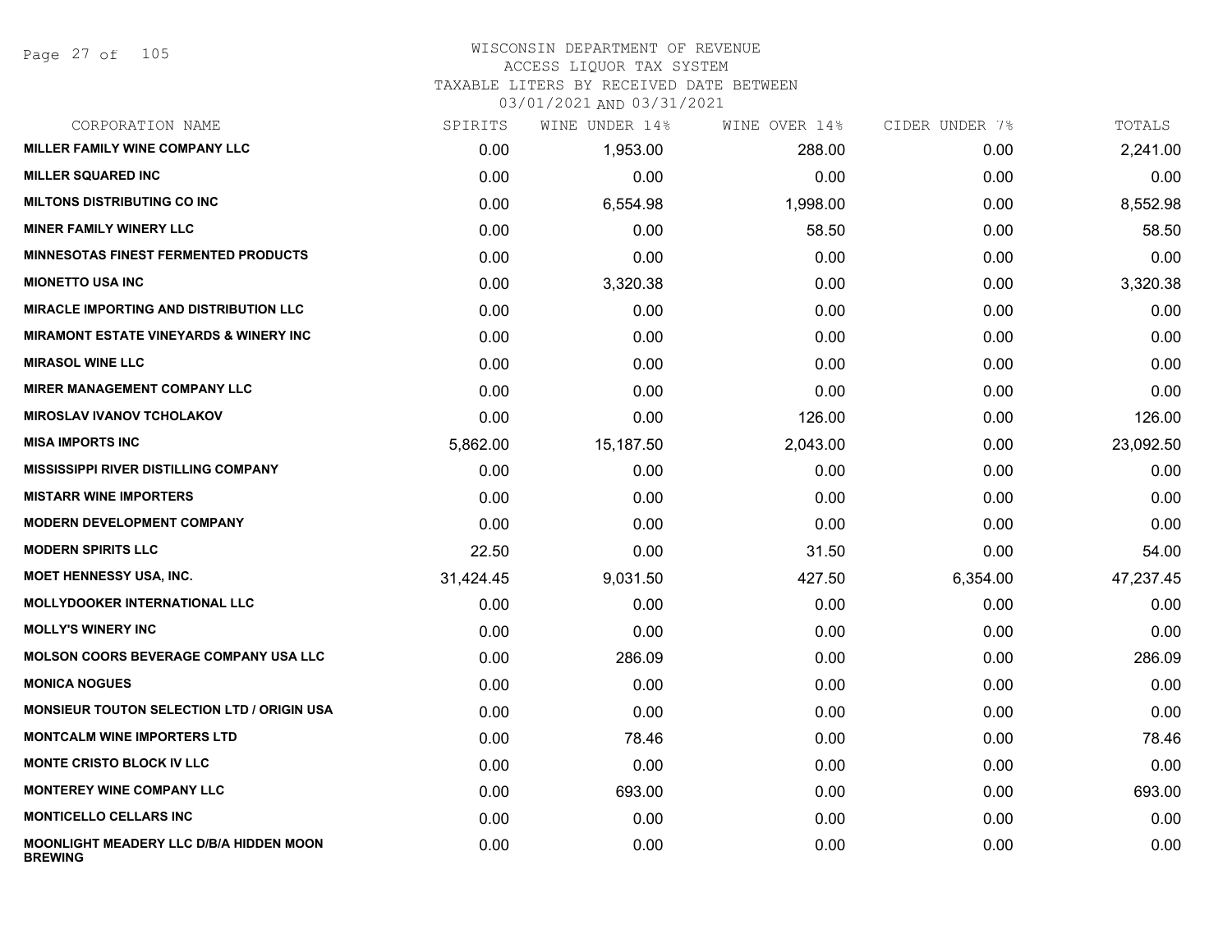# WISCONSIN DEPARTMENT OF REVENUE
## ACCESS LIQUOR TAX SYSTEM
### TAXABLE LITERS BY RECEIVED DATE BETWEEN 03/01/2021 AND 03/31/2021

| CORPORATION NAME | SPIRITS | WINE UNDER 14% | WINE OVER 14% | CIDER UNDER 7% | TOTALS |
|---|---|---|---|---|---|
| MILLER FAMILY WINE COMPANY LLC | 0.00 | 1,953.00 | 288.00 | 0.00 | 2,241.00 |
| MILLER SQUARED INC | 0.00 | 0.00 | 0.00 | 0.00 | 0.00 |
| MILTONS DISTRIBUTING CO INC | 0.00 | 6,554.98 | 1,998.00 | 0.00 | 8,552.98 |
| MINER FAMILY WINERY LLC | 0.00 | 0.00 | 58.50 | 0.00 | 58.50 |
| MINNESOTAS FINEST FERMENTED PRODUCTS | 0.00 | 0.00 | 0.00 | 0.00 | 0.00 |
| MIONETTO USA INC | 0.00 | 3,320.38 | 0.00 | 0.00 | 3,320.38 |
| MIRACLE IMPORTING AND DISTRIBUTION LLC | 0.00 | 0.00 | 0.00 | 0.00 | 0.00 |
| MIRAMONT ESTATE VINEYARDS & WINERY INC | 0.00 | 0.00 | 0.00 | 0.00 | 0.00 |
| MIRASOL WINE LLC | 0.00 | 0.00 | 0.00 | 0.00 | 0.00 |
| MIRER MANAGEMENT COMPANY LLC | 0.00 | 0.00 | 0.00 | 0.00 | 0.00 |
| MIROSLAV IVANOV TCHOLAKOV | 0.00 | 0.00 | 126.00 | 0.00 | 126.00 |
| MISA IMPORTS INC | 5,862.00 | 15,187.50 | 2,043.00 | 0.00 | 23,092.50 |
| MISSISSIPPI RIVER DISTILLING COMPANY | 0.00 | 0.00 | 0.00 | 0.00 | 0.00 |
| MISTARR WINE IMPORTERS | 0.00 | 0.00 | 0.00 | 0.00 | 0.00 |
| MODERN DEVELOPMENT COMPANY | 0.00 | 0.00 | 0.00 | 0.00 | 0.00 |
| MODERN SPIRITS LLC | 22.50 | 0.00 | 31.50 | 0.00 | 54.00 |
| MOET HENNESSY USA, INC. | 31,424.45 | 9,031.50 | 427.50 | 6,354.00 | 47,237.45 |
| MOLLYDOOKER INTERNATIONAL LLC | 0.00 | 0.00 | 0.00 | 0.00 | 0.00 |
| MOLLY'S WINERY INC | 0.00 | 0.00 | 0.00 | 0.00 | 0.00 |
| MOLSON COORS BEVERAGE COMPANY USA LLC | 0.00 | 286.09 | 0.00 | 0.00 | 286.09 |
| MONICA NOGUES | 0.00 | 0.00 | 0.00 | 0.00 | 0.00 |
| MONSIEUR TOUTON SELECTION LTD / ORIGIN USA | 0.00 | 0.00 | 0.00 | 0.00 | 0.00 |
| MONTCALM WINE IMPORTERS LTD | 0.00 | 78.46 | 0.00 | 0.00 | 78.46 |
| MONTE CRISTO BLOCK IV LLC | 0.00 | 0.00 | 0.00 | 0.00 | 0.00 |
| MONTEREY WINE COMPANY LLC | 0.00 | 693.00 | 0.00 | 0.00 | 693.00 |
| MONTICELLO CELLARS INC | 0.00 | 0.00 | 0.00 | 0.00 | 0.00 |
| MOONLIGHT MEADERY LLC D/B/A HIDDEN MOON BREWING | 0.00 | 0.00 | 0.00 | 0.00 | 0.00 |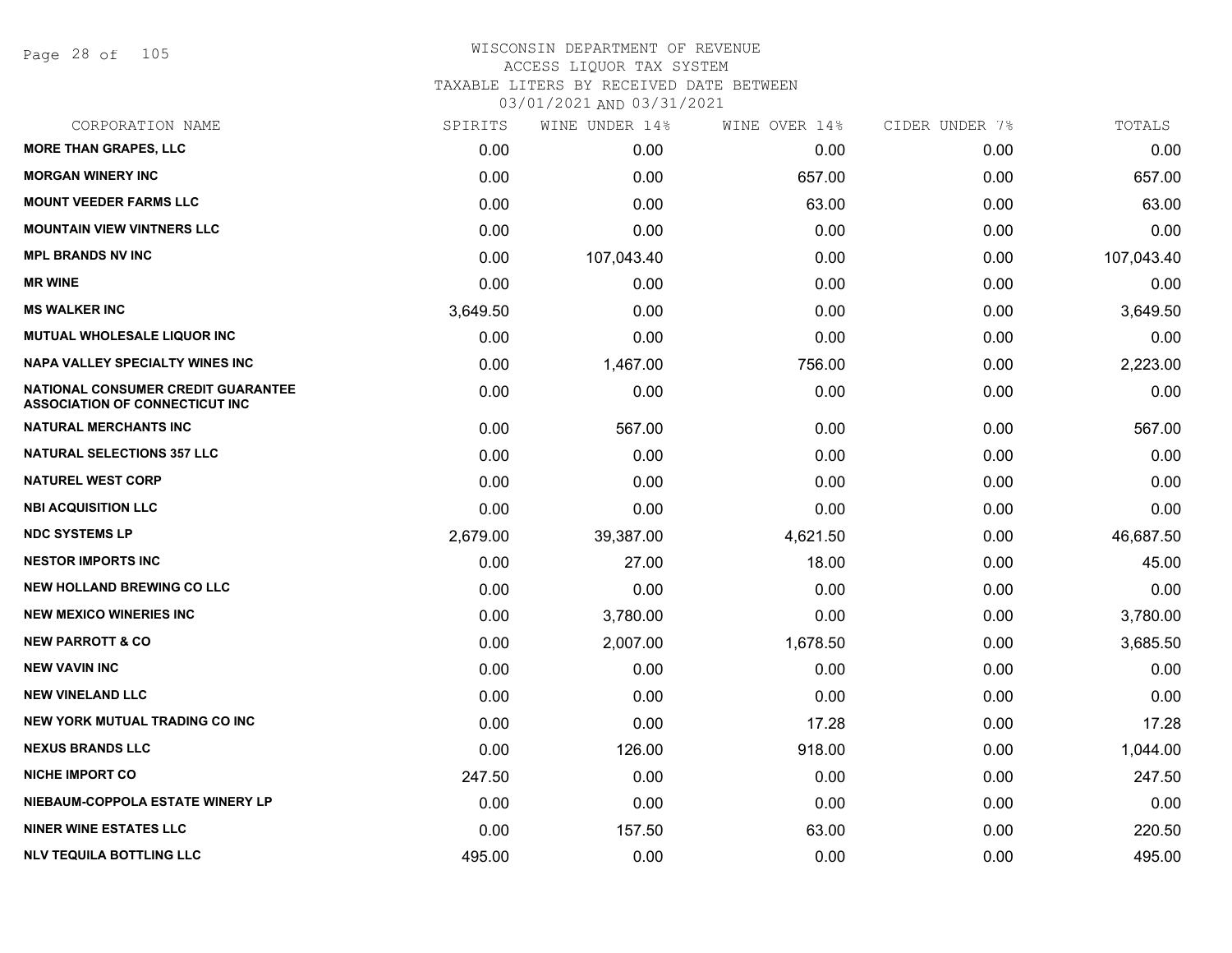# WISCONSIN DEPARTMENT OF REVENUE
## ACCESS LIQUOR TAX SYSTEM
### TAXABLE LITERS BY RECEIVED DATE BETWEEN 03/01/2021 AND 03/31/2021

| CORPORATION NAME | SPIRITS | WINE UNDER 14% | WINE OVER 14% | CIDER UNDER 7% | TOTALS |
|---|---|---|---|---|---|
| MORE THAN GRAPES, LLC | 0.00 | 0.00 | 0.00 | 0.00 | 0.00 |
| MORGAN WINERY INC | 0.00 | 0.00 | 657.00 | 0.00 | 657.00 |
| MOUNT VEEDER FARMS LLC | 0.00 | 0.00 | 63.00 | 0.00 | 63.00 |
| MOUNTAIN VIEW VINTNERS LLC | 0.00 | 0.00 | 0.00 | 0.00 | 0.00 |
| MPL BRANDS NV INC | 0.00 | 107,043.40 | 0.00 | 0.00 | 107,043.40 |
| MR WINE | 0.00 | 0.00 | 0.00 | 0.00 | 0.00 |
| MS WALKER INC | 3,649.50 | 0.00 | 0.00 | 0.00 | 3,649.50 |
| MUTUAL WHOLESALE LIQUOR INC | 0.00 | 0.00 | 0.00 | 0.00 | 0.00 |
| NAPA VALLEY SPECIALTY WINES INC | 0.00 | 1,467.00 | 756.00 | 0.00 | 2,223.00 |
| NATIONAL CONSUMER CREDIT GUARANTEE ASSOCIATION OF CONNECTICUT INC | 0.00 | 0.00 | 0.00 | 0.00 | 0.00 |
| NATURAL MERCHANTS INC | 0.00 | 567.00 | 0.00 | 0.00 | 567.00 |
| NATURAL SELECTIONS 357 LLC | 0.00 | 0.00 | 0.00 | 0.00 | 0.00 |
| NATUREL WEST CORP | 0.00 | 0.00 | 0.00 | 0.00 | 0.00 |
| NBI ACQUISITION LLC | 0.00 | 0.00 | 0.00 | 0.00 | 0.00 |
| NDC SYSTEMS LP | 2,679.00 | 39,387.00 | 4,621.50 | 0.00 | 46,687.50 |
| NESTOR IMPORTS INC | 0.00 | 27.00 | 18.00 | 0.00 | 45.00 |
| NEW HOLLAND BREWING CO LLC | 0.00 | 0.00 | 0.00 | 0.00 | 0.00 |
| NEW MEXICO WINERIES INC | 0.00 | 3,780.00 | 0.00 | 0.00 | 3,780.00 |
| NEW PARROTT & CO | 0.00 | 2,007.00 | 1,678.50 | 0.00 | 3,685.50 |
| NEW VAVIN INC | 0.00 | 0.00 | 0.00 | 0.00 | 0.00 |
| NEW VINELAND LLC | 0.00 | 0.00 | 0.00 | 0.00 | 0.00 |
| NEW YORK MUTUAL TRADING CO INC | 0.00 | 0.00 | 17.28 | 0.00 | 17.28 |
| NEXUS BRANDS LLC | 0.00 | 126.00 | 918.00 | 0.00 | 1,044.00 |
| NICHE IMPORT CO | 247.50 | 0.00 | 0.00 | 0.00 | 247.50 |
| NIEBAUM-COPPOLA ESTATE WINERY LP | 0.00 | 0.00 | 0.00 | 0.00 | 0.00 |
| NINER WINE ESTATES LLC | 0.00 | 157.50 | 63.00 | 0.00 | 220.50 |
| NLV TEQUILA BOTTLING LLC | 495.00 | 0.00 | 0.00 | 0.00 | 495.00 |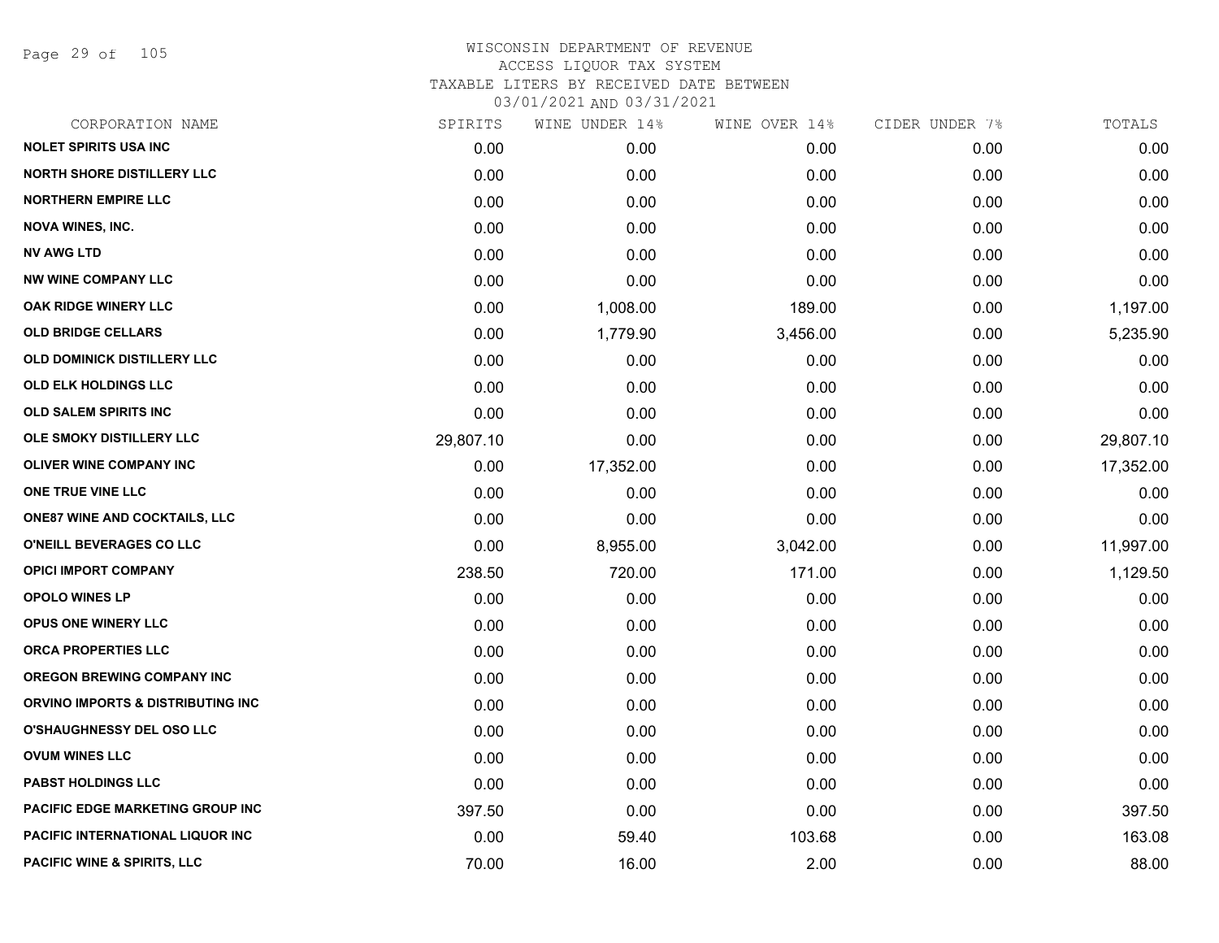WISCONSIN DEPARTMENT OF REVENUE
ACCESS LIQUOR TAX SYSTEM
TAXABLE LITERS BY RECEIVED DATE BETWEEN
03/01/2021 AND 03/31/2021

| CORPORATION NAME | SPIRITS | WINE UNDER 14% | WINE OVER 14% | CIDER UNDER 7% | TOTALS |
|---|---|---|---|---|---|
| NOLET SPIRITS USA INC | 0.00 | 0.00 | 0.00 | 0.00 | 0.00 |
| NORTH SHORE DISTILLERY LLC | 0.00 | 0.00 | 0.00 | 0.00 | 0.00 |
| NORTHERN EMPIRE LLC | 0.00 | 0.00 | 0.00 | 0.00 | 0.00 |
| NOVA WINES, INC. | 0.00 | 0.00 | 0.00 | 0.00 | 0.00 |
| NV AWG LTD | 0.00 | 0.00 | 0.00 | 0.00 | 0.00 |
| NW WINE COMPANY LLC | 0.00 | 0.00 | 0.00 | 0.00 | 0.00 |
| OAK RIDGE WINERY LLC | 0.00 | 1,008.00 | 189.00 | 0.00 | 1,197.00 |
| OLD BRIDGE CELLARS | 0.00 | 1,779.90 | 3,456.00 | 0.00 | 5,235.90 |
| OLD DOMINICK DISTILLERY LLC | 0.00 | 0.00 | 0.00 | 0.00 | 0.00 |
| OLD ELK HOLDINGS LLC | 0.00 | 0.00 | 0.00 | 0.00 | 0.00 |
| OLD SALEM SPIRITS INC | 0.00 | 0.00 | 0.00 | 0.00 | 0.00 |
| OLE SMOKY DISTILLERY LLC | 29,807.10 | 0.00 | 0.00 | 0.00 | 29,807.10 |
| OLIVER WINE COMPANY INC | 0.00 | 17,352.00 | 0.00 | 0.00 | 17,352.00 |
| ONE TRUE VINE LLC | 0.00 | 0.00 | 0.00 | 0.00 | 0.00 |
| ONE87 WINE AND COCKTAILS, LLC | 0.00 | 0.00 | 0.00 | 0.00 | 0.00 |
| O'NEILL BEVERAGES CO LLC | 0.00 | 8,955.00 | 3,042.00 | 0.00 | 11,997.00 |
| OPICI IMPORT COMPANY | 238.50 | 720.00 | 171.00 | 0.00 | 1,129.50 |
| OPOLO WINES LP | 0.00 | 0.00 | 0.00 | 0.00 | 0.00 |
| OPUS ONE WINERY LLC | 0.00 | 0.00 | 0.00 | 0.00 | 0.00 |
| ORCA PROPERTIES LLC | 0.00 | 0.00 | 0.00 | 0.00 | 0.00 |
| OREGON BREWING COMPANY INC | 0.00 | 0.00 | 0.00 | 0.00 | 0.00 |
| ORVINO IMPORTS & DISTRIBUTING INC | 0.00 | 0.00 | 0.00 | 0.00 | 0.00 |
| O'SHAUGHNESSY DEL OSO LLC | 0.00 | 0.00 | 0.00 | 0.00 | 0.00 |
| OVUM WINES LLC | 0.00 | 0.00 | 0.00 | 0.00 | 0.00 |
| PABST HOLDINGS LLC | 0.00 | 0.00 | 0.00 | 0.00 | 0.00 |
| PACIFIC EDGE MARKETING GROUP INC | 397.50 | 0.00 | 0.00 | 0.00 | 397.50 |
| PACIFIC INTERNATIONAL LIQUOR INC | 0.00 | 59.40 | 103.68 | 0.00 | 163.08 |
| PACIFIC WINE & SPIRITS, LLC | 70.00 | 16.00 | 2.00 | 0.00 | 88.00 |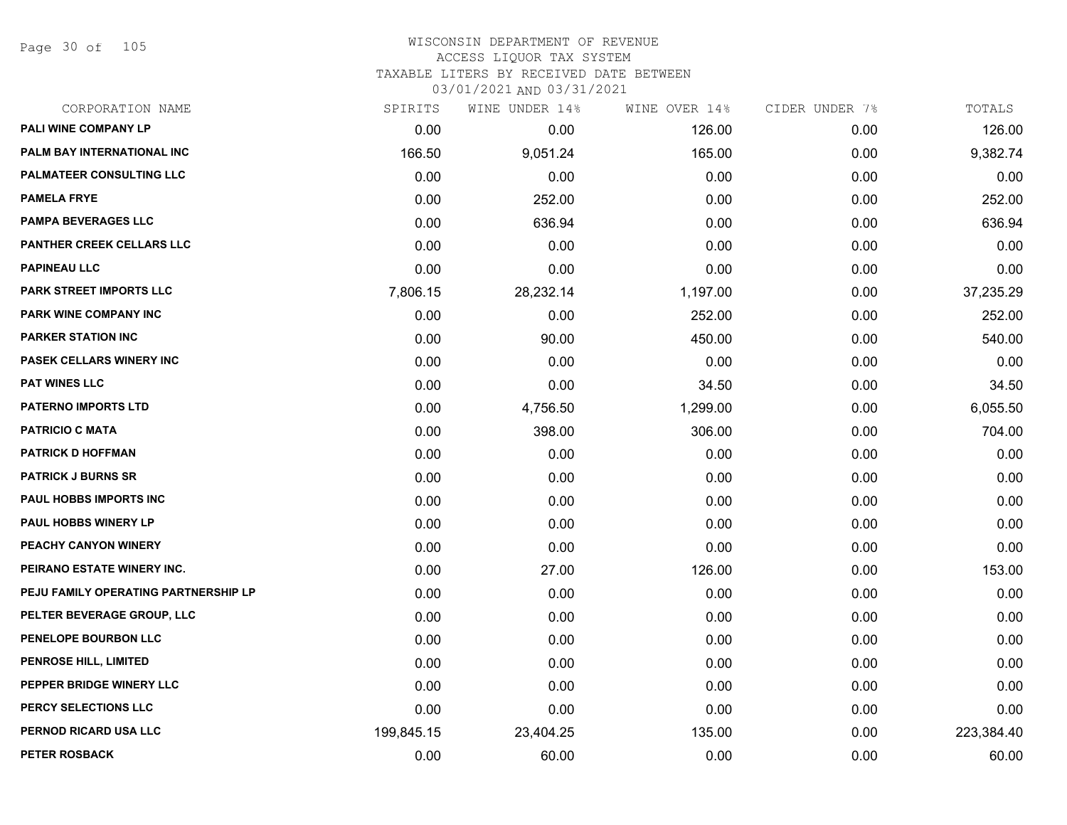WISCONSIN DEPARTMENT OF REVENUE
ACCESS LIQUOR TAX SYSTEM
TAXABLE LITERS BY RECEIVED DATE BETWEEN
03/01/2021 AND 03/31/2021

| CORPORATION NAME | SPIRITS | WINE UNDER 14% | WINE OVER 14% | CIDER UNDER 7% | TOTALS |
|---|---|---|---|---|---|
| PALI WINE COMPANY LP | 0.00 | 0.00 | 126.00 | 0.00 | 126.00 |
| PALM BAY INTERNATIONAL INC | 166.50 | 9,051.24 | 165.00 | 0.00 | 9,382.74 |
| PALMATEER CONSULTING LLC | 0.00 | 0.00 | 0.00 | 0.00 | 0.00 |
| PAMELA FRYE | 0.00 | 252.00 | 0.00 | 0.00 | 252.00 |
| PAMPA BEVERAGES LLC | 0.00 | 636.94 | 0.00 | 0.00 | 636.94 |
| PANTHER CREEK CELLARS LLC | 0.00 | 0.00 | 0.00 | 0.00 | 0.00 |
| PAPINEAU LLC | 0.00 | 0.00 | 0.00 | 0.00 | 0.00 |
| PARK STREET IMPORTS LLC | 7,806.15 | 28,232.14 | 1,197.00 | 0.00 | 37,235.29 |
| PARK WINE COMPANY INC | 0.00 | 0.00 | 252.00 | 0.00 | 252.00 |
| PARKER STATION INC | 0.00 | 90.00 | 450.00 | 0.00 | 540.00 |
| PASEK CELLARS WINERY INC | 0.00 | 0.00 | 0.00 | 0.00 | 0.00 |
| PAT WINES LLC | 0.00 | 0.00 | 34.50 | 0.00 | 34.50 |
| PATERNO IMPORTS LTD | 0.00 | 4,756.50 | 1,299.00 | 0.00 | 6,055.50 |
| PATRICIO C MATA | 0.00 | 398.00 | 306.00 | 0.00 | 704.00 |
| PATRICK D HOFFMAN | 0.00 | 0.00 | 0.00 | 0.00 | 0.00 |
| PATRICK J BURNS SR | 0.00 | 0.00 | 0.00 | 0.00 | 0.00 |
| PAUL HOBBS IMPORTS INC | 0.00 | 0.00 | 0.00 | 0.00 | 0.00 |
| PAUL HOBBS WINERY LP | 0.00 | 0.00 | 0.00 | 0.00 | 0.00 |
| PEACHY CANYON WINERY | 0.00 | 0.00 | 0.00 | 0.00 | 0.00 |
| PEIRANO ESTATE WINERY INC. | 0.00 | 27.00 | 126.00 | 0.00 | 153.00 |
| PEJU FAMILY OPERATING PARTNERSHIP LP | 0.00 | 0.00 | 0.00 | 0.00 | 0.00 |
| PELTER BEVERAGE GROUP, LLC | 0.00 | 0.00 | 0.00 | 0.00 | 0.00 |
| PENELOPE BOURBON LLC | 0.00 | 0.00 | 0.00 | 0.00 | 0.00 |
| PENROSE HILL, LIMITED | 0.00 | 0.00 | 0.00 | 0.00 | 0.00 |
| PEPPER BRIDGE WINERY LLC | 0.00 | 0.00 | 0.00 | 0.00 | 0.00 |
| PERCY SELECTIONS LLC | 0.00 | 0.00 | 0.00 | 0.00 | 0.00 |
| PERNOD RICARD USA LLC | 199,845.15 | 23,404.25 | 135.00 | 0.00 | 223,384.40 |
| PETER ROSBACK | 0.00 | 60.00 | 0.00 | 0.00 | 60.00 |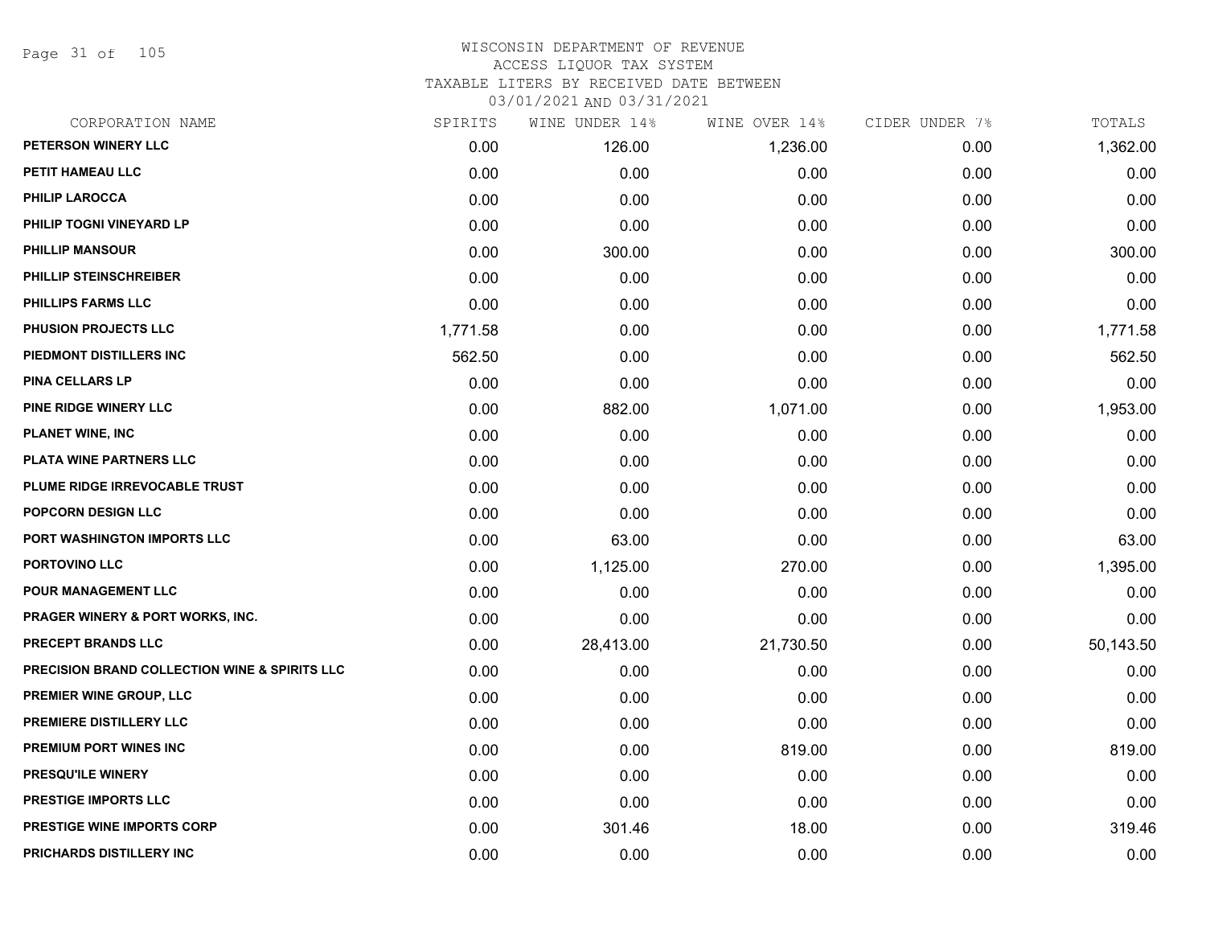WISCONSIN DEPARTMENT OF REVENUE
ACCESS LIQUOR TAX SYSTEM
TAXABLE LITERS BY RECEIVED DATE BETWEEN
03/01/2021 AND 03/31/2021

| CORPORATION NAME | SPIRITS | WINE UNDER 14% | WINE OVER 14% | CIDER UNDER 7% | TOTALS |
|---|---|---|---|---|---|
| PETERSON WINERY LLC | 0.00 | 126.00 | 1,236.00 | 0.00 | 1,362.00 |
| PETIT HAMEAU LLC | 0.00 | 0.00 | 0.00 | 0.00 | 0.00 |
| PHILIP LAROCCA | 0.00 | 0.00 | 0.00 | 0.00 | 0.00 |
| PHILIP TOGNI VINEYARD LP | 0.00 | 0.00 | 0.00 | 0.00 | 0.00 |
| PHILLIP MANSOUR | 0.00 | 300.00 | 0.00 | 0.00 | 300.00 |
| PHILLIP STEINSCHREIBER | 0.00 | 0.00 | 0.00 | 0.00 | 0.00 |
| PHILLIPS FARMS LLC | 0.00 | 0.00 | 0.00 | 0.00 | 0.00 |
| PHUSION PROJECTS LLC | 1,771.58 | 0.00 | 0.00 | 0.00 | 1,771.58 |
| PIEDMONT DISTILLERS INC | 562.50 | 0.00 | 0.00 | 0.00 | 562.50 |
| PINA CELLARS LP | 0.00 | 0.00 | 0.00 | 0.00 | 0.00 |
| PINE RIDGE WINERY LLC | 0.00 | 882.00 | 1,071.00 | 0.00 | 1,953.00 |
| PLANET WINE, INC | 0.00 | 0.00 | 0.00 | 0.00 | 0.00 |
| PLATA WINE PARTNERS LLC | 0.00 | 0.00 | 0.00 | 0.00 | 0.00 |
| PLUME RIDGE IRREVOCABLE TRUST | 0.00 | 0.00 | 0.00 | 0.00 | 0.00 |
| POPCORN DESIGN LLC | 0.00 | 0.00 | 0.00 | 0.00 | 0.00 |
| PORT WASHINGTON IMPORTS LLC | 0.00 | 63.00 | 0.00 | 0.00 | 63.00 |
| PORTOVINO LLC | 0.00 | 1,125.00 | 270.00 | 0.00 | 1,395.00 |
| POUR MANAGEMENT LLC | 0.00 | 0.00 | 0.00 | 0.00 | 0.00 |
| PRAGER WINERY & PORT WORKS, INC. | 0.00 | 0.00 | 0.00 | 0.00 | 0.00 |
| PRECEPT BRANDS LLC | 0.00 | 28,413.00 | 21,730.50 | 0.00 | 50,143.50 |
| PRECISION BRAND COLLECTION WINE & SPIRITS LLC | 0.00 | 0.00 | 0.00 | 0.00 | 0.00 |
| PREMIER WINE GROUP, LLC | 0.00 | 0.00 | 0.00 | 0.00 | 0.00 |
| PREMIERE DISTILLERY LLC | 0.00 | 0.00 | 0.00 | 0.00 | 0.00 |
| PREMIUM PORT WINES INC | 0.00 | 0.00 | 819.00 | 0.00 | 819.00 |
| PRESQU'ILE WINERY | 0.00 | 0.00 | 0.00 | 0.00 | 0.00 |
| PRESTIGE IMPORTS LLC | 0.00 | 0.00 | 0.00 | 0.00 | 0.00 |
| PRESTIGE WINE IMPORTS CORP | 0.00 | 301.46 | 18.00 | 0.00 | 319.46 |
| PRICHARDS DISTILLERY INC | 0.00 | 0.00 | 0.00 | 0.00 | 0.00 |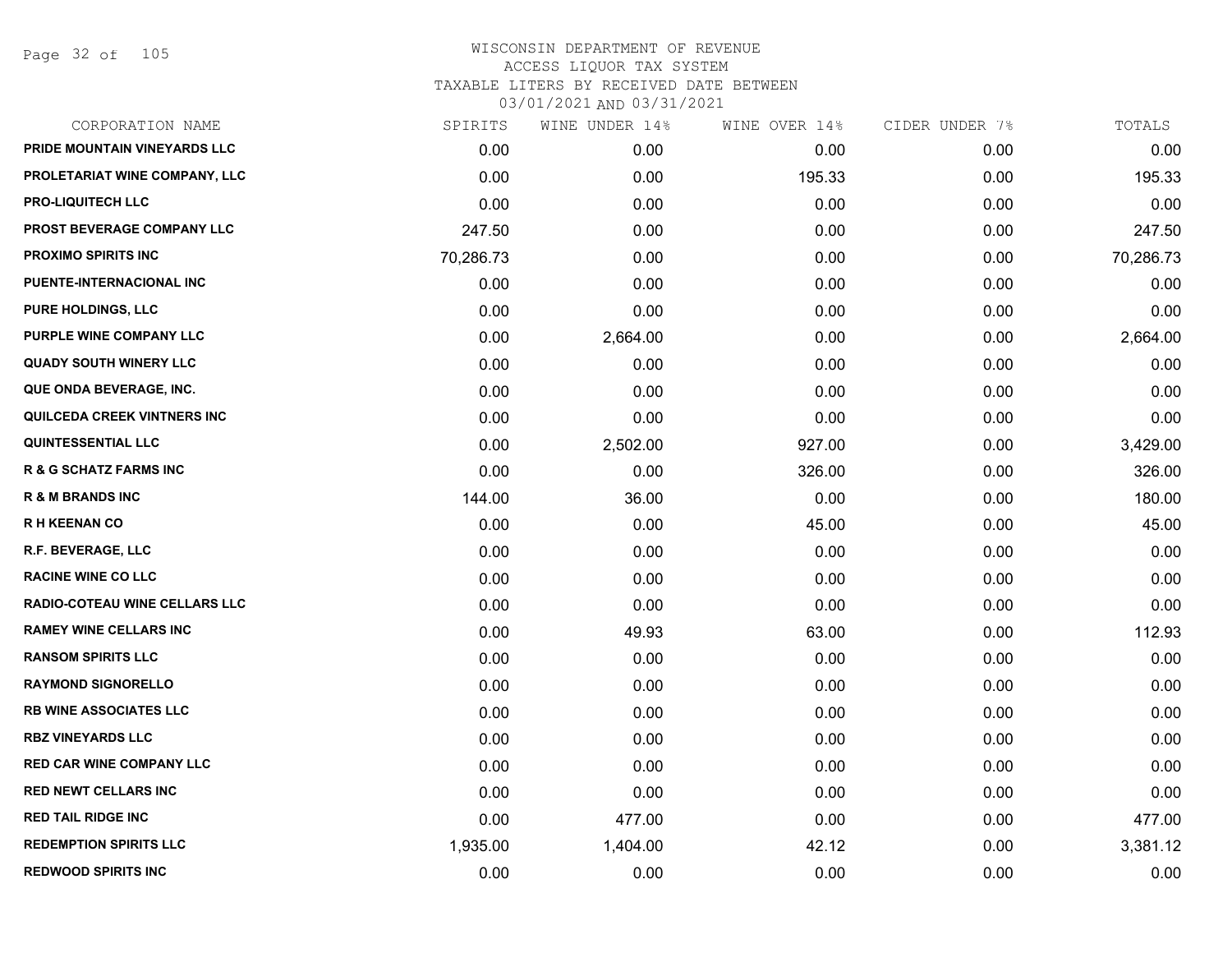WISCONSIN DEPARTMENT OF REVENUE
ACCESS LIQUOR TAX SYSTEM
TAXABLE LITERS BY RECEIVED DATE BETWEEN
03/01/2021 AND 03/31/2021

| CORPORATION NAME | SPIRITS | WINE UNDER 14% | WINE OVER 14% | CIDER UNDER 7% | TOTALS |
|---|---|---|---|---|---|
| PRIDE MOUNTAIN VINEYARDS LLC | 0.00 | 0.00 | 0.00 | 0.00 | 0.00 |
| PROLETARIAT WINE COMPANY, LLC | 0.00 | 0.00 | 195.33 | 0.00 | 195.33 |
| PRO-LIQUITECH LLC | 0.00 | 0.00 | 0.00 | 0.00 | 0.00 |
| PROST BEVERAGE COMPANY LLC | 247.50 | 0.00 | 0.00 | 0.00 | 247.50 |
| PROXIMO SPIRITS INC | 70,286.73 | 0.00 | 0.00 | 0.00 | 70,286.73 |
| PUENTE-INTERNACIONAL INC | 0.00 | 0.00 | 0.00 | 0.00 | 0.00 |
| PURE HOLDINGS, LLC | 0.00 | 0.00 | 0.00 | 0.00 | 0.00 |
| PURPLE WINE COMPANY LLC | 0.00 | 2,664.00 | 0.00 | 0.00 | 2,664.00 |
| QUADY SOUTH WINERY LLC | 0.00 | 0.00 | 0.00 | 0.00 | 0.00 |
| QUE ONDA BEVERAGE, INC. | 0.00 | 0.00 | 0.00 | 0.00 | 0.00 |
| QUILCEDA CREEK VINTNERS INC | 0.00 | 0.00 | 0.00 | 0.00 | 0.00 |
| QUINTESSENTIAL LLC | 0.00 | 2,502.00 | 927.00 | 0.00 | 3,429.00 |
| R & G SCHATZ FARMS INC | 0.00 | 0.00 | 326.00 | 0.00 | 326.00 |
| R & M BRANDS INC | 144.00 | 36.00 | 0.00 | 0.00 | 180.00 |
| R H KEENAN CO | 0.00 | 0.00 | 45.00 | 0.00 | 45.00 |
| R.F. BEVERAGE, LLC | 0.00 | 0.00 | 0.00 | 0.00 | 0.00 |
| RACINE WINE CO LLC | 0.00 | 0.00 | 0.00 | 0.00 | 0.00 |
| RADIO-COTEAU WINE CELLARS LLC | 0.00 | 0.00 | 0.00 | 0.00 | 0.00 |
| RAMEY WINE CELLARS INC | 0.00 | 49.93 | 63.00 | 0.00 | 112.93 |
| RANSOM SPIRITS LLC | 0.00 | 0.00 | 0.00 | 0.00 | 0.00 |
| RAYMOND SIGNORELLO | 0.00 | 0.00 | 0.00 | 0.00 | 0.00 |
| RB WINE ASSOCIATES LLC | 0.00 | 0.00 | 0.00 | 0.00 | 0.00 |
| RBZ VINEYARDS LLC | 0.00 | 0.00 | 0.00 | 0.00 | 0.00 |
| RED CAR WINE COMPANY LLC | 0.00 | 0.00 | 0.00 | 0.00 | 0.00 |
| RED NEWT CELLARS INC | 0.00 | 0.00 | 0.00 | 0.00 | 0.00 |
| RED TAIL RIDGE INC | 0.00 | 477.00 | 0.00 | 0.00 | 477.00 |
| REDEMPTION SPIRITS LLC | 1,935.00 | 1,404.00 | 42.12 | 0.00 | 3,381.12 |
| REDWOOD SPIRITS INC | 0.00 | 0.00 | 0.00 | 0.00 | 0.00 |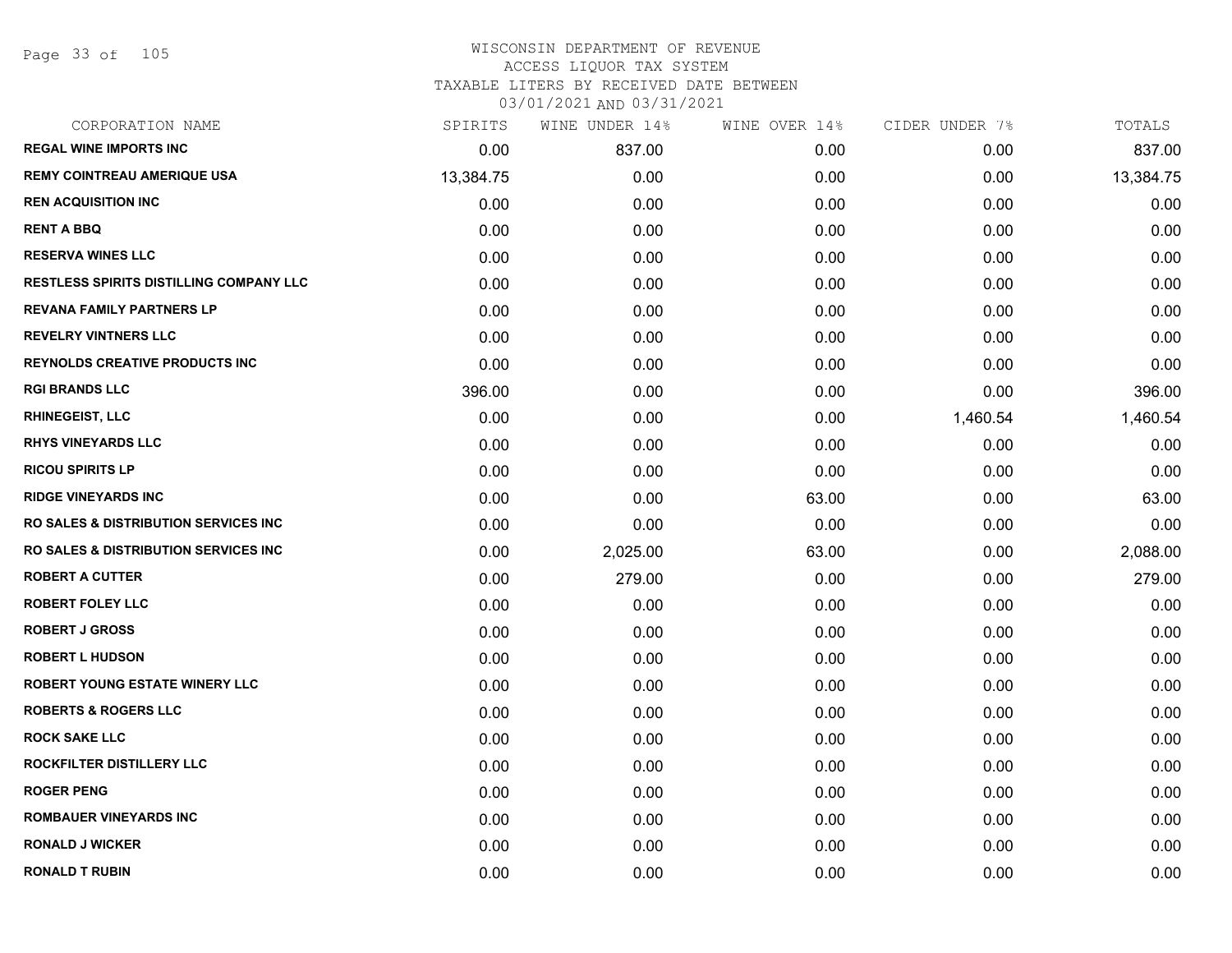WISCONSIN DEPARTMENT OF REVENUE
ACCESS LIQUOR TAX SYSTEM
TAXABLE LITERS BY RECEIVED DATE BETWEEN
03/01/2021 AND 03/31/2021

| CORPORATION NAME | SPIRITS | WINE UNDER 14% | WINE OVER 14% | CIDER UNDER 7% | TOTALS |
|---|---|---|---|---|---|
| REGAL WINE IMPORTS INC | 0.00 | 837.00 | 0.00 | 0.00 | 837.00 |
| REMY COINTREAU AMERIQUE USA | 13,384.75 | 0.00 | 0.00 | 0.00 | 13,384.75 |
| REN ACQUISITION INC | 0.00 | 0.00 | 0.00 | 0.00 | 0.00 |
| RENT A BBQ | 0.00 | 0.00 | 0.00 | 0.00 | 0.00 |
| RESERVA WINES LLC | 0.00 | 0.00 | 0.00 | 0.00 | 0.00 |
| RESTLESS SPIRITS DISTILLING COMPANY LLC | 0.00 | 0.00 | 0.00 | 0.00 | 0.00 |
| REVANA FAMILY PARTNERS LP | 0.00 | 0.00 | 0.00 | 0.00 | 0.00 |
| REVELRY VINTNERS LLC | 0.00 | 0.00 | 0.00 | 0.00 | 0.00 |
| REYNOLDS CREATIVE PRODUCTS INC | 0.00 | 0.00 | 0.00 | 0.00 | 0.00 |
| RGI BRANDS LLC | 396.00 | 0.00 | 0.00 | 0.00 | 396.00 |
| RHINEGEIST, LLC | 0.00 | 0.00 | 0.00 | 1,460.54 | 1,460.54 |
| RHYS VINEYARDS LLC | 0.00 | 0.00 | 0.00 | 0.00 | 0.00 |
| RICOU SPIRITS LP | 0.00 | 0.00 | 0.00 | 0.00 | 0.00 |
| RIDGE VINEYARDS INC | 0.00 | 0.00 | 63.00 | 0.00 | 63.00 |
| RO SALES & DISTRIBUTION SERVICES INC | 0.00 | 0.00 | 0.00 | 0.00 | 0.00 |
| RO SALES & DISTRIBUTION SERVICES INC | 0.00 | 2,025.00 | 63.00 | 0.00 | 2,088.00 |
| ROBERT A CUTTER | 0.00 | 279.00 | 0.00 | 0.00 | 279.00 |
| ROBERT FOLEY LLC | 0.00 | 0.00 | 0.00 | 0.00 | 0.00 |
| ROBERT J GROSS | 0.00 | 0.00 | 0.00 | 0.00 | 0.00 |
| ROBERT L HUDSON | 0.00 | 0.00 | 0.00 | 0.00 | 0.00 |
| ROBERT YOUNG ESTATE WINERY LLC | 0.00 | 0.00 | 0.00 | 0.00 | 0.00 |
| ROBERTS & ROGERS LLC | 0.00 | 0.00 | 0.00 | 0.00 | 0.00 |
| ROCK SAKE LLC | 0.00 | 0.00 | 0.00 | 0.00 | 0.00 |
| ROCKFILTER DISTILLERY LLC | 0.00 | 0.00 | 0.00 | 0.00 | 0.00 |
| ROGER PENG | 0.00 | 0.00 | 0.00 | 0.00 | 0.00 |
| ROMBAUER VINEYARDS INC | 0.00 | 0.00 | 0.00 | 0.00 | 0.00 |
| RONALD J WICKER | 0.00 | 0.00 | 0.00 | 0.00 | 0.00 |
| RONALD T RUBIN | 0.00 | 0.00 | 0.00 | 0.00 | 0.00 |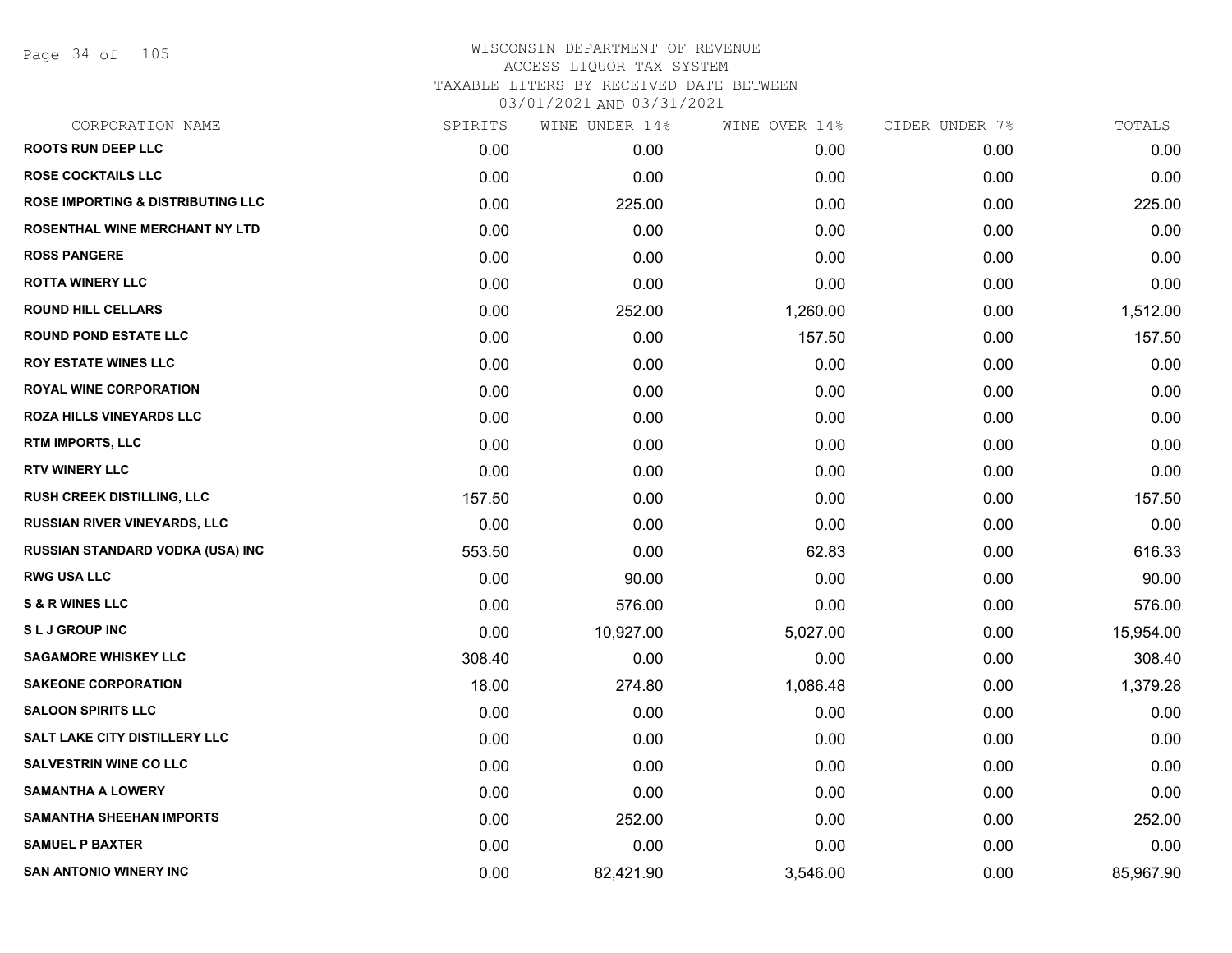WISCONSIN DEPARTMENT OF REVENUE
ACCESS LIQUOR TAX SYSTEM
TAXABLE LITERS BY RECEIVED DATE BETWEEN
03/01/2021 AND 03/31/2021

| CORPORATION NAME | SPIRITS | WINE UNDER 14% | WINE OVER 14% | CIDER UNDER 7% | TOTALS |
|---|---|---|---|---|---|
| ROOTS RUN DEEP LLC | 0.00 | 0.00 | 0.00 | 0.00 | 0.00 |
| ROSE COCKTAILS LLC | 0.00 | 0.00 | 0.00 | 0.00 | 0.00 |
| ROSE IMPORTING & DISTRIBUTING LLC | 0.00 | 225.00 | 0.00 | 0.00 | 225.00 |
| ROSENTHAL WINE MERCHANT NY LTD | 0.00 | 0.00 | 0.00 | 0.00 | 0.00 |
| ROSS PANGERE | 0.00 | 0.00 | 0.00 | 0.00 | 0.00 |
| ROTTA WINERY LLC | 0.00 | 0.00 | 0.00 | 0.00 | 0.00 |
| ROUND HILL CELLARS | 0.00 | 252.00 | 1,260.00 | 0.00 | 1,512.00 |
| ROUND POND ESTATE LLC | 0.00 | 0.00 | 157.50 | 0.00 | 157.50 |
| ROY ESTATE WINES LLC | 0.00 | 0.00 | 0.00 | 0.00 | 0.00 |
| ROYAL WINE CORPORATION | 0.00 | 0.00 | 0.00 | 0.00 | 0.00 |
| ROZA HILLS VINEYARDS LLC | 0.00 | 0.00 | 0.00 | 0.00 | 0.00 |
| RTM IMPORTS, LLC | 0.00 | 0.00 | 0.00 | 0.00 | 0.00 |
| RTV WINERY LLC | 0.00 | 0.00 | 0.00 | 0.00 | 0.00 |
| RUSH CREEK DISTILLING, LLC | 157.50 | 0.00 | 0.00 | 0.00 | 157.50 |
| RUSSIAN RIVER VINEYARDS, LLC | 0.00 | 0.00 | 0.00 | 0.00 | 0.00 |
| RUSSIAN STANDARD VODKA (USA) INC | 553.50 | 0.00 | 62.83 | 0.00 | 616.33 |
| RWG USA LLC | 0.00 | 90.00 | 0.00 | 0.00 | 90.00 |
| S & R WINES LLC | 0.00 | 576.00 | 0.00 | 0.00 | 576.00 |
| S L J GROUP INC | 0.00 | 10,927.00 | 5,027.00 | 0.00 | 15,954.00 |
| SAGAMORE WHISKEY LLC | 308.40 | 0.00 | 0.00 | 0.00 | 308.40 |
| SAKEONE CORPORATION | 18.00 | 274.80 | 1,086.48 | 0.00 | 1,379.28 |
| SALOON SPIRITS LLC | 0.00 | 0.00 | 0.00 | 0.00 | 0.00 |
| SALT LAKE CITY DISTILLERY LLC | 0.00 | 0.00 | 0.00 | 0.00 | 0.00 |
| SALVESTRIN WINE CO LLC | 0.00 | 0.00 | 0.00 | 0.00 | 0.00 |
| SAMANTHA A LOWERY | 0.00 | 0.00 | 0.00 | 0.00 | 0.00 |
| SAMANTHA SHEEHAN IMPORTS | 0.00 | 252.00 | 0.00 | 0.00 | 252.00 |
| SAMUEL P BAXTER | 0.00 | 0.00 | 0.00 | 0.00 | 0.00 |
| SAN ANTONIO WINERY INC | 0.00 | 82,421.90 | 3,546.00 | 0.00 | 85,967.90 |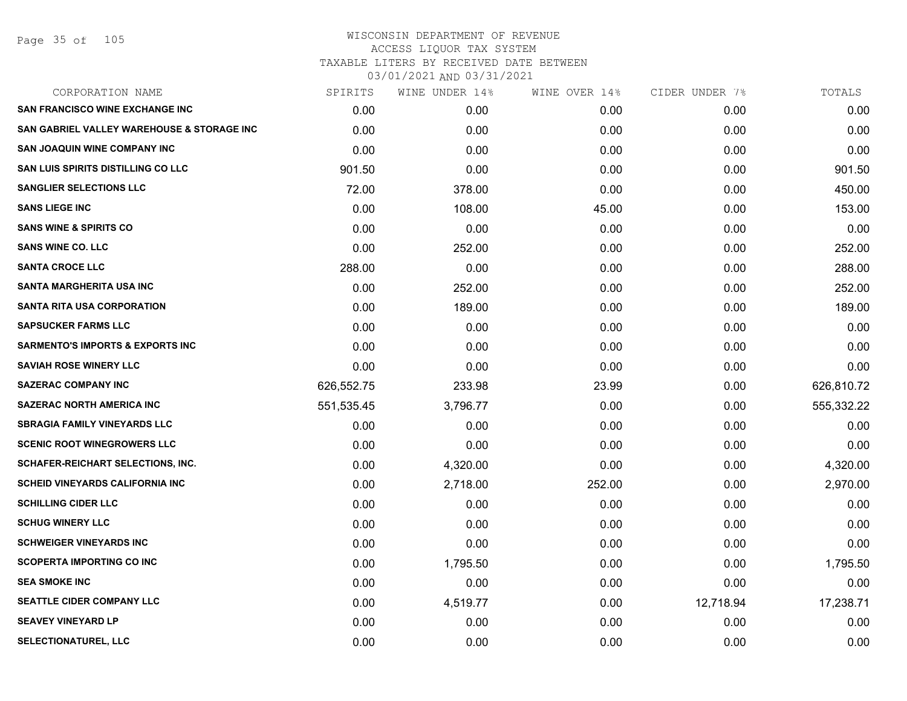# WISCONSIN DEPARTMENT OF REVENUE
## ACCESS LIQUOR TAX SYSTEM
### TAXABLE LITERS BY RECEIVED DATE BETWEEN 03/01/2021 AND 03/31/2021

| CORPORATION NAME | SPIRITS | WINE UNDER 14% | WINE OVER 14% | CIDER UNDER 7% | TOTALS |
|---|---|---|---|---|---|
| SAN FRANCISCO WINE EXCHANGE INC | 0.00 | 0.00 | 0.00 | 0.00 | 0.00 |
| SAN GABRIEL VALLEY WAREHOUSE & STORAGE INC | 0.00 | 0.00 | 0.00 | 0.00 | 0.00 |
| SAN JOAQUIN WINE COMPANY INC | 0.00 | 0.00 | 0.00 | 0.00 | 0.00 |
| SAN LUIS SPIRITS DISTILLING CO LLC | 901.50 | 0.00 | 0.00 | 0.00 | 901.50 |
| SANGLIER SELECTIONS LLC | 72.00 | 378.00 | 0.00 | 0.00 | 450.00 |
| SANS LIEGE INC | 0.00 | 108.00 | 45.00 | 0.00 | 153.00 |
| SANS WINE & SPIRITS CO | 0.00 | 0.00 | 0.00 | 0.00 | 0.00 |
| SANS WINE CO. LLC | 0.00 | 252.00 | 0.00 | 0.00 | 252.00 |
| SANTA CROCE LLC | 288.00 | 0.00 | 0.00 | 0.00 | 288.00 |
| SANTA MARGHERITA USA INC | 0.00 | 252.00 | 0.00 | 0.00 | 252.00 |
| SANTA RITA USA CORPORATION | 0.00 | 189.00 | 0.00 | 0.00 | 189.00 |
| SAPSUCKER FARMS LLC | 0.00 | 0.00 | 0.00 | 0.00 | 0.00 |
| SARMENTO'S IMPORTS & EXPORTS INC | 0.00 | 0.00 | 0.00 | 0.00 | 0.00 |
| SAVIAH ROSE WINERY LLC | 0.00 | 0.00 | 0.00 | 0.00 | 0.00 |
| SAZERAC COMPANY INC | 626,552.75 | 233.98 | 23.99 | 0.00 | 626,810.72 |
| SAZERAC NORTH AMERICA INC | 551,535.45 | 3,796.77 | 0.00 | 0.00 | 555,332.22 |
| SBRAGIA FAMILY VINEYARDS LLC | 0.00 | 0.00 | 0.00 | 0.00 | 0.00 |
| SCENIC ROOT WINEGROWERS LLC | 0.00 | 0.00 | 0.00 | 0.00 | 0.00 |
| SCHAFER-REICHART SELECTIONS, INC. | 0.00 | 4,320.00 | 0.00 | 0.00 | 4,320.00 |
| SCHEID VINEYARDS CALIFORNIA INC | 0.00 | 2,718.00 | 252.00 | 0.00 | 2,970.00 |
| SCHILLING CIDER LLC | 0.00 | 0.00 | 0.00 | 0.00 | 0.00 |
| SCHUG WINERY LLC | 0.00 | 0.00 | 0.00 | 0.00 | 0.00 |
| SCHWEIGER VINEYARDS INC | 0.00 | 0.00 | 0.00 | 0.00 | 0.00 |
| SCOPERTA IMPORTING CO INC | 0.00 | 1,795.50 | 0.00 | 0.00 | 1,795.50 |
| SEA SMOKE INC | 0.00 | 0.00 | 0.00 | 0.00 | 0.00 |
| SEATTLE CIDER COMPANY LLC | 0.00 | 4,519.77 | 0.00 | 12,718.94 | 17,238.71 |
| SEAVEY VINEYARD LP | 0.00 | 0.00 | 0.00 | 0.00 | 0.00 |
| SELECTIONATUREL, LLC | 0.00 | 0.00 | 0.00 | 0.00 | 0.00 |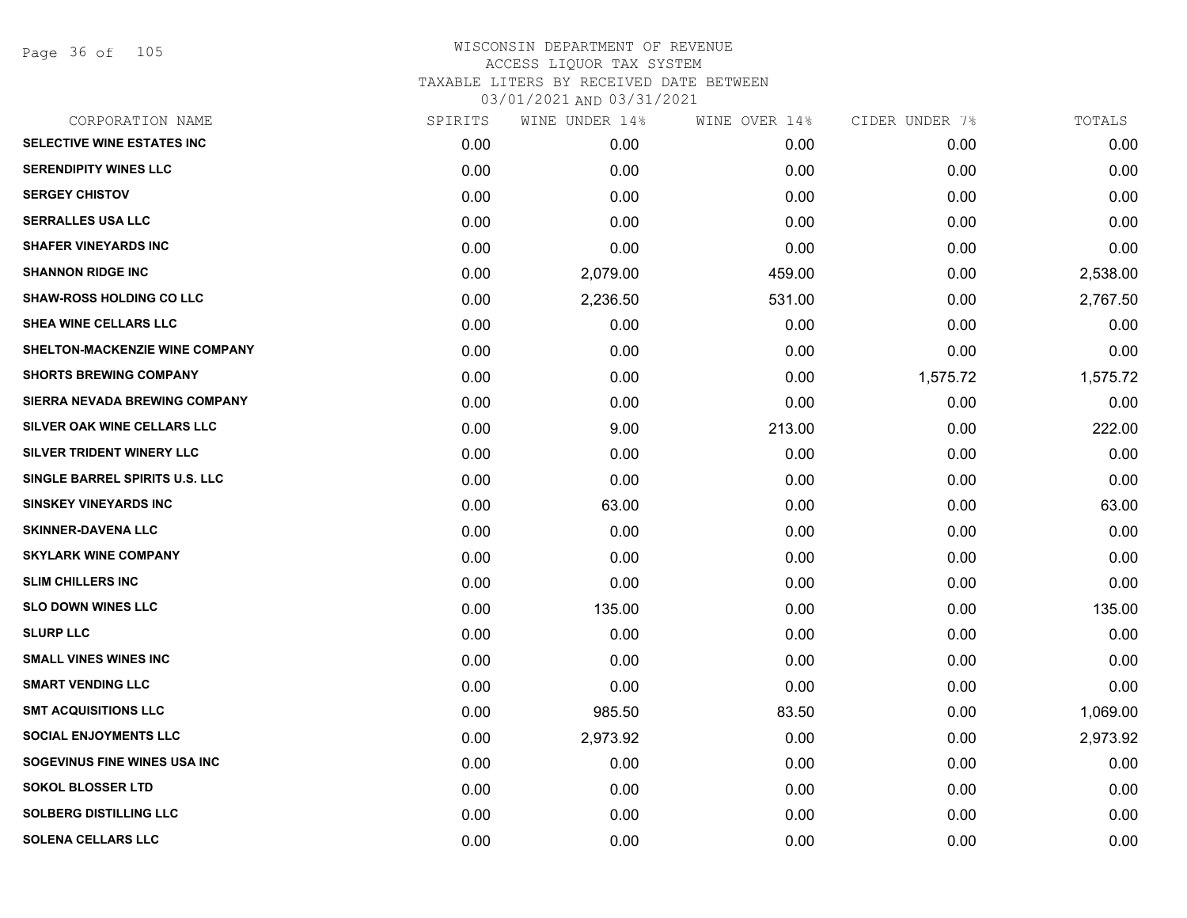WISCONSIN DEPARTMENT OF REVENUE
ACCESS LIQUOR TAX SYSTEM
TAXABLE LITERS BY RECEIVED DATE BETWEEN
03/01/2021 AND 03/31/2021

| CORPORATION NAME | SPIRITS | WINE UNDER 14% | WINE OVER 14% | CIDER UNDER 7% | TOTALS |
|---|---|---|---|---|---|
| SELECTIVE WINE ESTATES INC | 0.00 | 0.00 | 0.00 | 0.00 | 0.00 |
| SERENDIPITY WINES LLC | 0.00 | 0.00 | 0.00 | 0.00 | 0.00 |
| SERGEY CHISTOV | 0.00 | 0.00 | 0.00 | 0.00 | 0.00 |
| SERRALLES USA LLC | 0.00 | 0.00 | 0.00 | 0.00 | 0.00 |
| SHAFER VINEYARDS INC | 0.00 | 0.00 | 0.00 | 0.00 | 0.00 |
| SHANNON RIDGE INC | 0.00 | 2,079.00 | 459.00 | 0.00 | 2,538.00 |
| SHAW-ROSS HOLDING CO LLC | 0.00 | 2,236.50 | 531.00 | 0.00 | 2,767.50 |
| SHEA WINE CELLARS LLC | 0.00 | 0.00 | 0.00 | 0.00 | 0.00 |
| SHELTON-MACKENZIE WINE COMPANY | 0.00 | 0.00 | 0.00 | 0.00 | 0.00 |
| SHORTS BREWING COMPANY | 0.00 | 0.00 | 0.00 | 1,575.72 | 1,575.72 |
| SIERRA NEVADA BREWING COMPANY | 0.00 | 0.00 | 0.00 | 0.00 | 0.00 |
| SILVER OAK WINE CELLARS LLC | 0.00 | 9.00 | 213.00 | 0.00 | 222.00 |
| SILVER TRIDENT WINERY LLC | 0.00 | 0.00 | 0.00 | 0.00 | 0.00 |
| SINGLE BARREL SPIRITS U.S. LLC | 0.00 | 0.00 | 0.00 | 0.00 | 0.00 |
| SINSKEY VINEYARDS INC | 0.00 | 63.00 | 0.00 | 0.00 | 63.00 |
| SKINNER-DAVENA LLC | 0.00 | 0.00 | 0.00 | 0.00 | 0.00 |
| SKYLARK WINE COMPANY | 0.00 | 0.00 | 0.00 | 0.00 | 0.00 |
| SLIM CHILLERS INC | 0.00 | 0.00 | 0.00 | 0.00 | 0.00 |
| SLO DOWN WINES LLC | 0.00 | 135.00 | 0.00 | 0.00 | 135.00 |
| SLURP LLC | 0.00 | 0.00 | 0.00 | 0.00 | 0.00 |
| SMALL VINES WINES INC | 0.00 | 0.00 | 0.00 | 0.00 | 0.00 |
| SMART VENDING LLC | 0.00 | 0.00 | 0.00 | 0.00 | 0.00 |
| SMT ACQUISITIONS LLC | 0.00 | 985.50 | 83.50 | 0.00 | 1,069.00 |
| SOCIAL ENJOYMENTS LLC | 0.00 | 2,973.92 | 0.00 | 0.00 | 2,973.92 |
| SOGEVINUS FINE WINES USA INC | 0.00 | 0.00 | 0.00 | 0.00 | 0.00 |
| SOKOL BLOSSER LTD | 0.00 | 0.00 | 0.00 | 0.00 | 0.00 |
| SOLBERG DISTILLING LLC | 0.00 | 0.00 | 0.00 | 0.00 | 0.00 |
| SOLENA CELLARS LLC | 0.00 | 0.00 | 0.00 | 0.00 | 0.00 |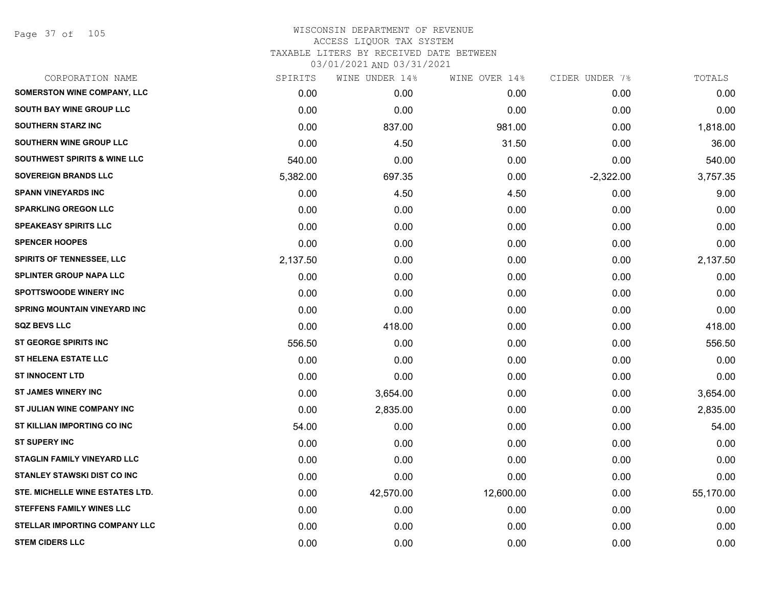# WISCONSIN DEPARTMENT OF REVENUE
## ACCESS LIQUOR TAX SYSTEM
### TAXABLE LITERS BY RECEIVED DATE BETWEEN 03/01/2021 AND 03/31/2021

| CORPORATION NAME | SPIRITS | WINE UNDER 14% | WINE OVER 14% | CIDER UNDER 7% | TOTALS |
|---|---|---|---|---|---|
| SOMERSTON WINE COMPANY, LLC | 0.00 | 0.00 | 0.00 | 0.00 | 0.00 |
| SOUTH BAY WINE GROUP LLC | 0.00 | 0.00 | 0.00 | 0.00 | 0.00 |
| SOUTHERN STARZ INC | 0.00 | 837.00 | 981.00 | 0.00 | 1,818.00 |
| SOUTHERN WINE GROUP LLC | 0.00 | 4.50 | 31.50 | 0.00 | 36.00 |
| SOUTHWEST SPIRITS & WINE LLC | 540.00 | 0.00 | 0.00 | 0.00 | 540.00 |
| SOVEREIGN BRANDS LLC | 5,382.00 | 697.35 | 0.00 | -2,322.00 | 3,757.35 |
| SPANN VINEYARDS INC | 0.00 | 4.50 | 4.50 | 0.00 | 9.00 |
| SPARKLING OREGON LLC | 0.00 | 0.00 | 0.00 | 0.00 | 0.00 |
| SPEAKEASY SPIRITS LLC | 0.00 | 0.00 | 0.00 | 0.00 | 0.00 |
| SPENCER HOOPES | 0.00 | 0.00 | 0.00 | 0.00 | 0.00 |
| SPIRITS OF TENNESSEE, LLC | 2,137.50 | 0.00 | 0.00 | 0.00 | 2,137.50 |
| SPLINTER GROUP NAPA LLC | 0.00 | 0.00 | 0.00 | 0.00 | 0.00 |
| SPOTTSWOODE WINERY INC | 0.00 | 0.00 | 0.00 | 0.00 | 0.00 |
| SPRING MOUNTAIN VINEYARD INC | 0.00 | 0.00 | 0.00 | 0.00 | 0.00 |
| SQZ BEVS LLC | 0.00 | 418.00 | 0.00 | 0.00 | 418.00 |
| ST GEORGE SPIRITS INC | 556.50 | 0.00 | 0.00 | 0.00 | 556.50 |
| ST HELENA ESTATE LLC | 0.00 | 0.00 | 0.00 | 0.00 | 0.00 |
| ST INNOCENT LTD | 0.00 | 0.00 | 0.00 | 0.00 | 0.00 |
| ST JAMES WINERY INC | 0.00 | 3,654.00 | 0.00 | 0.00 | 3,654.00 |
| ST JULIAN WINE COMPANY INC | 0.00 | 2,835.00 | 0.00 | 0.00 | 2,835.00 |
| ST KILLIAN IMPORTING CO INC | 54.00 | 0.00 | 0.00 | 0.00 | 54.00 |
| ST SUPERY INC | 0.00 | 0.00 | 0.00 | 0.00 | 0.00 |
| STAGLIN FAMILY VINEYARD LLC | 0.00 | 0.00 | 0.00 | 0.00 | 0.00 |
| STANLEY STAWSKI DIST CO INC | 0.00 | 0.00 | 0.00 | 0.00 | 0.00 |
| STE. MICHELLE WINE ESTATES LTD. | 0.00 | 42,570.00 | 12,600.00 | 0.00 | 55,170.00 |
| STEFFENS FAMILY WINES LLC | 0.00 | 0.00 | 0.00 | 0.00 | 0.00 |
| STELLAR IMPORTING COMPANY LLC | 0.00 | 0.00 | 0.00 | 0.00 | 0.00 |
| STEM CIDERS LLC | 0.00 | 0.00 | 0.00 | 0.00 | 0.00 |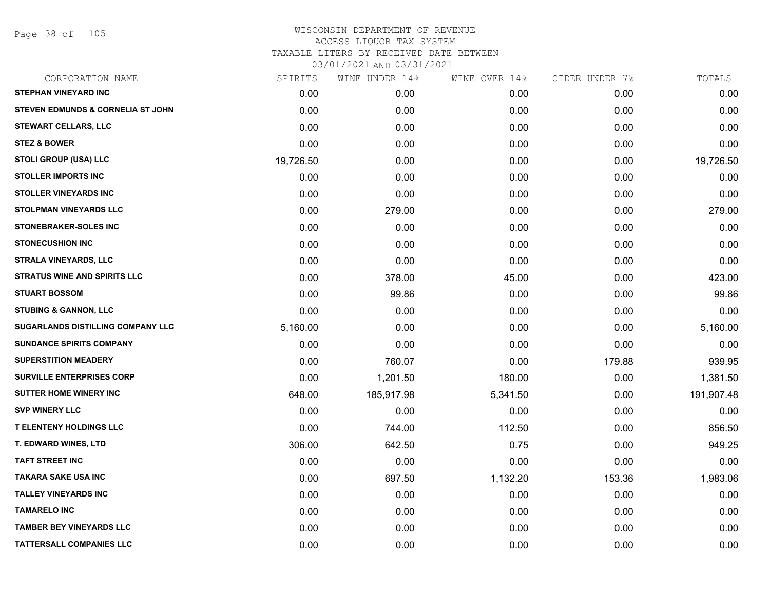WISCONSIN DEPARTMENT OF REVENUE
ACCESS LIQUOR TAX SYSTEM
TAXABLE LITERS BY RECEIVED DATE BETWEEN
03/01/2021 AND 03/31/2021

| CORPORATION NAME | SPIRITS | WINE UNDER 14% | WINE OVER 14% | CIDER UNDER 7% | TOTALS |
|---|---|---|---|---|---|
| STEPHAN VINEYARD INC | 0.00 | 0.00 | 0.00 | 0.00 | 0.00 |
| STEVEN EDMUNDS & CORNELIA ST JOHN | 0.00 | 0.00 | 0.00 | 0.00 | 0.00 |
| STEWART CELLARS, LLC | 0.00 | 0.00 | 0.00 | 0.00 | 0.00 |
| STEZ & BOWER | 0.00 | 0.00 | 0.00 | 0.00 | 0.00 |
| STOLI GROUP (USA) LLC | 19,726.50 | 0.00 | 0.00 | 0.00 | 19,726.50 |
| STOLLER IMPORTS INC | 0.00 | 0.00 | 0.00 | 0.00 | 0.00 |
| STOLLER VINEYARDS INC | 0.00 | 0.00 | 0.00 | 0.00 | 0.00 |
| STOLPMAN VINEYARDS LLC | 0.00 | 279.00 | 0.00 | 0.00 | 279.00 |
| STONEBRAKER-SOLES INC | 0.00 | 0.00 | 0.00 | 0.00 | 0.00 |
| STONECUSHION INC | 0.00 | 0.00 | 0.00 | 0.00 | 0.00 |
| STRALA VINEYARDS, LLC | 0.00 | 0.00 | 0.00 | 0.00 | 0.00 |
| STRATUS WINE AND SPIRITS LLC | 0.00 | 378.00 | 45.00 | 0.00 | 423.00 |
| STUART BOSSOM | 0.00 | 99.86 | 0.00 | 0.00 | 99.86 |
| STUBING & GANNON, LLC | 0.00 | 0.00 | 0.00 | 0.00 | 0.00 |
| SUGARLANDS DISTILLING COMPANY LLC | 5,160.00 | 0.00 | 0.00 | 0.00 | 5,160.00 |
| SUNDANCE SPIRITS COMPANY | 0.00 | 0.00 | 0.00 | 0.00 | 0.00 |
| SUPERSTITION MEADERY | 0.00 | 760.07 | 0.00 | 179.88 | 939.95 |
| SURVILLE ENTERPRISES CORP | 0.00 | 1,201.50 | 180.00 | 0.00 | 1,381.50 |
| SUTTER HOME WINERY INC | 648.00 | 185,917.98 | 5,341.50 | 0.00 | 191,907.48 |
| SVP WINERY LLC | 0.00 | 0.00 | 0.00 | 0.00 | 0.00 |
| T ELENTENY HOLDINGS LLC | 0.00 | 744.00 | 112.50 | 0.00 | 856.50 |
| T. EDWARD WINES, LTD | 306.00 | 642.50 | 0.75 | 0.00 | 949.25 |
| TAFT STREET INC | 0.00 | 0.00 | 0.00 | 0.00 | 0.00 |
| TAKARA SAKE USA INC | 0.00 | 697.50 | 1,132.20 | 153.36 | 1,983.06 |
| TALLEY VINEYARDS INC | 0.00 | 0.00 | 0.00 | 0.00 | 0.00 |
| TAMARELO INC | 0.00 | 0.00 | 0.00 | 0.00 | 0.00 |
| TAMBER BEY VINEYARDS LLC | 0.00 | 0.00 | 0.00 | 0.00 | 0.00 |
| TATTERSALL COMPANIES LLC | 0.00 | 0.00 | 0.00 | 0.00 | 0.00 |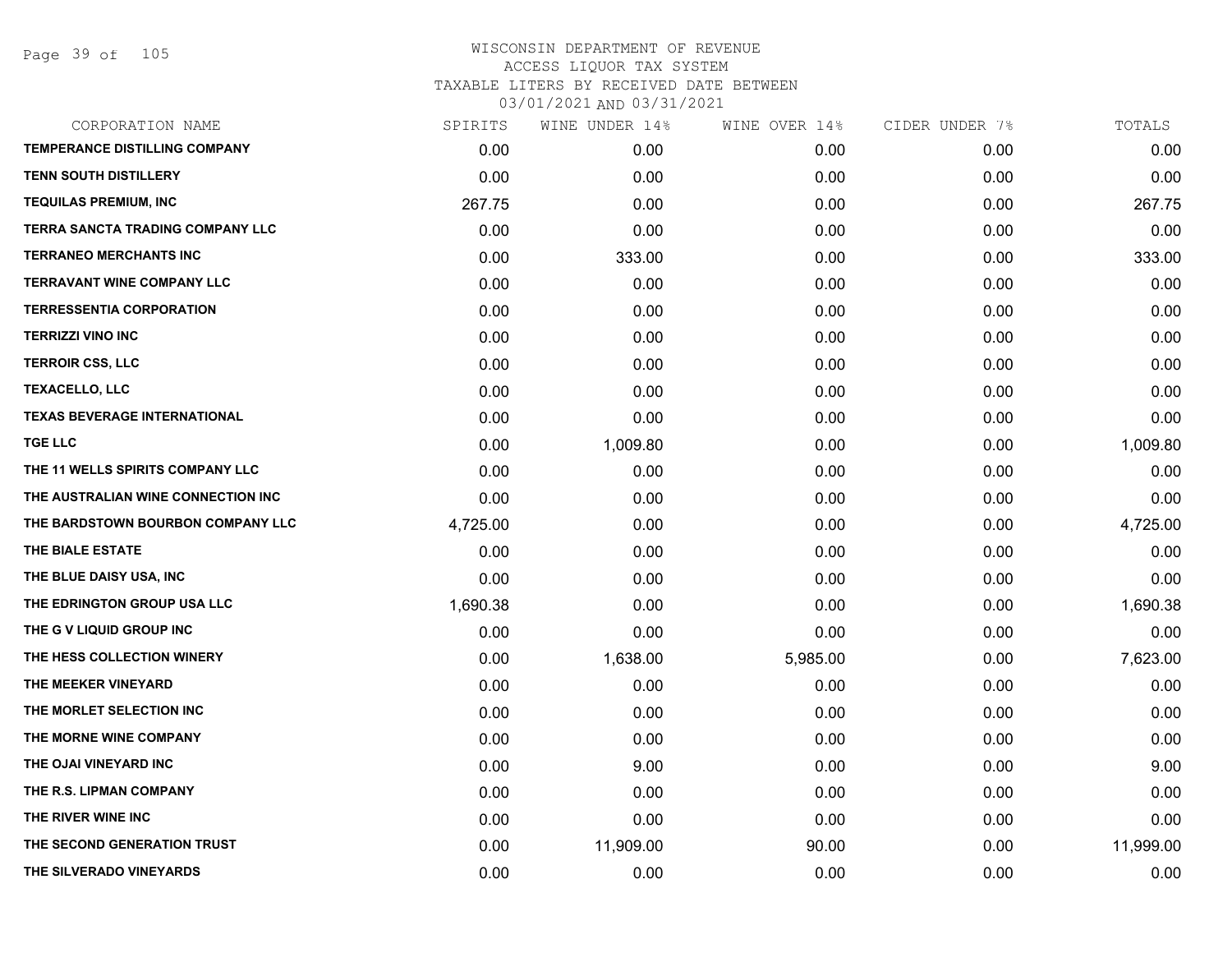WISCONSIN DEPARTMENT OF REVENUE
ACCESS LIQUOR TAX SYSTEM
TAXABLE LITERS BY RECEIVED DATE BETWEEN
03/01/2021 AND 03/31/2021

| CORPORATION NAME | SPIRITS | WINE UNDER 14% | WINE OVER 14% | CIDER UNDER 7% | TOTALS |
|---|---|---|---|---|---|
| TEMPERANCE DISTILLING COMPANY | 0.00 | 0.00 | 0.00 | 0.00 | 0.00 |
| TENN SOUTH DISTILLERY | 0.00 | 0.00 | 0.00 | 0.00 | 0.00 |
| TEQUILAS PREMIUM, INC | 267.75 | 0.00 | 0.00 | 0.00 | 267.75 |
| TERRA SANCTA TRADING COMPANY LLC | 0.00 | 0.00 | 0.00 | 0.00 | 0.00 |
| TERRANEO MERCHANTS INC | 0.00 | 333.00 | 0.00 | 0.00 | 333.00 |
| TERRAVANT WINE COMPANY LLC | 0.00 | 0.00 | 0.00 | 0.00 | 0.00 |
| TERRESSENTIA CORPORATION | 0.00 | 0.00 | 0.00 | 0.00 | 0.00 |
| TERRIZZI VINO INC | 0.00 | 0.00 | 0.00 | 0.00 | 0.00 |
| TERROIR CSS, LLC | 0.00 | 0.00 | 0.00 | 0.00 | 0.00 |
| TEXACELLO, LLC | 0.00 | 0.00 | 0.00 | 0.00 | 0.00 |
| TEXAS BEVERAGE INTERNATIONAL | 0.00 | 0.00 | 0.00 | 0.00 | 0.00 |
| TGE LLC | 0.00 | 1,009.80 | 0.00 | 0.00 | 1,009.80 |
| THE 11 WELLS SPIRITS COMPANY LLC | 0.00 | 0.00 | 0.00 | 0.00 | 0.00 |
| THE AUSTRALIAN WINE CONNECTION INC | 0.00 | 0.00 | 0.00 | 0.00 | 0.00 |
| THE BARDSTOWN BOURBON COMPANY LLC | 4,725.00 | 0.00 | 0.00 | 0.00 | 4,725.00 |
| THE BIALE ESTATE | 0.00 | 0.00 | 0.00 | 0.00 | 0.00 |
| THE BLUE DAISY USA, INC | 0.00 | 0.00 | 0.00 | 0.00 | 0.00 |
| THE EDRINGTON GROUP USA LLC | 1,690.38 | 0.00 | 0.00 | 0.00 | 1,690.38 |
| THE G V LIQUID GROUP INC | 0.00 | 0.00 | 0.00 | 0.00 | 0.00 |
| THE HESS COLLECTION WINERY | 0.00 | 1,638.00 | 5,985.00 | 0.00 | 7,623.00 |
| THE MEEKER VINEYARD | 0.00 | 0.00 | 0.00 | 0.00 | 0.00 |
| THE MORLET SELECTION INC | 0.00 | 0.00 | 0.00 | 0.00 | 0.00 |
| THE MORNE WINE COMPANY | 0.00 | 0.00 | 0.00 | 0.00 | 0.00 |
| THE OJAI VINEYARD INC | 0.00 | 9.00 | 0.00 | 0.00 | 9.00 |
| THE R.S. LIPMAN COMPANY | 0.00 | 0.00 | 0.00 | 0.00 | 0.00 |
| THE RIVER WINE INC | 0.00 | 0.00 | 0.00 | 0.00 | 0.00 |
| THE SECOND GENERATION TRUST | 0.00 | 11,909.00 | 90.00 | 0.00 | 11,999.00 |
| THE SILVERADO VINEYARDS | 0.00 | 0.00 | 0.00 | 0.00 | 0.00 |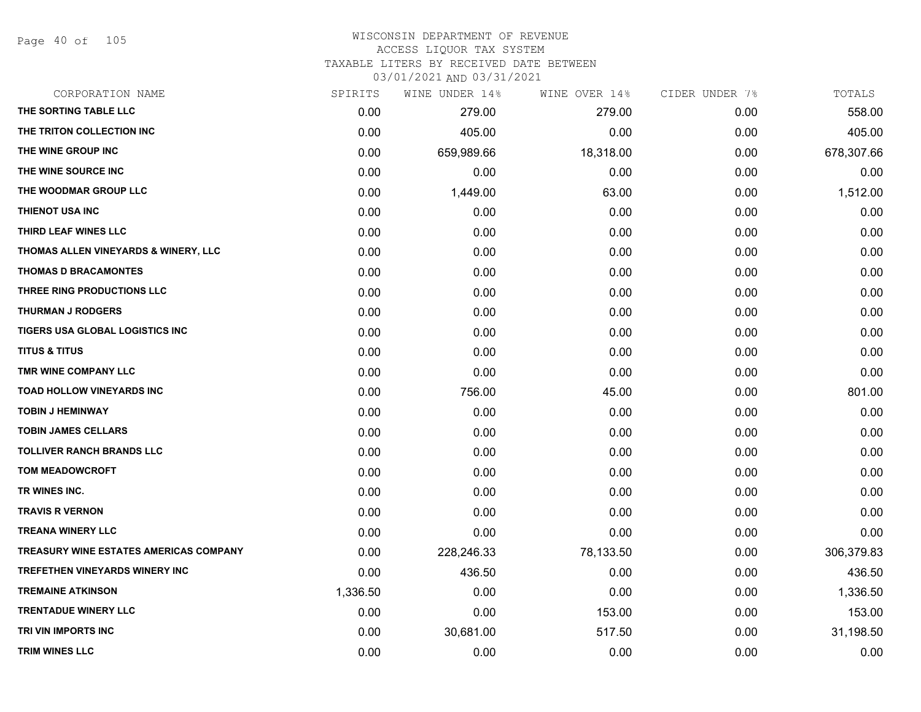WISCONSIN DEPARTMENT OF REVENUE
ACCESS LIQUOR TAX SYSTEM
TAXABLE LITERS BY RECEIVED DATE BETWEEN
03/01/2021 AND 03/31/2021

| CORPORATION NAME | SPIRITS | WINE UNDER 14% | WINE OVER 14% | CIDER UNDER 7% | TOTALS |
|---|---|---|---|---|---|
| THE SORTING TABLE LLC | 0.00 | 279.00 | 279.00 | 0.00 | 558.00 |
| THE TRITON COLLECTION INC | 0.00 | 405.00 | 0.00 | 0.00 | 405.00 |
| THE WINE GROUP INC | 0.00 | 659,989.66 | 18,318.00 | 0.00 | 678,307.66 |
| THE WINE SOURCE INC | 0.00 | 0.00 | 0.00 | 0.00 | 0.00 |
| THE WOODMAR GROUP LLC | 0.00 | 1,449.00 | 63.00 | 0.00 | 1,512.00 |
| THIENOT USA INC | 0.00 | 0.00 | 0.00 | 0.00 | 0.00 |
| THIRD LEAF WINES LLC | 0.00 | 0.00 | 0.00 | 0.00 | 0.00 |
| THOMAS ALLEN VINEYARDS & WINERY, LLC | 0.00 | 0.00 | 0.00 | 0.00 | 0.00 |
| THOMAS D BRACAMONTES | 0.00 | 0.00 | 0.00 | 0.00 | 0.00 |
| THREE RING PRODUCTIONS LLC | 0.00 | 0.00 | 0.00 | 0.00 | 0.00 |
| THURMAN J RODGERS | 0.00 | 0.00 | 0.00 | 0.00 | 0.00 |
| TIGERS USA GLOBAL LOGISTICS INC | 0.00 | 0.00 | 0.00 | 0.00 | 0.00 |
| TITUS & TITUS | 0.00 | 0.00 | 0.00 | 0.00 | 0.00 |
| TMR WINE COMPANY LLC | 0.00 | 0.00 | 0.00 | 0.00 | 0.00 |
| TOAD HOLLOW VINEYARDS INC | 0.00 | 756.00 | 45.00 | 0.00 | 801.00 |
| TOBIN J HEMINWAY | 0.00 | 0.00 | 0.00 | 0.00 | 0.00 |
| TOBIN JAMES CELLARS | 0.00 | 0.00 | 0.00 | 0.00 | 0.00 |
| TOLLIVER RANCH BRANDS LLC | 0.00 | 0.00 | 0.00 | 0.00 | 0.00 |
| TOM MEADOWCROFT | 0.00 | 0.00 | 0.00 | 0.00 | 0.00 |
| TR WINES INC. | 0.00 | 0.00 | 0.00 | 0.00 | 0.00 |
| TRAVIS R VERNON | 0.00 | 0.00 | 0.00 | 0.00 | 0.00 |
| TREANA WINERY LLC | 0.00 | 0.00 | 0.00 | 0.00 | 0.00 |
| TREASURY WINE ESTATES AMERICAS COMPANY | 0.00 | 228,246.33 | 78,133.50 | 0.00 | 306,379.83 |
| TREFETHEN VINEYARDS WINERY INC | 0.00 | 436.50 | 0.00 | 0.00 | 436.50 |
| TREMAINE ATKINSON | 1,336.50 | 0.00 | 0.00 | 0.00 | 1,336.50 |
| TRENTADUE WINERY LLC | 0.00 | 0.00 | 153.00 | 0.00 | 153.00 |
| TRI VIN IMPORTS INC | 0.00 | 30,681.00 | 517.50 | 0.00 | 31,198.50 |
| TRIM WINES LLC | 0.00 | 0.00 | 0.00 | 0.00 | 0.00 |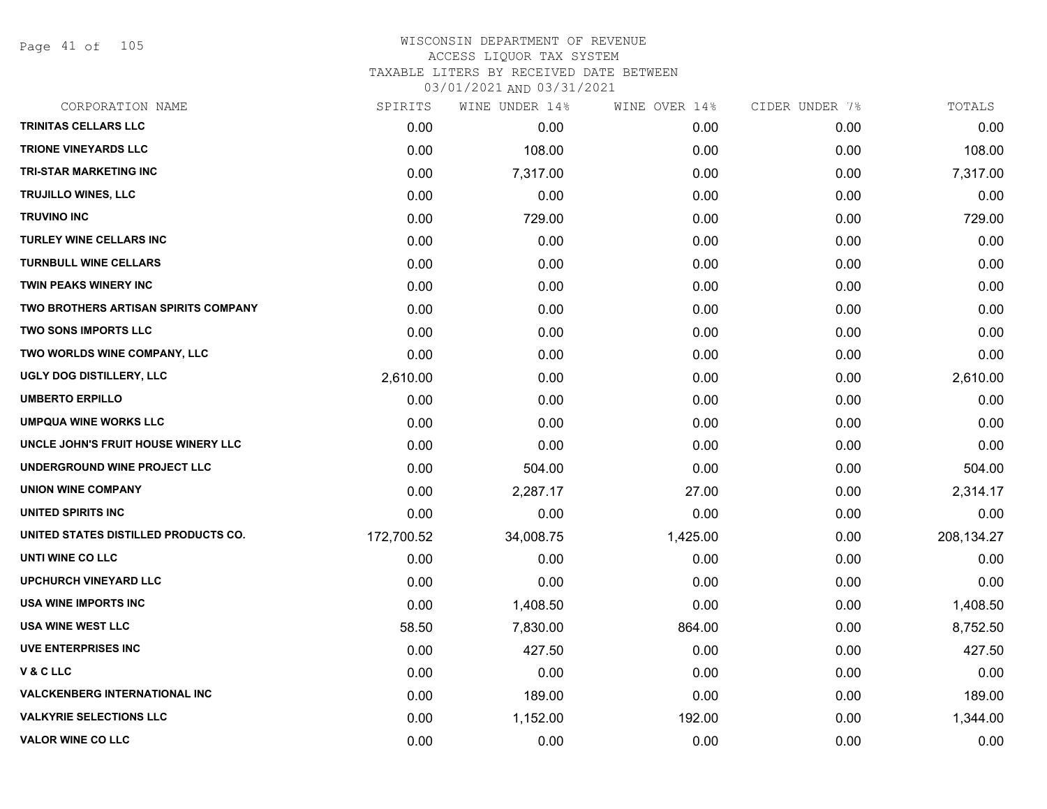# WISCONSIN DEPARTMENT OF REVENUE
## ACCESS LIQUOR TAX SYSTEM
### TAXABLE LITERS BY RECEIVED DATE BETWEEN 03/01/2021 AND 03/31/2021

| CORPORATION NAME | SPIRITS | WINE UNDER 14% | WINE OVER 14% | CIDER UNDER 7% | TOTALS |
|---|---|---|---|---|---|
| TRINITAS CELLARS LLC | 0.00 | 0.00 | 0.00 | 0.00 | 0.00 |
| TRIONE VINEYARDS LLC | 0.00 | 108.00 | 0.00 | 0.00 | 108.00 |
| TRI-STAR MARKETING INC | 0.00 | 7,317.00 | 0.00 | 0.00 | 7,317.00 |
| TRUJILLO WINES, LLC | 0.00 | 0.00 | 0.00 | 0.00 | 0.00 |
| TRUVINO INC | 0.00 | 729.00 | 0.00 | 0.00 | 729.00 |
| TURLEY WINE CELLARS INC | 0.00 | 0.00 | 0.00 | 0.00 | 0.00 |
| TURNBULL WINE CELLARS | 0.00 | 0.00 | 0.00 | 0.00 | 0.00 |
| TWIN PEAKS WINERY INC | 0.00 | 0.00 | 0.00 | 0.00 | 0.00 |
| TWO BROTHERS ARTISAN SPIRITS COMPANY | 0.00 | 0.00 | 0.00 | 0.00 | 0.00 |
| TWO SONS IMPORTS LLC | 0.00 | 0.00 | 0.00 | 0.00 | 0.00 |
| TWO WORLDS WINE COMPANY, LLC | 0.00 | 0.00 | 0.00 | 0.00 | 0.00 |
| UGLY DOG DISTILLERY, LLC | 2,610.00 | 0.00 | 0.00 | 0.00 | 2,610.00 |
| UMBERTO ERPILLO | 0.00 | 0.00 | 0.00 | 0.00 | 0.00 |
| UMPQUA WINE WORKS LLC | 0.00 | 0.00 | 0.00 | 0.00 | 0.00 |
| UNCLE JOHN'S FRUIT HOUSE WINERY LLC | 0.00 | 0.00 | 0.00 | 0.00 | 0.00 |
| UNDERGROUND WINE PROJECT LLC | 0.00 | 504.00 | 0.00 | 0.00 | 504.00 |
| UNION WINE COMPANY | 0.00 | 2,287.17 | 27.00 | 0.00 | 2,314.17 |
| UNITED SPIRITS INC | 0.00 | 0.00 | 0.00 | 0.00 | 0.00 |
| UNITED STATES DISTILLED PRODUCTS CO. | 172,700.52 | 34,008.75 | 1,425.00 | 0.00 | 208,134.27 |
| UNTI WINE CO LLC | 0.00 | 0.00 | 0.00 | 0.00 | 0.00 |
| UPCHURCH VINEYARD LLC | 0.00 | 0.00 | 0.00 | 0.00 | 0.00 |
| USA WINE IMPORTS INC | 0.00 | 1,408.50 | 0.00 | 0.00 | 1,408.50 |
| USA WINE WEST LLC | 58.50 | 7,830.00 | 864.00 | 0.00 | 8,752.50 |
| UVE ENTERPRISES INC | 0.00 | 427.50 | 0.00 | 0.00 | 427.50 |
| V & C LLC | 0.00 | 0.00 | 0.00 | 0.00 | 0.00 |
| VALCKENBERG INTERNATIONAL INC | 0.00 | 189.00 | 0.00 | 0.00 | 189.00 |
| VALKYRIE SELECTIONS LLC | 0.00 | 1,152.00 | 192.00 | 0.00 | 1,344.00 |
| VALOR WINE CO LLC | 0.00 | 0.00 | 0.00 | 0.00 | 0.00 |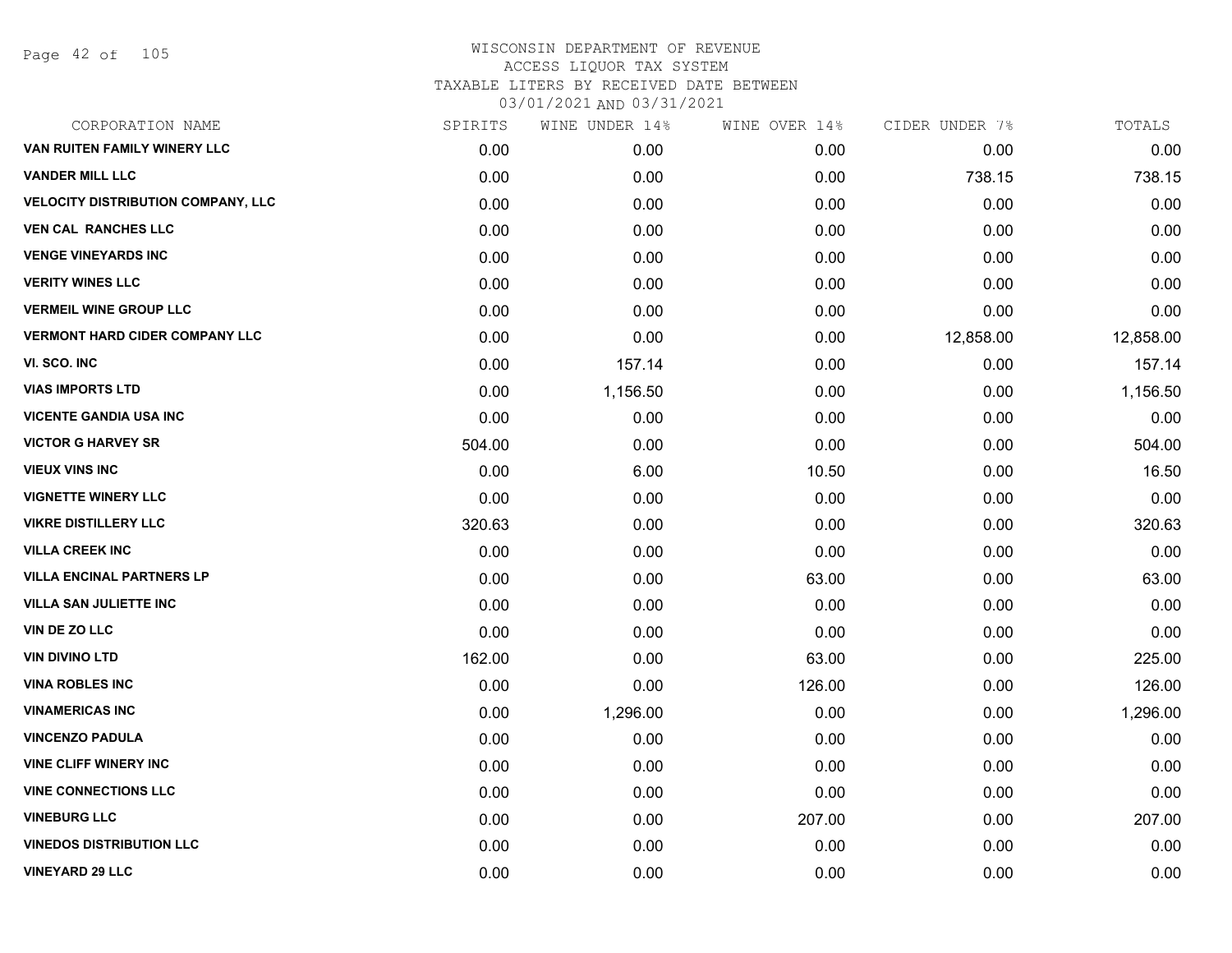# WISCONSIN DEPARTMENT OF REVENUE
## ACCESS LIQUOR TAX SYSTEM
### TAXABLE LITERS BY RECEIVED DATE BETWEEN 03/01/2021 AND 03/31/2021

| CORPORATION NAME | SPIRITS | WINE UNDER 14% | WINE OVER 14% | CIDER UNDER 7% | TOTALS |
|---|---|---|---|---|---|
| VAN RUITEN FAMILY WINERY LLC | 0.00 | 0.00 | 0.00 | 0.00 | 0.00 |
| VANDER MILL LLC | 0.00 | 0.00 | 0.00 | 738.15 | 738.15 |
| VELOCITY DISTRIBUTION COMPANY, LLC | 0.00 | 0.00 | 0.00 | 0.00 | 0.00 |
| VEN CAL RANCHES LLC | 0.00 | 0.00 | 0.00 | 0.00 | 0.00 |
| VENGE VINEYARDS INC | 0.00 | 0.00 | 0.00 | 0.00 | 0.00 |
| VERITY WINES LLC | 0.00 | 0.00 | 0.00 | 0.00 | 0.00 |
| VERMEIL WINE GROUP LLC | 0.00 | 0.00 | 0.00 | 0.00 | 0.00 |
| VERMONT HARD CIDER COMPANY LLC | 0.00 | 0.00 | 0.00 | 12,858.00 | 12,858.00 |
| VI. SCO. INC | 0.00 | 157.14 | 0.00 | 0.00 | 157.14 |
| VIAS IMPORTS LTD | 0.00 | 1,156.50 | 0.00 | 0.00 | 1,156.50 |
| VICENTE GANDIA USA INC | 0.00 | 0.00 | 0.00 | 0.00 | 0.00 |
| VICTOR G HARVEY SR | 504.00 | 0.00 | 0.00 | 0.00 | 504.00 |
| VIEUX VINS INC | 0.00 | 6.00 | 10.50 | 0.00 | 16.50 |
| VIGNETTE WINERY LLC | 0.00 | 0.00 | 0.00 | 0.00 | 0.00 |
| VIKRE DISTILLERY LLC | 320.63 | 0.00 | 0.00 | 0.00 | 320.63 |
| VILLA CREEK INC | 0.00 | 0.00 | 0.00 | 0.00 | 0.00 |
| VILLA ENCINAL PARTNERS LP | 0.00 | 0.00 | 63.00 | 0.00 | 63.00 |
| VILLA SAN JULIETTE INC | 0.00 | 0.00 | 0.00 | 0.00 | 0.00 |
| VIN DE ZO LLC | 0.00 | 0.00 | 0.00 | 0.00 | 0.00 |
| VIN DIVINO LTD | 162.00 | 0.00 | 63.00 | 0.00 | 225.00 |
| VINA ROBLES INC | 0.00 | 0.00 | 126.00 | 0.00 | 126.00 |
| VINAMERICAS INC | 0.00 | 1,296.00 | 0.00 | 0.00 | 1,296.00 |
| VINCENZO PADULA | 0.00 | 0.00 | 0.00 | 0.00 | 0.00 |
| VINE CLIFF WINERY INC | 0.00 | 0.00 | 0.00 | 0.00 | 0.00 |
| VINE CONNECTIONS LLC | 0.00 | 0.00 | 0.00 | 0.00 | 0.00 |
| VINEBURG LLC | 0.00 | 0.00 | 207.00 | 0.00 | 207.00 |
| VINEDOS DISTRIBUTION LLC | 0.00 | 0.00 | 0.00 | 0.00 | 0.00 |
| VINEYARD 29 LLC | 0.00 | 0.00 | 0.00 | 0.00 | 0.00 |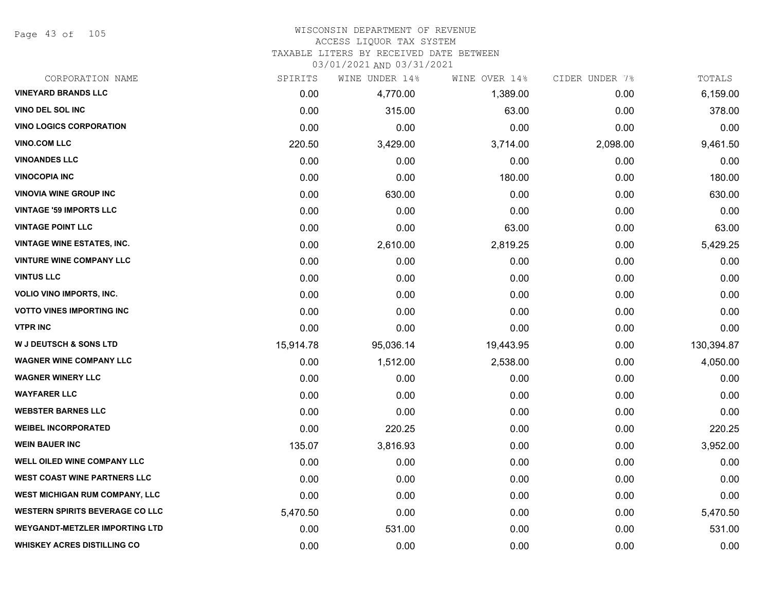WISCONSIN DEPARTMENT OF REVENUE
ACCESS LIQUOR TAX SYSTEM
TAXABLE LITERS BY RECEIVED DATE BETWEEN
03/01/2021 AND 03/31/2021

| CORPORATION NAME | SPIRITS | WINE UNDER 14% | WINE OVER 14% | CIDER UNDER 7% | TOTALS |
|---|---|---|---|---|---|
| VINEYARD BRANDS LLC | 0.00 | 4,770.00 | 1,389.00 | 0.00 | 6,159.00 |
| VINO DEL SOL INC | 0.00 | 315.00 | 63.00 | 0.00 | 378.00 |
| VINO LOGICS CORPORATION | 0.00 | 0.00 | 0.00 | 0.00 | 0.00 |
| VINO.COM LLC | 220.50 | 3,429.00 | 3,714.00 | 2,098.00 | 9,461.50 |
| VINOANDES LLC | 0.00 | 0.00 | 0.00 | 0.00 | 0.00 |
| VINOCOPIA INC | 0.00 | 0.00 | 180.00 | 0.00 | 180.00 |
| VINOVIA WINE GROUP INC | 0.00 | 630.00 | 0.00 | 0.00 | 630.00 |
| VINTAGE '59 IMPORTS LLC | 0.00 | 0.00 | 0.00 | 0.00 | 0.00 |
| VINTAGE POINT LLC | 0.00 | 0.00 | 63.00 | 0.00 | 63.00 |
| VINTAGE WINE ESTATES, INC. | 0.00 | 2,610.00 | 2,819.25 | 0.00 | 5,429.25 |
| VINTURE WINE COMPANY LLC | 0.00 | 0.00 | 0.00 | 0.00 | 0.00 |
| VINTUS LLC | 0.00 | 0.00 | 0.00 | 0.00 | 0.00 |
| VOLIO VINO IMPORTS, INC. | 0.00 | 0.00 | 0.00 | 0.00 | 0.00 |
| VOTTO VINES IMPORTING INC | 0.00 | 0.00 | 0.00 | 0.00 | 0.00 |
| VTPR INC | 0.00 | 0.00 | 0.00 | 0.00 | 0.00 |
| W J DEUTSCH & SONS LTD | 15,914.78 | 95,036.14 | 19,443.95 | 0.00 | 130,394.87 |
| WAGNER WINE COMPANY LLC | 0.00 | 1,512.00 | 2,538.00 | 0.00 | 4,050.00 |
| WAGNER WINERY LLC | 0.00 | 0.00 | 0.00 | 0.00 | 0.00 |
| WAYFARER LLC | 0.00 | 0.00 | 0.00 | 0.00 | 0.00 |
| WEBSTER BARNES LLC | 0.00 | 0.00 | 0.00 | 0.00 | 0.00 |
| WEIBEL INCORPORATED | 0.00 | 220.25 | 0.00 | 0.00 | 220.25 |
| WEIN BAUER INC | 135.07 | 3,816.93 | 0.00 | 0.00 | 3,952.00 |
| WELL OILED WINE COMPANY LLC | 0.00 | 0.00 | 0.00 | 0.00 | 0.00 |
| WEST COAST WINE PARTNERS LLC | 0.00 | 0.00 | 0.00 | 0.00 | 0.00 |
| WEST MICHIGAN RUM COMPANY, LLC | 0.00 | 0.00 | 0.00 | 0.00 | 0.00 |
| WESTERN SPIRITS BEVERAGE CO LLC | 5,470.50 | 0.00 | 0.00 | 0.00 | 5,470.50 |
| WEYGANDT-METZLER IMPORTING LTD | 0.00 | 531.00 | 0.00 | 0.00 | 531.00 |
| WHISKEY ACRES DISTILLING CO | 0.00 | 0.00 | 0.00 | 0.00 | 0.00 |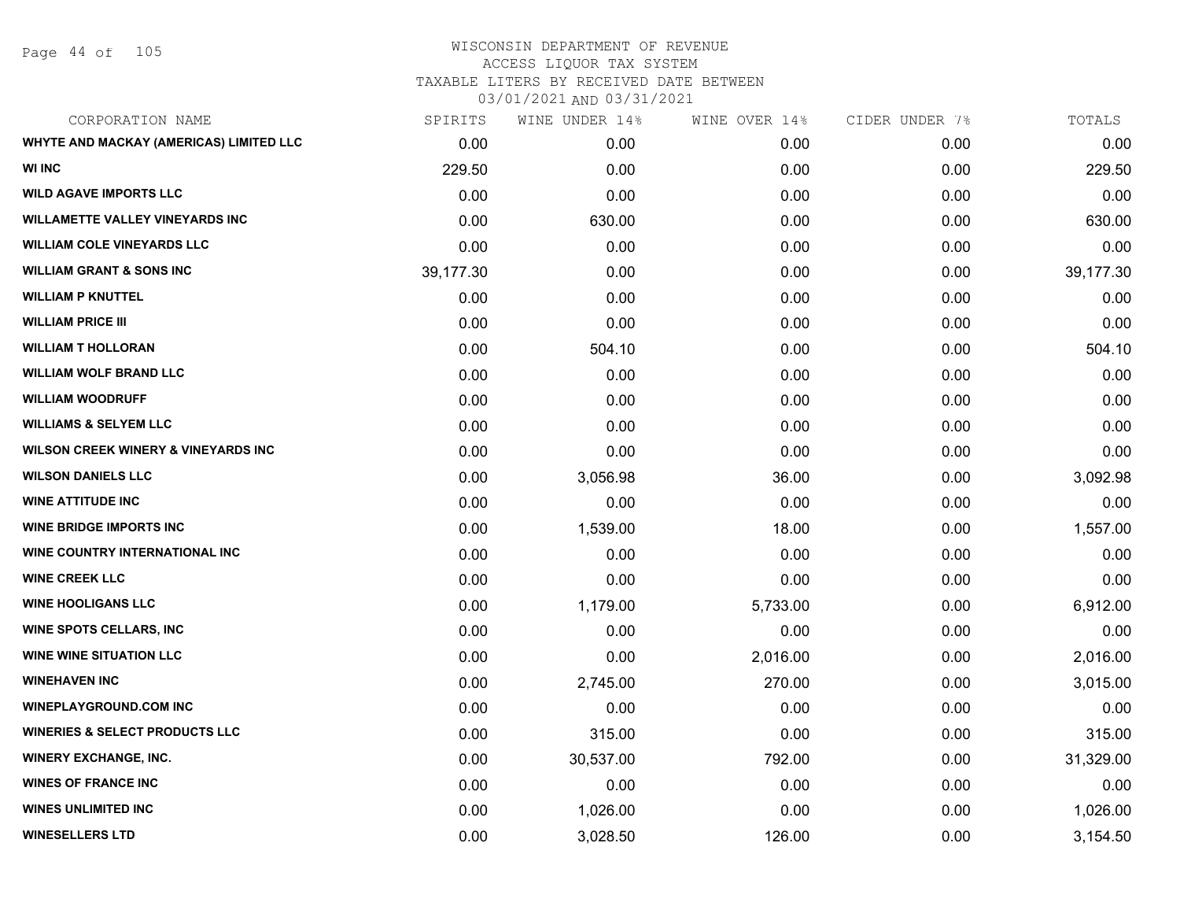WISCONSIN DEPARTMENT OF REVENUE
ACCESS LIQUOR TAX SYSTEM
TAXABLE LITERS BY RECEIVED DATE BETWEEN
03/01/2021 AND 03/31/2021

| CORPORATION NAME | SPIRITS | WINE UNDER 14% | WINE OVER 14% | CIDER UNDER 7% | TOTALS |
|---|---|---|---|---|---|
| WHYTE AND MACKAY (AMERICAS) LIMITED LLC | 0.00 | 0.00 | 0.00 | 0.00 | 0.00 |
| WI INC | 229.50 | 0.00 | 0.00 | 0.00 | 229.50 |
| WILD AGAVE IMPORTS LLC | 0.00 | 0.00 | 0.00 | 0.00 | 0.00 |
| WILLAMETTE VALLEY VINEYARDS INC | 0.00 | 630.00 | 0.00 | 0.00 | 630.00 |
| WILLIAM COLE VINEYARDS LLC | 0.00 | 0.00 | 0.00 | 0.00 | 0.00 |
| WILLIAM GRANT & SONS INC | 39,177.30 | 0.00 | 0.00 | 0.00 | 39,177.30 |
| WILLIAM P KNUTTEL | 0.00 | 0.00 | 0.00 | 0.00 | 0.00 |
| WILLIAM PRICE III | 0.00 | 0.00 | 0.00 | 0.00 | 0.00 |
| WILLIAM T HOLLORAN | 0.00 | 504.10 | 0.00 | 0.00 | 504.10 |
| WILLIAM WOLF BRAND LLC | 0.00 | 0.00 | 0.00 | 0.00 | 0.00 |
| WILLIAM WOODRUFF | 0.00 | 0.00 | 0.00 | 0.00 | 0.00 |
| WILLIAMS & SELYEM LLC | 0.00 | 0.00 | 0.00 | 0.00 | 0.00 |
| WILSON CREEK WINERY & VINEYARDS INC | 0.00 | 0.00 | 0.00 | 0.00 | 0.00 |
| WILSON DANIELS LLC | 0.00 | 3,056.98 | 36.00 | 0.00 | 3,092.98 |
| WINE ATTITUDE INC | 0.00 | 0.00 | 0.00 | 0.00 | 0.00 |
| WINE BRIDGE IMPORTS INC | 0.00 | 1,539.00 | 18.00 | 0.00 | 1,557.00 |
| WINE COUNTRY INTERNATIONAL INC | 0.00 | 0.00 | 0.00 | 0.00 | 0.00 |
| WINE CREEK LLC | 0.00 | 0.00 | 0.00 | 0.00 | 0.00 |
| WINE HOOLIGANS LLC | 0.00 | 1,179.00 | 5,733.00 | 0.00 | 6,912.00 |
| WINE SPOTS CELLARS, INC | 0.00 | 0.00 | 0.00 | 0.00 | 0.00 |
| WINE WINE SITUATION LLC | 0.00 | 0.00 | 2,016.00 | 0.00 | 2,016.00 |
| WINEHAVEN INC | 0.00 | 2,745.00 | 270.00 | 0.00 | 3,015.00 |
| WINEPLAYGROUND.COM INC | 0.00 | 0.00 | 0.00 | 0.00 | 0.00 |
| WINERIES & SELECT PRODUCTS LLC | 0.00 | 315.00 | 0.00 | 0.00 | 315.00 |
| WINERY EXCHANGE, INC. | 0.00 | 30,537.00 | 792.00 | 0.00 | 31,329.00 |
| WINES OF FRANCE INC | 0.00 | 0.00 | 0.00 | 0.00 | 0.00 |
| WINES UNLIMITED INC | 0.00 | 1,026.00 | 0.00 | 0.00 | 1,026.00 |
| WINESELLERS LTD | 0.00 | 3,028.50 | 126.00 | 0.00 | 3,154.50 |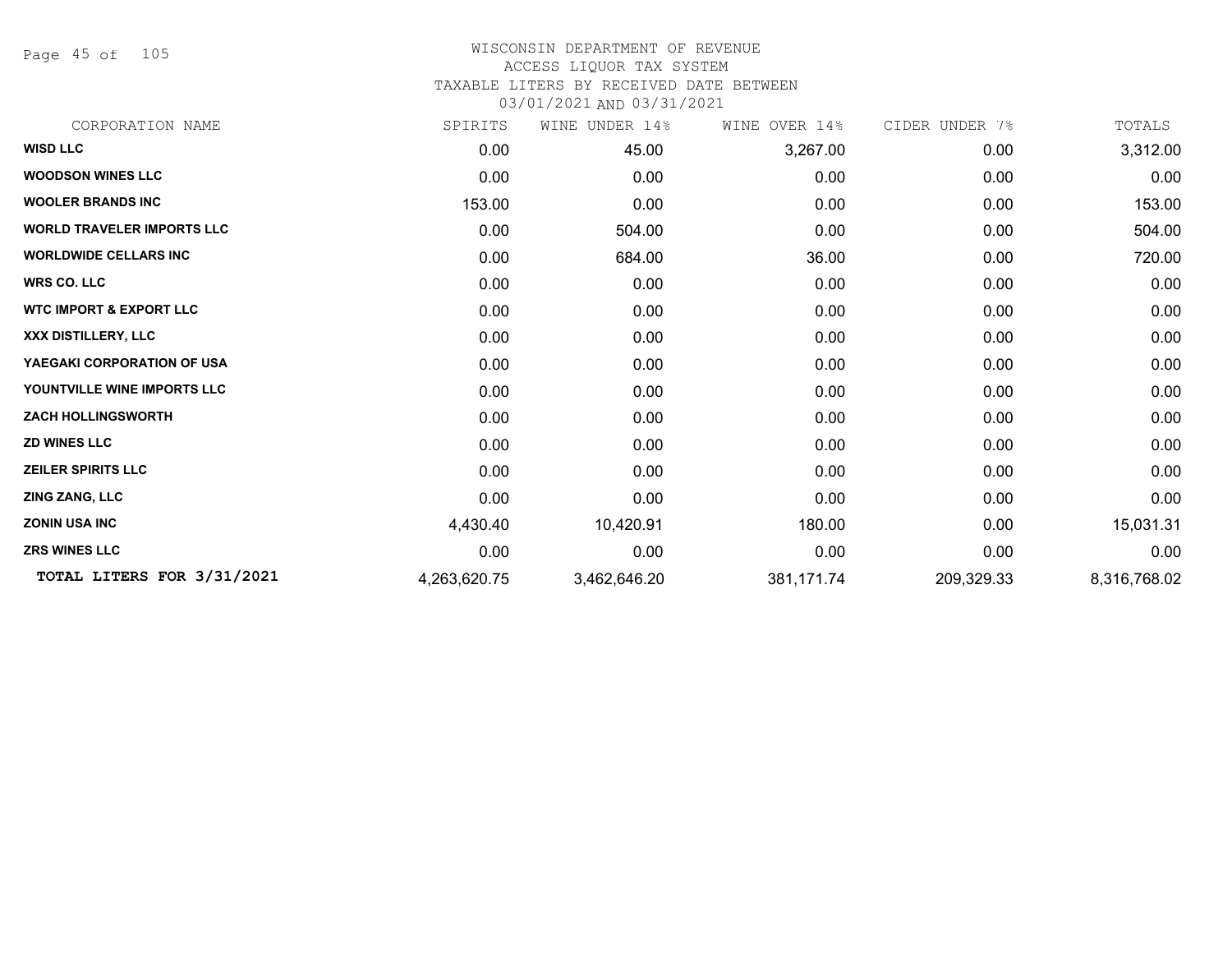WISCONSIN DEPARTMENT OF REVENUE
ACCESS LIQUOR TAX SYSTEM
TAXABLE LITERS BY RECEIVED DATE BETWEEN
03/01/2021 AND 03/31/2021

| CORPORATION NAME | SPIRITS | WINE UNDER 14% | WINE OVER 14% | CIDER UNDER 7% | TOTALS |
|---|---|---|---|---|---|
| **WISD LLC** | 0.00 | 45.00 | 3,267.00 | 0.00 | 3,312.00 |
| **WOODSON WINES LLC** | 0.00 | 0.00 | 0.00 | 0.00 | 0.00 |
| **WOOLER BRANDS INC** | 153.00 | 0.00 | 0.00 | 0.00 | 153.00 |
| **WORLD TRAVELER IMPORTS LLC** | 0.00 | 504.00 | 0.00 | 0.00 | 504.00 |
| **WORLDWIDE CELLARS INC** | 0.00 | 684.00 | 36.00 | 0.00 | 720.00 |
| **WRS CO. LLC** | 0.00 | 0.00 | 0.00 | 0.00 | 0.00 |
| **WTC IMPORT & EXPORT LLC** | 0.00 | 0.00 | 0.00 | 0.00 | 0.00 |
| **XXX DISTILLERY, LLC** | 0.00 | 0.00 | 0.00 | 0.00 | 0.00 |
| **YAEGAKI CORPORATION OF USA** | 0.00 | 0.00 | 0.00 | 0.00 | 0.00 |
| **YOUNTVILLE WINE IMPORTS LLC** | 0.00 | 0.00 | 0.00 | 0.00 | 0.00 |
| **ZACH HOLLINGSWORTH** | 0.00 | 0.00 | 0.00 | 0.00 | 0.00 |
| **ZD WINES LLC** | 0.00 | 0.00 | 0.00 | 0.00 | 0.00 |
| **ZEILER SPIRITS LLC** | 0.00 | 0.00 | 0.00 | 0.00 | 0.00 |
| **ZING ZANG, LLC** | 0.00 | 0.00 | 0.00 | 0.00 | 0.00 |
| **ZONIN USA INC** | 4,430.40 | 10,420.91 | 180.00 | 0.00 | 15,031.31 |
| **ZRS WINES LLC** | 0.00 | 0.00 | 0.00 | 0.00 | 0.00 |
| **TOTAL LITERS FOR 3/31/2021** | 4,263,620.75 | 3,462,646.20 | 381,171.74 | 209,329.33 | 8,316,768.02 |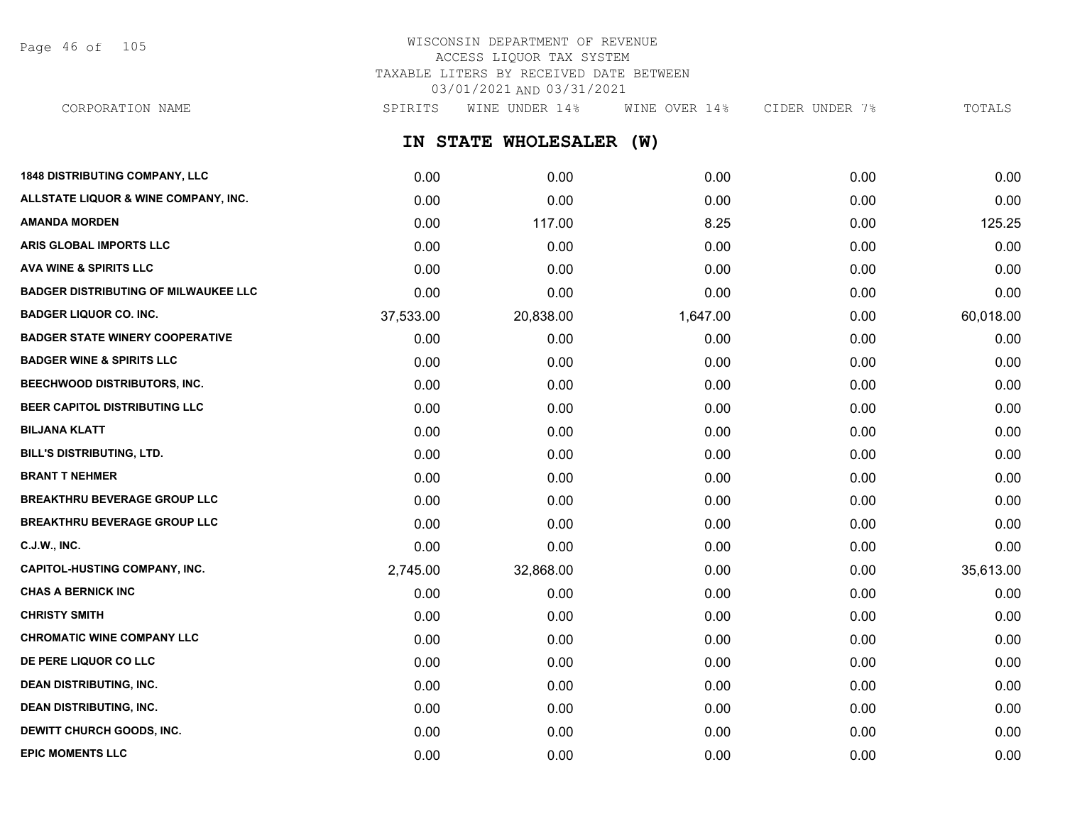WISCONSIN DEPARTMENT OF REVENUE
ACCESS LIQUOR TAX SYSTEM
TAXABLE LITERS BY RECEIVED DATE BETWEEN
03/01/2021 AND 03/31/2021

## IN STATE WHOLESALER (W)

| CORPORATION NAME | SPIRITS | WINE UNDER 14% | WINE OVER 14% | CIDER UNDER 7% | TOTALS |
|---|---|---|---|---|---|
| 1848 DISTRIBUTING COMPANY, LLC | 0.00 | 0.00 | 0.00 | 0.00 | 0.00 |
| ALLSTATE LIQUOR & WINE COMPANY, INC. | 0.00 | 0.00 | 0.00 | 0.00 | 0.00 |
| AMANDA MORDEN | 0.00 | 117.00 | 8.25 | 0.00 | 125.25 |
| ARIS GLOBAL IMPORTS LLC | 0.00 | 0.00 | 0.00 | 0.00 | 0.00 |
| AVA WINE & SPIRITS LLC | 0.00 | 0.00 | 0.00 | 0.00 | 0.00 |
| BADGER DISTRIBUTING OF MILWAUKEE LLC | 0.00 | 0.00 | 0.00 | 0.00 | 0.00 |
| BADGER LIQUOR CO. INC. | 37,533.00 | 20,838.00 | 1,647.00 | 0.00 | 60,018.00 |
| BADGER STATE WINERY COOPERATIVE | 0.00 | 0.00 | 0.00 | 0.00 | 0.00 |
| BADGER WINE & SPIRITS LLC | 0.00 | 0.00 | 0.00 | 0.00 | 0.00 |
| BEECHWOOD DISTRIBUTORS, INC. | 0.00 | 0.00 | 0.00 | 0.00 | 0.00 |
| BEER CAPITOL DISTRIBUTING LLC | 0.00 | 0.00 | 0.00 | 0.00 | 0.00 |
| BILJANA KLATT | 0.00 | 0.00 | 0.00 | 0.00 | 0.00 |
| BILL'S DISTRIBUTING, LTD. | 0.00 | 0.00 | 0.00 | 0.00 | 0.00 |
| BRANT T NEHMER | 0.00 | 0.00 | 0.00 | 0.00 | 0.00 |
| BREAKTHRU BEVERAGE GROUP LLC | 0.00 | 0.00 | 0.00 | 0.00 | 0.00 |
| BREAKTHRU BEVERAGE GROUP LLC | 0.00 | 0.00 | 0.00 | 0.00 | 0.00 |
| C.J.W., INC. | 0.00 | 0.00 | 0.00 | 0.00 | 0.00 |
| CAPITOL-HUSTING COMPANY, INC. | 2,745.00 | 32,868.00 | 0.00 | 0.00 | 35,613.00 |
| CHAS A BERNICK INC | 0.00 | 0.00 | 0.00 | 0.00 | 0.00 |
| CHRISTY SMITH | 0.00 | 0.00 | 0.00 | 0.00 | 0.00 |
| CHROMATIC WINE COMPANY LLC | 0.00 | 0.00 | 0.00 | 0.00 | 0.00 |
| DE PERE LIQUOR CO LLC | 0.00 | 0.00 | 0.00 | 0.00 | 0.00 |
| DEAN DISTRIBUTING, INC. | 0.00 | 0.00 | 0.00 | 0.00 | 0.00 |
| DEAN DISTRIBUTING, INC. | 0.00 | 0.00 | 0.00 | 0.00 | 0.00 |
| DEWITT CHURCH GOODS, INC. | 0.00 | 0.00 | 0.00 | 0.00 | 0.00 |
| EPIC MOMENTS LLC | 0.00 | 0.00 | 0.00 | 0.00 | 0.00 |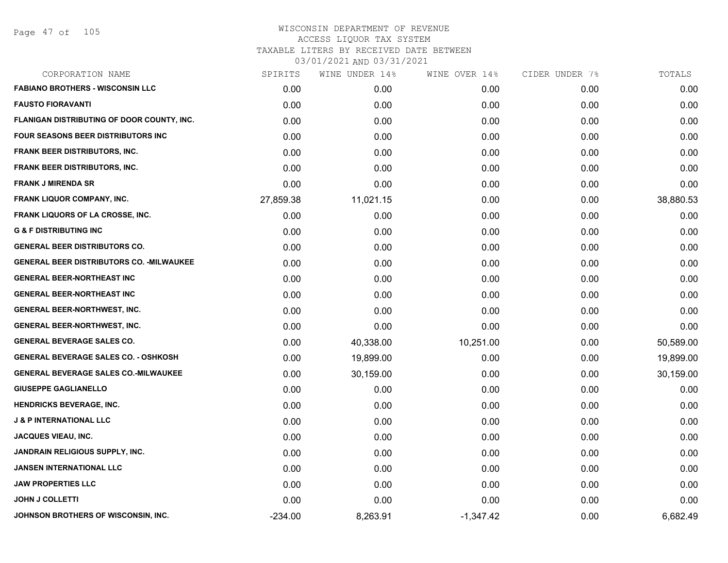# WISCONSIN DEPARTMENT OF REVENUE
## ACCESS LIQUOR TAX SYSTEM
### TAXABLE LITERS BY RECEIVED DATE BETWEEN 03/01/2021 AND 03/31/2021

| CORPORATION NAME | SPIRITS | WINE UNDER 14% | WINE OVER 14% | CIDER UNDER 7% | TOTALS |
|---|---|---|---|---|---|
| FABIANO BROTHERS - WISCONSIN LLC | 0.00 | 0.00 | 0.00 | 0.00 | 0.00 |
| FAUSTO FIORAVANTI | 0.00 | 0.00 | 0.00 | 0.00 | 0.00 |
| FLANIGAN DISTRIBUTING OF DOOR COUNTY, INC. | 0.00 | 0.00 | 0.00 | 0.00 | 0.00 |
| FOUR SEASONS BEER DISTRIBUTORS INC | 0.00 | 0.00 | 0.00 | 0.00 | 0.00 |
| FRANK BEER DISTRIBUTORS, INC. | 0.00 | 0.00 | 0.00 | 0.00 | 0.00 |
| FRANK BEER DISTRIBUTORS, INC. | 0.00 | 0.00 | 0.00 | 0.00 | 0.00 |
| FRANK J MIRENDA SR | 0.00 | 0.00 | 0.00 | 0.00 | 0.00 |
| FRANK LIQUOR COMPANY, INC. | 27,859.38 | 11,021.15 | 0.00 | 0.00 | 38,880.53 |
| FRANK LIQUORS OF LA CROSSE, INC. | 0.00 | 0.00 | 0.00 | 0.00 | 0.00 |
| G & F DISTRIBUTING INC | 0.00 | 0.00 | 0.00 | 0.00 | 0.00 |
| GENERAL BEER DISTRIBUTORS CO. | 0.00 | 0.00 | 0.00 | 0.00 | 0.00 |
| GENERAL BEER DISTRIBUTORS CO. -MILWAUKEE | 0.00 | 0.00 | 0.00 | 0.00 | 0.00 |
| GENERAL BEER-NORTHEAST INC | 0.00 | 0.00 | 0.00 | 0.00 | 0.00 |
| GENERAL BEER-NORTHEAST INC | 0.00 | 0.00 | 0.00 | 0.00 | 0.00 |
| GENERAL BEER-NORTHWEST, INC. | 0.00 | 0.00 | 0.00 | 0.00 | 0.00 |
| GENERAL BEER-NORTHWEST, INC. | 0.00 | 0.00 | 0.00 | 0.00 | 0.00 |
| GENERAL BEVERAGE SALES CO. | 0.00 | 40,338.00 | 10,251.00 | 0.00 | 50,589.00 |
| GENERAL BEVERAGE SALES CO. - OSHKOSH | 0.00 | 19,899.00 | 0.00 | 0.00 | 19,899.00 |
| GENERAL BEVERAGE SALES CO.-MILWAUKEE | 0.00 | 30,159.00 | 0.00 | 0.00 | 30,159.00 |
| GIUSEPPE GAGLIANELLO | 0.00 | 0.00 | 0.00 | 0.00 | 0.00 |
| HENDRICKS BEVERAGE, INC. | 0.00 | 0.00 | 0.00 | 0.00 | 0.00 |
| J & P INTERNATIONAL LLC | 0.00 | 0.00 | 0.00 | 0.00 | 0.00 |
| JACQUES VIEAU, INC. | 0.00 | 0.00 | 0.00 | 0.00 | 0.00 |
| JANDRAIN RELIGIOUS SUPPLY, INC. | 0.00 | 0.00 | 0.00 | 0.00 | 0.00 |
| JANSEN INTERNATIONAL LLC | 0.00 | 0.00 | 0.00 | 0.00 | 0.00 |
| JAW PROPERTIES LLC | 0.00 | 0.00 | 0.00 | 0.00 | 0.00 |
| JOHN J COLLETTI | 0.00 | 0.00 | 0.00 | 0.00 | 0.00 |
| JOHNSON BROTHERS OF WISCONSIN, INC. | -234.00 | 8,263.91 | -1,347.42 | 0.00 | 6,682.49 |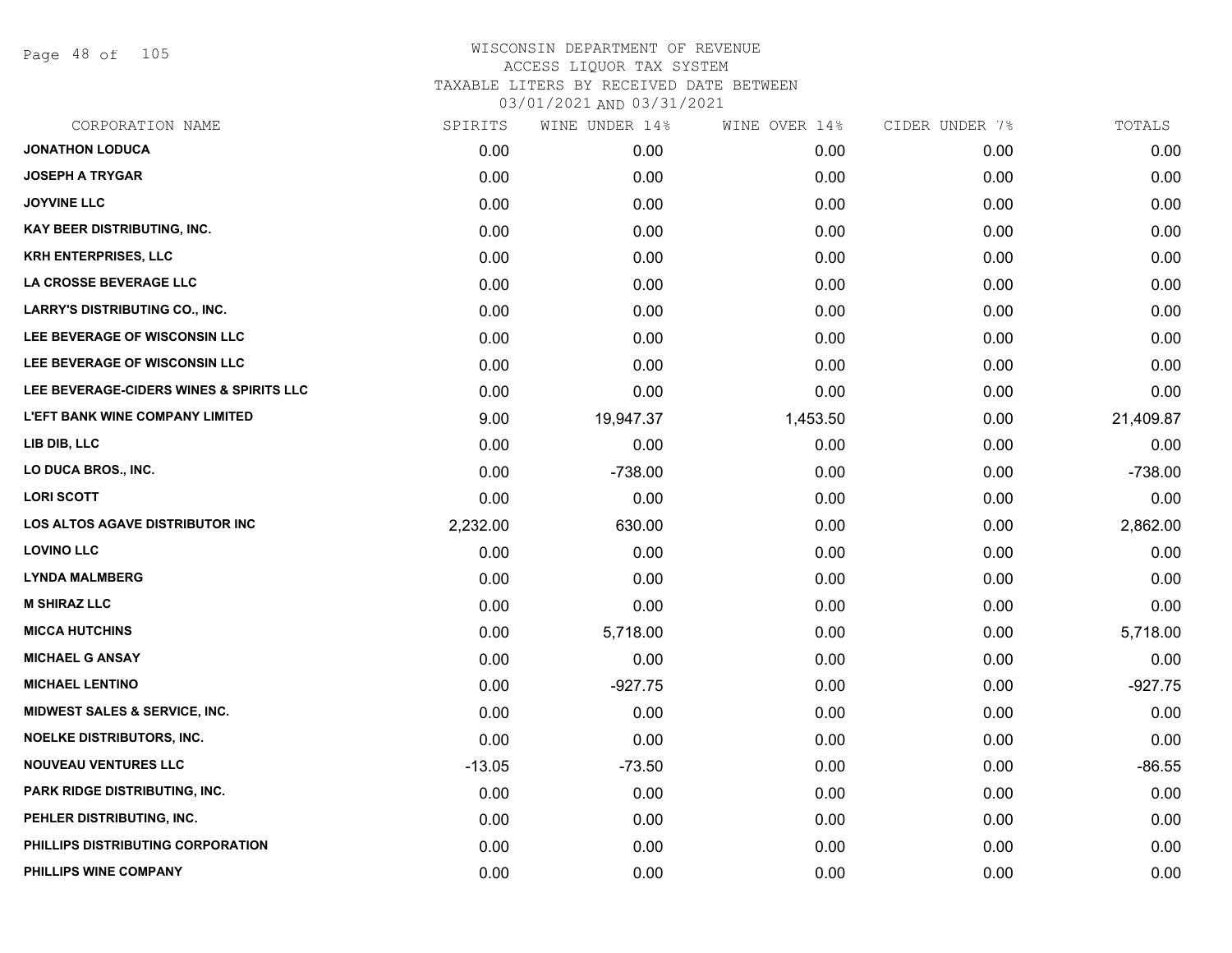# WISCONSIN DEPARTMENT OF REVENUE
## ACCESS LIQUOR TAX SYSTEM
### TAXABLE LITERS BY RECEIVED DATE BETWEEN 03/01/2021 AND 03/31/2021

| CORPORATION NAME | SPIRITS | WINE UNDER 14% | WINE OVER 14% | CIDER UNDER 7% | TOTALS |
|---|---|---|---|---|---|
| JONATHON LODUCA | 0.00 | 0.00 | 0.00 | 0.00 | 0.00 |
| JOSEPH A TRYGAR | 0.00 | 0.00 | 0.00 | 0.00 | 0.00 |
| JOYVINE LLC | 0.00 | 0.00 | 0.00 | 0.00 | 0.00 |
| KAY BEER DISTRIBUTING, INC. | 0.00 | 0.00 | 0.00 | 0.00 | 0.00 |
| KRH ENTERPRISES, LLC | 0.00 | 0.00 | 0.00 | 0.00 | 0.00 |
| LA CROSSE BEVERAGE LLC | 0.00 | 0.00 | 0.00 | 0.00 | 0.00 |
| LARRY'S DISTRIBUTING CO., INC. | 0.00 | 0.00 | 0.00 | 0.00 | 0.00 |
| LEE BEVERAGE OF WISCONSIN LLC | 0.00 | 0.00 | 0.00 | 0.00 | 0.00 |
| LEE BEVERAGE OF WISCONSIN LLC | 0.00 | 0.00 | 0.00 | 0.00 | 0.00 |
| LEE BEVERAGE-CIDERS WINES & SPIRITS LLC | 0.00 | 0.00 | 0.00 | 0.00 | 0.00 |
| L'EFT BANK WINE COMPANY LIMITED | 9.00 | 19,947.37 | 1,453.50 | 0.00 | 21,409.87 |
| LIB DIB, LLC | 0.00 | 0.00 | 0.00 | 0.00 | 0.00 |
| LO DUCA BROS., INC. | 0.00 | -738.00 | 0.00 | 0.00 | -738.00 |
| LORI SCOTT | 0.00 | 0.00 | 0.00 | 0.00 | 0.00 |
| LOS ALTOS AGAVE DISTRIBUTOR INC | 2,232.00 | 630.00 | 0.00 | 0.00 | 2,862.00 |
| LOVINO LLC | 0.00 | 0.00 | 0.00 | 0.00 | 0.00 |
| LYNDA MALMBERG | 0.00 | 0.00 | 0.00 | 0.00 | 0.00 |
| M SHIRAZ LLC | 0.00 | 0.00 | 0.00 | 0.00 | 0.00 |
| MICCA HUTCHINS | 0.00 | 5,718.00 | 0.00 | 0.00 | 5,718.00 |
| MICHAEL G ANSAY | 0.00 | 0.00 | 0.00 | 0.00 | 0.00 |
| MICHAEL LENTINO | 0.00 | -927.75 | 0.00 | 0.00 | -927.75 |
| MIDWEST SALES & SERVICE, INC. | 0.00 | 0.00 | 0.00 | 0.00 | 0.00 |
| NOELKE DISTRIBUTORS, INC. | 0.00 | 0.00 | 0.00 | 0.00 | 0.00 |
| NOUVEAU VENTURES LLC | -13.05 | -73.50 | 0.00 | 0.00 | -86.55 |
| PARK RIDGE DISTRIBUTING, INC. | 0.00 | 0.00 | 0.00 | 0.00 | 0.00 |
| PEHLER DISTRIBUTING, INC. | 0.00 | 0.00 | 0.00 | 0.00 | 0.00 |
| PHILLIPS DISTRIBUTING CORPORATION | 0.00 | 0.00 | 0.00 | 0.00 | 0.00 |
| PHILLIPS WINE COMPANY | 0.00 | 0.00 | 0.00 | 0.00 | 0.00 |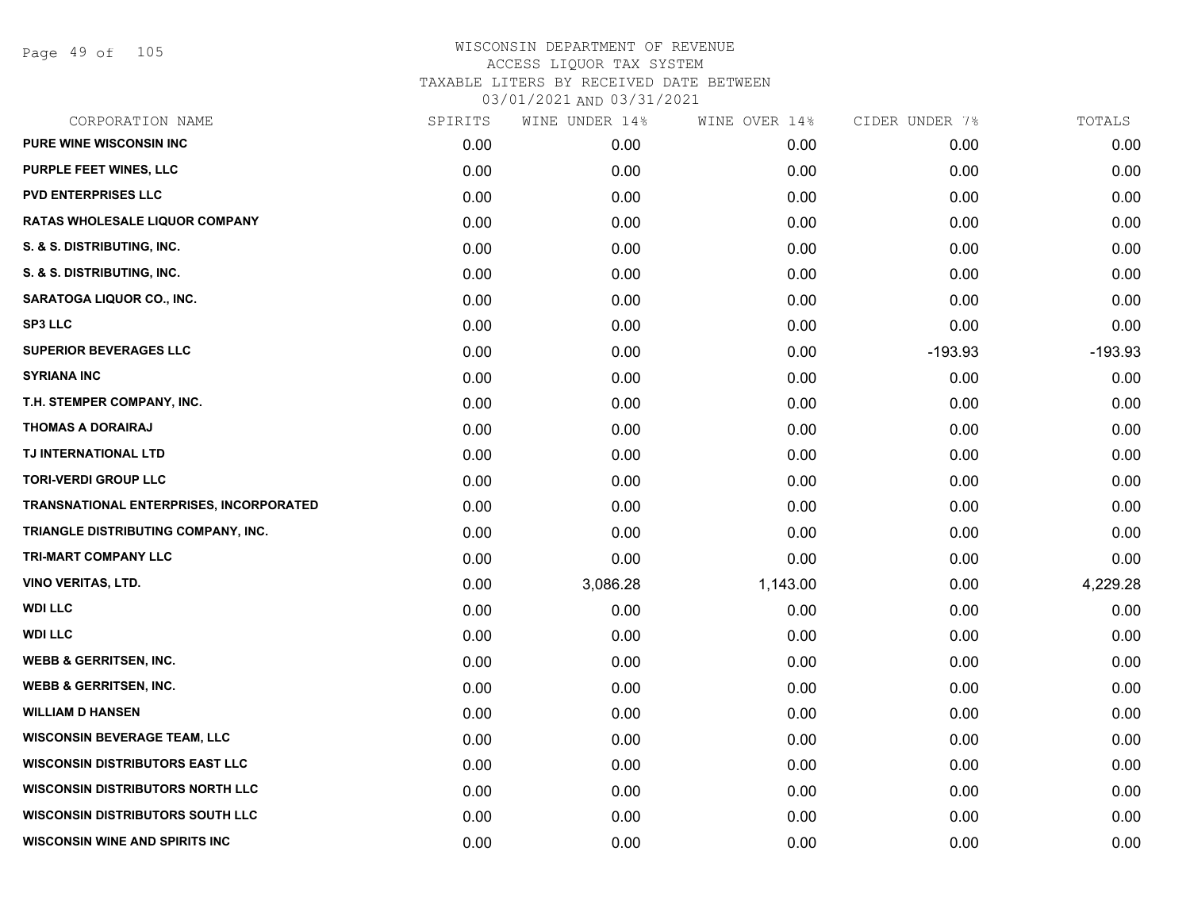WISCONSIN DEPARTMENT OF REVENUE
ACCESS LIQUOR TAX SYSTEM
TAXABLE LITERS BY RECEIVED DATE BETWEEN
03/01/2021 AND 03/31/2021

| CORPORATION NAME | SPIRITS | WINE UNDER 14% | WINE OVER 14% | CIDER UNDER 7% | TOTALS |
|---|---|---|---|---|---|
| PURE WINE WISCONSIN INC | 0.00 | 0.00 | 0.00 | 0.00 | 0.00 |
| PURPLE FEET WINES, LLC | 0.00 | 0.00 | 0.00 | 0.00 | 0.00 |
| PVD ENTERPRISES LLC | 0.00 | 0.00 | 0.00 | 0.00 | 0.00 |
| RATAS WHOLESALE LIQUOR COMPANY | 0.00 | 0.00 | 0.00 | 0.00 | 0.00 |
| S. & S. DISTRIBUTING, INC. | 0.00 | 0.00 | 0.00 | 0.00 | 0.00 |
| S. & S. DISTRIBUTING, INC. | 0.00 | 0.00 | 0.00 | 0.00 | 0.00 |
| SARATOGA LIQUOR CO., INC. | 0.00 | 0.00 | 0.00 | 0.00 | 0.00 |
| SP3 LLC | 0.00 | 0.00 | 0.00 | 0.00 | 0.00 |
| SUPERIOR BEVERAGES LLC | 0.00 | 0.00 | 0.00 | -193.93 | -193.93 |
| SYRIANA INC | 0.00 | 0.00 | 0.00 | 0.00 | 0.00 |
| T.H. STEMPER COMPANY, INC. | 0.00 | 0.00 | 0.00 | 0.00 | 0.00 |
| THOMAS A DORAIRAJ | 0.00 | 0.00 | 0.00 | 0.00 | 0.00 |
| TJ INTERNATIONAL LTD | 0.00 | 0.00 | 0.00 | 0.00 | 0.00 |
| TORI-VERDI GROUP LLC | 0.00 | 0.00 | 0.00 | 0.00 | 0.00 |
| TRANSNATIONAL ENTERPRISES, INCORPORATED | 0.00 | 0.00 | 0.00 | 0.00 | 0.00 |
| TRIANGLE DISTRIBUTING COMPANY, INC. | 0.00 | 0.00 | 0.00 | 0.00 | 0.00 |
| TRI-MART COMPANY LLC | 0.00 | 0.00 | 0.00 | 0.00 | 0.00 |
| VINO VERITAS, LTD. | 0.00 | 3,086.28 | 1,143.00 | 0.00 | 4,229.28 |
| WDI LLC | 0.00 | 0.00 | 0.00 | 0.00 | 0.00 |
| WDI LLC | 0.00 | 0.00 | 0.00 | 0.00 | 0.00 |
| WEBB & GERRITSEN, INC. | 0.00 | 0.00 | 0.00 | 0.00 | 0.00 |
| WEBB & GERRITSEN, INC. | 0.00 | 0.00 | 0.00 | 0.00 | 0.00 |
| WILLIAM D HANSEN | 0.00 | 0.00 | 0.00 | 0.00 | 0.00 |
| WISCONSIN BEVERAGE TEAM, LLC | 0.00 | 0.00 | 0.00 | 0.00 | 0.00 |
| WISCONSIN DISTRIBUTORS EAST LLC | 0.00 | 0.00 | 0.00 | 0.00 | 0.00 |
| WISCONSIN DISTRIBUTORS NORTH LLC | 0.00 | 0.00 | 0.00 | 0.00 | 0.00 |
| WISCONSIN DISTRIBUTORS SOUTH LLC | 0.00 | 0.00 | 0.00 | 0.00 | 0.00 |
| WISCONSIN WINE AND SPIRITS INC | 0.00 | 0.00 | 0.00 | 0.00 | 0.00 |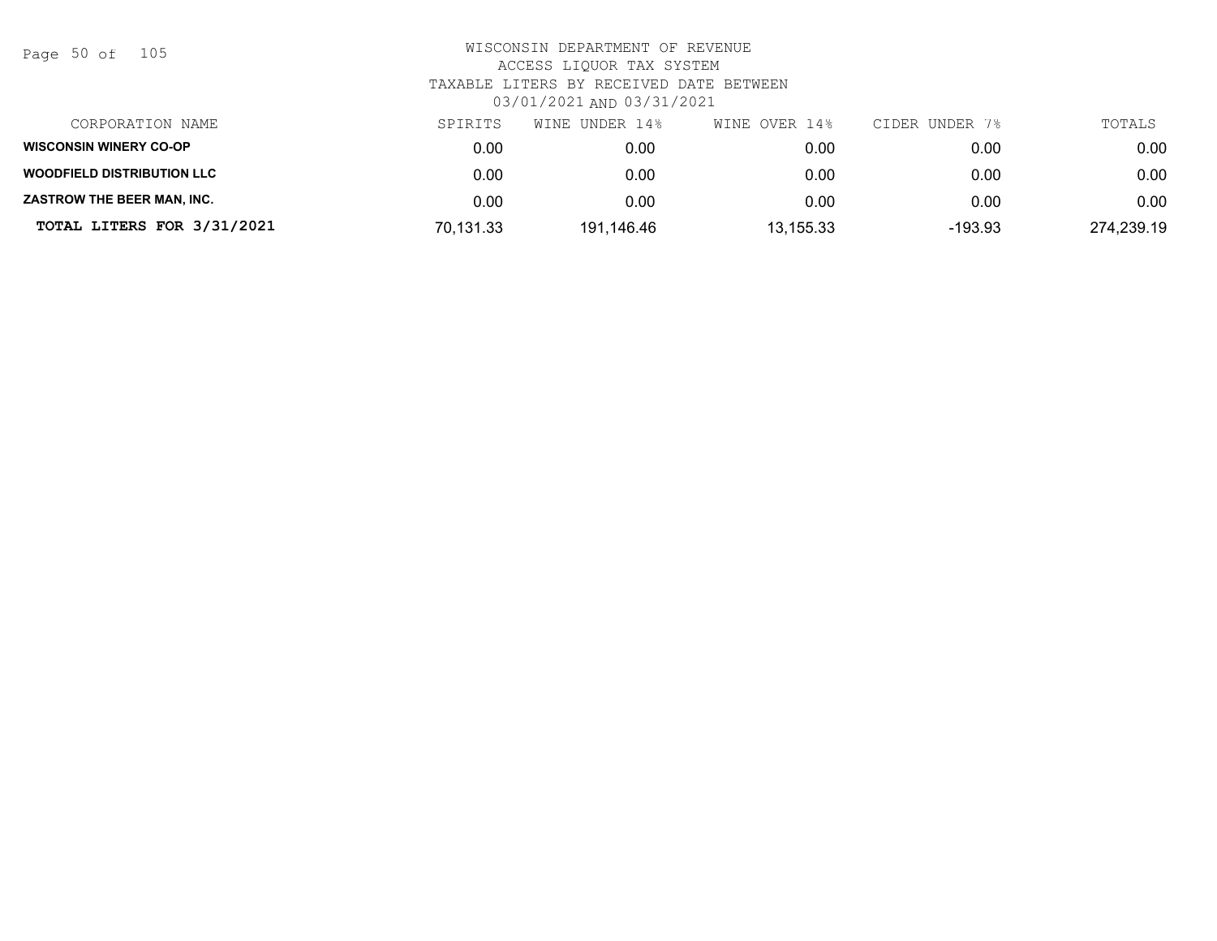WISCONSIN DEPARTMENT OF REVENUE
ACCESS LIQUOR TAX SYSTEM
TAXABLE LITERS BY RECEIVED DATE BETWEEN
03/01/2021 AND 03/31/2021

| CORPORATION NAME | SPIRITS | WINE UNDER 14% | WINE OVER 14% | CIDER UNDER 7% | TOTALS |
|---|---|---|---|---|---|
| **WISCONSIN WINERY CO-OP** | 0.00 | 0.00 | 0.00 | 0.00 | 0.00 |
| **WOODFIELD DISTRIBUTION LLC** | 0.00 | 0.00 | 0.00 | 0.00 | 0.00 |
| **ZASTROW THE BEER MAN, INC.** | 0.00 | 0.00 | 0.00 | 0.00 | 0.00 |
| **TOTAL LITERS FOR 3/31/2021** | 70,131.33 | 191,146.46 | 13,155.33 | -193.93 | 274,239.19 |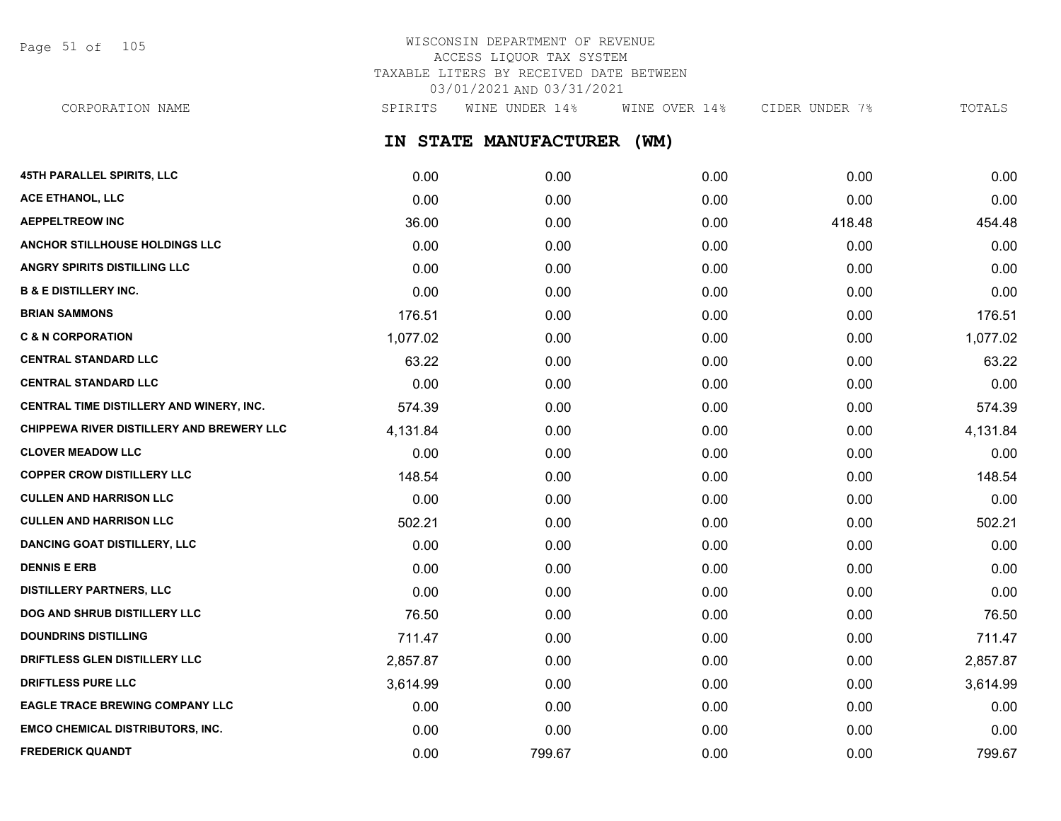# WISCONSIN DEPARTMENT OF REVENUE
## ACCESS LIQUOR TAX SYSTEM
## TAXABLE LITERS BY RECEIVED DATE BETWEEN 03/01/2021 AND 03/31/2021

## IN STATE MANUFACTURER (WM)

| CORPORATION NAME | SPIRITS | WINE UNDER 14% | WINE OVER 14% | CIDER UNDER 7% | TOTALS |
|---|---|---|---|---|---|
| 45TH PARALLEL SPIRITS, LLC | 0.00 | 0.00 | 0.00 | 0.00 | 0.00 |
| ACE ETHANOL, LLC | 0.00 | 0.00 | 0.00 | 0.00 | 0.00 |
| AEPPELTREOW INC | 36.00 | 0.00 | 0.00 | 418.48 | 454.48 |
| ANCHOR STILLHOUSE HOLDINGS LLC | 0.00 | 0.00 | 0.00 | 0.00 | 0.00 |
| ANGRY SPIRITS DISTILLING LLC | 0.00 | 0.00 | 0.00 | 0.00 | 0.00 |
| B & E DISTILLERY INC. | 0.00 | 0.00 | 0.00 | 0.00 | 0.00 |
| BRIAN SAMMONS | 176.51 | 0.00 | 0.00 | 0.00 | 176.51 |
| C & N CORPORATION | 1,077.02 | 0.00 | 0.00 | 0.00 | 1,077.02 |
| CENTRAL STANDARD LLC | 63.22 | 0.00 | 0.00 | 0.00 | 63.22 |
| CENTRAL STANDARD LLC | 0.00 | 0.00 | 0.00 | 0.00 | 0.00 |
| CENTRAL TIME DISTILLERY AND WINERY, INC. | 574.39 | 0.00 | 0.00 | 0.00 | 574.39 |
| CHIPPEWA RIVER DISTILLERY AND BREWERY LLC | 4,131.84 | 0.00 | 0.00 | 0.00 | 4,131.84 |
| CLOVER MEADOW LLC | 0.00 | 0.00 | 0.00 | 0.00 | 0.00 |
| COPPER CROW DISTILLERY LLC | 148.54 | 0.00 | 0.00 | 0.00 | 148.54 |
| CULLEN AND HARRISON LLC | 0.00 | 0.00 | 0.00 | 0.00 | 0.00 |
| CULLEN AND HARRISON LLC | 502.21 | 0.00 | 0.00 | 0.00 | 502.21 |
| DANCING GOAT DISTILLERY, LLC | 0.00 | 0.00 | 0.00 | 0.00 | 0.00 |
| DENNIS E ERB | 0.00 | 0.00 | 0.00 | 0.00 | 0.00 |
| DISTILLERY PARTNERS, LLC | 0.00 | 0.00 | 0.00 | 0.00 | 0.00 |
| DOG AND SHRUB DISTILLERY LLC | 76.50 | 0.00 | 0.00 | 0.00 | 76.50 |
| DOUNDRINS DISTILLING | 711.47 | 0.00 | 0.00 | 0.00 | 711.47 |
| DRIFTLESS GLEN DISTILLERY LLC | 2,857.87 | 0.00 | 0.00 | 0.00 | 2,857.87 |
| DRIFTLESS PURE LLC | 3,614.99 | 0.00 | 0.00 | 0.00 | 3,614.99 |
| EAGLE TRACE BREWING COMPANY LLC | 0.00 | 0.00 | 0.00 | 0.00 | 0.00 |
| EMCO CHEMICAL DISTRIBUTORS, INC. | 0.00 | 0.00 | 0.00 | 0.00 | 0.00 |
| FREDERICK QUANDT | 0.00 | 799.67 | 0.00 | 0.00 | 799.67 |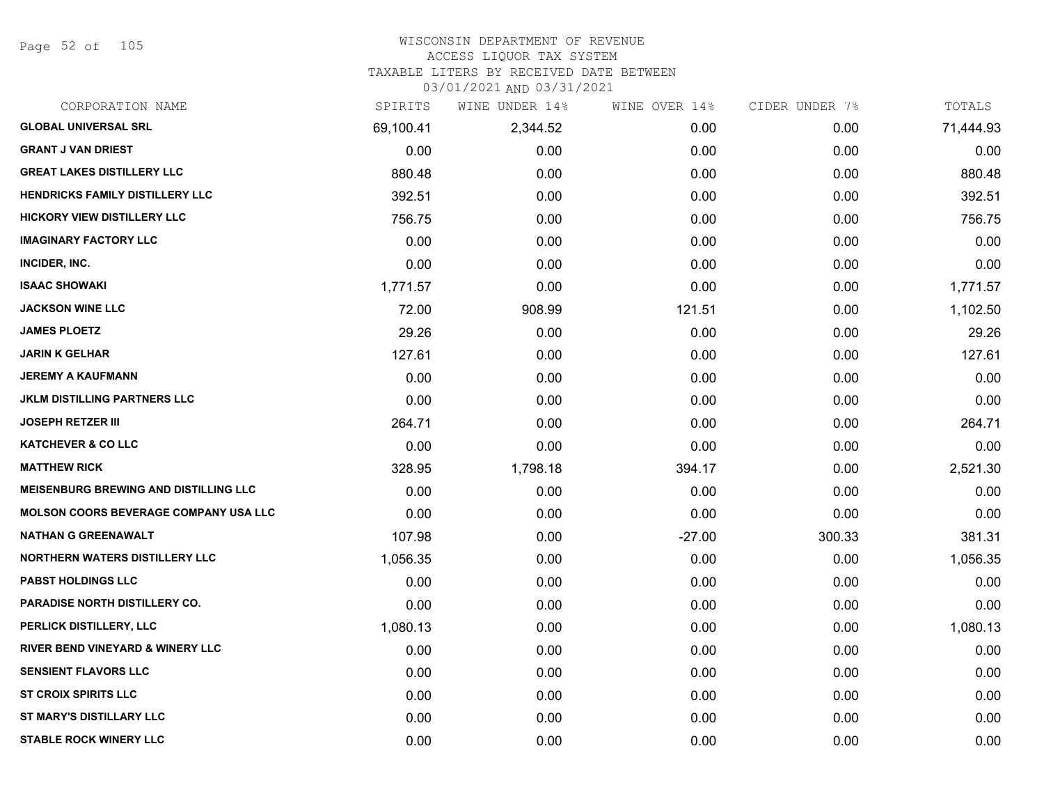# WISCONSIN DEPARTMENT OF REVENUE
## ACCESS LIQUOR TAX SYSTEM
### TAXABLE LITERS BY RECEIVED DATE BETWEEN 03/01/2021 AND 03/31/2021

| CORPORATION NAME | SPIRITS | WINE UNDER 14% | WINE OVER 14% | CIDER UNDER 7% | TOTALS |
|---|---|---|---|---|---|
| GLOBAL UNIVERSAL SRL | 69,100.41 | 2,344.52 | 0.00 | 0.00 | 71,444.93 |
| GRANT J VAN DRIEST | 0.00 | 0.00 | 0.00 | 0.00 | 0.00 |
| GREAT LAKES DISTILLERY LLC | 880.48 | 0.00 | 0.00 | 0.00 | 880.48 |
| HENDRICKS FAMILY DISTILLERY LLC | 392.51 | 0.00 | 0.00 | 0.00 | 392.51 |
| HICKORY VIEW DISTILLERY LLC | 756.75 | 0.00 | 0.00 | 0.00 | 756.75 |
| IMAGINARY FACTORY LLC | 0.00 | 0.00 | 0.00 | 0.00 | 0.00 |
| INCIDER, INC. | 0.00 | 0.00 | 0.00 | 0.00 | 0.00 |
| ISAAC SHOWAKI | 1,771.57 | 0.00 | 0.00 | 0.00 | 1,771.57 |
| JACKSON WINE LLC | 72.00 | 908.99 | 121.51 | 0.00 | 1,102.50 |
| JAMES PLOETZ | 29.26 | 0.00 | 0.00 | 0.00 | 29.26 |
| JARIN K GELHAR | 127.61 | 0.00 | 0.00 | 0.00 | 127.61 |
| JEREMY A KAUFMANN | 0.00 | 0.00 | 0.00 | 0.00 | 0.00 |
| JKLM DISTILLING PARTNERS LLC | 0.00 | 0.00 | 0.00 | 0.00 | 0.00 |
| JOSEPH RETZER III | 264.71 | 0.00 | 0.00 | 0.00 | 264.71 |
| KATCHEVER & CO LLC | 0.00 | 0.00 | 0.00 | 0.00 | 0.00 |
| MATTHEW RICK | 328.95 | 1,798.18 | 394.17 | 0.00 | 2,521.30 |
| MEISENBURG BREWING AND DISTILLING LLC | 0.00 | 0.00 | 0.00 | 0.00 | 0.00 |
| MOLSON COORS BEVERAGE COMPANY USA LLC | 0.00 | 0.00 | 0.00 | 0.00 | 0.00 |
| NATHAN G GREENAWALT | 107.98 | 0.00 | -27.00 | 300.33 | 381.31 |
| NORTHERN WATERS DISTILLERY LLC | 1,056.35 | 0.00 | 0.00 | 0.00 | 1,056.35 |
| PABST HOLDINGS LLC | 0.00 | 0.00 | 0.00 | 0.00 | 0.00 |
| PARADISE NORTH DISTILLERY CO. | 0.00 | 0.00 | 0.00 | 0.00 | 0.00 |
| PERLICK DISTILLERY, LLC | 1,080.13 | 0.00 | 0.00 | 0.00 | 1,080.13 |
| RIVER BEND VINEYARD & WINERY LLC | 0.00 | 0.00 | 0.00 | 0.00 | 0.00 |
| SENSIENT FLAVORS LLC | 0.00 | 0.00 | 0.00 | 0.00 | 0.00 |
| ST CROIX SPIRITS LLC | 0.00 | 0.00 | 0.00 | 0.00 | 0.00 |
| ST MARY'S DISTILLARY LLC | 0.00 | 0.00 | 0.00 | 0.00 | 0.00 |
| STABLE ROCK WINERY LLC | 0.00 | 0.00 | 0.00 | 0.00 | 0.00 |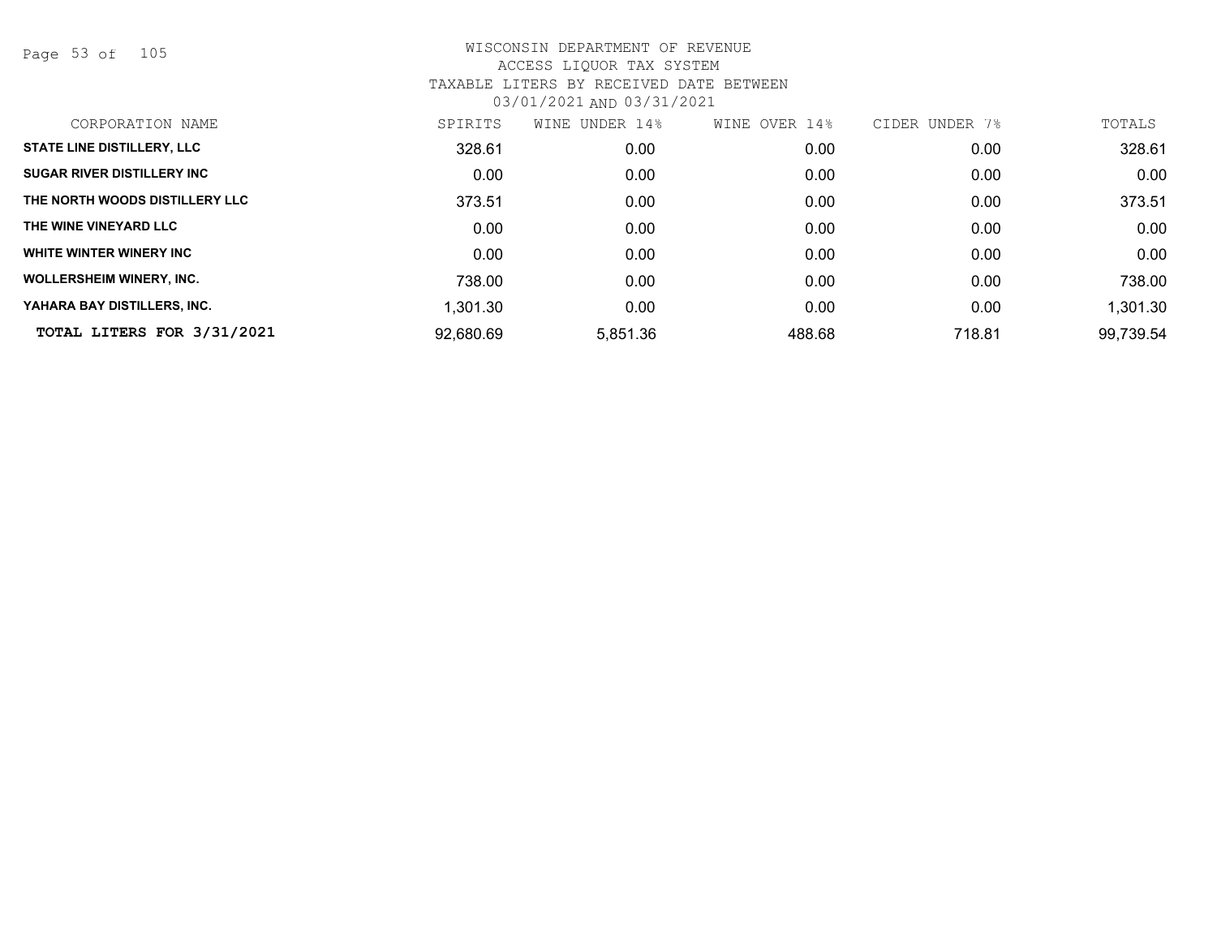WISCONSIN DEPARTMENT OF REVENUE
ACCESS LIQUOR TAX SYSTEM
TAXABLE LITERS BY RECEIVED DATE BETWEEN
03/01/2021 AND 03/31/2021

| CORPORATION NAME | SPIRITS | WINE UNDER 14% | WINE OVER 14% | CIDER UNDER 7% | TOTALS |
|---|---|---|---|---|---|
| STATE LINE DISTILLERY, LLC | 328.61 | 0.00 | 0.00 | 0.00 | 328.61 |
| SUGAR RIVER DISTILLERY INC | 0.00 | 0.00 | 0.00 | 0.00 | 0.00 |
| THE NORTH WOODS DISTILLERY LLC | 373.51 | 0.00 | 0.00 | 0.00 | 373.51 |
| THE WINE VINEYARD LLC | 0.00 | 0.00 | 0.00 | 0.00 | 0.00 |
| WHITE WINTER WINERY INC | 0.00 | 0.00 | 0.00 | 0.00 | 0.00 |
| WOLLERSHEIM WINERY, INC. | 738.00 | 0.00 | 0.00 | 0.00 | 738.00 |
| YAHARA BAY DISTILLERS, INC. | 1,301.30 | 0.00 | 0.00 | 0.00 | 1,301.30 |
| **TOTAL LITERS FOR 3/31/2021** | 92,680.69 | 5,851.36 | 488.68 | 718.81 | 99,739.54 |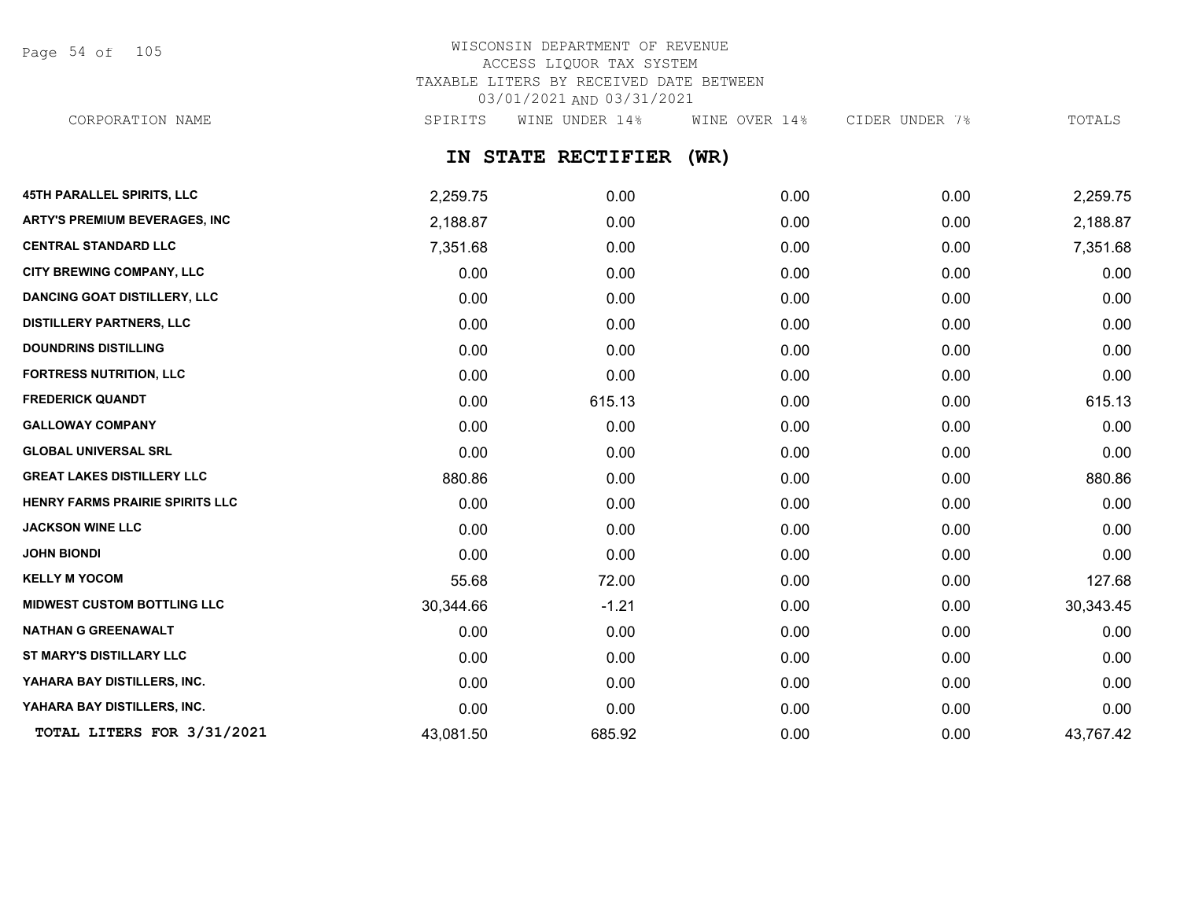# WISCONSIN DEPARTMENT OF REVENUE

ACCESS LIQUOR TAX SYSTEM

TAXABLE LITERS BY RECEIVED DATE BETWEEN 03/01/2021 AND 03/31/2021

## IN STATE RECTIFIER (WR)

| CORPORATION NAME | SPIRITS | WINE UNDER 14% | WINE OVER 14% | CIDER UNDER 7% | TOTALS |
|---|---|---|---|---|---|
| 45TH PARALLEL SPIRITS, LLC | 2,259.75 | 0.00 | 0.00 | 0.00 | 2,259.75 |
| ARTY'S PREMIUM BEVERAGES, INC | 2,188.87 | 0.00 | 0.00 | 0.00 | 2,188.87 |
| CENTRAL STANDARD LLC | 7,351.68 | 0.00 | 0.00 | 0.00 | 7,351.68 |
| CITY BREWING COMPANY, LLC | 0.00 | 0.00 | 0.00 | 0.00 | 0.00 |
| DANCING GOAT DISTILLERY, LLC | 0.00 | 0.00 | 0.00 | 0.00 | 0.00 |
| DISTILLERY PARTNERS, LLC | 0.00 | 0.00 | 0.00 | 0.00 | 0.00 |
| DOUNDRINS DISTILLING | 0.00 | 0.00 | 0.00 | 0.00 | 0.00 |
| FORTRESS NUTRITION, LLC | 0.00 | 0.00 | 0.00 | 0.00 | 0.00 |
| FREDERICK QUANDT | 0.00 | 615.13 | 0.00 | 0.00 | 615.13 |
| GALLOWAY COMPANY | 0.00 | 0.00 | 0.00 | 0.00 | 0.00 |
| GLOBAL UNIVERSAL SRL | 0.00 | 0.00 | 0.00 | 0.00 | 0.00 |
| GREAT LAKES DISTILLERY LLC | 880.86 | 0.00 | 0.00 | 0.00 | 880.86 |
| HENRY FARMS PRAIRIE SPIRITS LLC | 0.00 | 0.00 | 0.00 | 0.00 | 0.00 |
| JACKSON WINE LLC | 0.00 | 0.00 | 0.00 | 0.00 | 0.00 |
| JOHN BIONDI | 0.00 | 0.00 | 0.00 | 0.00 | 0.00 |
| KELLY M YOCOM | 55.68 | 72.00 | 0.00 | 0.00 | 127.68 |
| MIDWEST CUSTOM BOTTLING LLC | 30,344.66 | -1.21 | 0.00 | 0.00 | 30,343.45 |
| NATHAN G GREENAWALT | 0.00 | 0.00 | 0.00 | 0.00 | 0.00 |
| ST MARY'S DISTILLARY LLC | 0.00 | 0.00 | 0.00 | 0.00 | 0.00 |
| YAHARA BAY DISTILLERS, INC. | 0.00 | 0.00 | 0.00 | 0.00 | 0.00 |
| YAHARA BAY DISTILLERS, INC. | 0.00 | 0.00 | 0.00 | 0.00 | 0.00 |
| TOTAL LITERS FOR 3/31/2021 | 43,081.50 | 685.92 | 0.00 | 0.00 | 43,767.42 |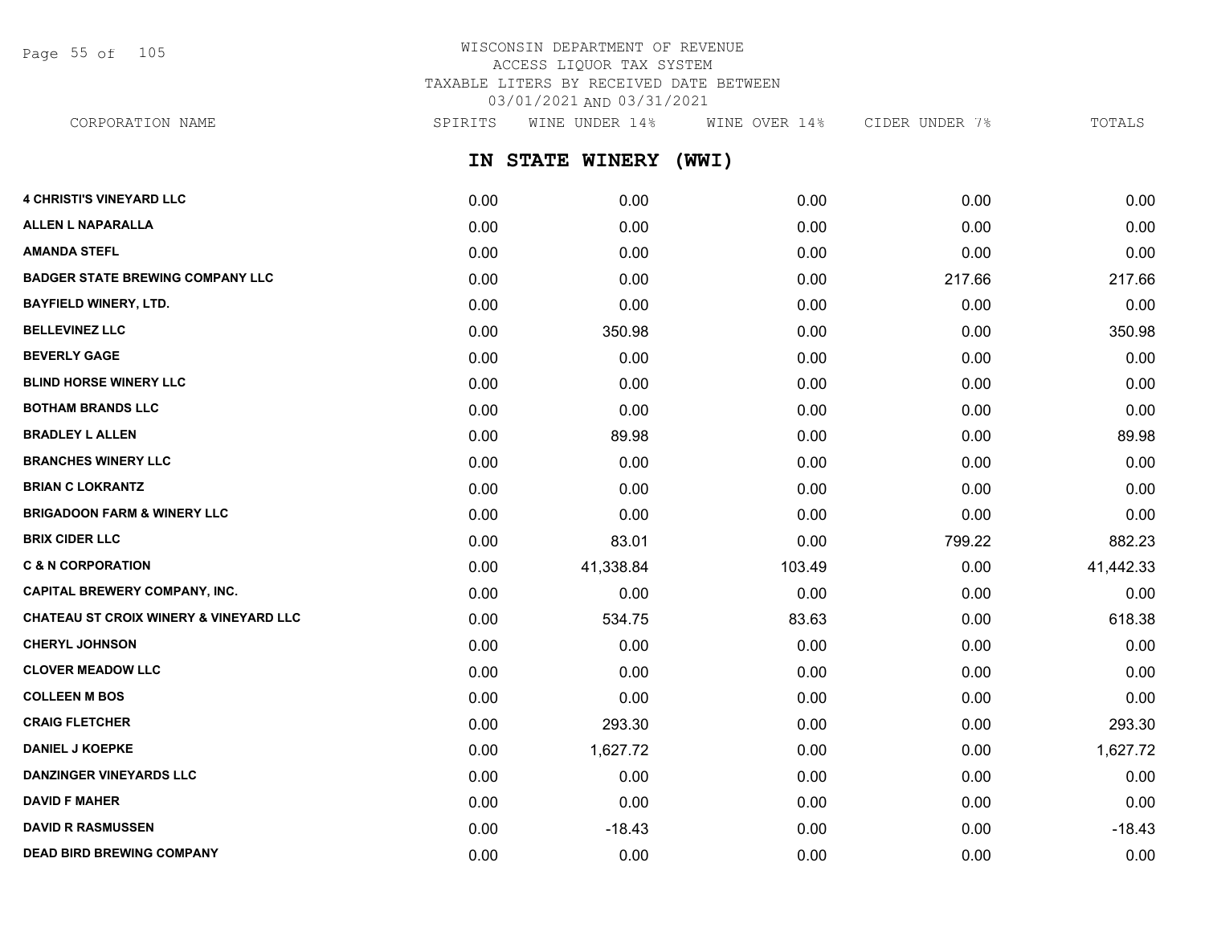# WISCONSIN DEPARTMENT OF REVENUE
## ACCESS LIQUOR TAX SYSTEM
## TAXABLE LITERS BY RECEIVED DATE BETWEEN 03/01/2021 AND 03/31/2021

## IN STATE WINERY (WWI)

| CORPORATION NAME | SPIRITS | WINE UNDER 14% | WINE OVER 14% | CIDER UNDER 7% | TOTALS |
|---|---|---|---|---|---|
| 4 CHRISTI'S VINEYARD LLC | 0.00 | 0.00 | 0.00 | 0.00 | 0.00 |
| ALLEN L NAPARALLA | 0.00 | 0.00 | 0.00 | 0.00 | 0.00 |
| AMANDA STEFL | 0.00 | 0.00 | 0.00 | 0.00 | 0.00 |
| BADGER STATE BREWING COMPANY LLC | 0.00 | 0.00 | 0.00 | 217.66 | 217.66 |
| BAYFIELD WINERY, LTD. | 0.00 | 0.00 | 0.00 | 0.00 | 0.00 |
| BELLEVINEZ LLC | 0.00 | 350.98 | 0.00 | 0.00 | 350.98 |
| BEVERLY GAGE | 0.00 | 0.00 | 0.00 | 0.00 | 0.00 |
| BLIND HORSE WINERY LLC | 0.00 | 0.00 | 0.00 | 0.00 | 0.00 |
| BOTHAM BRANDS LLC | 0.00 | 0.00 | 0.00 | 0.00 | 0.00 |
| BRADLEY L ALLEN | 0.00 | 89.98 | 0.00 | 0.00 | 89.98 |
| BRANCHES WINERY LLC | 0.00 | 0.00 | 0.00 | 0.00 | 0.00 |
| BRIAN C LOKRANTZ | 0.00 | 0.00 | 0.00 | 0.00 | 0.00 |
| BRIGADOON FARM & WINERY LLC | 0.00 | 0.00 | 0.00 | 0.00 | 0.00 |
| BRIX CIDER LLC | 0.00 | 83.01 | 0.00 | 799.22 | 882.23 |
| C & N CORPORATION | 0.00 | 41,338.84 | 103.49 | 0.00 | 41,442.33 |
| CAPITAL BREWERY COMPANY, INC. | 0.00 | 0.00 | 0.00 | 0.00 | 0.00 |
| CHATEAU ST CROIX WINERY & VINEYARD LLC | 0.00 | 534.75 | 83.63 | 0.00 | 618.38 |
| CHERYL JOHNSON | 0.00 | 0.00 | 0.00 | 0.00 | 0.00 |
| CLOVER MEADOW LLC | 0.00 | 0.00 | 0.00 | 0.00 | 0.00 |
| COLLEEN M BOS | 0.00 | 0.00 | 0.00 | 0.00 | 0.00 |
| CRAIG FLETCHER | 0.00 | 293.30 | 0.00 | 0.00 | 293.30 |
| DANIEL J KOEPKE | 0.00 | 1,627.72 | 0.00 | 0.00 | 1,627.72 |
| DANZINGER VINEYARDS LLC | 0.00 | 0.00 | 0.00 | 0.00 | 0.00 |
| DAVID F MAHER | 0.00 | 0.00 | 0.00 | 0.00 | 0.00 |
| DAVID R RASMUSSEN | 0.00 | -18.43 | 0.00 | 0.00 | -18.43 |
| DEAD BIRD BREWING COMPANY | 0.00 | 0.00 | 0.00 | 0.00 | 0.00 |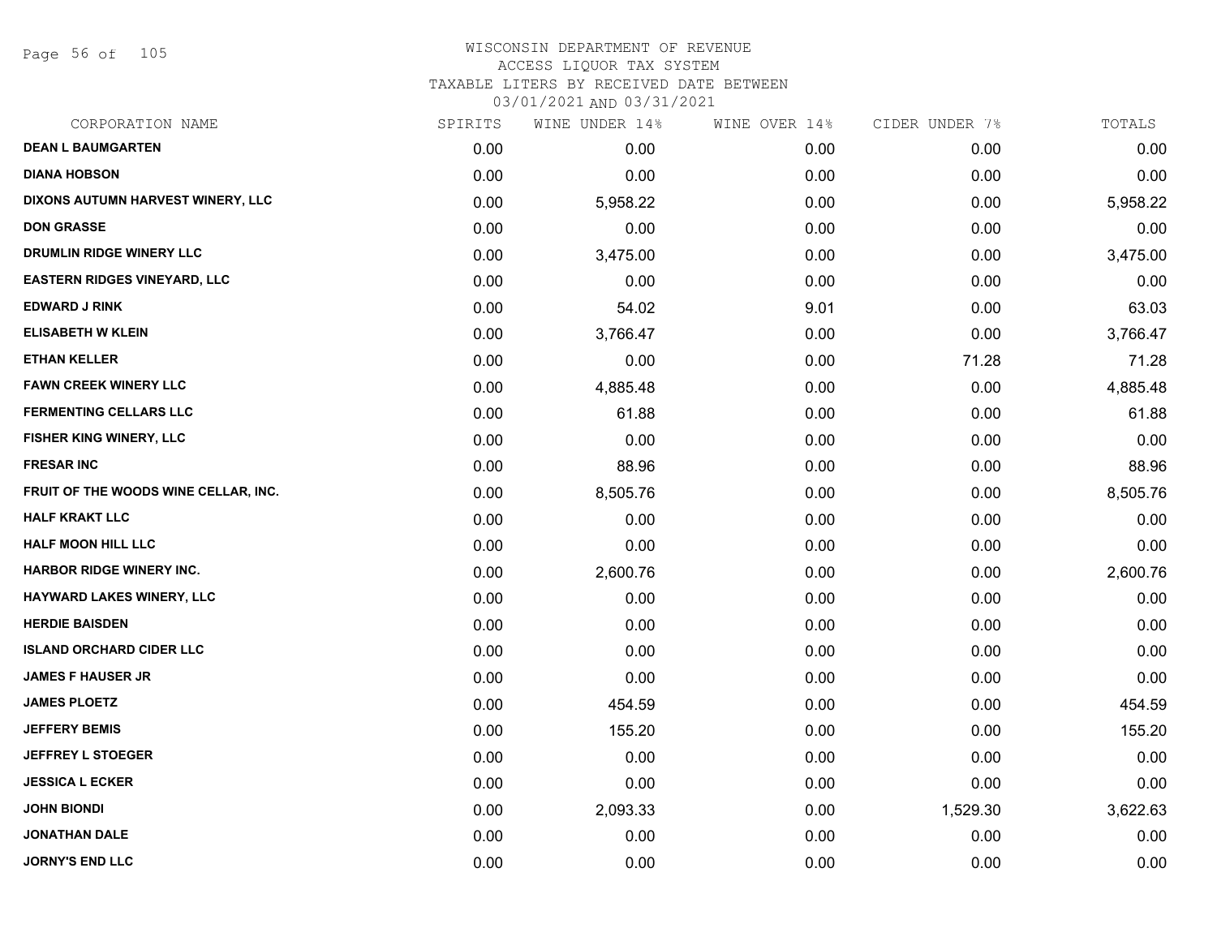# WISCONSIN DEPARTMENT OF REVENUE
## ACCESS LIQUOR TAX SYSTEM
### TAXABLE LITERS BY RECEIVED DATE BETWEEN 03/01/2021 AND 03/31/2021

| CORPORATION NAME | SPIRITS | WINE UNDER 14% | WINE OVER 14% | CIDER UNDER 7% | TOTALS |
|---|---|---|---|---|---|
| DEAN L BAUMGARTEN | 0.00 | 0.00 | 0.00 | 0.00 | 0.00 |
| DIANA HOBSON | 0.00 | 0.00 | 0.00 | 0.00 | 0.00 |
| DIXONS AUTUMN HARVEST WINERY, LLC | 0.00 | 5,958.22 | 0.00 | 0.00 | 5,958.22 |
| DON GRASSE | 0.00 | 0.00 | 0.00 | 0.00 | 0.00 |
| DRUMLIN RIDGE WINERY LLC | 0.00 | 3,475.00 | 0.00 | 0.00 | 3,475.00 |
| EASTERN RIDGES VINEYARD, LLC | 0.00 | 0.00 | 0.00 | 0.00 | 0.00 |
| EDWARD J RINK | 0.00 | 54.02 | 9.01 | 0.00 | 63.03 |
| ELISABETH W KLEIN | 0.00 | 3,766.47 | 0.00 | 0.00 | 3,766.47 |
| ETHAN KELLER | 0.00 | 0.00 | 0.00 | 71.28 | 71.28 |
| FAWN CREEK WINERY LLC | 0.00 | 4,885.48 | 0.00 | 0.00 | 4,885.48 |
| FERMENTING CELLARS LLC | 0.00 | 61.88 | 0.00 | 0.00 | 61.88 |
| FISHER KING WINERY, LLC | 0.00 | 0.00 | 0.00 | 0.00 | 0.00 |
| FRESAR INC | 0.00 | 88.96 | 0.00 | 0.00 | 88.96 |
| FRUIT OF THE WOODS WINE CELLAR, INC. | 0.00 | 8,505.76 | 0.00 | 0.00 | 8,505.76 |
| HALF KRAKT LLC | 0.00 | 0.00 | 0.00 | 0.00 | 0.00 |
| HALF MOON HILL LLC | 0.00 | 0.00 | 0.00 | 0.00 | 0.00 |
| HARBOR RIDGE WINERY INC. | 0.00 | 2,600.76 | 0.00 | 0.00 | 2,600.76 |
| HAYWARD LAKES WINERY, LLC | 0.00 | 0.00 | 0.00 | 0.00 | 0.00 |
| HERDIE BAISDEN | 0.00 | 0.00 | 0.00 | 0.00 | 0.00 |
| ISLAND ORCHARD CIDER LLC | 0.00 | 0.00 | 0.00 | 0.00 | 0.00 |
| JAMES F HAUSER JR | 0.00 | 0.00 | 0.00 | 0.00 | 0.00 |
| JAMES PLOETZ | 0.00 | 454.59 | 0.00 | 0.00 | 454.59 |
| JEFFERY BEMIS | 0.00 | 155.20 | 0.00 | 0.00 | 155.20 |
| JEFFREY L STOEGER | 0.00 | 0.00 | 0.00 | 0.00 | 0.00 |
| JESSICA L ECKER | 0.00 | 0.00 | 0.00 | 0.00 | 0.00 |
| JOHN BIONDI | 0.00 | 2,093.33 | 0.00 | 1,529.30 | 3,622.63 |
| JONATHAN DALE | 0.00 | 0.00 | 0.00 | 0.00 | 0.00 |
| JORNY'S END LLC | 0.00 | 0.00 | 0.00 | 0.00 | 0.00 |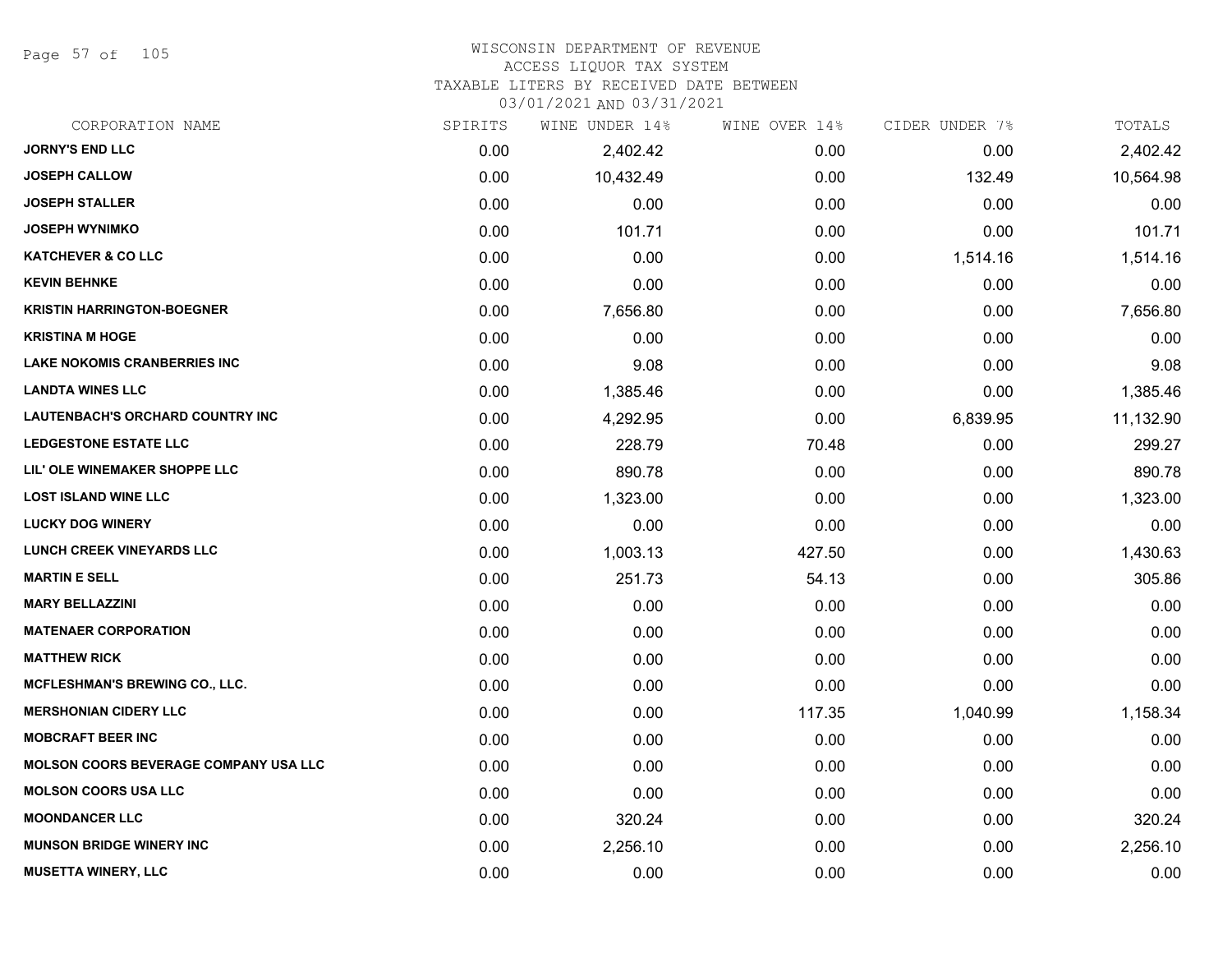# WISCONSIN DEPARTMENT OF REVENUE
## ACCESS LIQUOR TAX SYSTEM
## TAXABLE LITERS BY RECEIVED DATE BETWEEN
## 03/01/2021 AND 03/31/2021

| CORPORATION NAME | SPIRITS | WINE UNDER 14% | WINE OVER 14% | CIDER UNDER 7% | TOTALS |
|---|---|---|---|---|---|
| JORNY'S END LLC | 0.00 | 2,402.42 | 0.00 | 0.00 | 2,402.42 |
| JOSEPH CALLOW | 0.00 | 10,432.49 | 0.00 | 132.49 | 10,564.98 |
| JOSEPH STALLER | 0.00 | 0.00 | 0.00 | 0.00 | 0.00 |
| JOSEPH WYNIMKO | 0.00 | 101.71 | 0.00 | 0.00 | 101.71 |
| KATCHEVER & CO LLC | 0.00 | 0.00 | 0.00 | 1,514.16 | 1,514.16 |
| KEVIN BEHNKE | 0.00 | 0.00 | 0.00 | 0.00 | 0.00 |
| KRISTIN HARRINGTON-BOEGNER | 0.00 | 7,656.80 | 0.00 | 0.00 | 7,656.80 |
| KRISTINA M HOGE | 0.00 | 0.00 | 0.00 | 0.00 | 0.00 |
| LAKE NOKOMIS CRANBERRIES INC | 0.00 | 9.08 | 0.00 | 0.00 | 9.08 |
| LANDTA WINES LLC | 0.00 | 1,385.46 | 0.00 | 0.00 | 1,385.46 |
| LAUTENBACH'S ORCHARD COUNTRY INC | 0.00 | 4,292.95 | 0.00 | 6,839.95 | 11,132.90 |
| LEDGESTONE ESTATE LLC | 0.00 | 228.79 | 70.48 | 0.00 | 299.27 |
| LIL' OLE WINEMAKER SHOPPE LLC | 0.00 | 890.78 | 0.00 | 0.00 | 890.78 |
| LOST ISLAND WINE LLC | 0.00 | 1,323.00 | 0.00 | 0.00 | 1,323.00 |
| LUCKY DOG WINERY | 0.00 | 0.00 | 0.00 | 0.00 | 0.00 |
| LUNCH CREEK VINEYARDS LLC | 0.00 | 1,003.13 | 427.50 | 0.00 | 1,430.63 |
| MARTIN E SELL | 0.00 | 251.73 | 54.13 | 0.00 | 305.86 |
| MARY BELLAZZINI | 0.00 | 0.00 | 0.00 | 0.00 | 0.00 |
| MATENAER CORPORATION | 0.00 | 0.00 | 0.00 | 0.00 | 0.00 |
| MATTHEW RICK | 0.00 | 0.00 | 0.00 | 0.00 | 0.00 |
| MCFLESHMAN'S BREWING CO., LLC. | 0.00 | 0.00 | 0.00 | 0.00 | 0.00 |
| MERSHONIAN CIDERY LLC | 0.00 | 0.00 | 117.35 | 1,040.99 | 1,158.34 |
| MOBCRAFT BEER INC | 0.00 | 0.00 | 0.00 | 0.00 | 0.00 |
| MOLSON COORS BEVERAGE COMPANY USA LLC | 0.00 | 0.00 | 0.00 | 0.00 | 0.00 |
| MOLSON COORS USA LLC | 0.00 | 0.00 | 0.00 | 0.00 | 0.00 |
| MOONDANCER LLC | 0.00 | 320.24 | 0.00 | 0.00 | 320.24 |
| MUNSON BRIDGE WINERY INC | 0.00 | 2,256.10 | 0.00 | 0.00 | 2,256.10 |
| MUSETTA WINERY, LLC | 0.00 | 0.00 | 0.00 | 0.00 | 0.00 |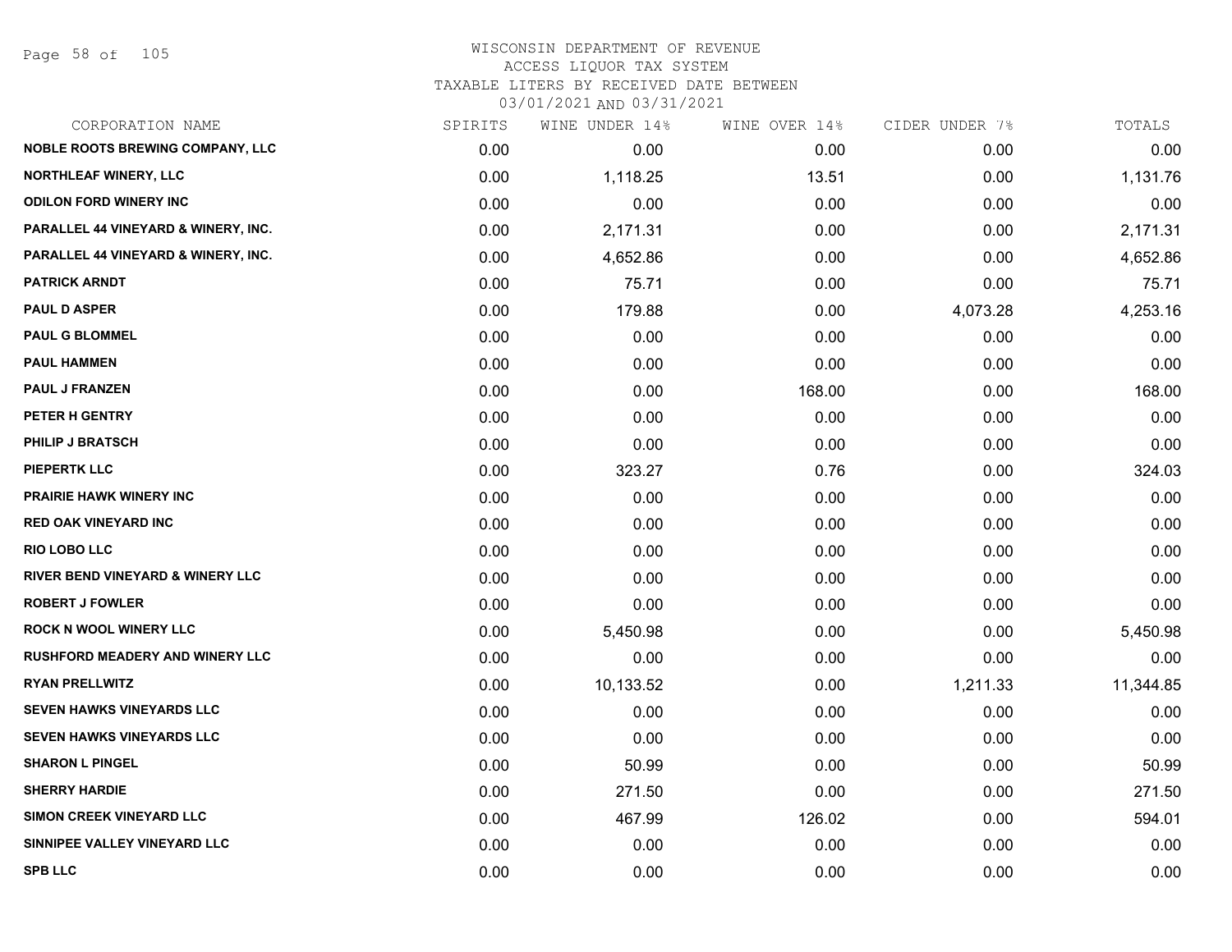# WISCONSIN DEPARTMENT OF REVENUE
ACCESS LIQUOR TAX SYSTEM
TAXABLE LITERS BY RECEIVED DATE BETWEEN
03/01/2021 AND 03/31/2021

| CORPORATION NAME | SPIRITS | WINE UNDER 14% | WINE OVER 14% | CIDER UNDER 7% | TOTALS |
|---|---|---|---|---|---|
| NOBLE ROOTS BREWING COMPANY, LLC | 0.00 | 0.00 | 0.00 | 0.00 | 0.00 |
| NORTHLEAF WINERY, LLC | 0.00 | 1,118.25 | 13.51 | 0.00 | 1,131.76 |
| ODILON FORD WINERY INC | 0.00 | 0.00 | 0.00 | 0.00 | 0.00 |
| PARALLEL 44 VINEYARD & WINERY, INC. | 0.00 | 2,171.31 | 0.00 | 0.00 | 2,171.31 |
| PARALLEL 44 VINEYARD & WINERY, INC. | 0.00 | 4,652.86 | 0.00 | 0.00 | 4,652.86 |
| PATRICK ARNDT | 0.00 | 75.71 | 0.00 | 0.00 | 75.71 |
| PAUL D ASPER | 0.00 | 179.88 | 0.00 | 4,073.28 | 4,253.16 |
| PAUL G BLOMMEL | 0.00 | 0.00 | 0.00 | 0.00 | 0.00 |
| PAUL HAMMEN | 0.00 | 0.00 | 0.00 | 0.00 | 0.00 |
| PAUL J FRANZEN | 0.00 | 0.00 | 168.00 | 0.00 | 168.00 |
| PETER H GENTRY | 0.00 | 0.00 | 0.00 | 0.00 | 0.00 |
| PHILIP J BRATSCH | 0.00 | 0.00 | 0.00 | 0.00 | 0.00 |
| PIEPERTK LLC | 0.00 | 323.27 | 0.76 | 0.00 | 324.03 |
| PRAIRIE HAWK WINERY INC | 0.00 | 0.00 | 0.00 | 0.00 | 0.00 |
| RED OAK VINEYARD INC | 0.00 | 0.00 | 0.00 | 0.00 | 0.00 |
| RIO LOBO LLC | 0.00 | 0.00 | 0.00 | 0.00 | 0.00 |
| RIVER BEND VINEYARD & WINERY LLC | 0.00 | 0.00 | 0.00 | 0.00 | 0.00 |
| ROBERT J FOWLER | 0.00 | 0.00 | 0.00 | 0.00 | 0.00 |
| ROCK N WOOL WINERY LLC | 0.00 | 5,450.98 | 0.00 | 0.00 | 5,450.98 |
| RUSHFORD MEADERY AND WINERY LLC | 0.00 | 0.00 | 0.00 | 0.00 | 0.00 |
| RYAN PRELLWITZ | 0.00 | 10,133.52 | 0.00 | 1,211.33 | 11,344.85 |
| SEVEN HAWKS VINEYARDS LLC | 0.00 | 0.00 | 0.00 | 0.00 | 0.00 |
| SEVEN HAWKS VINEYARDS LLC | 0.00 | 0.00 | 0.00 | 0.00 | 0.00 |
| SHARON L PINGEL | 0.00 | 50.99 | 0.00 | 0.00 | 50.99 |
| SHERRY HARDIE | 0.00 | 271.50 | 0.00 | 0.00 | 271.50 |
| SIMON CREEK VINEYARD LLC | 0.00 | 467.99 | 126.02 | 0.00 | 594.01 |
| SINNIPEE VALLEY VINEYARD LLC | 0.00 | 0.00 | 0.00 | 0.00 | 0.00 |
| SPB LLC | 0.00 | 0.00 | 0.00 | 0.00 | 0.00 |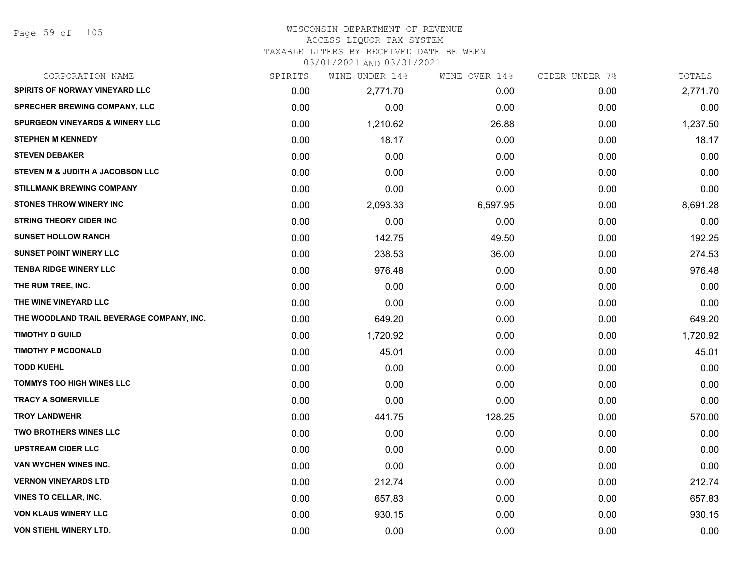# WISCONSIN DEPARTMENT OF REVENUE
## ACCESS LIQUOR TAX SYSTEM
### TAXABLE LITERS BY RECEIVED DATE BETWEEN 03/01/2021 AND 03/31/2021

| CORPORATION NAME | SPIRITS | WINE UNDER 14% | WINE OVER 14% | CIDER UNDER 7% | TOTALS |
|---|---|---|---|---|---|
| SPIRITS OF NORWAY VINEYARD LLC | 0.00 | 2,771.70 | 0.00 | 0.00 | 2,771.70 |
| SPRECHER BREWING COMPANY, LLC | 0.00 | 0.00 | 0.00 | 0.00 | 0.00 |
| SPURGEON VINEYARDS & WINERY LLC | 0.00 | 1,210.62 | 26.88 | 0.00 | 1,237.50 |
| STEPHEN M KENNEDY | 0.00 | 18.17 | 0.00 | 0.00 | 18.17 |
| STEVEN DEBAKER | 0.00 | 0.00 | 0.00 | 0.00 | 0.00 |
| STEVEN M & JUDITH A JACOBSON LLC | 0.00 | 0.00 | 0.00 | 0.00 | 0.00 |
| STILLMANK BREWING COMPANY | 0.00 | 0.00 | 0.00 | 0.00 | 0.00 |
| STONES THROW WINERY INC | 0.00 | 2,093.33 | 6,597.95 | 0.00 | 8,691.28 |
| STRING THEORY CIDER INC | 0.00 | 0.00 | 0.00 | 0.00 | 0.00 |
| SUNSET HOLLOW RANCH | 0.00 | 142.75 | 49.50 | 0.00 | 192.25 |
| SUNSET POINT WINERY LLC | 0.00 | 238.53 | 36.00 | 0.00 | 274.53 |
| TENBA RIDGE WINERY LLC | 0.00 | 976.48 | 0.00 | 0.00 | 976.48 |
| THE RUM TREE, INC. | 0.00 | 0.00 | 0.00 | 0.00 | 0.00 |
| THE WINE VINEYARD LLC | 0.00 | 0.00 | 0.00 | 0.00 | 0.00 |
| THE WOODLAND TRAIL BEVERAGE COMPANY, INC. | 0.00 | 649.20 | 0.00 | 0.00 | 649.20 |
| TIMOTHY D GUILD | 0.00 | 1,720.92 | 0.00 | 0.00 | 1,720.92 |
| TIMOTHY P MCDONALD | 0.00 | 45.01 | 0.00 | 0.00 | 45.01 |
| TODD KUEHL | 0.00 | 0.00 | 0.00 | 0.00 | 0.00 |
| TOMMYS TOO HIGH WINES LLC | 0.00 | 0.00 | 0.00 | 0.00 | 0.00 |
| TRACY A SOMERVILLE | 0.00 | 0.00 | 0.00 | 0.00 | 0.00 |
| TROY LANDWEHR | 0.00 | 441.75 | 128.25 | 0.00 | 570.00 |
| TWO BROTHERS WINES LLC | 0.00 | 0.00 | 0.00 | 0.00 | 0.00 |
| UPSTREAM CIDER LLC | 0.00 | 0.00 | 0.00 | 0.00 | 0.00 |
| VAN WYCHEN WINES INC. | 0.00 | 0.00 | 0.00 | 0.00 | 0.00 |
| VERNON VINEYARDS LTD | 0.00 | 212.74 | 0.00 | 0.00 | 212.74 |
| VINES TO CELLAR, INC. | 0.00 | 657.83 | 0.00 | 0.00 | 657.83 |
| VON KLAUS WINERY LLC | 0.00 | 930.15 | 0.00 | 0.00 | 930.15 |
| VON STIEHL WINERY LTD. | 0.00 | 0.00 | 0.00 | 0.00 | 0.00 |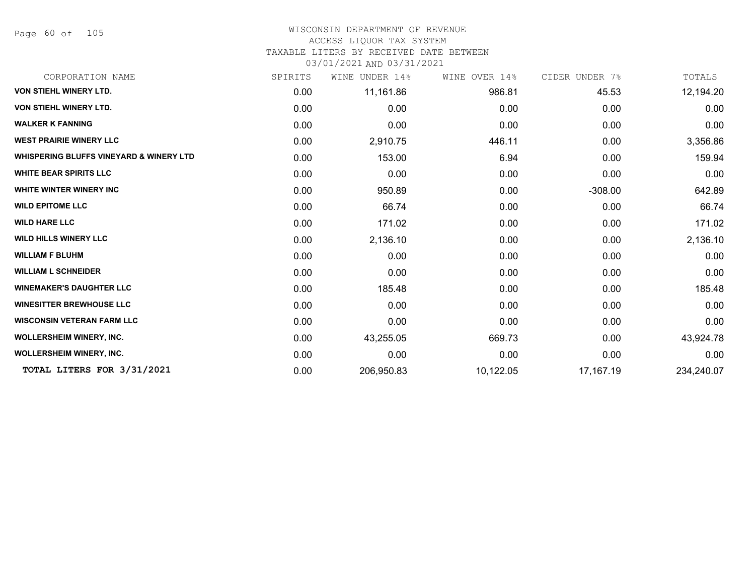# WISCONSIN DEPARTMENT OF REVENUE
## ACCESS LIQUOR TAX SYSTEM
## TAXABLE LITERS BY RECEIVED DATE BETWEEN 03/01/2021 AND 03/31/2021

| CORPORATION NAME | SPIRITS | WINE UNDER 14% | WINE OVER 14% | CIDER UNDER 7% | TOTALS |
|---|---|---|---|---|---|
| **VON STIEHL WINERY LTD.** | 0.00 | 11,161.86 | 986.81 | 45.53 | 12,194.20 |
| **VON STIEHL WINERY LTD.** | 0.00 | 0.00 | 0.00 | 0.00 | 0.00 |
| **WALKER K FANNING** | 0.00 | 0.00 | 0.00 | 0.00 | 0.00 |
| **WEST PRAIRIE WINERY LLC** | 0.00 | 2,910.75 | 446.11 | 0.00 | 3,356.86 |
| **WHISPERING BLUFFS VINEYARD & WINERY LTD** | 0.00 | 153.00 | 6.94 | 0.00 | 159.94 |
| **WHITE BEAR SPIRITS LLC** | 0.00 | 0.00 | 0.00 | 0.00 | 0.00 |
| **WHITE WINTER WINERY INC** | 0.00 | 950.89 | 0.00 | -308.00 | 642.89 |
| **WILD EPITOME LLC** | 0.00 | 66.74 | 0.00 | 0.00 | 66.74 |
| **WILD HARE LLC** | 0.00 | 171.02 | 0.00 | 0.00 | 171.02 |
| **WILD HILLS WINERY LLC** | 0.00 | 2,136.10 | 0.00 | 0.00 | 2,136.10 |
| **WILLIAM F BLUHM** | 0.00 | 0.00 | 0.00 | 0.00 | 0.00 |
| **WILLIAM L SCHNEIDER** | 0.00 | 0.00 | 0.00 | 0.00 | 0.00 |
| **WINEMAKER'S DAUGHTER LLC** | 0.00 | 185.48 | 0.00 | 0.00 | 185.48 |
| **WINESITTER BREWHOUSE LLC** | 0.00 | 0.00 | 0.00 | 0.00 | 0.00 |
| **WISCONSIN VETERAN FARM LLC** | 0.00 | 0.00 | 0.00 | 0.00 | 0.00 |
| **WOLLERSHEIM WINERY, INC.** | 0.00 | 43,255.05 | 669.73 | 0.00 | 43,924.78 |
| **WOLLERSHEIM WINERY, INC.** | 0.00 | 0.00 | 0.00 | 0.00 | 0.00 |
| **TOTAL LITERS FOR 3/31/2021** | 0.00 | 206,950.83 | 10,122.05 | 17,167.19 | 234,240.07 |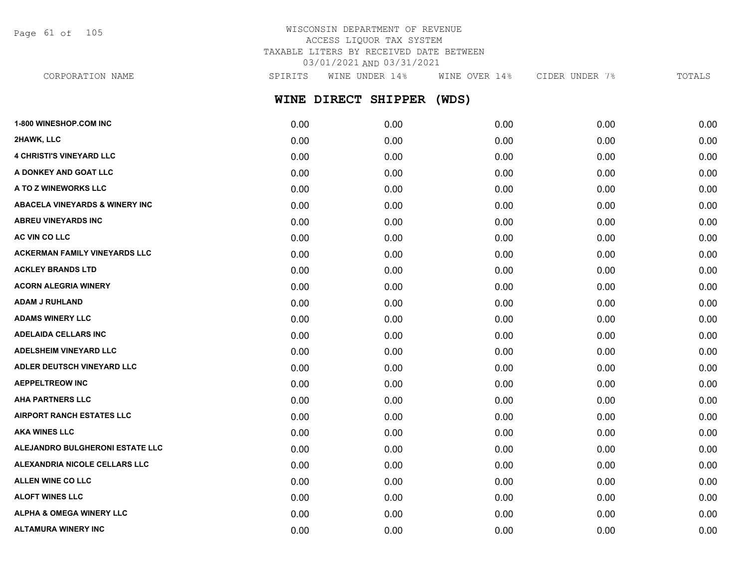WISCONSIN DEPARTMENT OF REVENUE
ACCESS LIQUOR TAX SYSTEM
TAXABLE LITERS BY RECEIVED DATE BETWEEN
03/01/2021 AND 03/31/2021

## WINE DIRECT SHIPPER (WDS)

| CORPORATION NAME | SPIRITS | WINE UNDER 14% | WINE OVER 14% | CIDER UNDER 7% | TOTALS |
|---|---|---|---|---|---|
| 1-800 WINESHOP.COM INC | 0.00 | 0.00 | 0.00 | 0.00 | 0.00 |
| 2HAWK, LLC | 0.00 | 0.00 | 0.00 | 0.00 | 0.00 |
| 4 CHRISTI'S VINEYARD LLC | 0.00 | 0.00 | 0.00 | 0.00 | 0.00 |
| A DONKEY AND GOAT LLC | 0.00 | 0.00 | 0.00 | 0.00 | 0.00 |
| A TO Z WINEWORKS LLC | 0.00 | 0.00 | 0.00 | 0.00 | 0.00 |
| ABACELA VINEYARDS & WINERY INC | 0.00 | 0.00 | 0.00 | 0.00 | 0.00 |
| ABREU VINEYARDS INC | 0.00 | 0.00 | 0.00 | 0.00 | 0.00 |
| AC VIN CO LLC | 0.00 | 0.00 | 0.00 | 0.00 | 0.00 |
| ACKERMAN FAMILY VINEYARDS LLC | 0.00 | 0.00 | 0.00 | 0.00 | 0.00 |
| ACKLEY BRANDS LTD | 0.00 | 0.00 | 0.00 | 0.00 | 0.00 |
| ACORN ALEGRIA WINERY | 0.00 | 0.00 | 0.00 | 0.00 | 0.00 |
| ADAM J RUHLAND | 0.00 | 0.00 | 0.00 | 0.00 | 0.00 |
| ADAMS WINERY LLC | 0.00 | 0.00 | 0.00 | 0.00 | 0.00 |
| ADELAIDA CELLARS INC | 0.00 | 0.00 | 0.00 | 0.00 | 0.00 |
| ADELSHEIM VINEYARD LLC | 0.00 | 0.00 | 0.00 | 0.00 | 0.00 |
| ADLER DEUTSCH VINEYARD LLC | 0.00 | 0.00 | 0.00 | 0.00 | 0.00 |
| AEPPELTREOW INC | 0.00 | 0.00 | 0.00 | 0.00 | 0.00 |
| AHA PARTNERS LLC | 0.00 | 0.00 | 0.00 | 0.00 | 0.00 |
| AIRPORT RANCH ESTATES LLC | 0.00 | 0.00 | 0.00 | 0.00 | 0.00 |
| AKA WINES LLC | 0.00 | 0.00 | 0.00 | 0.00 | 0.00 |
| ALEJANDRO BULGHERONI ESTATE LLC | 0.00 | 0.00 | 0.00 | 0.00 | 0.00 |
| ALEXANDRIA NICOLE CELLARS LLC | 0.00 | 0.00 | 0.00 | 0.00 | 0.00 |
| ALLEN WINE CO LLC | 0.00 | 0.00 | 0.00 | 0.00 | 0.00 |
| ALOFT WINES LLC | 0.00 | 0.00 | 0.00 | 0.00 | 0.00 |
| ALPHA & OMEGA WINERY LLC | 0.00 | 0.00 | 0.00 | 0.00 | 0.00 |
| ALTAMURA WINERY INC | 0.00 | 0.00 | 0.00 | 0.00 | 0.00 |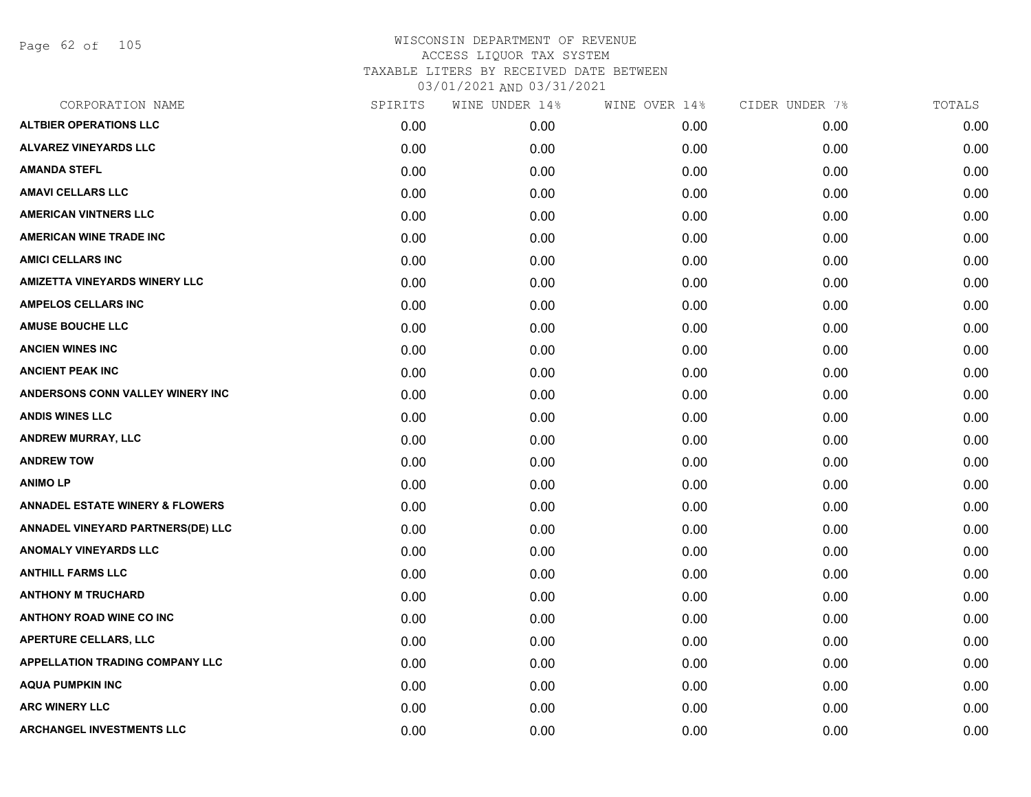# WISCONSIN DEPARTMENT OF REVENUE
## ACCESS LIQUOR TAX SYSTEM
### TAXABLE LITERS BY RECEIVED DATE BETWEEN 03/01/2021 AND 03/31/2021

| CORPORATION NAME | SPIRITS | WINE UNDER 14% | WINE OVER 14% | CIDER UNDER 7% | TOTALS |
|---|---|---|---|---|---|
| ALTBIER OPERATIONS LLC | 0.00 | 0.00 | 0.00 | 0.00 | 0.00 |
| ALVAREZ VINEYARDS LLC | 0.00 | 0.00 | 0.00 | 0.00 | 0.00 |
| AMANDA STEFL | 0.00 | 0.00 | 0.00 | 0.00 | 0.00 |
| AMAVI CELLARS LLC | 0.00 | 0.00 | 0.00 | 0.00 | 0.00 |
| AMERICAN VINTNERS LLC | 0.00 | 0.00 | 0.00 | 0.00 | 0.00 |
| AMERICAN WINE TRADE INC | 0.00 | 0.00 | 0.00 | 0.00 | 0.00 |
| AMICI CELLARS INC | 0.00 | 0.00 | 0.00 | 0.00 | 0.00 |
| AMIZETTA VINEYARDS WINERY LLC | 0.00 | 0.00 | 0.00 | 0.00 | 0.00 |
| AMPELOS CELLARS INC | 0.00 | 0.00 | 0.00 | 0.00 | 0.00 |
| AMUSE BOUCHE LLC | 0.00 | 0.00 | 0.00 | 0.00 | 0.00 |
| ANCIEN WINES INC | 0.00 | 0.00 | 0.00 | 0.00 | 0.00 |
| ANCIENT PEAK INC | 0.00 | 0.00 | 0.00 | 0.00 | 0.00 |
| ANDERSONS CONN VALLEY WINERY INC | 0.00 | 0.00 | 0.00 | 0.00 | 0.00 |
| ANDIS WINES LLC | 0.00 | 0.00 | 0.00 | 0.00 | 0.00 |
| ANDREW MURRAY, LLC | 0.00 | 0.00 | 0.00 | 0.00 | 0.00 |
| ANDREW TOW | 0.00 | 0.00 | 0.00 | 0.00 | 0.00 |
| ANIMO LP | 0.00 | 0.00 | 0.00 | 0.00 | 0.00 |
| ANNADEL ESTATE WINERY & FLOWERS | 0.00 | 0.00 | 0.00 | 0.00 | 0.00 |
| ANNADEL VINEYARD PARTNERS(DE) LLC | 0.00 | 0.00 | 0.00 | 0.00 | 0.00 |
| ANOMALY VINEYARDS LLC | 0.00 | 0.00 | 0.00 | 0.00 | 0.00 |
| ANTHILL FARMS LLC | 0.00 | 0.00 | 0.00 | 0.00 | 0.00 |
| ANTHONY M TRUCHARD | 0.00 | 0.00 | 0.00 | 0.00 | 0.00 |
| ANTHONY ROAD WINE CO INC | 0.00 | 0.00 | 0.00 | 0.00 | 0.00 |
| APERTURE CELLARS, LLC | 0.00 | 0.00 | 0.00 | 0.00 | 0.00 |
| APPELLATION TRADING COMPANY LLC | 0.00 | 0.00 | 0.00 | 0.00 | 0.00 |
| AQUA PUMPKIN INC | 0.00 | 0.00 | 0.00 | 0.00 | 0.00 |
| ARC WINERY LLC | 0.00 | 0.00 | 0.00 | 0.00 | 0.00 |
| ARCHANGEL INVESTMENTS LLC | 0.00 | 0.00 | 0.00 | 0.00 | 0.00 |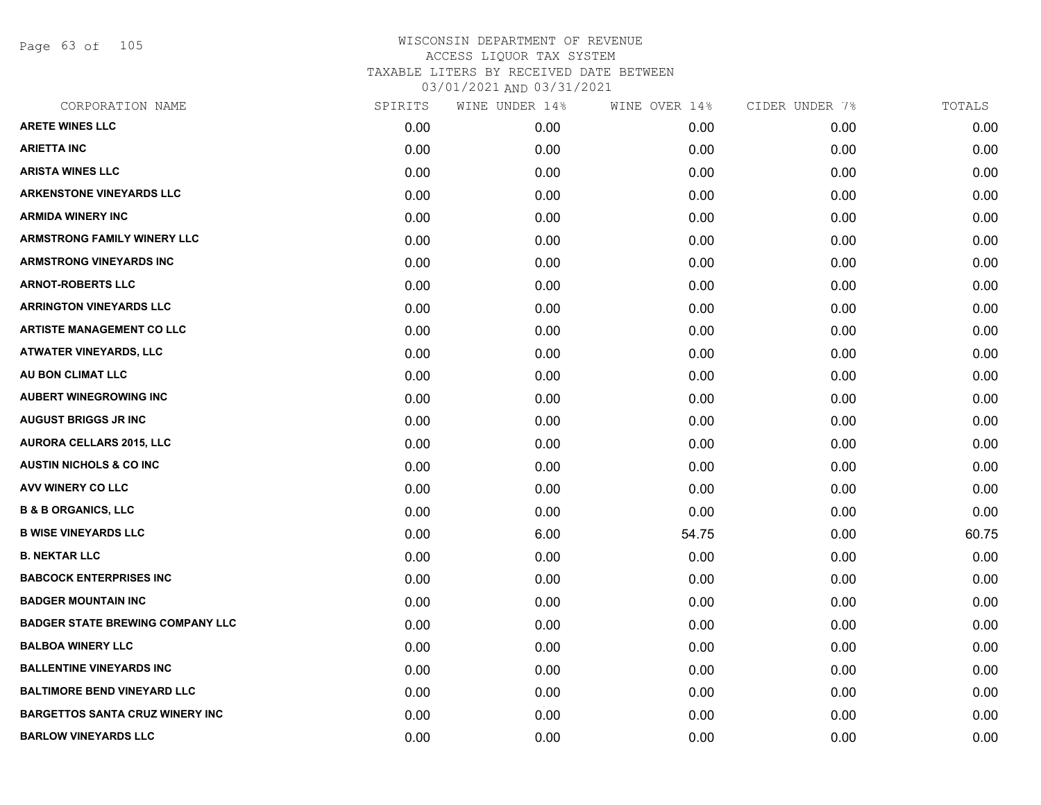WISCONSIN DEPARTMENT OF REVENUE
ACCESS LIQUOR TAX SYSTEM
TAXABLE LITERS BY RECEIVED DATE BETWEEN
03/01/2021 AND 03/31/2021

| CORPORATION NAME | SPIRITS | WINE UNDER 14% | WINE OVER 14% | CIDER UNDER 7% | TOTALS |
|---|---|---|---|---|---|
| ARETE WINES LLC | 0.00 | 0.00 | 0.00 | 0.00 | 0.00 |
| ARIETTA INC | 0.00 | 0.00 | 0.00 | 0.00 | 0.00 |
| ARISTA WINES LLC | 0.00 | 0.00 | 0.00 | 0.00 | 0.00 |
| ARKENSTONE VINEYARDS LLC | 0.00 | 0.00 | 0.00 | 0.00 | 0.00 |
| ARMIDA WINERY INC | 0.00 | 0.00 | 0.00 | 0.00 | 0.00 |
| ARMSTRONG FAMILY WINERY LLC | 0.00 | 0.00 | 0.00 | 0.00 | 0.00 |
| ARMSTRONG VINEYARDS INC | 0.00 | 0.00 | 0.00 | 0.00 | 0.00 |
| ARNOT-ROBERTS LLC | 0.00 | 0.00 | 0.00 | 0.00 | 0.00 |
| ARRINGTON VINEYARDS LLC | 0.00 | 0.00 | 0.00 | 0.00 | 0.00 |
| ARTISTE MANAGEMENT CO LLC | 0.00 | 0.00 | 0.00 | 0.00 | 0.00 |
| ATWATER VINEYARDS, LLC | 0.00 | 0.00 | 0.00 | 0.00 | 0.00 |
| AU BON CLIMAT LLC | 0.00 | 0.00 | 0.00 | 0.00 | 0.00 |
| AUBERT WINEGROWING INC | 0.00 | 0.00 | 0.00 | 0.00 | 0.00 |
| AUGUST BRIGGS JR INC | 0.00 | 0.00 | 0.00 | 0.00 | 0.00 |
| AURORA CELLARS 2015, LLC | 0.00 | 0.00 | 0.00 | 0.00 | 0.00 |
| AUSTIN NICHOLS & CO INC | 0.00 | 0.00 | 0.00 | 0.00 | 0.00 |
| AVV WINERY CO LLC | 0.00 | 0.00 | 0.00 | 0.00 | 0.00 |
| B & B ORGANICS, LLC | 0.00 | 0.00 | 0.00 | 0.00 | 0.00 |
| B WISE VINEYARDS LLC | 0.00 | 6.00 | 54.75 | 0.00 | 60.75 |
| B. NEKTAR LLC | 0.00 | 0.00 | 0.00 | 0.00 | 0.00 |
| BABCOCK ENTERPRISES INC | 0.00 | 0.00 | 0.00 | 0.00 | 0.00 |
| BADGER MOUNTAIN INC | 0.00 | 0.00 | 0.00 | 0.00 | 0.00 |
| BADGER STATE BREWING COMPANY LLC | 0.00 | 0.00 | 0.00 | 0.00 | 0.00 |
| BALBOA WINERY LLC | 0.00 | 0.00 | 0.00 | 0.00 | 0.00 |
| BALLENTINE VINEYARDS INC | 0.00 | 0.00 | 0.00 | 0.00 | 0.00 |
| BALTIMORE BEND VINEYARD LLC | 0.00 | 0.00 | 0.00 | 0.00 | 0.00 |
| BARGETTOS SANTA CRUZ WINERY INC | 0.00 | 0.00 | 0.00 | 0.00 | 0.00 |
| BARLOW VINEYARDS LLC | 0.00 | 0.00 | 0.00 | 0.00 | 0.00 |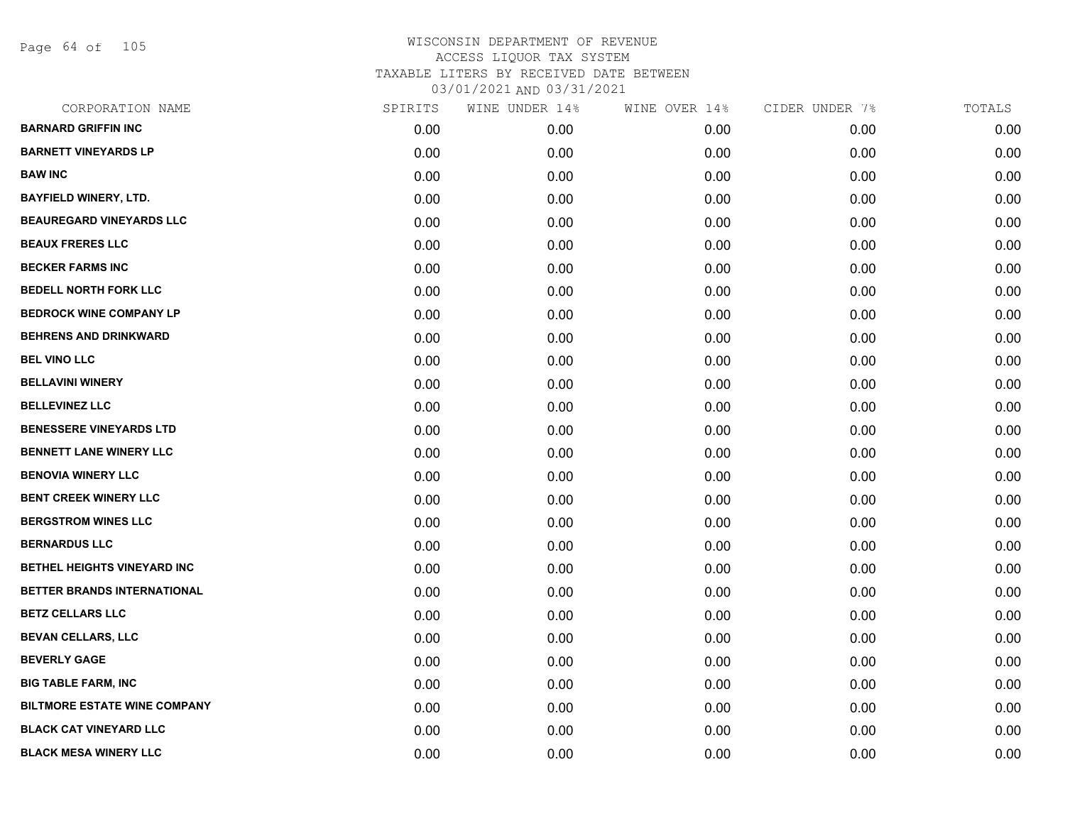WISCONSIN DEPARTMENT OF REVENUE
ACCESS LIQUOR TAX SYSTEM
TAXABLE LITERS BY RECEIVED DATE BETWEEN
03/01/2021 AND 03/31/2021

| CORPORATION NAME | SPIRITS | WINE UNDER 14% | WINE OVER 14% | CIDER UNDER 7% | TOTALS |
|---|---|---|---|---|---|
| BARNARD GRIFFIN INC | 0.00 | 0.00 | 0.00 | 0.00 | 0.00 |
| BARNETT VINEYARDS LP | 0.00 | 0.00 | 0.00 | 0.00 | 0.00 |
| BAW INC | 0.00 | 0.00 | 0.00 | 0.00 | 0.00 |
| BAYFIELD WINERY, LTD. | 0.00 | 0.00 | 0.00 | 0.00 | 0.00 |
| BEAUREGARD VINEYARDS LLC | 0.00 | 0.00 | 0.00 | 0.00 | 0.00 |
| BEAUX FRERES LLC | 0.00 | 0.00 | 0.00 | 0.00 | 0.00 |
| BECKER FARMS INC | 0.00 | 0.00 | 0.00 | 0.00 | 0.00 |
| BEDELL NORTH FORK LLC | 0.00 | 0.00 | 0.00 | 0.00 | 0.00 |
| BEDROCK WINE COMPANY LP | 0.00 | 0.00 | 0.00 | 0.00 | 0.00 |
| BEHRENS AND DRINKWARD | 0.00 | 0.00 | 0.00 | 0.00 | 0.00 |
| BEL VINO LLC | 0.00 | 0.00 | 0.00 | 0.00 | 0.00 |
| BELLAVINI WINERY | 0.00 | 0.00 | 0.00 | 0.00 | 0.00 |
| BELLEVINEZ LLC | 0.00 | 0.00 | 0.00 | 0.00 | 0.00 |
| BENESSERE VINEYARDS LTD | 0.00 | 0.00 | 0.00 | 0.00 | 0.00 |
| BENNETT LANE WINERY LLC | 0.00 | 0.00 | 0.00 | 0.00 | 0.00 |
| BENOVIA WINERY LLC | 0.00 | 0.00 | 0.00 | 0.00 | 0.00 |
| BENT CREEK WINERY LLC | 0.00 | 0.00 | 0.00 | 0.00 | 0.00 |
| BERGSTROM WINES LLC | 0.00 | 0.00 | 0.00 | 0.00 | 0.00 |
| BERNARDUS LLC | 0.00 | 0.00 | 0.00 | 0.00 | 0.00 |
| BETHEL HEIGHTS VINEYARD INC | 0.00 | 0.00 | 0.00 | 0.00 | 0.00 |
| BETTER BRANDS INTERNATIONAL | 0.00 | 0.00 | 0.00 | 0.00 | 0.00 |
| BETZ CELLARS LLC | 0.00 | 0.00 | 0.00 | 0.00 | 0.00 |
| BEVAN CELLARS, LLC | 0.00 | 0.00 | 0.00 | 0.00 | 0.00 |
| BEVERLY GAGE | 0.00 | 0.00 | 0.00 | 0.00 | 0.00 |
| BIG TABLE FARM, INC | 0.00 | 0.00 | 0.00 | 0.00 | 0.00 |
| BILTMORE ESTATE WINE COMPANY | 0.00 | 0.00 | 0.00 | 0.00 | 0.00 |
| BLACK CAT VINEYARD LLC | 0.00 | 0.00 | 0.00 | 0.00 | 0.00 |
| BLACK MESA WINERY LLC | 0.00 | 0.00 | 0.00 | 0.00 | 0.00 |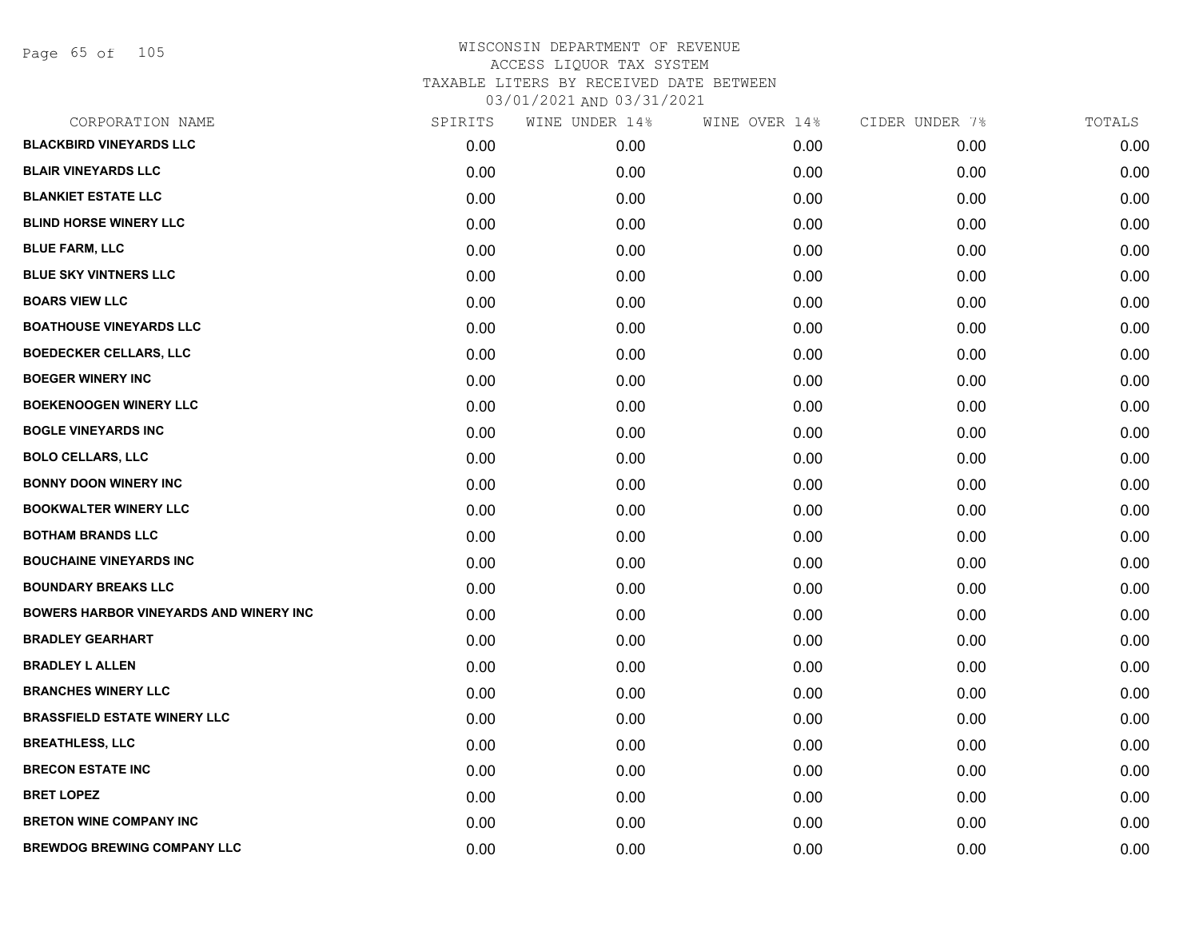WISCONSIN DEPARTMENT OF REVENUE
ACCESS LIQUOR TAX SYSTEM
TAXABLE LITERS BY RECEIVED DATE BETWEEN
03/01/2021 AND 03/31/2021

| CORPORATION NAME | SPIRITS | WINE UNDER 14% | WINE OVER 14% | CIDER UNDER 7% | TOTALS |
|---|---|---|---|---|---|
| **BLACKBIRD VINEYARDS LLC** | 0.00 | 0.00 | 0.00 | 0.00 | 0.00 |
| **BLAIR VINEYARDS LLC** | 0.00 | 0.00 | 0.00 | 0.00 | 0.00 |
| **BLANKIET ESTATE LLC** | 0.00 | 0.00 | 0.00 | 0.00 | 0.00 |
| **BLIND HORSE WINERY LLC** | 0.00 | 0.00 | 0.00 | 0.00 | 0.00 |
| **BLUE FARM, LLC** | 0.00 | 0.00 | 0.00 | 0.00 | 0.00 |
| **BLUE SKY VINTNERS LLC** | 0.00 | 0.00 | 0.00 | 0.00 | 0.00 |
| **BOARS VIEW LLC** | 0.00 | 0.00 | 0.00 | 0.00 | 0.00 |
| **BOATHOUSE VINEYARDS LLC** | 0.00 | 0.00 | 0.00 | 0.00 | 0.00 |
| **BOEDECKER CELLARS, LLC** | 0.00 | 0.00 | 0.00 | 0.00 | 0.00 |
| **BOEGER WINERY INC** | 0.00 | 0.00 | 0.00 | 0.00 | 0.00 |
| **BOEKENOOGEN WINERY LLC** | 0.00 | 0.00 | 0.00 | 0.00 | 0.00 |
| **BOGLE VINEYARDS INC** | 0.00 | 0.00 | 0.00 | 0.00 | 0.00 |
| **BOLO CELLARS, LLC** | 0.00 | 0.00 | 0.00 | 0.00 | 0.00 |
| **BONNY DOON WINERY INC** | 0.00 | 0.00 | 0.00 | 0.00 | 0.00 |
| **BOOKWALTER WINERY LLC** | 0.00 | 0.00 | 0.00 | 0.00 | 0.00 |
| **BOTHAM BRANDS LLC** | 0.00 | 0.00 | 0.00 | 0.00 | 0.00 |
| **BOUCHAINE VINEYARDS INC** | 0.00 | 0.00 | 0.00 | 0.00 | 0.00 |
| **BOUNDARY BREAKS LLC** | 0.00 | 0.00 | 0.00 | 0.00 | 0.00 |
| **BOWERS HARBOR VINEYARDS AND WINERY INC** | 0.00 | 0.00 | 0.00 | 0.00 | 0.00 |
| **BRADLEY GEARHART** | 0.00 | 0.00 | 0.00 | 0.00 | 0.00 |
| **BRADLEY L ALLEN** | 0.00 | 0.00 | 0.00 | 0.00 | 0.00 |
| **BRANCHES WINERY LLC** | 0.00 | 0.00 | 0.00 | 0.00 | 0.00 |
| **BRASSFIELD ESTATE WINERY LLC** | 0.00 | 0.00 | 0.00 | 0.00 | 0.00 |
| **BREATHLESS, LLC** | 0.00 | 0.00 | 0.00 | 0.00 | 0.00 |
| **BRECON ESTATE INC** | 0.00 | 0.00 | 0.00 | 0.00 | 0.00 |
| **BRET LOPEZ** | 0.00 | 0.00 | 0.00 | 0.00 | 0.00 |
| **BRETON WINE COMPANY INC** | 0.00 | 0.00 | 0.00 | 0.00 | 0.00 |
| **BREWDOG BREWING COMPANY LLC** | 0.00 | 0.00 | 0.00 | 0.00 | 0.00 |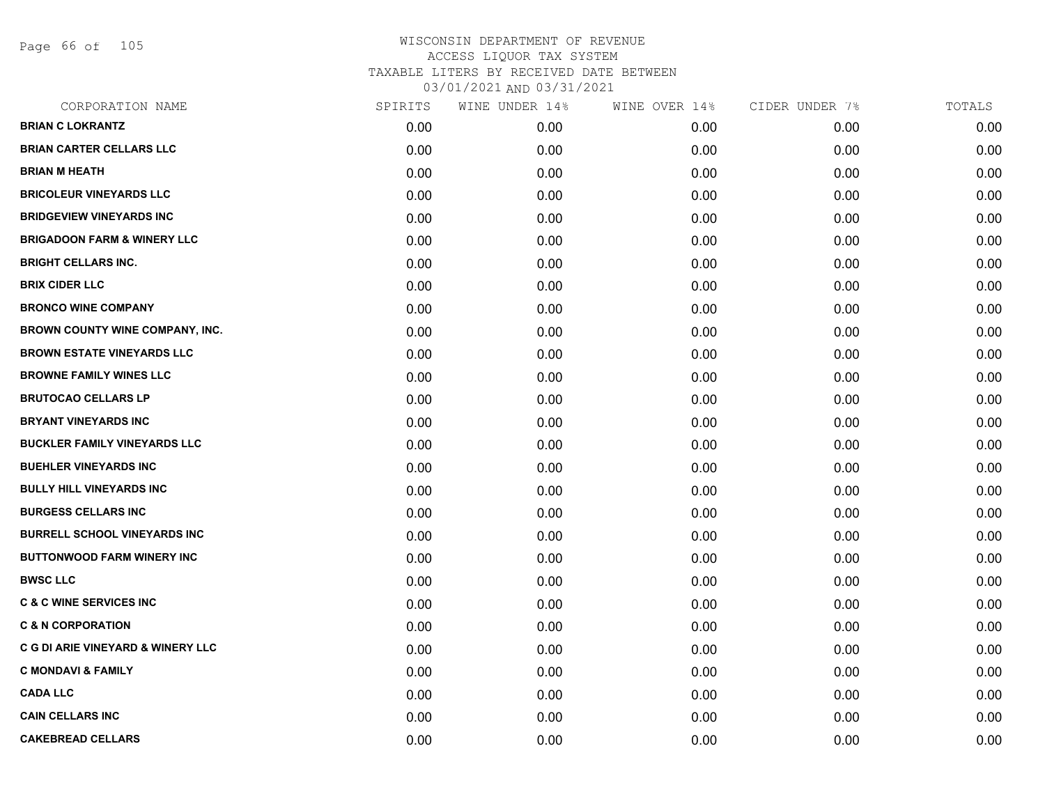WISCONSIN DEPARTMENT OF REVENUE
ACCESS LIQUOR TAX SYSTEM
TAXABLE LITERS BY RECEIVED DATE BETWEEN
03/01/2021 AND 03/31/2021

| CORPORATION NAME | SPIRITS | WINE UNDER 14% | WINE OVER 14% | CIDER UNDER 7% | TOTALS |
|---|---|---|---|---|---|
| **BRIAN C LOKRANTZ** | 0.00 | 0.00 | 0.00 | 0.00 | 0.00 |
| **BRIAN CARTER CELLARS LLC** | 0.00 | 0.00 | 0.00 | 0.00 | 0.00 |
| **BRIAN M HEATH** | 0.00 | 0.00 | 0.00 | 0.00 | 0.00 |
| **BRICOLEUR VINEYARDS LLC** | 0.00 | 0.00 | 0.00 | 0.00 | 0.00 |
| **BRIDGEVIEW VINEYARDS INC** | 0.00 | 0.00 | 0.00 | 0.00 | 0.00 |
| **BRIGADOON FARM & WINERY LLC** | 0.00 | 0.00 | 0.00 | 0.00 | 0.00 |
| **BRIGHT CELLARS INC.** | 0.00 | 0.00 | 0.00 | 0.00 | 0.00 |
| **BRIX CIDER LLC** | 0.00 | 0.00 | 0.00 | 0.00 | 0.00 |
| **BRONCO WINE COMPANY** | 0.00 | 0.00 | 0.00 | 0.00 | 0.00 |
| **BROWN COUNTY WINE COMPANY, INC.** | 0.00 | 0.00 | 0.00 | 0.00 | 0.00 |
| **BROWN ESTATE VINEYARDS LLC** | 0.00 | 0.00 | 0.00 | 0.00 | 0.00 |
| **BROWNE FAMILY WINES LLC** | 0.00 | 0.00 | 0.00 | 0.00 | 0.00 |
| **BRUTOCAO CELLARS LP** | 0.00 | 0.00 | 0.00 | 0.00 | 0.00 |
| **BRYANT VINEYARDS INC** | 0.00 | 0.00 | 0.00 | 0.00 | 0.00 |
| **BUCKLER FAMILY VINEYARDS LLC** | 0.00 | 0.00 | 0.00 | 0.00 | 0.00 |
| **BUEHLER VINEYARDS INC** | 0.00 | 0.00 | 0.00 | 0.00 | 0.00 |
| **BULLY HILL VINEYARDS INC** | 0.00 | 0.00 | 0.00 | 0.00 | 0.00 |
| **BURGESS CELLARS INC** | 0.00 | 0.00 | 0.00 | 0.00 | 0.00 |
| **BURRELL SCHOOL VINEYARDS INC** | 0.00 | 0.00 | 0.00 | 0.00 | 0.00 |
| **BUTTONWOOD FARM WINERY INC** | 0.00 | 0.00 | 0.00 | 0.00 | 0.00 |
| **BWSC LLC** | 0.00 | 0.00 | 0.00 | 0.00 | 0.00 |
| **C & C WINE SERVICES INC** | 0.00 | 0.00 | 0.00 | 0.00 | 0.00 |
| **C & N CORPORATION** | 0.00 | 0.00 | 0.00 | 0.00 | 0.00 |
| **C G DI ARIE VINEYARD & WINERY LLC** | 0.00 | 0.00 | 0.00 | 0.00 | 0.00 |
| **C MONDAVI & FAMILY** | 0.00 | 0.00 | 0.00 | 0.00 | 0.00 |
| **CADA LLC** | 0.00 | 0.00 | 0.00 | 0.00 | 0.00 |
| **CAIN CELLARS INC** | 0.00 | 0.00 | 0.00 | 0.00 | 0.00 |
| **CAKEBREAD CELLARS** | 0.00 | 0.00 | 0.00 | 0.00 | 0.00 |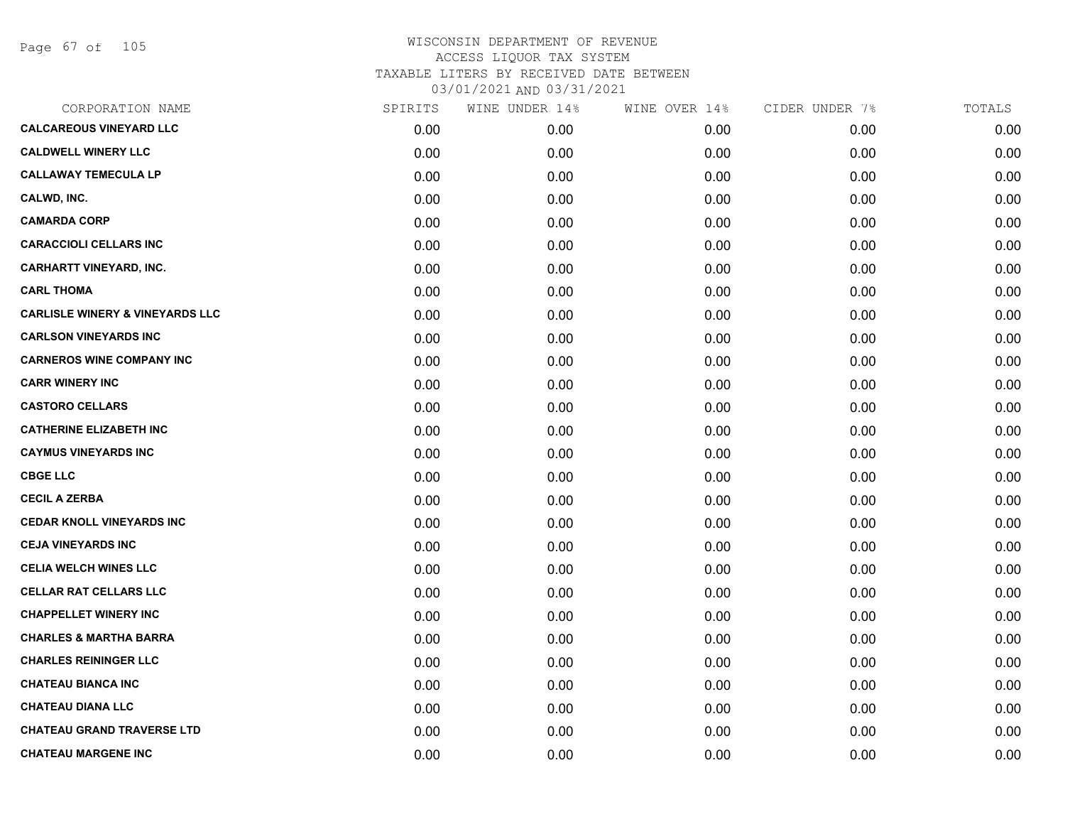# WISCONSIN DEPARTMENT OF REVENUE
## ACCESS LIQUOR TAX SYSTEM
### TAXABLE LITERS BY RECEIVED DATE BETWEEN 03/01/2021 AND 03/31/2021

| CORPORATION NAME | SPIRITS | WINE UNDER 14% | WINE OVER 14% | CIDER UNDER 7% | TOTALS |
|---|---|---|---|---|---|
| CALCAREOUS VINEYARD LLC | 0.00 | 0.00 | 0.00 | 0.00 | 0.00 |
| CALDWELL WINERY LLC | 0.00 | 0.00 | 0.00 | 0.00 | 0.00 |
| CALLAWAY TEMECULA LP | 0.00 | 0.00 | 0.00 | 0.00 | 0.00 |
| CALWD, INC. | 0.00 | 0.00 | 0.00 | 0.00 | 0.00 |
| CAMARDA CORP | 0.00 | 0.00 | 0.00 | 0.00 | 0.00 |
| CARACCIOLI CELLARS INC | 0.00 | 0.00 | 0.00 | 0.00 | 0.00 |
| CARHARTT VINEYARD, INC. | 0.00 | 0.00 | 0.00 | 0.00 | 0.00 |
| CARL THOMA | 0.00 | 0.00 | 0.00 | 0.00 | 0.00 |
| CARLISLE WINERY & VINEYARDS LLC | 0.00 | 0.00 | 0.00 | 0.00 | 0.00 |
| CARLSON VINEYARDS INC | 0.00 | 0.00 | 0.00 | 0.00 | 0.00 |
| CARNEROS WINE COMPANY INC | 0.00 | 0.00 | 0.00 | 0.00 | 0.00 |
| CARR WINERY INC | 0.00 | 0.00 | 0.00 | 0.00 | 0.00 |
| CASTORO CELLARS | 0.00 | 0.00 | 0.00 | 0.00 | 0.00 |
| CATHERINE ELIZABETH INC | 0.00 | 0.00 | 0.00 | 0.00 | 0.00 |
| CAYMUS VINEYARDS INC | 0.00 | 0.00 | 0.00 | 0.00 | 0.00 |
| CBGE LLC | 0.00 | 0.00 | 0.00 | 0.00 | 0.00 |
| CECIL A ZERBA | 0.00 | 0.00 | 0.00 | 0.00 | 0.00 |
| CEDAR KNOLL VINEYARDS INC | 0.00 | 0.00 | 0.00 | 0.00 | 0.00 |
| CEJA VINEYARDS INC | 0.00 | 0.00 | 0.00 | 0.00 | 0.00 |
| CELIA WELCH WINES LLC | 0.00 | 0.00 | 0.00 | 0.00 | 0.00 |
| CELLAR RAT CELLARS LLC | 0.00 | 0.00 | 0.00 | 0.00 | 0.00 |
| CHAPPELLET WINERY INC | 0.00 | 0.00 | 0.00 | 0.00 | 0.00 |
| CHARLES & MARTHA BARRA | 0.00 | 0.00 | 0.00 | 0.00 | 0.00 |
| CHARLES REININGER LLC | 0.00 | 0.00 | 0.00 | 0.00 | 0.00 |
| CHATEAU BIANCA INC | 0.00 | 0.00 | 0.00 | 0.00 | 0.00 |
| CHATEAU DIANA LLC | 0.00 | 0.00 | 0.00 | 0.00 | 0.00 |
| CHATEAU GRAND TRAVERSE LTD | 0.00 | 0.00 | 0.00 | 0.00 | 0.00 |
| CHATEAU MARGENE INC | 0.00 | 0.00 | 0.00 | 0.00 | 0.00 |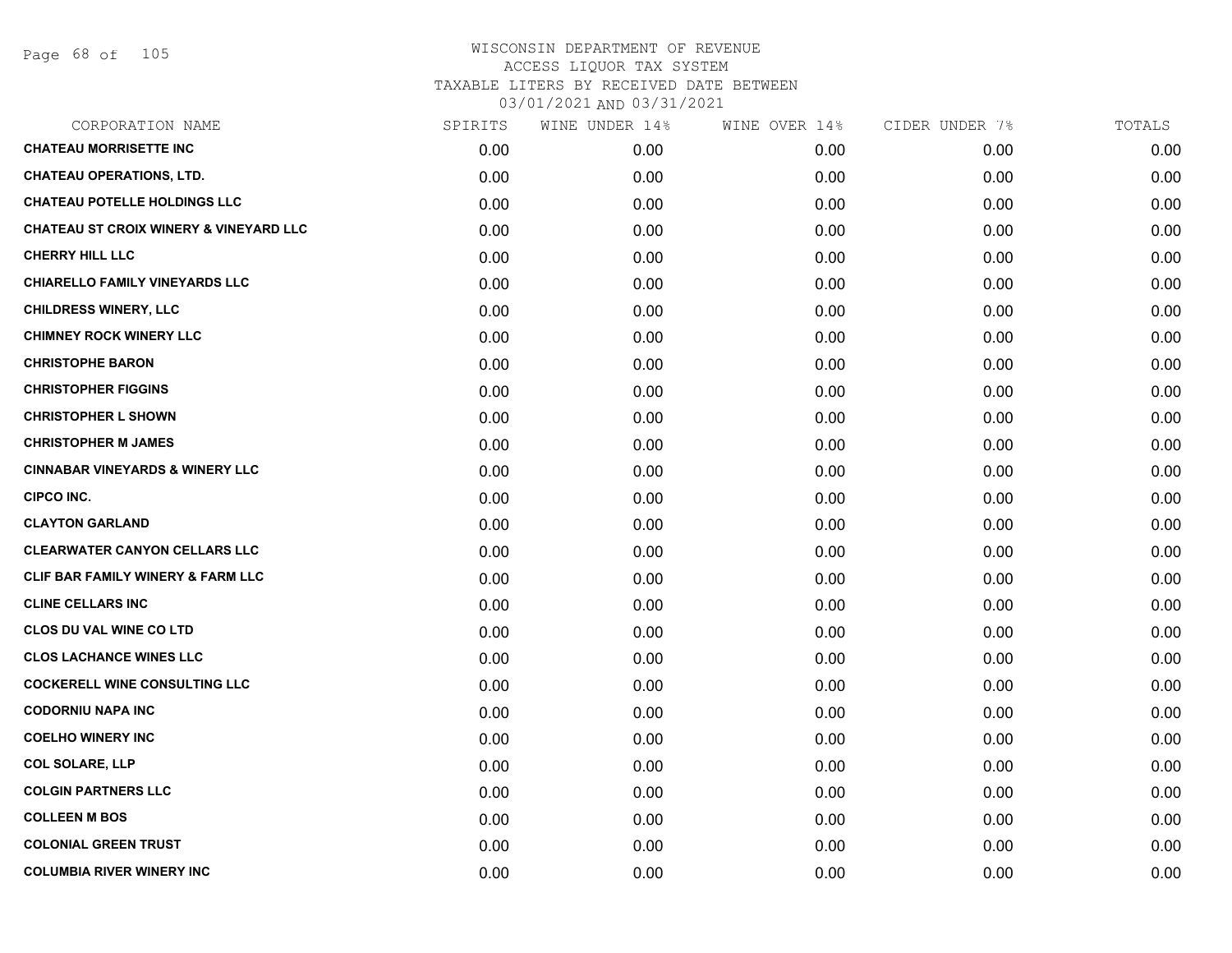# WISCONSIN DEPARTMENT OF REVENUE
ACCESS LIQUOR TAX SYSTEM
TAXABLE LITERS BY RECEIVED DATE BETWEEN
03/01/2021 AND 03/31/2021

| CORPORATION NAME | SPIRITS | WINE UNDER 14% | WINE OVER 14% | CIDER UNDER 7% | TOTALS |
|---|---|---|---|---|---|
| CHATEAU MORRISETTE INC | 0.00 | 0.00 | 0.00 | 0.00 | 0.00 |
| CHATEAU OPERATIONS, LTD. | 0.00 | 0.00 | 0.00 | 0.00 | 0.00 |
| CHATEAU POTELLE HOLDINGS LLC | 0.00 | 0.00 | 0.00 | 0.00 | 0.00 |
| CHATEAU ST CROIX WINERY & VINEYARD LLC | 0.00 | 0.00 | 0.00 | 0.00 | 0.00 |
| CHERRY HILL LLC | 0.00 | 0.00 | 0.00 | 0.00 | 0.00 |
| CHIARELLO FAMILY VINEYARDS LLC | 0.00 | 0.00 | 0.00 | 0.00 | 0.00 |
| CHILDRESS WINERY, LLC | 0.00 | 0.00 | 0.00 | 0.00 | 0.00 |
| CHIMNEY ROCK WINERY LLC | 0.00 | 0.00 | 0.00 | 0.00 | 0.00 |
| CHRISTOPHE BARON | 0.00 | 0.00 | 0.00 | 0.00 | 0.00 |
| CHRISTOPHER FIGGINS | 0.00 | 0.00 | 0.00 | 0.00 | 0.00 |
| CHRISTOPHER L SHOWN | 0.00 | 0.00 | 0.00 | 0.00 | 0.00 |
| CHRISTOPHER M JAMES | 0.00 | 0.00 | 0.00 | 0.00 | 0.00 |
| CINNABAR VINEYARDS & WINERY LLC | 0.00 | 0.00 | 0.00 | 0.00 | 0.00 |
| CIPCO INC. | 0.00 | 0.00 | 0.00 | 0.00 | 0.00 |
| CLAYTON GARLAND | 0.00 | 0.00 | 0.00 | 0.00 | 0.00 |
| CLEARWATER CANYON CELLARS LLC | 0.00 | 0.00 | 0.00 | 0.00 | 0.00 |
| CLIF BAR FAMILY WINERY & FARM LLC | 0.00 | 0.00 | 0.00 | 0.00 | 0.00 |
| CLINE CELLARS INC | 0.00 | 0.00 | 0.00 | 0.00 | 0.00 |
| CLOS DU VAL WINE CO LTD | 0.00 | 0.00 | 0.00 | 0.00 | 0.00 |
| CLOS LACHANCE WINES LLC | 0.00 | 0.00 | 0.00 | 0.00 | 0.00 |
| COCKERELL WINE CONSULTING LLC | 0.00 | 0.00 | 0.00 | 0.00 | 0.00 |
| CODORNIU NAPA INC | 0.00 | 0.00 | 0.00 | 0.00 | 0.00 |
| COELHO WINERY INC | 0.00 | 0.00 | 0.00 | 0.00 | 0.00 |
| COL SOLARE, LLP | 0.00 | 0.00 | 0.00 | 0.00 | 0.00 |
| COLGIN PARTNERS LLC | 0.00 | 0.00 | 0.00 | 0.00 | 0.00 |
| COLLEEN M BOS | 0.00 | 0.00 | 0.00 | 0.00 | 0.00 |
| COLONIAL GREEN TRUST | 0.00 | 0.00 | 0.00 | 0.00 | 0.00 |
| COLUMBIA RIVER WINERY INC | 0.00 | 0.00 | 0.00 | 0.00 | 0.00 |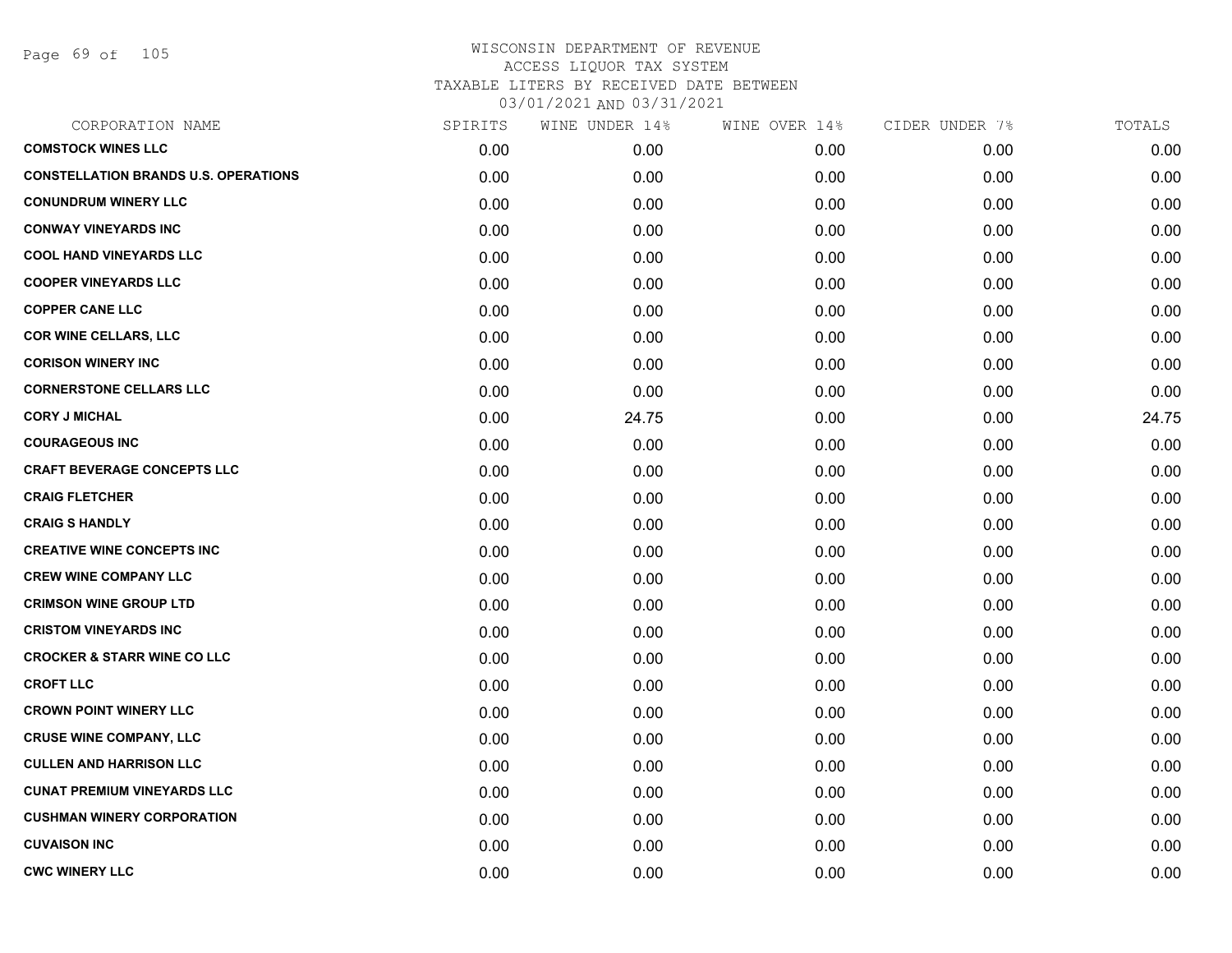# WISCONSIN DEPARTMENT OF REVENUE
## ACCESS LIQUOR TAX SYSTEM
### TAXABLE LITERS BY RECEIVED DATE BETWEEN 03/01/2021 AND 03/31/2021

| CORPORATION NAME | SPIRITS | WINE UNDER 14% | WINE OVER 14% | CIDER UNDER 7% | TOTALS |
|---|---|---|---|---|---|
| COMSTOCK WINES LLC | 0.00 | 0.00 | 0.00 | 0.00 | 0.00 |
| CONSTELLATION BRANDS U.S. OPERATIONS | 0.00 | 0.00 | 0.00 | 0.00 | 0.00 |
| CONUNDRUM WINERY LLC | 0.00 | 0.00 | 0.00 | 0.00 | 0.00 |
| CONWAY VINEYARDS INC | 0.00 | 0.00 | 0.00 | 0.00 | 0.00 |
| COOL HAND VINEYARDS LLC | 0.00 | 0.00 | 0.00 | 0.00 | 0.00 |
| COOPER VINEYARDS LLC | 0.00 | 0.00 | 0.00 | 0.00 | 0.00 |
| COPPER CANE LLC | 0.00 | 0.00 | 0.00 | 0.00 | 0.00 |
| COR WINE CELLARS, LLC | 0.00 | 0.00 | 0.00 | 0.00 | 0.00 |
| CORISON WINERY INC | 0.00 | 0.00 | 0.00 | 0.00 | 0.00 |
| CORNERSTONE CELLARS LLC | 0.00 | 0.00 | 0.00 | 0.00 | 0.00 |
| CORY J MICHAL | 0.00 | 24.75 | 0.00 | 0.00 | 24.75 |
| COURAGEOUS INC | 0.00 | 0.00 | 0.00 | 0.00 | 0.00 |
| CRAFT BEVERAGE CONCEPTS LLC | 0.00 | 0.00 | 0.00 | 0.00 | 0.00 |
| CRAIG FLETCHER | 0.00 | 0.00 | 0.00 | 0.00 | 0.00 |
| CRAIG S HANDLY | 0.00 | 0.00 | 0.00 | 0.00 | 0.00 |
| CREATIVE WINE CONCEPTS INC | 0.00 | 0.00 | 0.00 | 0.00 | 0.00 |
| CREW WINE COMPANY LLC | 0.00 | 0.00 | 0.00 | 0.00 | 0.00 |
| CRIMSON WINE GROUP LTD | 0.00 | 0.00 | 0.00 | 0.00 | 0.00 |
| CRISTOM VINEYARDS INC | 0.00 | 0.00 | 0.00 | 0.00 | 0.00 |
| CROCKER & STARR WINE CO LLC | 0.00 | 0.00 | 0.00 | 0.00 | 0.00 |
| CROFT LLC | 0.00 | 0.00 | 0.00 | 0.00 | 0.00 |
| CROWN POINT WINERY LLC | 0.00 | 0.00 | 0.00 | 0.00 | 0.00 |
| CRUSE WINE COMPANY, LLC | 0.00 | 0.00 | 0.00 | 0.00 | 0.00 |
| CULLEN AND HARRISON LLC | 0.00 | 0.00 | 0.00 | 0.00 | 0.00 |
| CUNAT PREMIUM VINEYARDS LLC | 0.00 | 0.00 | 0.00 | 0.00 | 0.00 |
| CUSHMAN WINERY CORPORATION | 0.00 | 0.00 | 0.00 | 0.00 | 0.00 |
| CUVAISON INC | 0.00 | 0.00 | 0.00 | 0.00 | 0.00 |
| CWC WINERY LLC | 0.00 | 0.00 | 0.00 | 0.00 | 0.00 |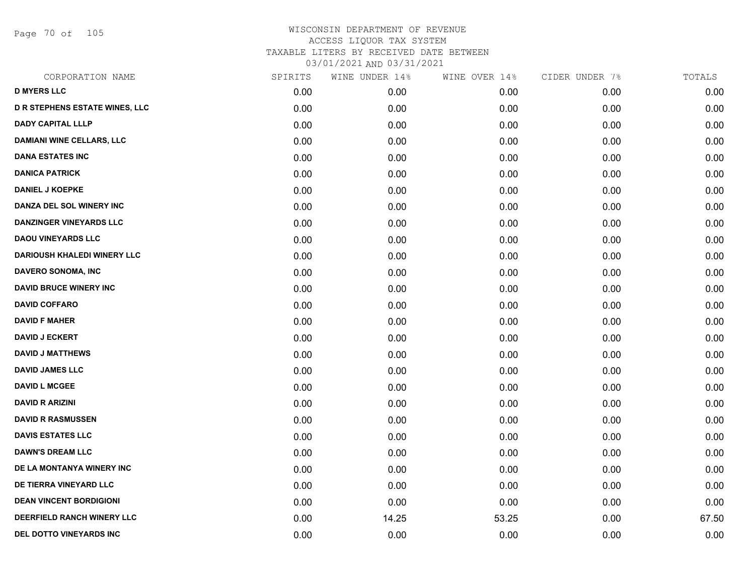WISCONSIN DEPARTMENT OF REVENUE
ACCESS LIQUOR TAX SYSTEM
TAXABLE LITERS BY RECEIVED DATE BETWEEN
03/01/2021 AND 03/31/2021

| CORPORATION NAME | SPIRITS | WINE UNDER 14% | WINE OVER 14% | CIDER UNDER 7% | TOTALS |
|---|---|---|---|---|---|
| D MYERS LLC | 0.00 | 0.00 | 0.00 | 0.00 | 0.00 |
| D R STEPHENS ESTATE WINES, LLC | 0.00 | 0.00 | 0.00 | 0.00 | 0.00 |
| DADY CAPITAL LLLP | 0.00 | 0.00 | 0.00 | 0.00 | 0.00 |
| DAMIANI WINE CELLARS, LLC | 0.00 | 0.00 | 0.00 | 0.00 | 0.00 |
| DANA ESTATES INC | 0.00 | 0.00 | 0.00 | 0.00 | 0.00 |
| DANICA PATRICK | 0.00 | 0.00 | 0.00 | 0.00 | 0.00 |
| DANIEL J KOEPKE | 0.00 | 0.00 | 0.00 | 0.00 | 0.00 |
| DANZA DEL SOL WINERY INC | 0.00 | 0.00 | 0.00 | 0.00 | 0.00 |
| DANZINGER VINEYARDS LLC | 0.00 | 0.00 | 0.00 | 0.00 | 0.00 |
| DAOU VINEYARDS LLC | 0.00 | 0.00 | 0.00 | 0.00 | 0.00 |
| DARIOUSH KHALEDI WINERY LLC | 0.00 | 0.00 | 0.00 | 0.00 | 0.00 |
| DAVERO SONOMA, INC | 0.00 | 0.00 | 0.00 | 0.00 | 0.00 |
| DAVID BRUCE WINERY INC | 0.00 | 0.00 | 0.00 | 0.00 | 0.00 |
| DAVID COFFARO | 0.00 | 0.00 | 0.00 | 0.00 | 0.00 |
| DAVID F MAHER | 0.00 | 0.00 | 0.00 | 0.00 | 0.00 |
| DAVID J ECKERT | 0.00 | 0.00 | 0.00 | 0.00 | 0.00 |
| DAVID J MATTHEWS | 0.00 | 0.00 | 0.00 | 0.00 | 0.00 |
| DAVID JAMES LLC | 0.00 | 0.00 | 0.00 | 0.00 | 0.00 |
| DAVID L MCGEE | 0.00 | 0.00 | 0.00 | 0.00 | 0.00 |
| DAVID R ARIZINI | 0.00 | 0.00 | 0.00 | 0.00 | 0.00 |
| DAVID R RASMUSSEN | 0.00 | 0.00 | 0.00 | 0.00 | 0.00 |
| DAVIS ESTATES LLC | 0.00 | 0.00 | 0.00 | 0.00 | 0.00 |
| DAWN'S DREAM LLC | 0.00 | 0.00 | 0.00 | 0.00 | 0.00 |
| DE LA MONTANYA WINERY INC | 0.00 | 0.00 | 0.00 | 0.00 | 0.00 |
| DE TIERRA VINEYARD LLC | 0.00 | 0.00 | 0.00 | 0.00 | 0.00 |
| DEAN VINCENT BORDIGIONI | 0.00 | 0.00 | 0.00 | 0.00 | 0.00 |
| DEERFIELD RANCH WINERY LLC | 0.00 | 14.25 | 53.25 | 0.00 | 67.50 |
| DEL DOTTO VINEYARDS INC | 0.00 | 0.00 | 0.00 | 0.00 | 0.00 |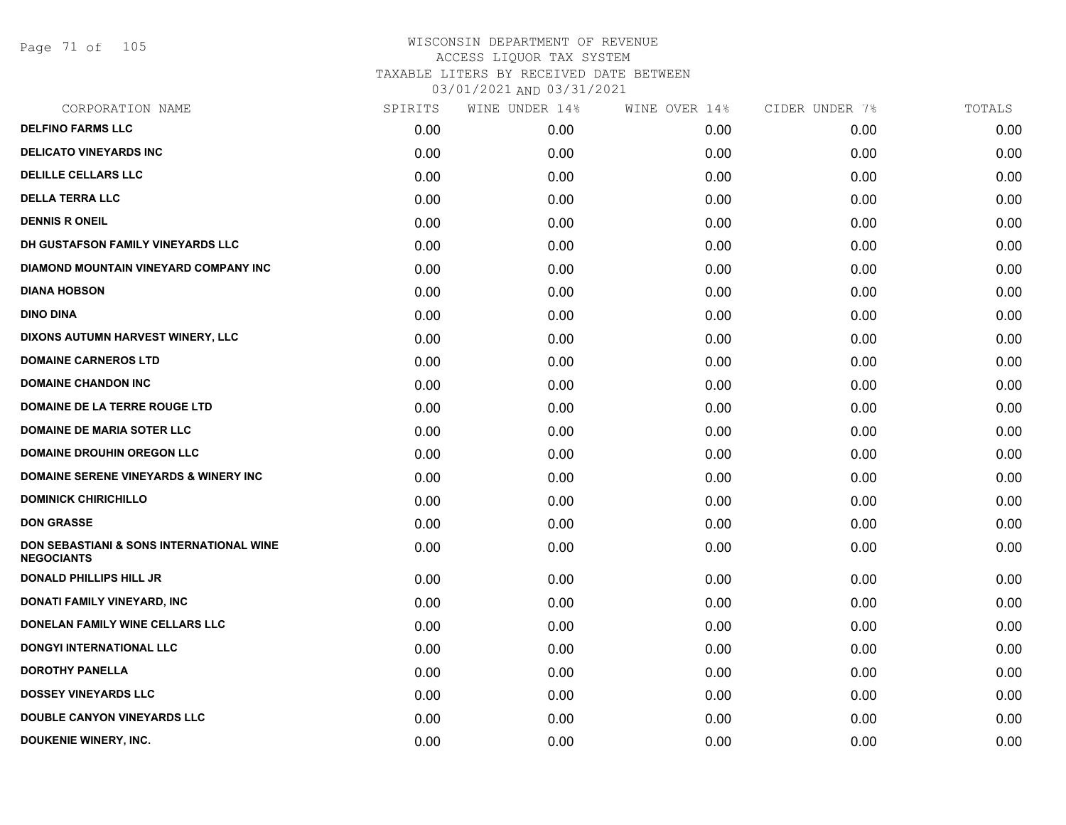# WISCONSIN DEPARTMENT OF REVENUE
## ACCESS LIQUOR TAX SYSTEM
### TAXABLE LITERS BY RECEIVED DATE BETWEEN 03/01/2021 AND 03/31/2021

| CORPORATION NAME | SPIRITS | WINE UNDER 14% | WINE OVER 14% | CIDER UNDER 7% | TOTALS |
|---|---|---|---|---|---|
| **DELFINO FARMS LLC** | 0.00 | 0.00 | 0.00 | 0.00 | 0.00 |
| **DELICATO VINEYARDS INC** | 0.00 | 0.00 | 0.00 | 0.00 | 0.00 |
| **DELILLE CELLARS LLC** | 0.00 | 0.00 | 0.00 | 0.00 | 0.00 |
| **DELLA TERRA LLC** | 0.00 | 0.00 | 0.00 | 0.00 | 0.00 |
| **DENNIS R ONEIL** | 0.00 | 0.00 | 0.00 | 0.00 | 0.00 |
| **DH GUSTAFSON FAMILY VINEYARDS LLC** | 0.00 | 0.00 | 0.00 | 0.00 | 0.00 |
| **DIAMOND MOUNTAIN VINEYARD COMPANY INC** | 0.00 | 0.00 | 0.00 | 0.00 | 0.00 |
| **DIANA HOBSON** | 0.00 | 0.00 | 0.00 | 0.00 | 0.00 |
| **DINO DINA** | 0.00 | 0.00 | 0.00 | 0.00 | 0.00 |
| **DIXONS AUTUMN HARVEST WINERY, LLC** | 0.00 | 0.00 | 0.00 | 0.00 | 0.00 |
| **DOMAINE CARNEROS LTD** | 0.00 | 0.00 | 0.00 | 0.00 | 0.00 |
| **DOMAINE CHANDON INC** | 0.00 | 0.00 | 0.00 | 0.00 | 0.00 |
| **DOMAINE DE LA TERRE ROUGE LTD** | 0.00 | 0.00 | 0.00 | 0.00 | 0.00 |
| **DOMAINE DE MARIA SOTER LLC** | 0.00 | 0.00 | 0.00 | 0.00 | 0.00 |
| **DOMAINE DROUHIN OREGON LLC** | 0.00 | 0.00 | 0.00 | 0.00 | 0.00 |
| **DOMAINE SERENE VINEYARDS & WINERY INC** | 0.00 | 0.00 | 0.00 | 0.00 | 0.00 |
| **DOMINICK CHIRICHILLO** | 0.00 | 0.00 | 0.00 | 0.00 | 0.00 |
| **DON GRASSE** | 0.00 | 0.00 | 0.00 | 0.00 | 0.00 |
| **DON SEBASTIANI & SONS INTERNATIONAL WINE NEGOCIANTS** | 0.00 | 0.00 | 0.00 | 0.00 | 0.00 |
| **DONALD PHILLIPS HILL JR** | 0.00 | 0.00 | 0.00 | 0.00 | 0.00 |
| **DONATI FAMILY VINEYARD, INC** | 0.00 | 0.00 | 0.00 | 0.00 | 0.00 |
| **DONELAN FAMILY WINE CELLARS LLC** | 0.00 | 0.00 | 0.00 | 0.00 | 0.00 |
| **DONGYI INTERNATIONAL LLC** | 0.00 | 0.00 | 0.00 | 0.00 | 0.00 |
| **DOROTHY PANELLA** | 0.00 | 0.00 | 0.00 | 0.00 | 0.00 |
| **DOSSEY VINEYARDS LLC** | 0.00 | 0.00 | 0.00 | 0.00 | 0.00 |
| **DOUBLE CANYON VINEYARDS LLC** | 0.00 | 0.00 | 0.00 | 0.00 | 0.00 |
| **DOUKENIE WINERY, INC.** | 0.00 | 0.00 | 0.00 | 0.00 | 0.00 |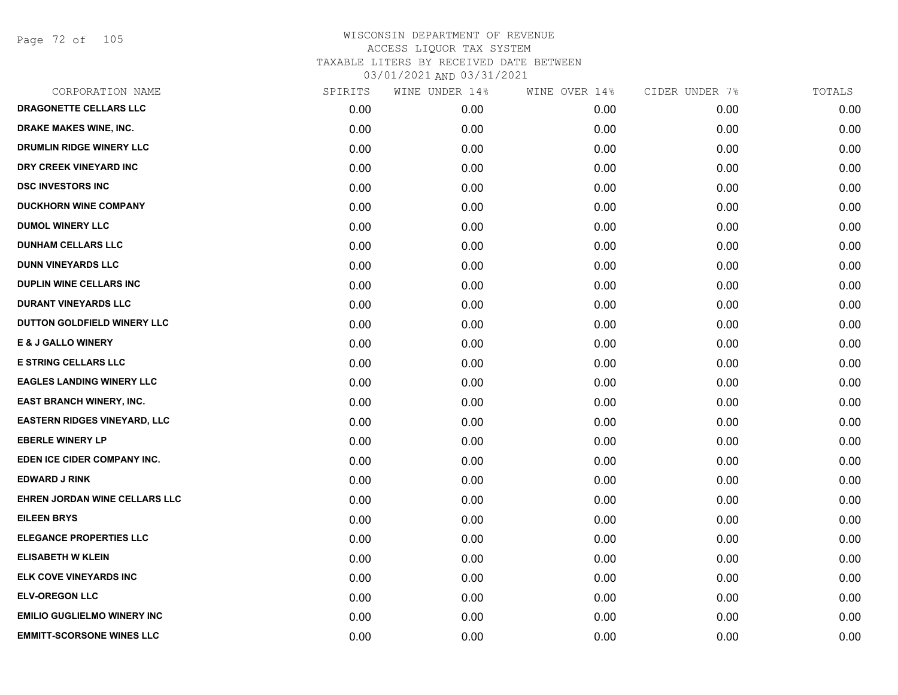# WISCONSIN DEPARTMENT OF REVENUE
## ACCESS LIQUOR TAX SYSTEM
### TAXABLE LITERS BY RECEIVED DATE BETWEEN 03/01/2021 AND 03/31/2021

| CORPORATION NAME | SPIRITS | WINE UNDER 14% | WINE OVER 14% | CIDER UNDER 7% | TOTALS |
|---|---|---|---|---|---|
| DRAGONETTE CELLARS LLC | 0.00 | 0.00 | 0.00 | 0.00 | 0.00 |
| DRAKE MAKES WINE, INC. | 0.00 | 0.00 | 0.00 | 0.00 | 0.00 |
| DRUMLIN RIDGE WINERY LLC | 0.00 | 0.00 | 0.00 | 0.00 | 0.00 |
| DRY CREEK VINEYARD INC | 0.00 | 0.00 | 0.00 | 0.00 | 0.00 |
| DSC INVESTORS INC | 0.00 | 0.00 | 0.00 | 0.00 | 0.00 |
| DUCKHORN WINE COMPANY | 0.00 | 0.00 | 0.00 | 0.00 | 0.00 |
| DUMOL WINERY LLC | 0.00 | 0.00 | 0.00 | 0.00 | 0.00 |
| DUNHAM CELLARS LLC | 0.00 | 0.00 | 0.00 | 0.00 | 0.00 |
| DUNN VINEYARDS LLC | 0.00 | 0.00 | 0.00 | 0.00 | 0.00 |
| DUPLIN WINE CELLARS INC | 0.00 | 0.00 | 0.00 | 0.00 | 0.00 |
| DURANT VINEYARDS LLC | 0.00 | 0.00 | 0.00 | 0.00 | 0.00 |
| DUTTON GOLDFIELD WINERY LLC | 0.00 | 0.00 | 0.00 | 0.00 | 0.00 |
| E & J GALLO WINERY | 0.00 | 0.00 | 0.00 | 0.00 | 0.00 |
| E STRING CELLARS LLC | 0.00 | 0.00 | 0.00 | 0.00 | 0.00 |
| EAGLES LANDING WINERY LLC | 0.00 | 0.00 | 0.00 | 0.00 | 0.00 |
| EAST BRANCH WINERY, INC. | 0.00 | 0.00 | 0.00 | 0.00 | 0.00 |
| EASTERN RIDGES VINEYARD, LLC | 0.00 | 0.00 | 0.00 | 0.00 | 0.00 |
| EBERLE WINERY LP | 0.00 | 0.00 | 0.00 | 0.00 | 0.00 |
| EDEN ICE CIDER COMPANY INC. | 0.00 | 0.00 | 0.00 | 0.00 | 0.00 |
| EDWARD J RINK | 0.00 | 0.00 | 0.00 | 0.00 | 0.00 |
| EHREN JORDAN WINE CELLARS LLC | 0.00 | 0.00 | 0.00 | 0.00 | 0.00 |
| EILEEN BRYS | 0.00 | 0.00 | 0.00 | 0.00 | 0.00 |
| ELEGANCE PROPERTIES LLC | 0.00 | 0.00 | 0.00 | 0.00 | 0.00 |
| ELISABETH W KLEIN | 0.00 | 0.00 | 0.00 | 0.00 | 0.00 |
| ELK COVE VINEYARDS INC | 0.00 | 0.00 | 0.00 | 0.00 | 0.00 |
| ELV-OREGON LLC | 0.00 | 0.00 | 0.00 | 0.00 | 0.00 |
| EMILIO GUGLIELMO WINERY INC | 0.00 | 0.00 | 0.00 | 0.00 | 0.00 |
| EMMITT-SCORSONE WINES LLC | 0.00 | 0.00 | 0.00 | 0.00 | 0.00 |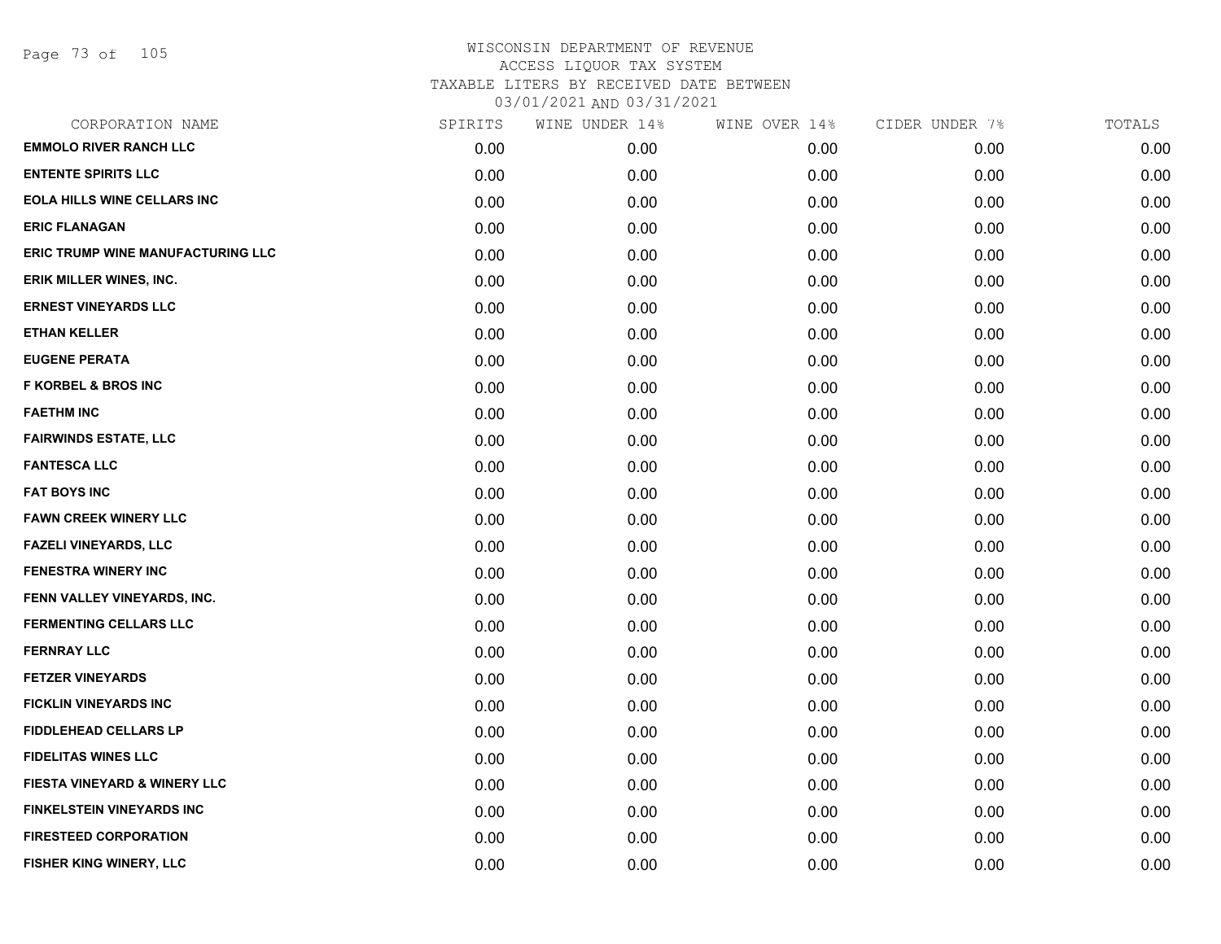# WISCONSIN DEPARTMENT OF REVENUE
## ACCESS LIQUOR TAX SYSTEM
### TAXABLE LITERS BY RECEIVED DATE BETWEEN 03/01/2021 AND 03/31/2021

| CORPORATION NAME | SPIRITS | WINE UNDER 14% | WINE OVER 14% | CIDER UNDER 7% | TOTALS |
|---|---|---|---|---|---|
| **EMMOLO RIVER RANCH LLC** | 0.00 | 0.00 | 0.00 | 0.00 | 0.00 |
| **ENTENTE SPIRITS LLC** | 0.00 | 0.00 | 0.00 | 0.00 | 0.00 |
| **EOLA HILLS WINE CELLARS INC** | 0.00 | 0.00 | 0.00 | 0.00 | 0.00 |
| **ERIC FLANAGAN** | 0.00 | 0.00 | 0.00 | 0.00 | 0.00 |
| **ERIC TRUMP WINE MANUFACTURING LLC** | 0.00 | 0.00 | 0.00 | 0.00 | 0.00 |
| **ERIK MILLER WINES, INC.** | 0.00 | 0.00 | 0.00 | 0.00 | 0.00 |
| **ERNEST VINEYARDS LLC** | 0.00 | 0.00 | 0.00 | 0.00 | 0.00 |
| **ETHAN KELLER** | 0.00 | 0.00 | 0.00 | 0.00 | 0.00 |
| **EUGENE PERATA** | 0.00 | 0.00 | 0.00 | 0.00 | 0.00 |
| **F KORBEL & BROS INC** | 0.00 | 0.00 | 0.00 | 0.00 | 0.00 |
| **FAETHM INC** | 0.00 | 0.00 | 0.00 | 0.00 | 0.00 |
| **FAIRWINDS ESTATE, LLC** | 0.00 | 0.00 | 0.00 | 0.00 | 0.00 |
| **FANTESCA LLC** | 0.00 | 0.00 | 0.00 | 0.00 | 0.00 |
| **FAT BOYS INC** | 0.00 | 0.00 | 0.00 | 0.00 | 0.00 |
| **FAWN CREEK WINERY LLC** | 0.00 | 0.00 | 0.00 | 0.00 | 0.00 |
| **FAZELI VINEYARDS, LLC** | 0.00 | 0.00 | 0.00 | 0.00 | 0.00 |
| **FENESTRA WINERY INC** | 0.00 | 0.00 | 0.00 | 0.00 | 0.00 |
| **FENN VALLEY VINEYARDS, INC.** | 0.00 | 0.00 | 0.00 | 0.00 | 0.00 |
| **FERMENTING CELLARS LLC** | 0.00 | 0.00 | 0.00 | 0.00 | 0.00 |
| **FERNRAY LLC** | 0.00 | 0.00 | 0.00 | 0.00 | 0.00 |
| **FETZER VINEYARDS** | 0.00 | 0.00 | 0.00 | 0.00 | 0.00 |
| **FICKLIN VINEYARDS INC** | 0.00 | 0.00 | 0.00 | 0.00 | 0.00 |
| **FIDDLEHEAD CELLARS LP** | 0.00 | 0.00 | 0.00 | 0.00 | 0.00 |
| **FIDELITAS WINES LLC** | 0.00 | 0.00 | 0.00 | 0.00 | 0.00 |
| **FIESTA VINEYARD & WINERY LLC** | 0.00 | 0.00 | 0.00 | 0.00 | 0.00 |
| **FINKELSTEIN VINEYARDS INC** | 0.00 | 0.00 | 0.00 | 0.00 | 0.00 |
| **FIRESTEED CORPORATION** | 0.00 | 0.00 | 0.00 | 0.00 | 0.00 |
| **FISHER KING WINERY, LLC** | 0.00 | 0.00 | 0.00 | 0.00 | 0.00 |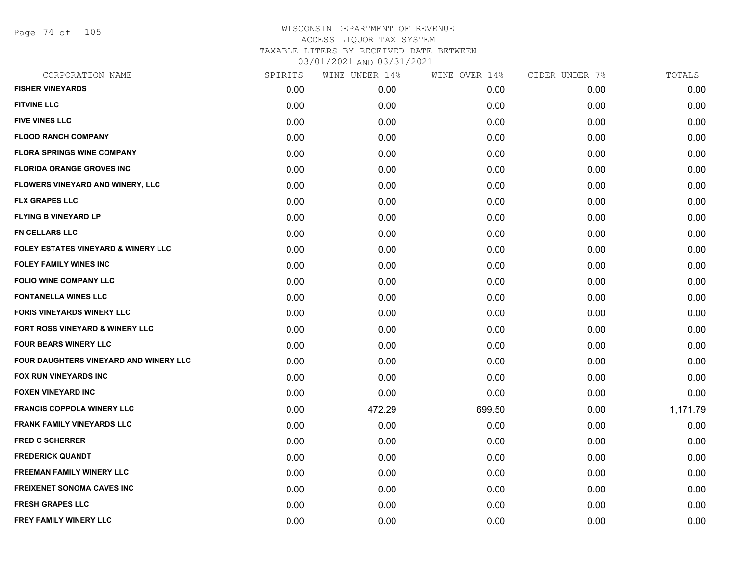# WISCONSIN DEPARTMENT OF REVENUE
## ACCESS LIQUOR TAX SYSTEM
## TAXABLE LITERS BY RECEIVED DATE BETWEEN
## 03/01/2021 AND 03/31/2021

| CORPORATION NAME | SPIRITS | WINE UNDER 14% | WINE OVER 14% | CIDER UNDER 7% | TOTALS |
|---|---|---|---|---|---|
| FISHER VINEYARDS | 0.00 | 0.00 | 0.00 | 0.00 | 0.00 |
| FITVINE LLC | 0.00 | 0.00 | 0.00 | 0.00 | 0.00 |
| FIVE VINES LLC | 0.00 | 0.00 | 0.00 | 0.00 | 0.00 |
| FLOOD RANCH COMPANY | 0.00 | 0.00 | 0.00 | 0.00 | 0.00 |
| FLORA SPRINGS WINE COMPANY | 0.00 | 0.00 | 0.00 | 0.00 | 0.00 |
| FLORIDA ORANGE GROVES INC | 0.00 | 0.00 | 0.00 | 0.00 | 0.00 |
| FLOWERS VINEYARD AND WINERY, LLC | 0.00 | 0.00 | 0.00 | 0.00 | 0.00 |
| FLX GRAPES LLC | 0.00 | 0.00 | 0.00 | 0.00 | 0.00 |
| FLYING B VINEYARD LP | 0.00 | 0.00 | 0.00 | 0.00 | 0.00 |
| FN CELLARS LLC | 0.00 | 0.00 | 0.00 | 0.00 | 0.00 |
| FOLEY ESTATES VINEYARD & WINERY LLC | 0.00 | 0.00 | 0.00 | 0.00 | 0.00 |
| FOLEY FAMILY WINES INC | 0.00 | 0.00 | 0.00 | 0.00 | 0.00 |
| FOLIO WINE COMPANY LLC | 0.00 | 0.00 | 0.00 | 0.00 | 0.00 |
| FONTANELLA WINES LLC | 0.00 | 0.00 | 0.00 | 0.00 | 0.00 |
| FORIS VINEYARDS WINERY LLC | 0.00 | 0.00 | 0.00 | 0.00 | 0.00 |
| FORT ROSS VINEYARD & WINERY LLC | 0.00 | 0.00 | 0.00 | 0.00 | 0.00 |
| FOUR BEARS WINERY LLC | 0.00 | 0.00 | 0.00 | 0.00 | 0.00 |
| FOUR DAUGHTERS VINEYARD AND WINERY LLC | 0.00 | 0.00 | 0.00 | 0.00 | 0.00 |
| FOX RUN VINEYARDS INC | 0.00 | 0.00 | 0.00 | 0.00 | 0.00 |
| FOXEN VINEYARD INC | 0.00 | 0.00 | 0.00 | 0.00 | 0.00 |
| FRANCIS COPPOLA WINERY LLC | 0.00 | 472.29 | 699.50 | 0.00 | 1,171.79 |
| FRANK FAMILY VINEYARDS LLC | 0.00 | 0.00 | 0.00 | 0.00 | 0.00 |
| FRED C SCHERRER | 0.00 | 0.00 | 0.00 | 0.00 | 0.00 |
| FREDERICK QUANDT | 0.00 | 0.00 | 0.00 | 0.00 | 0.00 |
| FREEMAN FAMILY WINERY LLC | 0.00 | 0.00 | 0.00 | 0.00 | 0.00 |
| FREIXENET SONOMA CAVES INC | 0.00 | 0.00 | 0.00 | 0.00 | 0.00 |
| FRESH GRAPES LLC | 0.00 | 0.00 | 0.00 | 0.00 | 0.00 |
| FREY FAMILY WINERY LLC | 0.00 | 0.00 | 0.00 | 0.00 | 0.00 |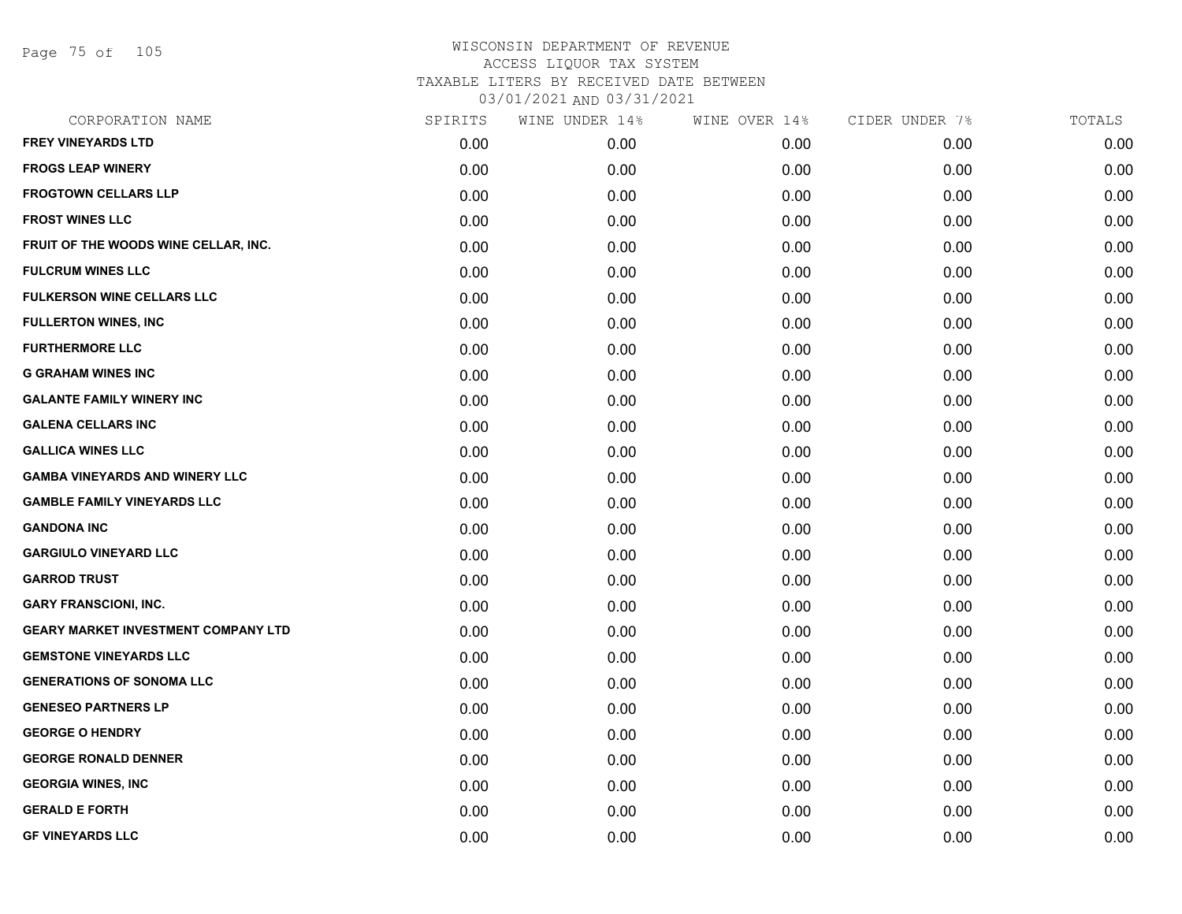# WISCONSIN DEPARTMENT OF REVENUE
## ACCESS LIQUOR TAX SYSTEM
### TAXABLE LITERS BY RECEIVED DATE BETWEEN 03/01/2021 AND 03/31/2021

| CORPORATION NAME | SPIRITS | WINE UNDER 14% | WINE OVER 14% | CIDER UNDER 7% | TOTALS |
|---|---|---|---|---|---|
| FREY VINEYARDS LTD | 0.00 | 0.00 | 0.00 | 0.00 | 0.00 |
| FROGS LEAP WINERY | 0.00 | 0.00 | 0.00 | 0.00 | 0.00 |
| FROGTOWN CELLARS LLP | 0.00 | 0.00 | 0.00 | 0.00 | 0.00 |
| FROST WINES LLC | 0.00 | 0.00 | 0.00 | 0.00 | 0.00 |
| FRUIT OF THE WOODS WINE CELLAR, INC. | 0.00 | 0.00 | 0.00 | 0.00 | 0.00 |
| FULCRUM WINES LLC | 0.00 | 0.00 | 0.00 | 0.00 | 0.00 |
| FULKERSON WINE CELLARS LLC | 0.00 | 0.00 | 0.00 | 0.00 | 0.00 |
| FULLERTON WINES, INC | 0.00 | 0.00 | 0.00 | 0.00 | 0.00 |
| FURTHERMORE LLC | 0.00 | 0.00 | 0.00 | 0.00 | 0.00 |
| G GRAHAM WINES INC | 0.00 | 0.00 | 0.00 | 0.00 | 0.00 |
| GALANTE FAMILY WINERY INC | 0.00 | 0.00 | 0.00 | 0.00 | 0.00 |
| GALENA CELLARS INC | 0.00 | 0.00 | 0.00 | 0.00 | 0.00 |
| GALLICA WINES LLC | 0.00 | 0.00 | 0.00 | 0.00 | 0.00 |
| GAMBA VINEYARDS AND WINERY LLC | 0.00 | 0.00 | 0.00 | 0.00 | 0.00 |
| GAMBLE FAMILY VINEYARDS LLC | 0.00 | 0.00 | 0.00 | 0.00 | 0.00 |
| GANDONA INC | 0.00 | 0.00 | 0.00 | 0.00 | 0.00 |
| GARGIULO VINEYARD LLC | 0.00 | 0.00 | 0.00 | 0.00 | 0.00 |
| GARROD TRUST | 0.00 | 0.00 | 0.00 | 0.00 | 0.00 |
| GARY FRANSCIONI, INC. | 0.00 | 0.00 | 0.00 | 0.00 | 0.00 |
| GEARY MARKET INVESTMENT COMPANY LTD | 0.00 | 0.00 | 0.00 | 0.00 | 0.00 |
| GEMSTONE VINEYARDS LLC | 0.00 | 0.00 | 0.00 | 0.00 | 0.00 |
| GENERATIONS OF SONOMA LLC | 0.00 | 0.00 | 0.00 | 0.00 | 0.00 |
| GENESEO PARTNERS LP | 0.00 | 0.00 | 0.00 | 0.00 | 0.00 |
| GEORGE O HENDRY | 0.00 | 0.00 | 0.00 | 0.00 | 0.00 |
| GEORGE RONALD DENNER | 0.00 | 0.00 | 0.00 | 0.00 | 0.00 |
| GEORGIA WINES, INC | 0.00 | 0.00 | 0.00 | 0.00 | 0.00 |
| GERALD E FORTH | 0.00 | 0.00 | 0.00 | 0.00 | 0.00 |
| GF VINEYARDS LLC | 0.00 | 0.00 | 0.00 | 0.00 | 0.00 |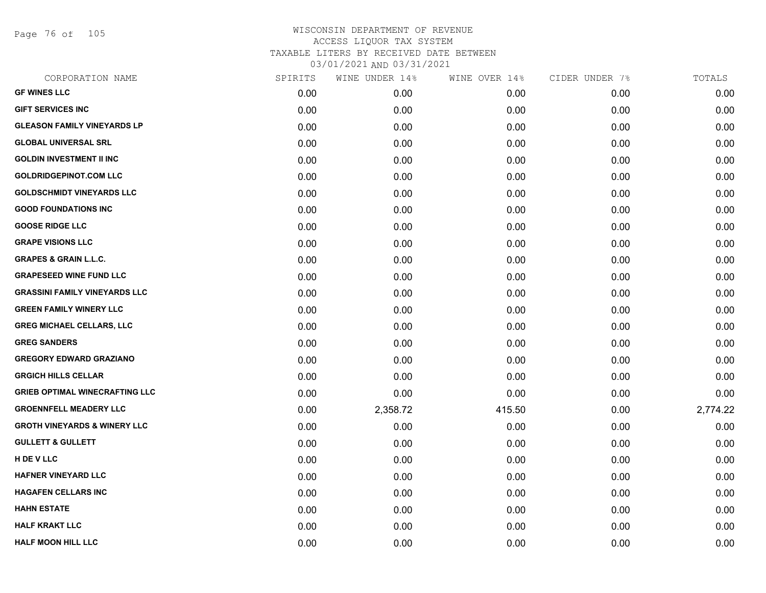# WISCONSIN DEPARTMENT OF REVENUE
## ACCESS LIQUOR TAX SYSTEM
## TAXABLE LITERS BY RECEIVED DATE BETWEEN
## 03/01/2021 AND 03/31/2021

| CORPORATION NAME | SPIRITS | WINE UNDER 14% | WINE OVER 14% | CIDER UNDER 7% | TOTALS |
|---|---|---|---|---|---|
| GF WINES LLC | 0.00 | 0.00 | 0.00 | 0.00 | 0.00 |
| GIFT SERVICES INC | 0.00 | 0.00 | 0.00 | 0.00 | 0.00 |
| GLEASON FAMILY VINEYARDS LP | 0.00 | 0.00 | 0.00 | 0.00 | 0.00 |
| GLOBAL UNIVERSAL SRL | 0.00 | 0.00 | 0.00 | 0.00 | 0.00 |
| GOLDIN INVESTMENT II INC | 0.00 | 0.00 | 0.00 | 0.00 | 0.00 |
| GOLDRIDGEPINOT.COM LLC | 0.00 | 0.00 | 0.00 | 0.00 | 0.00 |
| GOLDSCHMIDT VINEYARDS LLC | 0.00 | 0.00 | 0.00 | 0.00 | 0.00 |
| GOOD FOUNDATIONS INC | 0.00 | 0.00 | 0.00 | 0.00 | 0.00 |
| GOOSE RIDGE LLC | 0.00 | 0.00 | 0.00 | 0.00 | 0.00 |
| GRAPE VISIONS LLC | 0.00 | 0.00 | 0.00 | 0.00 | 0.00 |
| GRAPES & GRAIN L.L.C. | 0.00 | 0.00 | 0.00 | 0.00 | 0.00 |
| GRAPESEED WINE FUND LLC | 0.00 | 0.00 | 0.00 | 0.00 | 0.00 |
| GRASSINI FAMILY VINEYARDS LLC | 0.00 | 0.00 | 0.00 | 0.00 | 0.00 |
| GREEN FAMILY WINERY LLC | 0.00 | 0.00 | 0.00 | 0.00 | 0.00 |
| GREG MICHAEL CELLARS, LLC | 0.00 | 0.00 | 0.00 | 0.00 | 0.00 |
| GREG SANDERS | 0.00 | 0.00 | 0.00 | 0.00 | 0.00 |
| GREGORY EDWARD GRAZIANO | 0.00 | 0.00 | 0.00 | 0.00 | 0.00 |
| GRGICH HILLS CELLAR | 0.00 | 0.00 | 0.00 | 0.00 | 0.00 |
| GRIEB OPTIMAL WINECRAFTING LLC | 0.00 | 0.00 | 0.00 | 0.00 | 0.00 |
| GROENNFELL MEADERY LLC | 0.00 | 2,358.72 | 415.50 | 0.00 | 2,774.22 |
| GROTH VINEYARDS & WINERY LLC | 0.00 | 0.00 | 0.00 | 0.00 | 0.00 |
| GULLETT & GULLETT | 0.00 | 0.00 | 0.00 | 0.00 | 0.00 |
| H DE V LLC | 0.00 | 0.00 | 0.00 | 0.00 | 0.00 |
| HAFNER VINEYARD LLC | 0.00 | 0.00 | 0.00 | 0.00 | 0.00 |
| HAGAFEN CELLARS INC | 0.00 | 0.00 | 0.00 | 0.00 | 0.00 |
| HAHN ESTATE | 0.00 | 0.00 | 0.00 | 0.00 | 0.00 |
| HALF KRAKT LLC | 0.00 | 0.00 | 0.00 | 0.00 | 0.00 |
| HALF MOON HILL LLC | 0.00 | 0.00 | 0.00 | 0.00 | 0.00 |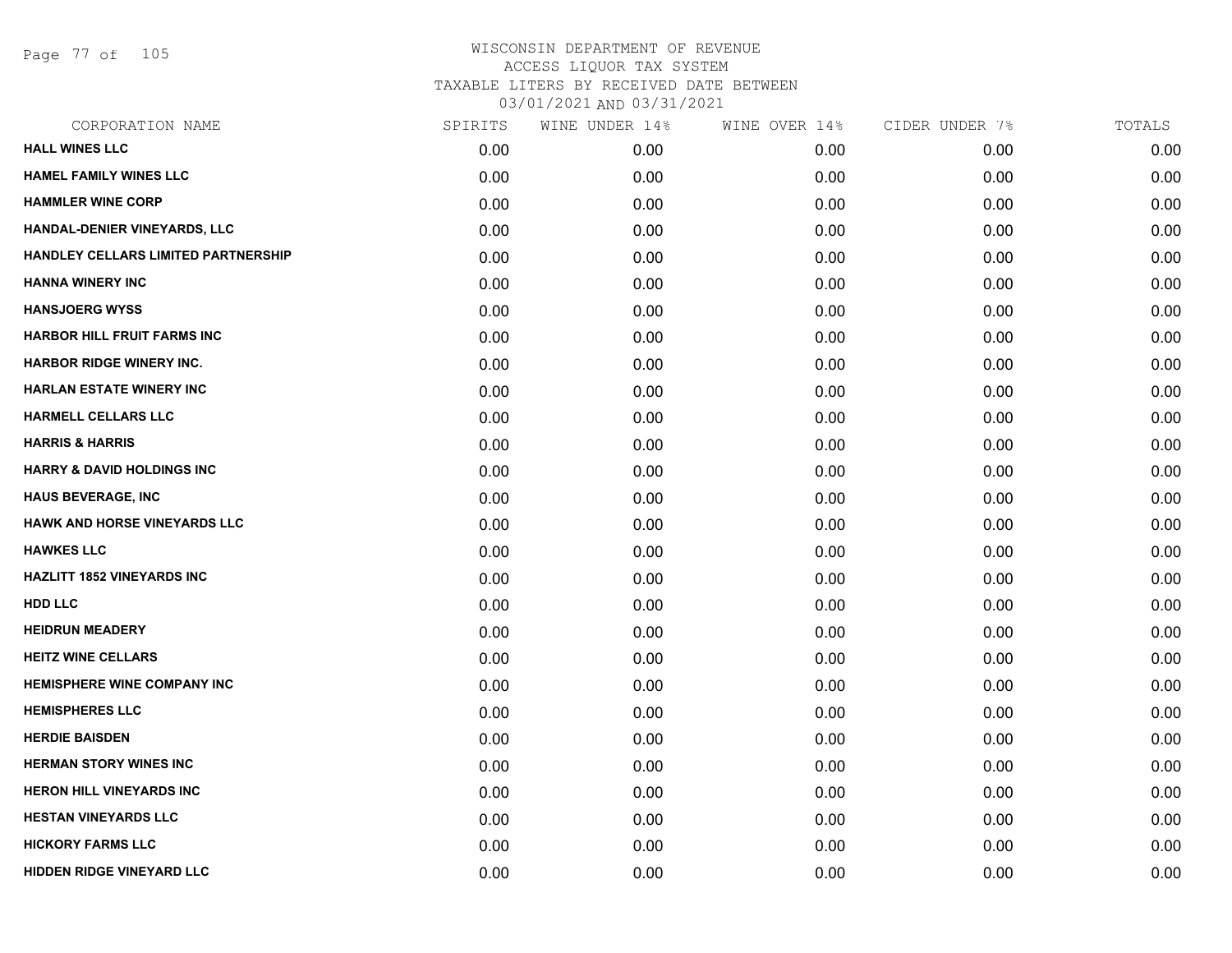WISCONSIN DEPARTMENT OF REVENUE
ACCESS LIQUOR TAX SYSTEM
TAXABLE LITERS BY RECEIVED DATE BETWEEN
03/01/2021 AND 03/31/2021

| CORPORATION NAME | SPIRITS | WINE UNDER 14% | WINE OVER 14% | CIDER UNDER 7% | TOTALS |
|---|---|---|---|---|---|
| HALL WINES LLC | 0.00 | 0.00 | 0.00 | 0.00 | 0.00 |
| HAMEL FAMILY WINES LLC | 0.00 | 0.00 | 0.00 | 0.00 | 0.00 |
| HAMMLER WINE CORP | 0.00 | 0.00 | 0.00 | 0.00 | 0.00 |
| HANDAL-DENIER VINEYARDS, LLC | 0.00 | 0.00 | 0.00 | 0.00 | 0.00 |
| HANDLEY CELLARS LIMITED PARTNERSHIP | 0.00 | 0.00 | 0.00 | 0.00 | 0.00 |
| HANNA WINERY INC | 0.00 | 0.00 | 0.00 | 0.00 | 0.00 |
| HANSJOERG WYSS | 0.00 | 0.00 | 0.00 | 0.00 | 0.00 |
| HARBOR HILL FRUIT FARMS INC | 0.00 | 0.00 | 0.00 | 0.00 | 0.00 |
| HARBOR RIDGE WINERY INC. | 0.00 | 0.00 | 0.00 | 0.00 | 0.00 |
| HARLAN ESTATE WINERY INC | 0.00 | 0.00 | 0.00 | 0.00 | 0.00 |
| HARMELL CELLARS LLC | 0.00 | 0.00 | 0.00 | 0.00 | 0.00 |
| HARRIS & HARRIS | 0.00 | 0.00 | 0.00 | 0.00 | 0.00 |
| HARRY & DAVID HOLDINGS INC | 0.00 | 0.00 | 0.00 | 0.00 | 0.00 |
| HAUS BEVERAGE, INC | 0.00 | 0.00 | 0.00 | 0.00 | 0.00 |
| HAWK AND HORSE VINEYARDS LLC | 0.00 | 0.00 | 0.00 | 0.00 | 0.00 |
| HAWKES LLC | 0.00 | 0.00 | 0.00 | 0.00 | 0.00 |
| HAZLITT 1852 VINEYARDS INC | 0.00 | 0.00 | 0.00 | 0.00 | 0.00 |
| HDD LLC | 0.00 | 0.00 | 0.00 | 0.00 | 0.00 |
| HEIDRUN MEADERY | 0.00 | 0.00 | 0.00 | 0.00 | 0.00 |
| HEITZ WINE CELLARS | 0.00 | 0.00 | 0.00 | 0.00 | 0.00 |
| HEMISPHERE WINE COMPANY INC | 0.00 | 0.00 | 0.00 | 0.00 | 0.00 |
| HEMISPHERES LLC | 0.00 | 0.00 | 0.00 | 0.00 | 0.00 |
| HERDIE BAISDEN | 0.00 | 0.00 | 0.00 | 0.00 | 0.00 |
| HERMAN STORY WINES INC | 0.00 | 0.00 | 0.00 | 0.00 | 0.00 |
| HERON HILL VINEYARDS INC | 0.00 | 0.00 | 0.00 | 0.00 | 0.00 |
| HESTAN VINEYARDS LLC | 0.00 | 0.00 | 0.00 | 0.00 | 0.00 |
| HICKORY FARMS LLC | 0.00 | 0.00 | 0.00 | 0.00 | 0.00 |
| HIDDEN RIDGE VINEYARD LLC | 0.00 | 0.00 | 0.00 | 0.00 | 0.00 |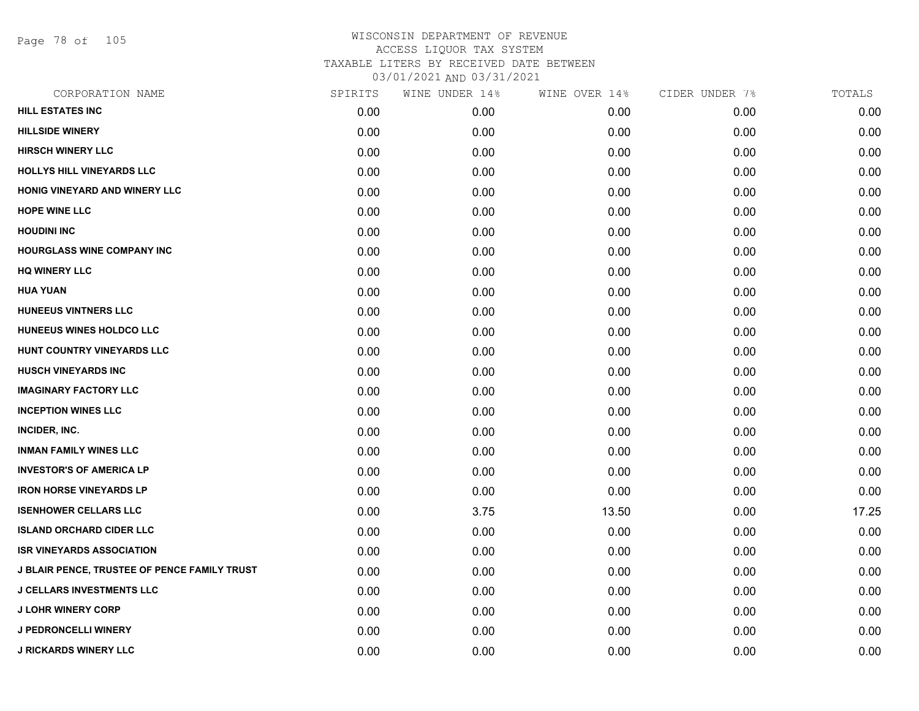WISCONSIN DEPARTMENT OF REVENUE
ACCESS LIQUOR TAX SYSTEM
TAXABLE LITERS BY RECEIVED DATE BETWEEN
03/01/2021 AND 03/31/2021

| CORPORATION NAME | SPIRITS | WINE UNDER 14% | WINE OVER 14% | CIDER UNDER 7% | TOTALS |
|---|---|---|---|---|---|
| HILL ESTATES INC | 0.00 | 0.00 | 0.00 | 0.00 | 0.00 |
| HILLSIDE WINERY | 0.00 | 0.00 | 0.00 | 0.00 | 0.00 |
| HIRSCH WINERY LLC | 0.00 | 0.00 | 0.00 | 0.00 | 0.00 |
| HOLLYS HILL VINEYARDS LLC | 0.00 | 0.00 | 0.00 | 0.00 | 0.00 |
| HONIG VINEYARD AND WINERY LLC | 0.00 | 0.00 | 0.00 | 0.00 | 0.00 |
| HOPE WINE LLC | 0.00 | 0.00 | 0.00 | 0.00 | 0.00 |
| HOUDINI INC | 0.00 | 0.00 | 0.00 | 0.00 | 0.00 |
| HOURGLASS WINE COMPANY INC | 0.00 | 0.00 | 0.00 | 0.00 | 0.00 |
| HQ WINERY LLC | 0.00 | 0.00 | 0.00 | 0.00 | 0.00 |
| HUA YUAN | 0.00 | 0.00 | 0.00 | 0.00 | 0.00 |
| HUNEEUS VINTNERS LLC | 0.00 | 0.00 | 0.00 | 0.00 | 0.00 |
| HUNEEUS WINES HOLDCO LLC | 0.00 | 0.00 | 0.00 | 0.00 | 0.00 |
| HUNT COUNTRY VINEYARDS LLC | 0.00 | 0.00 | 0.00 | 0.00 | 0.00 |
| HUSCH VINEYARDS INC | 0.00 | 0.00 | 0.00 | 0.00 | 0.00 |
| IMAGINARY FACTORY LLC | 0.00 | 0.00 | 0.00 | 0.00 | 0.00 |
| INCEPTION WINES LLC | 0.00 | 0.00 | 0.00 | 0.00 | 0.00 |
| INCIDER, INC. | 0.00 | 0.00 | 0.00 | 0.00 | 0.00 |
| INMAN FAMILY WINES LLC | 0.00 | 0.00 | 0.00 | 0.00 | 0.00 |
| INVESTOR'S OF AMERICA LP | 0.00 | 0.00 | 0.00 | 0.00 | 0.00 |
| IRON HORSE VINEYARDS LP | 0.00 | 0.00 | 0.00 | 0.00 | 0.00 |
| ISENHOWER CELLARS LLC | 0.00 | 3.75 | 13.50 | 0.00 | 17.25 |
| ISLAND ORCHARD CIDER LLC | 0.00 | 0.00 | 0.00 | 0.00 | 0.00 |
| ISR VINEYARDS ASSOCIATION | 0.00 | 0.00 | 0.00 | 0.00 | 0.00 |
| J BLAIR PENCE, TRUSTEE OF PENCE FAMILY TRUST | 0.00 | 0.00 | 0.00 | 0.00 | 0.00 |
| J CELLARS INVESTMENTS LLC | 0.00 | 0.00 | 0.00 | 0.00 | 0.00 |
| J LOHR WINERY CORP | 0.00 | 0.00 | 0.00 | 0.00 | 0.00 |
| J PEDRONCELLI WINERY | 0.00 | 0.00 | 0.00 | 0.00 | 0.00 |
| J RICKARDS WINERY LLC | 0.00 | 0.00 | 0.00 | 0.00 | 0.00 |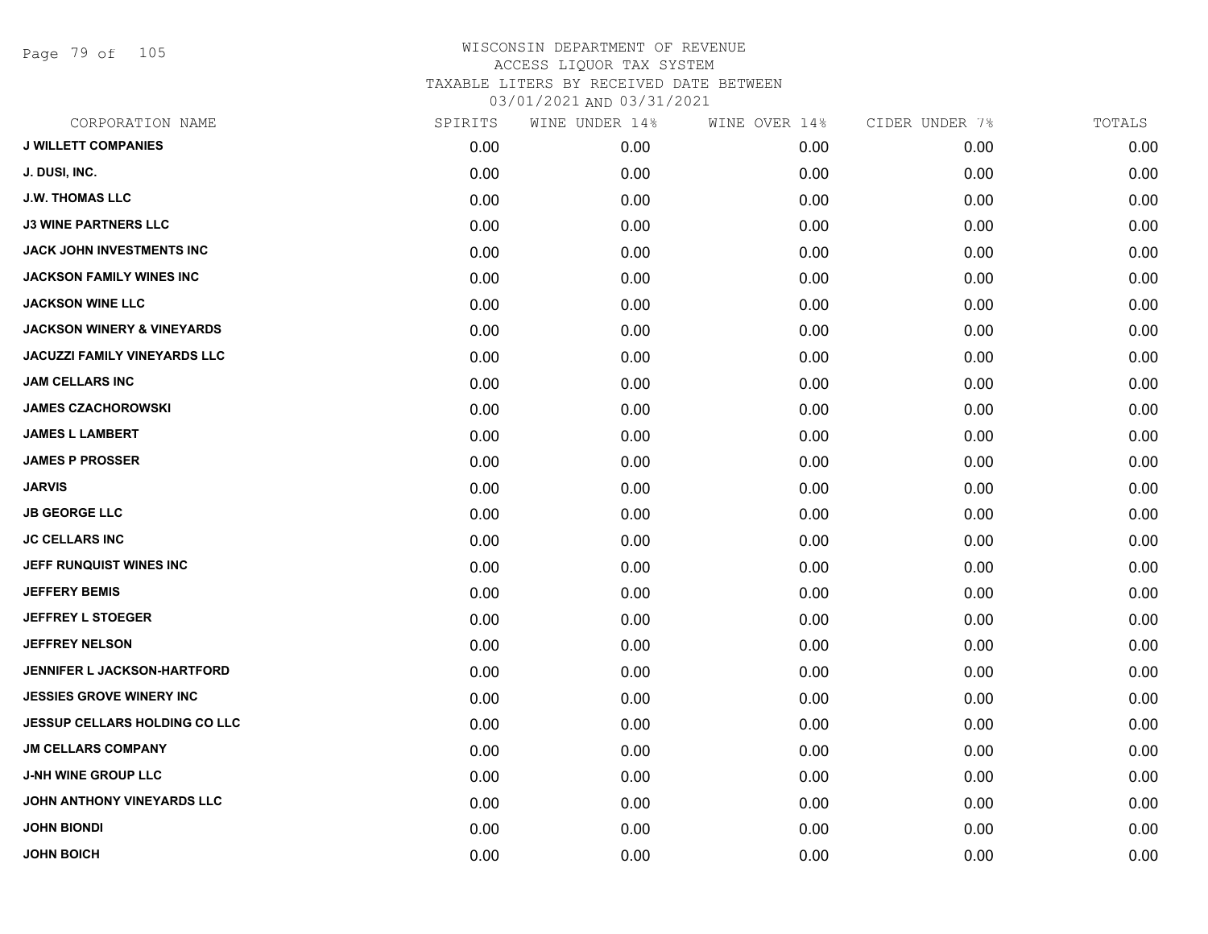WISCONSIN DEPARTMENT OF REVENUE
ACCESS LIQUOR TAX SYSTEM
TAXABLE LITERS BY RECEIVED DATE BETWEEN
03/01/2021 AND 03/31/2021

| CORPORATION NAME | SPIRITS | WINE UNDER 14% | WINE OVER 14% | CIDER UNDER 7% | TOTALS |
|---|---|---|---|---|---|
| J WILLETT COMPANIES | 0.00 | 0.00 | 0.00 | 0.00 | 0.00 |
| J. DUSI, INC. | 0.00 | 0.00 | 0.00 | 0.00 | 0.00 |
| J.W. THOMAS LLC | 0.00 | 0.00 | 0.00 | 0.00 | 0.00 |
| J3 WINE PARTNERS LLC | 0.00 | 0.00 | 0.00 | 0.00 | 0.00 |
| JACK JOHN INVESTMENTS INC | 0.00 | 0.00 | 0.00 | 0.00 | 0.00 |
| JACKSON FAMILY WINES INC | 0.00 | 0.00 | 0.00 | 0.00 | 0.00 |
| JACKSON WINE LLC | 0.00 | 0.00 | 0.00 | 0.00 | 0.00 |
| JACKSON WINERY & VINEYARDS | 0.00 | 0.00 | 0.00 | 0.00 | 0.00 |
| JACUZZI FAMILY VINEYARDS LLC | 0.00 | 0.00 | 0.00 | 0.00 | 0.00 |
| JAM CELLARS INC | 0.00 | 0.00 | 0.00 | 0.00 | 0.00 |
| JAMES CZACHOROWSKI | 0.00 | 0.00 | 0.00 | 0.00 | 0.00 |
| JAMES L LAMBERT | 0.00 | 0.00 | 0.00 | 0.00 | 0.00 |
| JAMES P PROSSER | 0.00 | 0.00 | 0.00 | 0.00 | 0.00 |
| JARVIS | 0.00 | 0.00 | 0.00 | 0.00 | 0.00 |
| JB GEORGE LLC | 0.00 | 0.00 | 0.00 | 0.00 | 0.00 |
| JC CELLARS INC | 0.00 | 0.00 | 0.00 | 0.00 | 0.00 |
| JEFF RUNQUIST WINES INC | 0.00 | 0.00 | 0.00 | 0.00 | 0.00 |
| JEFFERY BEMIS | 0.00 | 0.00 | 0.00 | 0.00 | 0.00 |
| JEFFREY L STOEGER | 0.00 | 0.00 | 0.00 | 0.00 | 0.00 |
| JEFFREY NELSON | 0.00 | 0.00 | 0.00 | 0.00 | 0.00 |
| JENNIFER L JACKSON-HARTFORD | 0.00 | 0.00 | 0.00 | 0.00 | 0.00 |
| JESSIES GROVE WINERY INC | 0.00 | 0.00 | 0.00 | 0.00 | 0.00 |
| JESSUP CELLARS HOLDING CO LLC | 0.00 | 0.00 | 0.00 | 0.00 | 0.00 |
| JM CELLARS COMPANY | 0.00 | 0.00 | 0.00 | 0.00 | 0.00 |
| J-NH WINE GROUP LLC | 0.00 | 0.00 | 0.00 | 0.00 | 0.00 |
| JOHN ANTHONY VINEYARDS LLC | 0.00 | 0.00 | 0.00 | 0.00 | 0.00 |
| JOHN BIONDI | 0.00 | 0.00 | 0.00 | 0.00 | 0.00 |
| JOHN BOICH | 0.00 | 0.00 | 0.00 | 0.00 | 0.00 |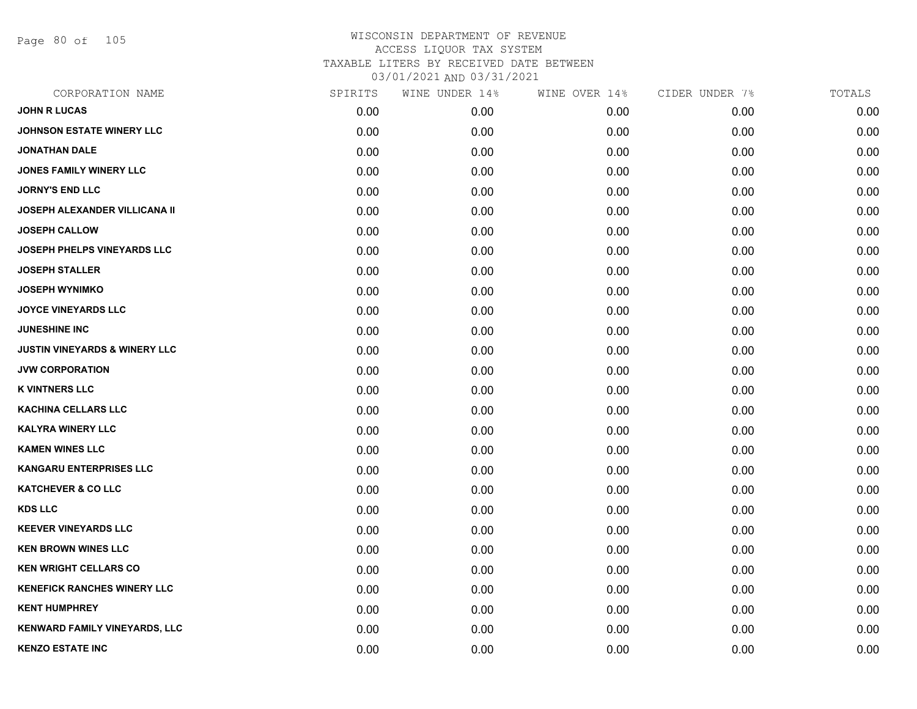WISCONSIN DEPARTMENT OF REVENUE
ACCESS LIQUOR TAX SYSTEM
TAXABLE LITERS BY RECEIVED DATE BETWEEN
03/01/2021 AND 03/31/2021

| CORPORATION NAME | SPIRITS | WINE UNDER 14% | WINE OVER 14% | CIDER UNDER 7% | TOTALS |
|---|---|---|---|---|---|
| JOHN R LUCAS | 0.00 | 0.00 | 0.00 | 0.00 | 0.00 |
| JOHNSON ESTATE WINERY LLC | 0.00 | 0.00 | 0.00 | 0.00 | 0.00 |
| JONATHAN DALE | 0.00 | 0.00 | 0.00 | 0.00 | 0.00 |
| JONES FAMILY WINERY LLC | 0.00 | 0.00 | 0.00 | 0.00 | 0.00 |
| JORNY'S END LLC | 0.00 | 0.00 | 0.00 | 0.00 | 0.00 |
| JOSEPH ALEXANDER VILLICANA II | 0.00 | 0.00 | 0.00 | 0.00 | 0.00 |
| JOSEPH CALLOW | 0.00 | 0.00 | 0.00 | 0.00 | 0.00 |
| JOSEPH PHELPS VINEYARDS LLC | 0.00 | 0.00 | 0.00 | 0.00 | 0.00 |
| JOSEPH STALLER | 0.00 | 0.00 | 0.00 | 0.00 | 0.00 |
| JOSEPH WYNIMKO | 0.00 | 0.00 | 0.00 | 0.00 | 0.00 |
| JOYCE VINEYARDS LLC | 0.00 | 0.00 | 0.00 | 0.00 | 0.00 |
| JUNESHINE INC | 0.00 | 0.00 | 0.00 | 0.00 | 0.00 |
| JUSTIN VINEYARDS & WINERY LLC | 0.00 | 0.00 | 0.00 | 0.00 | 0.00 |
| JVW CORPORATION | 0.00 | 0.00 | 0.00 | 0.00 | 0.00 |
| K VINTNERS LLC | 0.00 | 0.00 | 0.00 | 0.00 | 0.00 |
| KACHINA CELLARS LLC | 0.00 | 0.00 | 0.00 | 0.00 | 0.00 |
| KALYRA WINERY LLC | 0.00 | 0.00 | 0.00 | 0.00 | 0.00 |
| KAMEN WINES LLC | 0.00 | 0.00 | 0.00 | 0.00 | 0.00 |
| KANGARU ENTERPRISES LLC | 0.00 | 0.00 | 0.00 | 0.00 | 0.00 |
| KATCHEVER & CO LLC | 0.00 | 0.00 | 0.00 | 0.00 | 0.00 |
| KDS LLC | 0.00 | 0.00 | 0.00 | 0.00 | 0.00 |
| KEEVER VINEYARDS LLC | 0.00 | 0.00 | 0.00 | 0.00 | 0.00 |
| KEN BROWN WINES LLC | 0.00 | 0.00 | 0.00 | 0.00 | 0.00 |
| KEN WRIGHT CELLARS CO | 0.00 | 0.00 | 0.00 | 0.00 | 0.00 |
| KENEFICK RANCHES WINERY LLC | 0.00 | 0.00 | 0.00 | 0.00 | 0.00 |
| KENT HUMPHREY | 0.00 | 0.00 | 0.00 | 0.00 | 0.00 |
| KENWARD FAMILY VINEYARDS, LLC | 0.00 | 0.00 | 0.00 | 0.00 | 0.00 |
| KENZO ESTATE INC | 0.00 | 0.00 | 0.00 | 0.00 | 0.00 |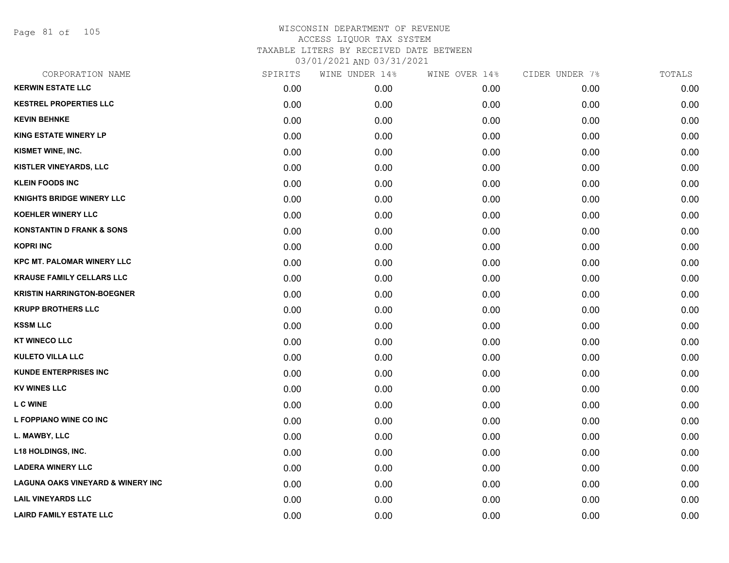WISCONSIN DEPARTMENT OF REVENUE
ACCESS LIQUOR TAX SYSTEM
TAXABLE LITERS BY RECEIVED DATE BETWEEN
03/01/2021 AND 03/31/2021

| CORPORATION NAME | SPIRITS | WINE UNDER 14% | WINE OVER 14% | CIDER UNDER 7% | TOTALS |
|---|---|---|---|---|---|
| **KERWIN ESTATE LLC** | 0.00 | 0.00 | 0.00 | 0.00 | 0.00 |
| **KESTREL PROPERTIES LLC** | 0.00 | 0.00 | 0.00 | 0.00 | 0.00 |
| **KEVIN BEHNKE** | 0.00 | 0.00 | 0.00 | 0.00 | 0.00 |
| **KING ESTATE WINERY LP** | 0.00 | 0.00 | 0.00 | 0.00 | 0.00 |
| **KISMET WINE, INC.** | 0.00 | 0.00 | 0.00 | 0.00 | 0.00 |
| **KISTLER VINEYARDS, LLC** | 0.00 | 0.00 | 0.00 | 0.00 | 0.00 |
| **KLEIN FOODS INC** | 0.00 | 0.00 | 0.00 | 0.00 | 0.00 |
| **KNIGHTS BRIDGE WINERY LLC** | 0.00 | 0.00 | 0.00 | 0.00 | 0.00 |
| **KOEHLER WINERY LLC** | 0.00 | 0.00 | 0.00 | 0.00 | 0.00 |
| **KONSTANTIN D FRANK & SONS** | 0.00 | 0.00 | 0.00 | 0.00 | 0.00 |
| **KOPRI INC** | 0.00 | 0.00 | 0.00 | 0.00 | 0.00 |
| **KPC MT. PALOMAR WINERY LLC** | 0.00 | 0.00 | 0.00 | 0.00 | 0.00 |
| **KRAUSE FAMILY CELLARS LLC** | 0.00 | 0.00 | 0.00 | 0.00 | 0.00 |
| **KRISTIN HARRINGTON-BOEGNER** | 0.00 | 0.00 | 0.00 | 0.00 | 0.00 |
| **KRUPP BROTHERS LLC** | 0.00 | 0.00 | 0.00 | 0.00 | 0.00 |
| **KSSM LLC** | 0.00 | 0.00 | 0.00 | 0.00 | 0.00 |
| **KT WINECO LLC** | 0.00 | 0.00 | 0.00 | 0.00 | 0.00 |
| **KULETO VILLA LLC** | 0.00 | 0.00 | 0.00 | 0.00 | 0.00 |
| **KUNDE ENTERPRISES INC** | 0.00 | 0.00 | 0.00 | 0.00 | 0.00 |
| **KV WINES LLC** | 0.00 | 0.00 | 0.00 | 0.00 | 0.00 |
| **L C WINE** | 0.00 | 0.00 | 0.00 | 0.00 | 0.00 |
| **L FOPPIANO WINE CO INC** | 0.00 | 0.00 | 0.00 | 0.00 | 0.00 |
| **L. MAWBY, LLC** | 0.00 | 0.00 | 0.00 | 0.00 | 0.00 |
| **L18 HOLDINGS, INC.** | 0.00 | 0.00 | 0.00 | 0.00 | 0.00 |
| **LADERA WINERY LLC** | 0.00 | 0.00 | 0.00 | 0.00 | 0.00 |
| **LAGUNA OAKS VINEYARD & WINERY INC** | 0.00 | 0.00 | 0.00 | 0.00 | 0.00 |
| **LAIL VINEYARDS LLC** | 0.00 | 0.00 | 0.00 | 0.00 | 0.00 |
| **LAIRD FAMILY ESTATE LLC** | 0.00 | 0.00 | 0.00 | 0.00 | 0.00 |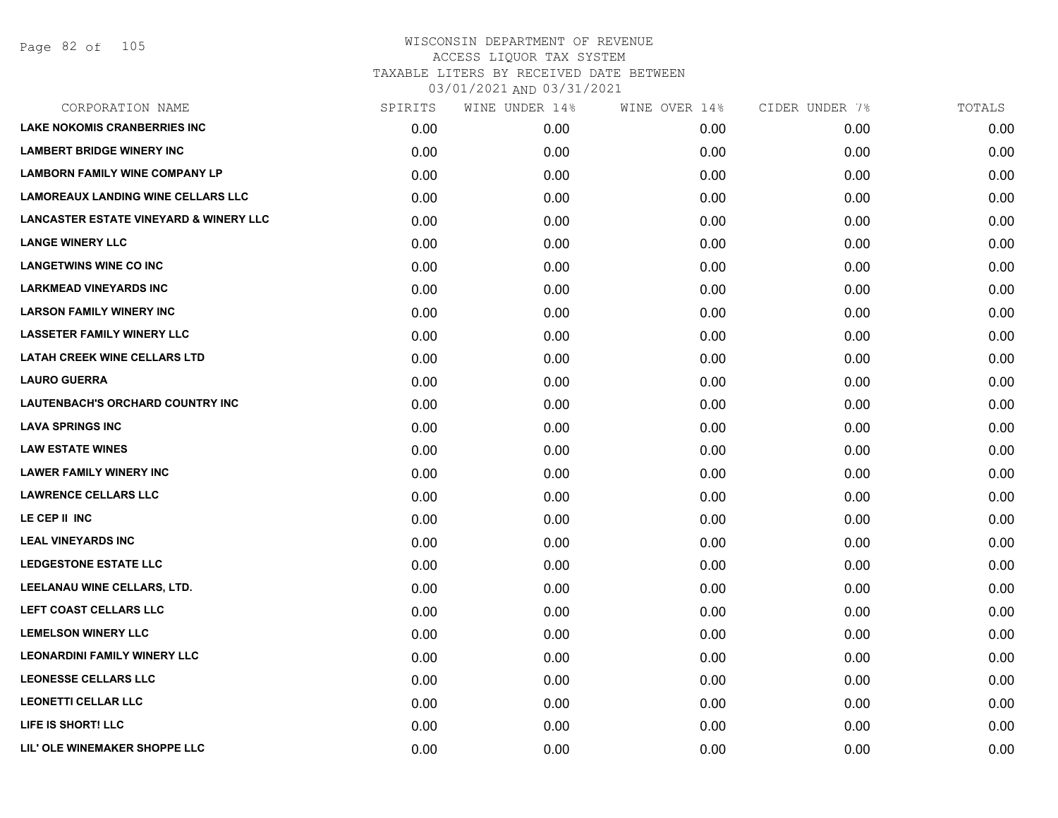# WISCONSIN DEPARTMENT OF REVENUE
## ACCESS LIQUOR TAX SYSTEM
### TAXABLE LITERS BY RECEIVED DATE BETWEEN 03/01/2021 AND 03/31/2021

| CORPORATION NAME | SPIRITS | WINE UNDER 14% | WINE OVER 14% | CIDER UNDER 7% | TOTALS |
|---|---|---|---|---|---|
| LAKE NOKOMIS CRANBERRIES INC | 0.00 | 0.00 | 0.00 | 0.00 | 0.00 |
| LAMBERT BRIDGE WINERY INC | 0.00 | 0.00 | 0.00 | 0.00 | 0.00 |
| LAMBORN FAMILY WINE COMPANY LP | 0.00 | 0.00 | 0.00 | 0.00 | 0.00 |
| LAMOREAUX LANDING WINE CELLARS LLC | 0.00 | 0.00 | 0.00 | 0.00 | 0.00 |
| LANCASTER ESTATE VINEYARD & WINERY LLC | 0.00 | 0.00 | 0.00 | 0.00 | 0.00 |
| LANGE WINERY LLC | 0.00 | 0.00 | 0.00 | 0.00 | 0.00 |
| LANGETWINS WINE CO INC | 0.00 | 0.00 | 0.00 | 0.00 | 0.00 |
| LARKMEAD VINEYARDS INC | 0.00 | 0.00 | 0.00 | 0.00 | 0.00 |
| LARSON FAMILY WINERY INC | 0.00 | 0.00 | 0.00 | 0.00 | 0.00 |
| LASSETER FAMILY WINERY LLC | 0.00 | 0.00 | 0.00 | 0.00 | 0.00 |
| LATAH CREEK WINE CELLARS LTD | 0.00 | 0.00 | 0.00 | 0.00 | 0.00 |
| LAURO GUERRA | 0.00 | 0.00 | 0.00 | 0.00 | 0.00 |
| LAUTENBACH'S ORCHARD COUNTRY INC | 0.00 | 0.00 | 0.00 | 0.00 | 0.00 |
| LAVA SPRINGS INC | 0.00 | 0.00 | 0.00 | 0.00 | 0.00 |
| LAW ESTATE WINES | 0.00 | 0.00 | 0.00 | 0.00 | 0.00 |
| LAWER FAMILY WINERY INC | 0.00 | 0.00 | 0.00 | 0.00 | 0.00 |
| LAWRENCE CELLARS LLC | 0.00 | 0.00 | 0.00 | 0.00 | 0.00 |
| LE CEP II INC | 0.00 | 0.00 | 0.00 | 0.00 | 0.00 |
| LEAL VINEYARDS INC | 0.00 | 0.00 | 0.00 | 0.00 | 0.00 |
| LEDGESTONE ESTATE LLC | 0.00 | 0.00 | 0.00 | 0.00 | 0.00 |
| LEELANAU WINE CELLARS, LTD. | 0.00 | 0.00 | 0.00 | 0.00 | 0.00 |
| LEFT COAST CELLARS LLC | 0.00 | 0.00 | 0.00 | 0.00 | 0.00 |
| LEMELSON WINERY LLC | 0.00 | 0.00 | 0.00 | 0.00 | 0.00 |
| LEONARDINI FAMILY WINERY LLC | 0.00 | 0.00 | 0.00 | 0.00 | 0.00 |
| LEONESSE CELLARS LLC | 0.00 | 0.00 | 0.00 | 0.00 | 0.00 |
| LEONETTI CELLAR LLC | 0.00 | 0.00 | 0.00 | 0.00 | 0.00 |
| LIFE IS SHORT! LLC | 0.00 | 0.00 | 0.00 | 0.00 | 0.00 |
| LIL' OLE WINEMAKER SHOPPE LLC | 0.00 | 0.00 | 0.00 | 0.00 | 0.00 |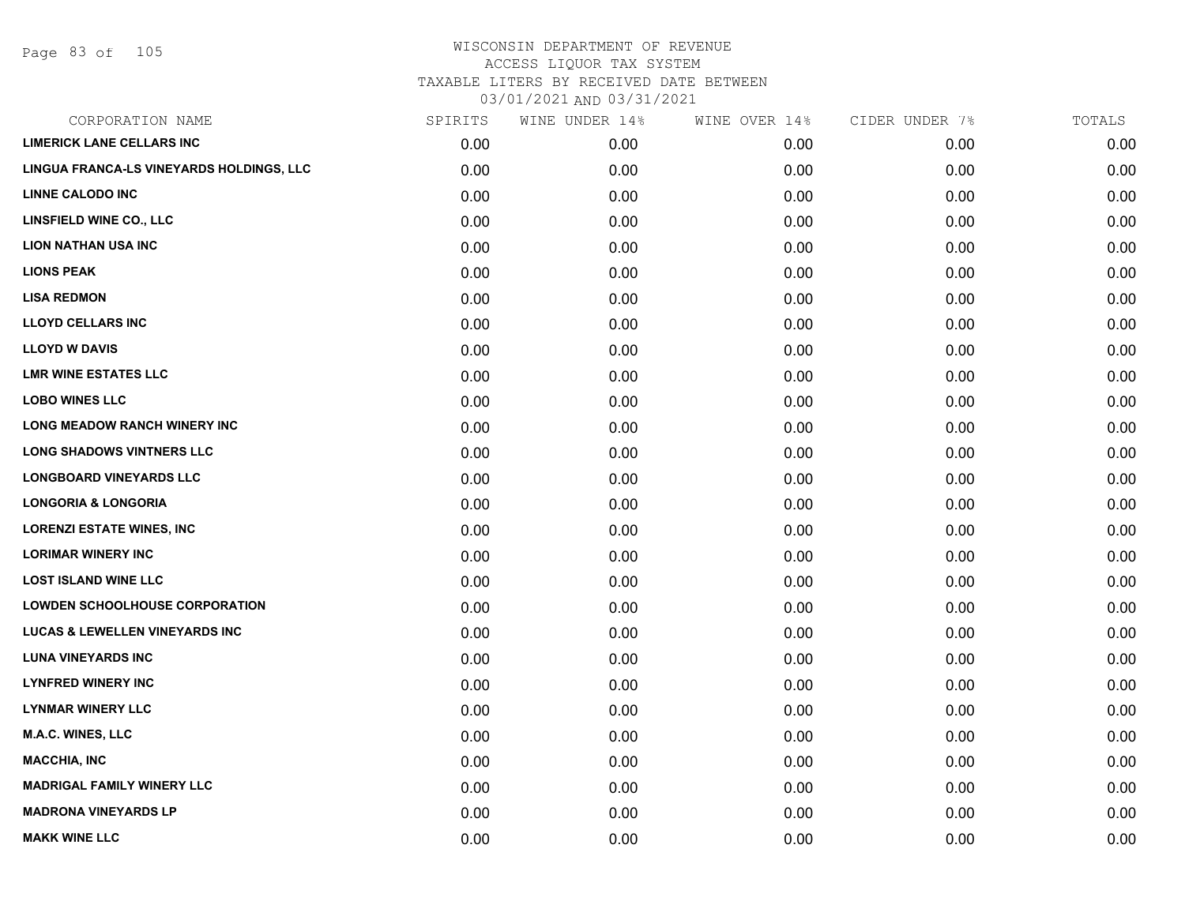# WISCONSIN DEPARTMENT OF REVENUE
ACCESS LIQUOR TAX SYSTEM
TAXABLE LITERS BY RECEIVED DATE BETWEEN
03/01/2021 AND 03/31/2021

| CORPORATION NAME | SPIRITS | WINE UNDER 14% | WINE OVER 14% | CIDER UNDER 7% | TOTALS |
|---|---|---|---|---|---|
| LIMERICK LANE CELLARS INC | 0.00 | 0.00 | 0.00 | 0.00 | 0.00 |
| LINGUA FRANCA-LS VINEYARDS HOLDINGS, LLC | 0.00 | 0.00 | 0.00 | 0.00 | 0.00 |
| LINNE CALODO INC | 0.00 | 0.00 | 0.00 | 0.00 | 0.00 |
| LINSFIELD WINE CO., LLC | 0.00 | 0.00 | 0.00 | 0.00 | 0.00 |
| LION NATHAN USA INC | 0.00 | 0.00 | 0.00 | 0.00 | 0.00 |
| LIONS PEAK | 0.00 | 0.00 | 0.00 | 0.00 | 0.00 |
| LISA REDMON | 0.00 | 0.00 | 0.00 | 0.00 | 0.00 |
| LLOYD CELLARS INC | 0.00 | 0.00 | 0.00 | 0.00 | 0.00 |
| LLOYD W DAVIS | 0.00 | 0.00 | 0.00 | 0.00 | 0.00 |
| LMR WINE ESTATES LLC | 0.00 | 0.00 | 0.00 | 0.00 | 0.00 |
| LOBO WINES LLC | 0.00 | 0.00 | 0.00 | 0.00 | 0.00 |
| LONG MEADOW RANCH WINERY INC | 0.00 | 0.00 | 0.00 | 0.00 | 0.00 |
| LONG SHADOWS VINTNERS LLC | 0.00 | 0.00 | 0.00 | 0.00 | 0.00 |
| LONGBOARD VINEYARDS LLC | 0.00 | 0.00 | 0.00 | 0.00 | 0.00 |
| LONGORIA & LONGORIA | 0.00 | 0.00 | 0.00 | 0.00 | 0.00 |
| LORENZI ESTATE WINES, INC | 0.00 | 0.00 | 0.00 | 0.00 | 0.00 |
| LORIMAR WINERY INC | 0.00 | 0.00 | 0.00 | 0.00 | 0.00 |
| LOST ISLAND WINE LLC | 0.00 | 0.00 | 0.00 | 0.00 | 0.00 |
| LOWDEN SCHOOLHOUSE CORPORATION | 0.00 | 0.00 | 0.00 | 0.00 | 0.00 |
| LUCAS & LEWELLEN VINEYARDS INC | 0.00 | 0.00 | 0.00 | 0.00 | 0.00 |
| LUNA VINEYARDS INC | 0.00 | 0.00 | 0.00 | 0.00 | 0.00 |
| LYNFRED WINERY INC | 0.00 | 0.00 | 0.00 | 0.00 | 0.00 |
| LYNMAR WINERY LLC | 0.00 | 0.00 | 0.00 | 0.00 | 0.00 |
| M.A.C. WINES, LLC | 0.00 | 0.00 | 0.00 | 0.00 | 0.00 |
| MACCHIA, INC | 0.00 | 0.00 | 0.00 | 0.00 | 0.00 |
| MADRIGAL FAMILY WINERY LLC | 0.00 | 0.00 | 0.00 | 0.00 | 0.00 |
| MADRONA VINEYARDS LP | 0.00 | 0.00 | 0.00 | 0.00 | 0.00 |
| MAKK WINE LLC | 0.00 | 0.00 | 0.00 | 0.00 | 0.00 |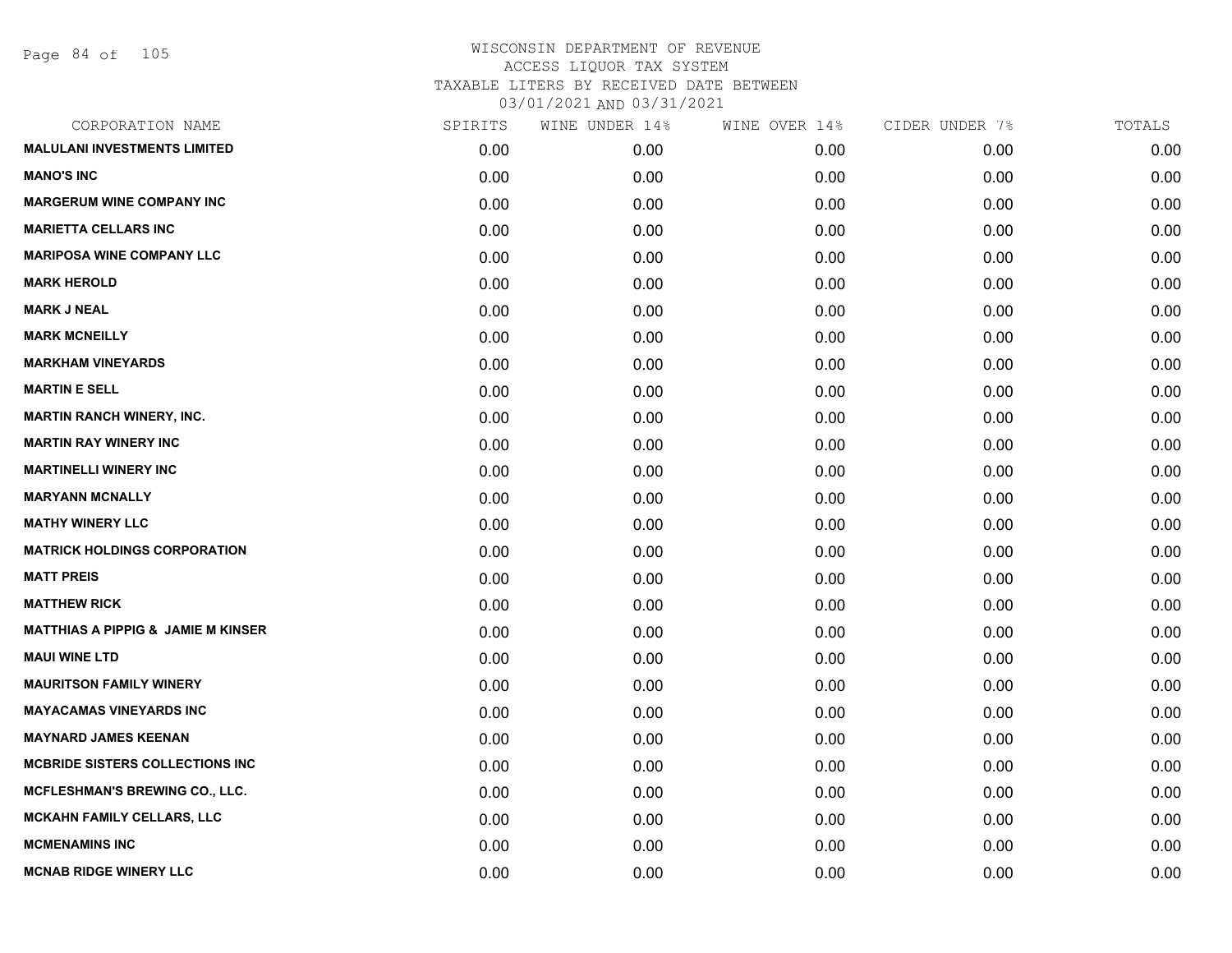WISCONSIN DEPARTMENT OF REVENUE
ACCESS LIQUOR TAX SYSTEM
TAXABLE LITERS BY RECEIVED DATE BETWEEN
03/01/2021 AND 03/31/2021

| CORPORATION NAME | SPIRITS | WINE UNDER 14% | WINE OVER 14% | CIDER UNDER 7% | TOTALS |
|---|---|---|---|---|---|
| MALULANI INVESTMENTS LIMITED | 0.00 | 0.00 | 0.00 | 0.00 | 0.00 |
| MANO'S INC | 0.00 | 0.00 | 0.00 | 0.00 | 0.00 |
| MARGERUM WINE COMPANY INC | 0.00 | 0.00 | 0.00 | 0.00 | 0.00 |
| MARIETTA CELLARS INC | 0.00 | 0.00 | 0.00 | 0.00 | 0.00 |
| MARIPOSA WINE COMPANY LLC | 0.00 | 0.00 | 0.00 | 0.00 | 0.00 |
| MARK HEROLD | 0.00 | 0.00 | 0.00 | 0.00 | 0.00 |
| MARK J NEAL | 0.00 | 0.00 | 0.00 | 0.00 | 0.00 |
| MARK MCNEILLY | 0.00 | 0.00 | 0.00 | 0.00 | 0.00 |
| MARKHAM VINEYARDS | 0.00 | 0.00 | 0.00 | 0.00 | 0.00 |
| MARTIN E SELL | 0.00 | 0.00 | 0.00 | 0.00 | 0.00 |
| MARTIN RANCH WINERY, INC. | 0.00 | 0.00 | 0.00 | 0.00 | 0.00 |
| MARTIN RAY WINERY INC | 0.00 | 0.00 | 0.00 | 0.00 | 0.00 |
| MARTINELLI WINERY INC | 0.00 | 0.00 | 0.00 | 0.00 | 0.00 |
| MARYANN MCNALLY | 0.00 | 0.00 | 0.00 | 0.00 | 0.00 |
| MATHY WINERY LLC | 0.00 | 0.00 | 0.00 | 0.00 | 0.00 |
| MATRICK HOLDINGS CORPORATION | 0.00 | 0.00 | 0.00 | 0.00 | 0.00 |
| MATT PREIS | 0.00 | 0.00 | 0.00 | 0.00 | 0.00 |
| MATTHEW RICK | 0.00 | 0.00 | 0.00 | 0.00 | 0.00 |
| MATTHIAS A PIPPIG & JAMIE M KINSER | 0.00 | 0.00 | 0.00 | 0.00 | 0.00 |
| MAUI WINE LTD | 0.00 | 0.00 | 0.00 | 0.00 | 0.00 |
| MAURITSON FAMILY WINERY | 0.00 | 0.00 | 0.00 | 0.00 | 0.00 |
| MAYACAMAS VINEYARDS INC | 0.00 | 0.00 | 0.00 | 0.00 | 0.00 |
| MAYNARD JAMES KEENAN | 0.00 | 0.00 | 0.00 | 0.00 | 0.00 |
| MCBRIDE SISTERS COLLECTIONS INC | 0.00 | 0.00 | 0.00 | 0.00 | 0.00 |
| MCFLESHMAN'S BREWING CO., LLC. | 0.00 | 0.00 | 0.00 | 0.00 | 0.00 |
| MCKAHN FAMILY CELLARS, LLC | 0.00 | 0.00 | 0.00 | 0.00 | 0.00 |
| MCMENAMINS INC | 0.00 | 0.00 | 0.00 | 0.00 | 0.00 |
| MCNAB RIDGE WINERY LLC | 0.00 | 0.00 | 0.00 | 0.00 | 0.00 |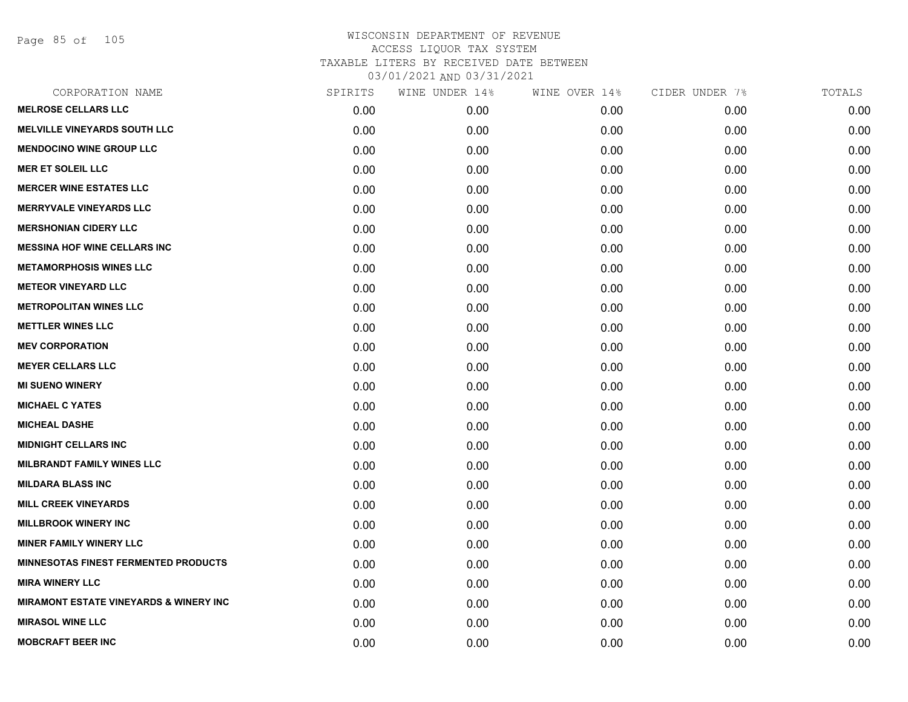# WISCONSIN DEPARTMENT OF REVENUE
## ACCESS LIQUOR TAX SYSTEM
## TAXABLE LITERS BY RECEIVED DATE BETWEEN 03/01/2021 AND 03/31/2021

| CORPORATION NAME | SPIRITS | WINE UNDER 14% | WINE OVER 14% | CIDER UNDER 7% | TOTALS |
|---|---|---|---|---|---|
| **MELROSE CELLARS LLC** | 0.00 | 0.00 | 0.00 | 0.00 | 0.00 |
| **MELVILLE VINEYARDS SOUTH LLC** | 0.00 | 0.00 | 0.00 | 0.00 | 0.00 |
| **MENDOCINO WINE GROUP LLC** | 0.00 | 0.00 | 0.00 | 0.00 | 0.00 |
| **MER ET SOLEIL LLC** | 0.00 | 0.00 | 0.00 | 0.00 | 0.00 |
| **MERCER WINE ESTATES LLC** | 0.00 | 0.00 | 0.00 | 0.00 | 0.00 |
| **MERRYVALE VINEYARDS LLC** | 0.00 | 0.00 | 0.00 | 0.00 | 0.00 |
| **MERSHONIAN CIDERY LLC** | 0.00 | 0.00 | 0.00 | 0.00 | 0.00 |
| **MESSINA HOF WINE CELLARS INC** | 0.00 | 0.00 | 0.00 | 0.00 | 0.00 |
| **METAMORPHOSIS WINES LLC** | 0.00 | 0.00 | 0.00 | 0.00 | 0.00 |
| **METEOR VINEYARD LLC** | 0.00 | 0.00 | 0.00 | 0.00 | 0.00 |
| **METROPOLITAN WINES LLC** | 0.00 | 0.00 | 0.00 | 0.00 | 0.00 |
| **METTLER WINES LLC** | 0.00 | 0.00 | 0.00 | 0.00 | 0.00 |
| **MEV CORPORATION** | 0.00 | 0.00 | 0.00 | 0.00 | 0.00 |
| **MEYER CELLARS LLC** | 0.00 | 0.00 | 0.00 | 0.00 | 0.00 |
| **MI SUENO WINERY** | 0.00 | 0.00 | 0.00 | 0.00 | 0.00 |
| **MICHAEL C YATES** | 0.00 | 0.00 | 0.00 | 0.00 | 0.00 |
| **MICHEAL DASHE** | 0.00 | 0.00 | 0.00 | 0.00 | 0.00 |
| **MIDNIGHT CELLARS INC** | 0.00 | 0.00 | 0.00 | 0.00 | 0.00 |
| **MILBRANDT FAMILY WINES LLC** | 0.00 | 0.00 | 0.00 | 0.00 | 0.00 |
| **MILDARA BLASS INC** | 0.00 | 0.00 | 0.00 | 0.00 | 0.00 |
| **MILL CREEK VINEYARDS** | 0.00 | 0.00 | 0.00 | 0.00 | 0.00 |
| **MILLBROOK WINERY INC** | 0.00 | 0.00 | 0.00 | 0.00 | 0.00 |
| **MINER FAMILY WINERY LLC** | 0.00 | 0.00 | 0.00 | 0.00 | 0.00 |
| **MINNESOTAS FINEST FERMENTED PRODUCTS** | 0.00 | 0.00 | 0.00 | 0.00 | 0.00 |
| **MIRA WINERY LLC** | 0.00 | 0.00 | 0.00 | 0.00 | 0.00 |
| **MIRAMONT ESTATE VINEYARDS & WINERY INC** | 0.00 | 0.00 | 0.00 | 0.00 | 0.00 |
| **MIRASOL WINE LLC** | 0.00 | 0.00 | 0.00 | 0.00 | 0.00 |
| **MOBCRAFT BEER INC** | 0.00 | 0.00 | 0.00 | 0.00 | 0.00 |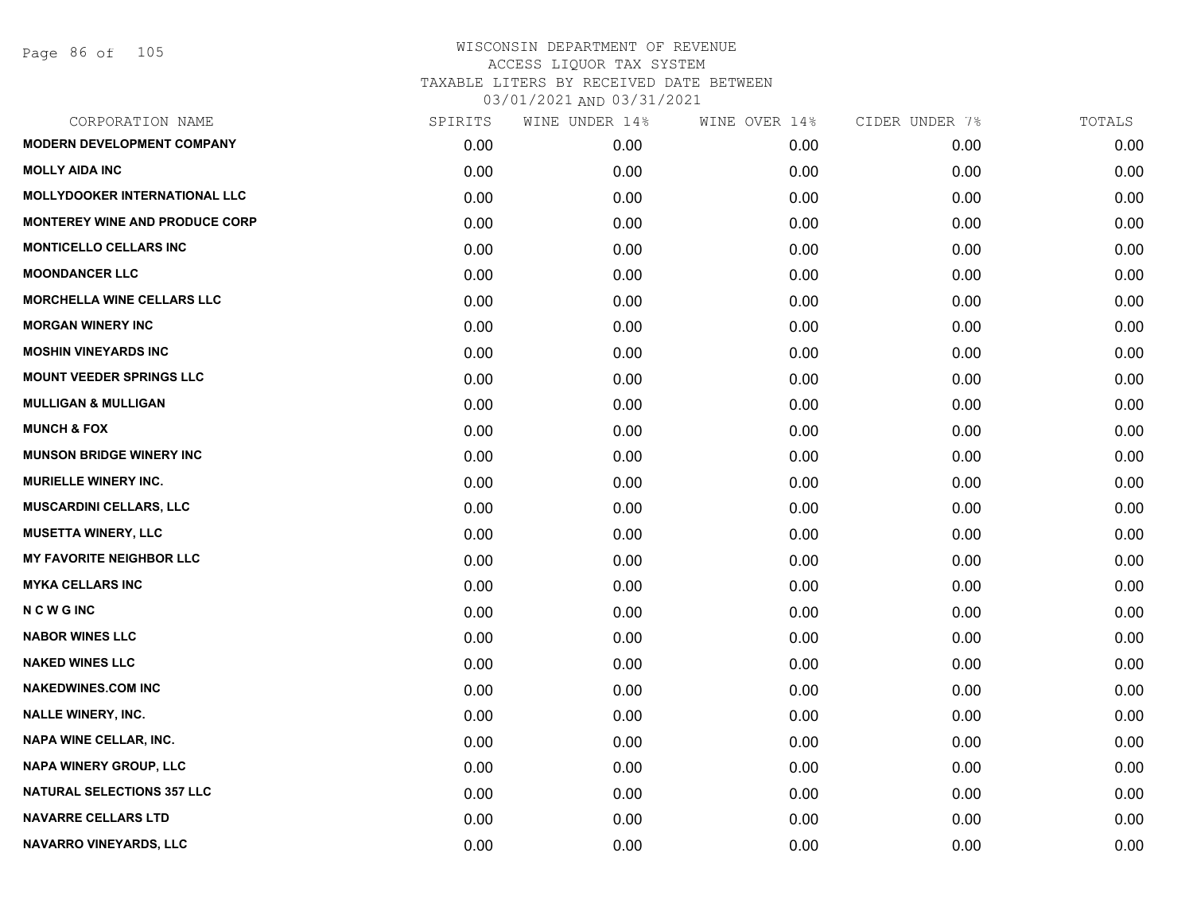WISCONSIN DEPARTMENT OF REVENUE
ACCESS LIQUOR TAX SYSTEM
TAXABLE LITERS BY RECEIVED DATE BETWEEN
03/01/2021 AND 03/31/2021

| CORPORATION NAME | SPIRITS | WINE UNDER 14% | WINE OVER 14% | CIDER UNDER 7% | TOTALS |
|---|---|---|---|---|---|
| MODERN DEVELOPMENT COMPANY | 0.00 | 0.00 | 0.00 | 0.00 | 0.00 |
| MOLLY AIDA INC | 0.00 | 0.00 | 0.00 | 0.00 | 0.00 |
| MOLLYDOOKER INTERNATIONAL LLC | 0.00 | 0.00 | 0.00 | 0.00 | 0.00 |
| MONTEREY WINE AND PRODUCE CORP | 0.00 | 0.00 | 0.00 | 0.00 | 0.00 |
| MONTICELLO CELLARS INC | 0.00 | 0.00 | 0.00 | 0.00 | 0.00 |
| MOONDANCER LLC | 0.00 | 0.00 | 0.00 | 0.00 | 0.00 |
| MORCHELLA WINE CELLARS LLC | 0.00 | 0.00 | 0.00 | 0.00 | 0.00 |
| MORGAN WINERY INC | 0.00 | 0.00 | 0.00 | 0.00 | 0.00 |
| MOSHIN VINEYARDS INC | 0.00 | 0.00 | 0.00 | 0.00 | 0.00 |
| MOUNT VEEDER SPRINGS LLC | 0.00 | 0.00 | 0.00 | 0.00 | 0.00 |
| MULLIGAN & MULLIGAN | 0.00 | 0.00 | 0.00 | 0.00 | 0.00 |
| MUNCH & FOX | 0.00 | 0.00 | 0.00 | 0.00 | 0.00 |
| MUNSON BRIDGE WINERY INC | 0.00 | 0.00 | 0.00 | 0.00 | 0.00 |
| MURIELLE WINERY INC. | 0.00 | 0.00 | 0.00 | 0.00 | 0.00 |
| MUSCARDINI CELLARS, LLC | 0.00 | 0.00 | 0.00 | 0.00 | 0.00 |
| MUSETTA WINERY, LLC | 0.00 | 0.00 | 0.00 | 0.00 | 0.00 |
| MY FAVORITE NEIGHBOR LLC | 0.00 | 0.00 | 0.00 | 0.00 | 0.00 |
| MYKA CELLARS INC | 0.00 | 0.00 | 0.00 | 0.00 | 0.00 |
| N C W G INC | 0.00 | 0.00 | 0.00 | 0.00 | 0.00 |
| NABOR WINES LLC | 0.00 | 0.00 | 0.00 | 0.00 | 0.00 |
| NAKED WINES LLC | 0.00 | 0.00 | 0.00 | 0.00 | 0.00 |
| NAKEDWINES.COM INC | 0.00 | 0.00 | 0.00 | 0.00 | 0.00 |
| NALLE WINERY, INC. | 0.00 | 0.00 | 0.00 | 0.00 | 0.00 |
| NAPA WINE CELLAR, INC. | 0.00 | 0.00 | 0.00 | 0.00 | 0.00 |
| NAPA WINERY GROUP, LLC | 0.00 | 0.00 | 0.00 | 0.00 | 0.00 |
| NATURAL SELECTIONS 357 LLC | 0.00 | 0.00 | 0.00 | 0.00 | 0.00 |
| NAVARRE CELLARS LTD | 0.00 | 0.00 | 0.00 | 0.00 | 0.00 |
| NAVARRO VINEYARDS, LLC | 0.00 | 0.00 | 0.00 | 0.00 | 0.00 |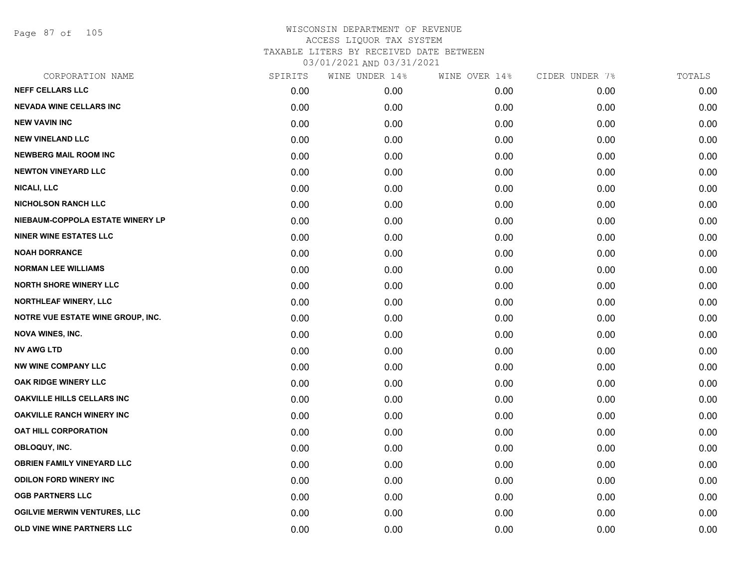# WISCONSIN DEPARTMENT OF REVENUE
## ACCESS LIQUOR TAX SYSTEM
### TAXABLE LITERS BY RECEIVED DATE BETWEEN 03/01/2021 AND 03/31/2021

| CORPORATION NAME | SPIRITS | WINE UNDER 14% | WINE OVER 14% | CIDER UNDER 7% | TOTALS |
|---|---|---|---|---|---|
| NEFF CELLARS LLC | 0.00 | 0.00 | 0.00 | 0.00 | 0.00 |
| NEVADA WINE CELLARS INC | 0.00 | 0.00 | 0.00 | 0.00 | 0.00 |
| NEW VAVIN INC | 0.00 | 0.00 | 0.00 | 0.00 | 0.00 |
| NEW VINELAND LLC | 0.00 | 0.00 | 0.00 | 0.00 | 0.00 |
| NEWBERG MAIL ROOM INC | 0.00 | 0.00 | 0.00 | 0.00 | 0.00 |
| NEWTON VINEYARD LLC | 0.00 | 0.00 | 0.00 | 0.00 | 0.00 |
| NICALI, LLC | 0.00 | 0.00 | 0.00 | 0.00 | 0.00 |
| NICHOLSON RANCH LLC | 0.00 | 0.00 | 0.00 | 0.00 | 0.00 |
| NIEBAUM-COPPOLA ESTATE WINERY LP | 0.00 | 0.00 | 0.00 | 0.00 | 0.00 |
| NINER WINE ESTATES LLC | 0.00 | 0.00 | 0.00 | 0.00 | 0.00 |
| NOAH DORRANCE | 0.00 | 0.00 | 0.00 | 0.00 | 0.00 |
| NORMAN LEE WILLIAMS | 0.00 | 0.00 | 0.00 | 0.00 | 0.00 |
| NORTH SHORE WINERY LLC | 0.00 | 0.00 | 0.00 | 0.00 | 0.00 |
| NORTHLEAF WINERY, LLC | 0.00 | 0.00 | 0.00 | 0.00 | 0.00 |
| NOTRE VUE ESTATE WINE GROUP, INC. | 0.00 | 0.00 | 0.00 | 0.00 | 0.00 |
| NOVA WINES, INC. | 0.00 | 0.00 | 0.00 | 0.00 | 0.00 |
| NV AWG LTD | 0.00 | 0.00 | 0.00 | 0.00 | 0.00 |
| NW WINE COMPANY LLC | 0.00 | 0.00 | 0.00 | 0.00 | 0.00 |
| OAK RIDGE WINERY LLC | 0.00 | 0.00 | 0.00 | 0.00 | 0.00 |
| OAKVILLE HILLS CELLARS INC | 0.00 | 0.00 | 0.00 | 0.00 | 0.00 |
| OAKVILLE RANCH WINERY INC | 0.00 | 0.00 | 0.00 | 0.00 | 0.00 |
| OAT HILL CORPORATION | 0.00 | 0.00 | 0.00 | 0.00 | 0.00 |
| OBLOQUY, INC. | 0.00 | 0.00 | 0.00 | 0.00 | 0.00 |
| OBRIEN FAMILY VINEYARD LLC | 0.00 | 0.00 | 0.00 | 0.00 | 0.00 |
| ODILON FORD WINERY INC | 0.00 | 0.00 | 0.00 | 0.00 | 0.00 |
| OGB PARTNERS LLC | 0.00 | 0.00 | 0.00 | 0.00 | 0.00 |
| OGILVIE MERWIN VENTURES, LLC | 0.00 | 0.00 | 0.00 | 0.00 | 0.00 |
| OLD VINE WINE PARTNERS LLC | 0.00 | 0.00 | 0.00 | 0.00 | 0.00 |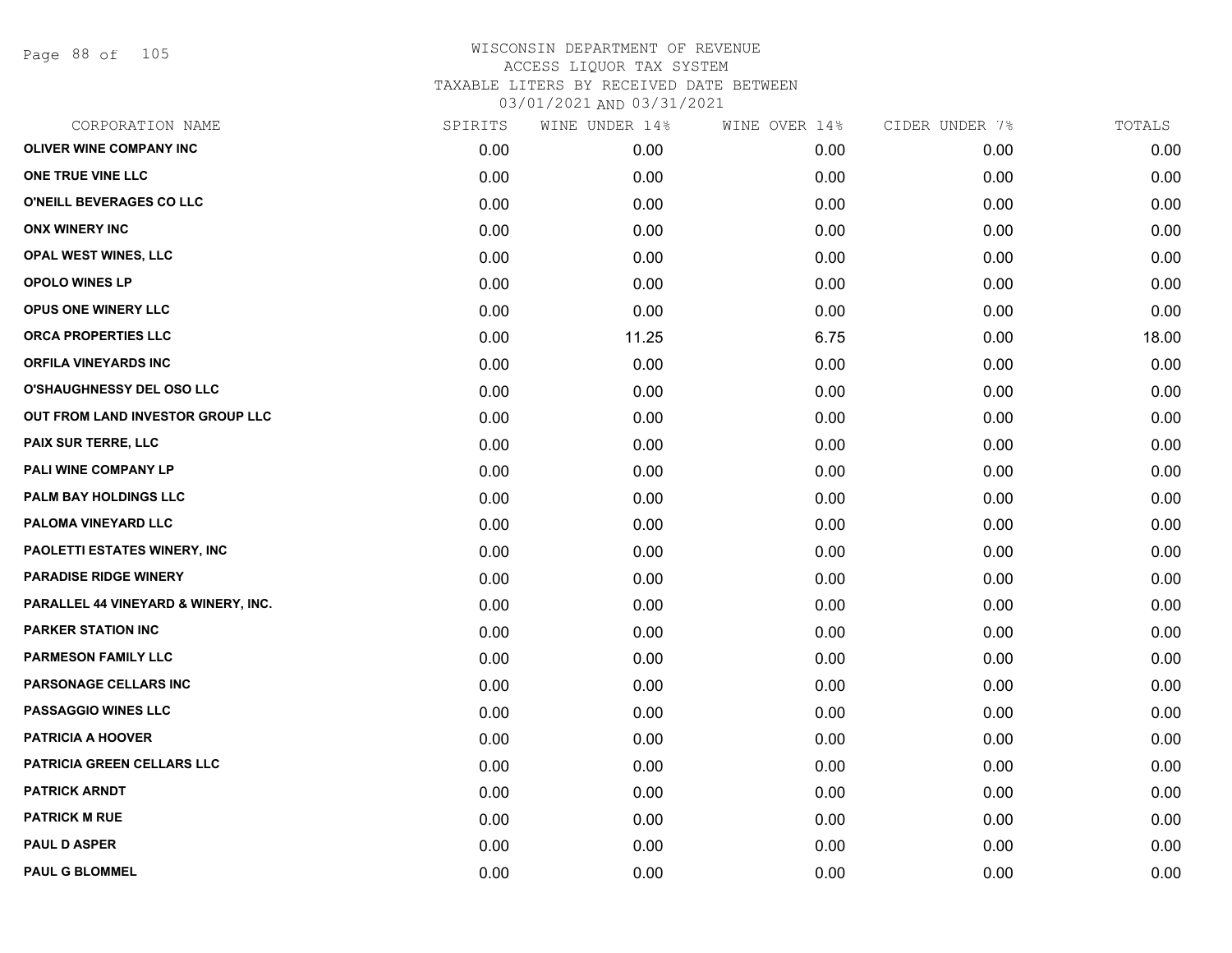# WISCONSIN DEPARTMENT OF REVENUE
## ACCESS LIQUOR TAX SYSTEM
### TAXABLE LITERS BY RECEIVED DATE BETWEEN 03/01/2021 AND 03/31/2021

| CORPORATION NAME | SPIRITS | WINE UNDER 14% | WINE OVER 14% | CIDER UNDER 7% | TOTALS |
|---|---|---|---|---|---|
| OLIVER WINE COMPANY INC | 0.00 | 0.00 | 0.00 | 0.00 | 0.00 |
| ONE TRUE VINE LLC | 0.00 | 0.00 | 0.00 | 0.00 | 0.00 |
| O'NEILL BEVERAGES CO LLC | 0.00 | 0.00 | 0.00 | 0.00 | 0.00 |
| ONX WINERY INC | 0.00 | 0.00 | 0.00 | 0.00 | 0.00 |
| OPAL WEST WINES, LLC | 0.00 | 0.00 | 0.00 | 0.00 | 0.00 |
| OPOLO WINES LP | 0.00 | 0.00 | 0.00 | 0.00 | 0.00 |
| OPUS ONE WINERY LLC | 0.00 | 0.00 | 0.00 | 0.00 | 0.00 |
| ORCA PROPERTIES LLC | 0.00 | 11.25 | 6.75 | 0.00 | 18.00 |
| ORFILA VINEYARDS INC | 0.00 | 0.00 | 0.00 | 0.00 | 0.00 |
| O'SHAUGHNESSY DEL OSO LLC | 0.00 | 0.00 | 0.00 | 0.00 | 0.00 |
| OUT FROM LAND INVESTOR GROUP LLC | 0.00 | 0.00 | 0.00 | 0.00 | 0.00 |
| PAIX SUR TERRE, LLC | 0.00 | 0.00 | 0.00 | 0.00 | 0.00 |
| PALI WINE COMPANY LP | 0.00 | 0.00 | 0.00 | 0.00 | 0.00 |
| PALM BAY HOLDINGS LLC | 0.00 | 0.00 | 0.00 | 0.00 | 0.00 |
| PALOMA VINEYARD LLC | 0.00 | 0.00 | 0.00 | 0.00 | 0.00 |
| PAOLETTI ESTATES WINERY, INC | 0.00 | 0.00 | 0.00 | 0.00 | 0.00 |
| PARADISE RIDGE WINERY | 0.00 | 0.00 | 0.00 | 0.00 | 0.00 |
| PARALLEL 44 VINEYARD & WINERY, INC. | 0.00 | 0.00 | 0.00 | 0.00 | 0.00 |
| PARKER STATION INC | 0.00 | 0.00 | 0.00 | 0.00 | 0.00 |
| PARMESON FAMILY LLC | 0.00 | 0.00 | 0.00 | 0.00 | 0.00 |
| PARSONAGE CELLARS INC | 0.00 | 0.00 | 0.00 | 0.00 | 0.00 |
| PASSAGGIO WINES LLC | 0.00 | 0.00 | 0.00 | 0.00 | 0.00 |
| PATRICIA A HOOVER | 0.00 | 0.00 | 0.00 | 0.00 | 0.00 |
| PATRICIA GREEN CELLARS LLC | 0.00 | 0.00 | 0.00 | 0.00 | 0.00 |
| PATRICK ARNDT | 0.00 | 0.00 | 0.00 | 0.00 | 0.00 |
| PATRICK M RUE | 0.00 | 0.00 | 0.00 | 0.00 | 0.00 |
| PAUL D ASPER | 0.00 | 0.00 | 0.00 | 0.00 | 0.00 |
| PAUL G BLOMMEL | 0.00 | 0.00 | 0.00 | 0.00 | 0.00 |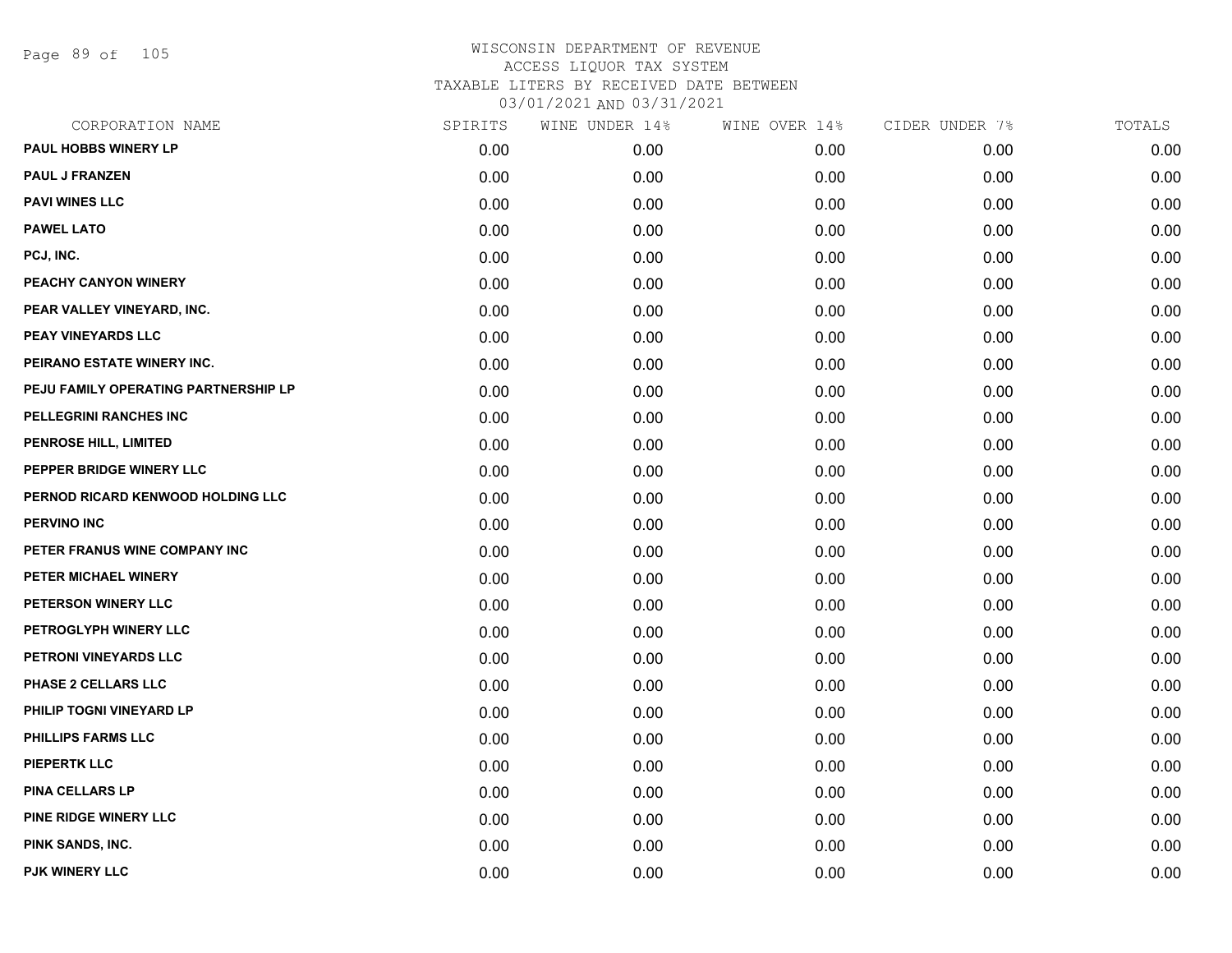# WISCONSIN DEPARTMENT OF REVENUE
## ACCESS LIQUOR TAX SYSTEM
## TAXABLE LITERS BY RECEIVED DATE BETWEEN
## 03/01/2021 AND 03/31/2021

| CORPORATION NAME | SPIRITS | WINE UNDER 14% | WINE OVER 14% | CIDER UNDER 7% | TOTALS |
|---|---|---|---|---|---|
| PAUL HOBBS WINERY LP | 0.00 | 0.00 | 0.00 | 0.00 | 0.00 |
| PAUL J FRANZEN | 0.00 | 0.00 | 0.00 | 0.00 | 0.00 |
| PAVI WINES LLC | 0.00 | 0.00 | 0.00 | 0.00 | 0.00 |
| PAWEL LATO | 0.00 | 0.00 | 0.00 | 0.00 | 0.00 |
| PCJ, INC. | 0.00 | 0.00 | 0.00 | 0.00 | 0.00 |
| PEACHY CANYON WINERY | 0.00 | 0.00 | 0.00 | 0.00 | 0.00 |
| PEAR VALLEY VINEYARD, INC. | 0.00 | 0.00 | 0.00 | 0.00 | 0.00 |
| PEAY VINEYARDS LLC | 0.00 | 0.00 | 0.00 | 0.00 | 0.00 |
| PEIRANO ESTATE WINERY INC. | 0.00 | 0.00 | 0.00 | 0.00 | 0.00 |
| PEJU FAMILY OPERATING PARTNERSHIP LP | 0.00 | 0.00 | 0.00 | 0.00 | 0.00 |
| PELLEGRINI RANCHES INC | 0.00 | 0.00 | 0.00 | 0.00 | 0.00 |
| PENROSE HILL, LIMITED | 0.00 | 0.00 | 0.00 | 0.00 | 0.00 |
| PEPPER BRIDGE WINERY LLC | 0.00 | 0.00 | 0.00 | 0.00 | 0.00 |
| PERNOD RICARD KENWOOD HOLDING LLC | 0.00 | 0.00 | 0.00 | 0.00 | 0.00 |
| PERVINO INC | 0.00 | 0.00 | 0.00 | 0.00 | 0.00 |
| PETER FRANUS WINE COMPANY INC | 0.00 | 0.00 | 0.00 | 0.00 | 0.00 |
| PETER MICHAEL WINERY | 0.00 | 0.00 | 0.00 | 0.00 | 0.00 |
| PETERSON WINERY LLC | 0.00 | 0.00 | 0.00 | 0.00 | 0.00 |
| PETROGLYPH WINERY LLC | 0.00 | 0.00 | 0.00 | 0.00 | 0.00 |
| PETRONI VINEYARDS LLC | 0.00 | 0.00 | 0.00 | 0.00 | 0.00 |
| PHASE 2 CELLARS LLC | 0.00 | 0.00 | 0.00 | 0.00 | 0.00 |
| PHILIP TOGNI VINEYARD LP | 0.00 | 0.00 | 0.00 | 0.00 | 0.00 |
| PHILLIPS FARMS LLC | 0.00 | 0.00 | 0.00 | 0.00 | 0.00 |
| PIEPERTK LLC | 0.00 | 0.00 | 0.00 | 0.00 | 0.00 |
| PINA CELLARS LP | 0.00 | 0.00 | 0.00 | 0.00 | 0.00 |
| PINE RIDGE WINERY LLC | 0.00 | 0.00 | 0.00 | 0.00 | 0.00 |
| PINK SANDS, INC. | 0.00 | 0.00 | 0.00 | 0.00 | 0.00 |
| PJK WINERY LLC | 0.00 | 0.00 | 0.00 | 0.00 | 0.00 |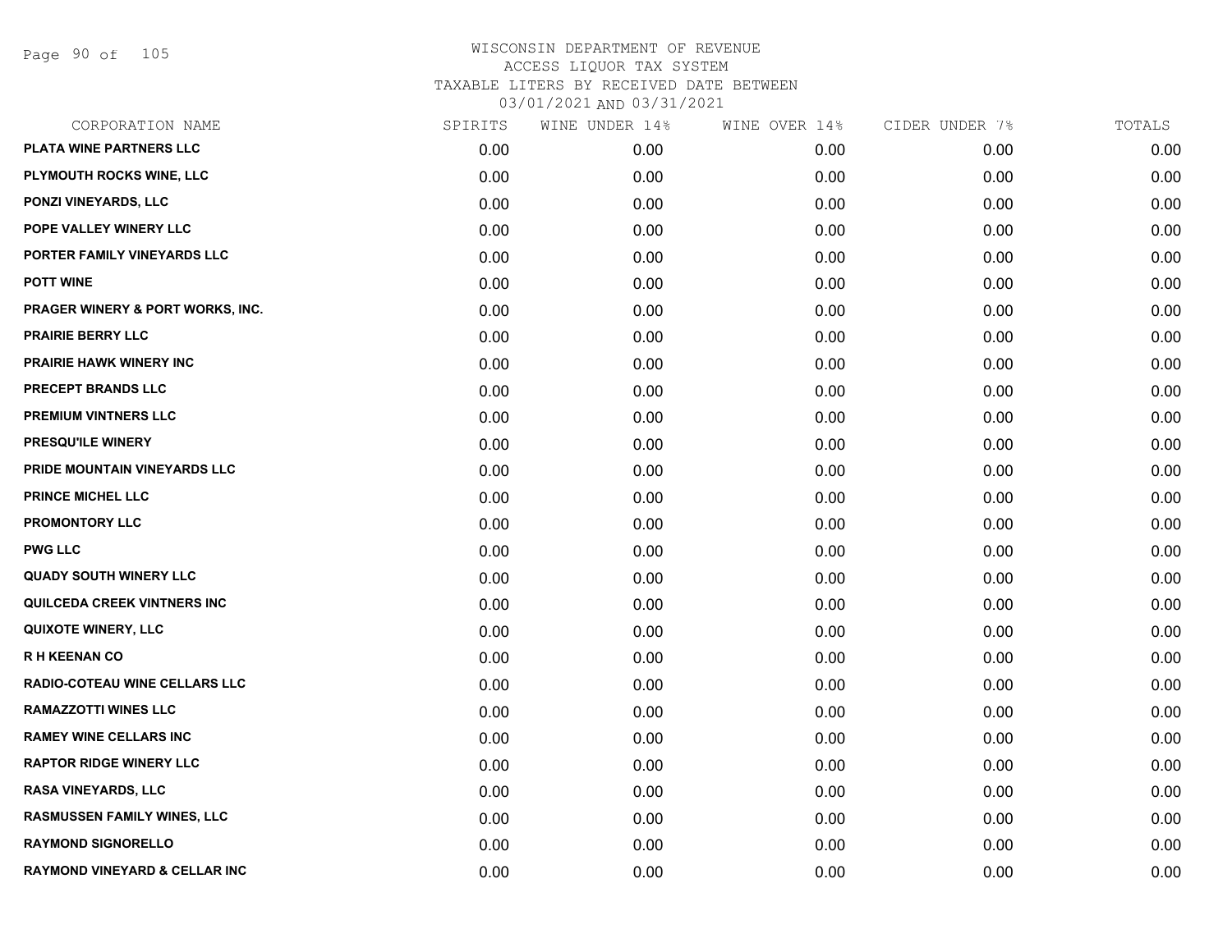# WISCONSIN DEPARTMENT OF REVENUE
## ACCESS LIQUOR TAX SYSTEM
## TAXABLE LITERS BY RECEIVED DATE BETWEEN
## 03/01/2021 AND 03/31/2021

| CORPORATION NAME | SPIRITS | WINE UNDER 14% | WINE OVER 14% | CIDER UNDER 7% | TOTALS |
|---|---|---|---|---|---|
| PLATA WINE PARTNERS LLC | 0.00 | 0.00 | 0.00 | 0.00 | 0.00 |
| PLYMOUTH ROCKS WINE, LLC | 0.00 | 0.00 | 0.00 | 0.00 | 0.00 |
| PONZI VINEYARDS, LLC | 0.00 | 0.00 | 0.00 | 0.00 | 0.00 |
| POPE VALLEY WINERY LLC | 0.00 | 0.00 | 0.00 | 0.00 | 0.00 |
| PORTER FAMILY VINEYARDS LLC | 0.00 | 0.00 | 0.00 | 0.00 | 0.00 |
| POTT WINE | 0.00 | 0.00 | 0.00 | 0.00 | 0.00 |
| PRAGER WINERY & PORT WORKS, INC. | 0.00 | 0.00 | 0.00 | 0.00 | 0.00 |
| PRAIRIE BERRY LLC | 0.00 | 0.00 | 0.00 | 0.00 | 0.00 |
| PRAIRIE HAWK WINERY INC | 0.00 | 0.00 | 0.00 | 0.00 | 0.00 |
| PRECEPT BRANDS LLC | 0.00 | 0.00 | 0.00 | 0.00 | 0.00 |
| PREMIUM VINTNERS LLC | 0.00 | 0.00 | 0.00 | 0.00 | 0.00 |
| PRESQU'ILE WINERY | 0.00 | 0.00 | 0.00 | 0.00 | 0.00 |
| PRIDE MOUNTAIN VINEYARDS LLC | 0.00 | 0.00 | 0.00 | 0.00 | 0.00 |
| PRINCE MICHEL LLC | 0.00 | 0.00 | 0.00 | 0.00 | 0.00 |
| PROMONTORY LLC | 0.00 | 0.00 | 0.00 | 0.00 | 0.00 |
| PWG LLC | 0.00 | 0.00 | 0.00 | 0.00 | 0.00 |
| QUADY SOUTH WINERY LLC | 0.00 | 0.00 | 0.00 | 0.00 | 0.00 |
| QUILCEDA CREEK VINTNERS INC | 0.00 | 0.00 | 0.00 | 0.00 | 0.00 |
| QUIXOTE WINERY, LLC | 0.00 | 0.00 | 0.00 | 0.00 | 0.00 |
| R H KEENAN CO | 0.00 | 0.00 | 0.00 | 0.00 | 0.00 |
| RADIO-COTEAU WINE CELLARS LLC | 0.00 | 0.00 | 0.00 | 0.00 | 0.00 |
| RAMAZZOTTI WINES LLC | 0.00 | 0.00 | 0.00 | 0.00 | 0.00 |
| RAMEY WINE CELLARS INC | 0.00 | 0.00 | 0.00 | 0.00 | 0.00 |
| RAPTOR RIDGE WINERY LLC | 0.00 | 0.00 | 0.00 | 0.00 | 0.00 |
| RASA VINEYARDS, LLC | 0.00 | 0.00 | 0.00 | 0.00 | 0.00 |
| RASMUSSEN FAMILY WINES, LLC | 0.00 | 0.00 | 0.00 | 0.00 | 0.00 |
| RAYMOND SIGNORELLO | 0.00 | 0.00 | 0.00 | 0.00 | 0.00 |
| RAYMOND VINEYARD & CELLAR INC | 0.00 | 0.00 | 0.00 | 0.00 | 0.00 |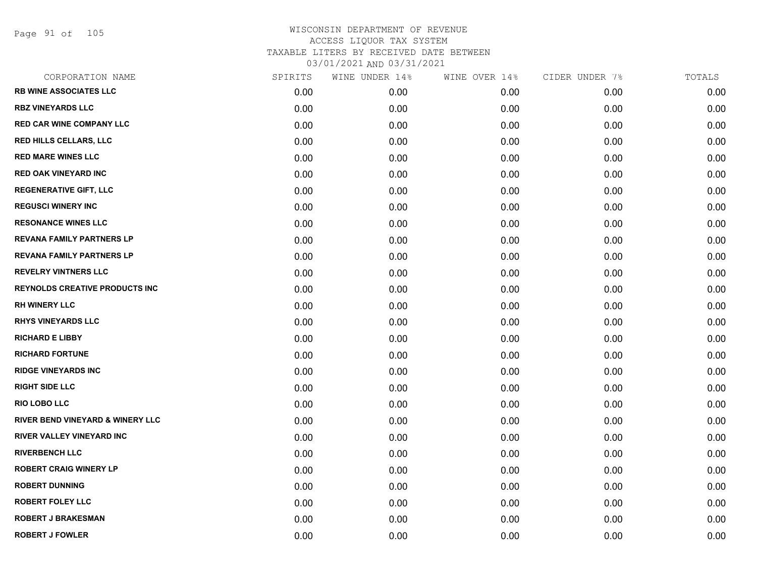WISCONSIN DEPARTMENT OF REVENUE
ACCESS LIQUOR TAX SYSTEM
TAXABLE LITERS BY RECEIVED DATE BETWEEN
03/01/2021 AND 03/31/2021

| CORPORATION NAME | SPIRITS | WINE UNDER 14% | WINE OVER 14% | CIDER UNDER 7% | TOTALS |
|---|---|---|---|---|---|
| RB WINE ASSOCIATES LLC | 0.00 | 0.00 | 0.00 | 0.00 | 0.00 |
| RBZ VINEYARDS LLC | 0.00 | 0.00 | 0.00 | 0.00 | 0.00 |
| RED CAR WINE COMPANY LLC | 0.00 | 0.00 | 0.00 | 0.00 | 0.00 |
| RED HILLS CELLARS, LLC | 0.00 | 0.00 | 0.00 | 0.00 | 0.00 |
| RED MARE WINES LLC | 0.00 | 0.00 | 0.00 | 0.00 | 0.00 |
| RED OAK VINEYARD INC | 0.00 | 0.00 | 0.00 | 0.00 | 0.00 |
| REGENERATIVE GIFT, LLC | 0.00 | 0.00 | 0.00 | 0.00 | 0.00 |
| REGUSCI WINERY INC | 0.00 | 0.00 | 0.00 | 0.00 | 0.00 |
| RESONANCE WINES LLC | 0.00 | 0.00 | 0.00 | 0.00 | 0.00 |
| REVANA FAMILY PARTNERS LP | 0.00 | 0.00 | 0.00 | 0.00 | 0.00 |
| REVANA FAMILY PARTNERS LP | 0.00 | 0.00 | 0.00 | 0.00 | 0.00 |
| REVELRY VINTNERS LLC | 0.00 | 0.00 | 0.00 | 0.00 | 0.00 |
| REYNOLDS CREATIVE PRODUCTS INC | 0.00 | 0.00 | 0.00 | 0.00 | 0.00 |
| RH WINERY LLC | 0.00 | 0.00 | 0.00 | 0.00 | 0.00 |
| RHYS VINEYARDS LLC | 0.00 | 0.00 | 0.00 | 0.00 | 0.00 |
| RICHARD E LIBBY | 0.00 | 0.00 | 0.00 | 0.00 | 0.00 |
| RICHARD FORTUNE | 0.00 | 0.00 | 0.00 | 0.00 | 0.00 |
| RIDGE VINEYARDS INC | 0.00 | 0.00 | 0.00 | 0.00 | 0.00 |
| RIGHT SIDE LLC | 0.00 | 0.00 | 0.00 | 0.00 | 0.00 |
| RIO LOBO LLC | 0.00 | 0.00 | 0.00 | 0.00 | 0.00 |
| RIVER BEND VINEYARD & WINERY LLC | 0.00 | 0.00 | 0.00 | 0.00 | 0.00 |
| RIVER VALLEY VINEYARD INC | 0.00 | 0.00 | 0.00 | 0.00 | 0.00 |
| RIVERBENCH LLC | 0.00 | 0.00 | 0.00 | 0.00 | 0.00 |
| ROBERT CRAIG WINERY LP | 0.00 | 0.00 | 0.00 | 0.00 | 0.00 |
| ROBERT DUNNING | 0.00 | 0.00 | 0.00 | 0.00 | 0.00 |
| ROBERT FOLEY LLC | 0.00 | 0.00 | 0.00 | 0.00 | 0.00 |
| ROBERT J BRAKESMAN | 0.00 | 0.00 | 0.00 | 0.00 | 0.00 |
| ROBERT J FOWLER | 0.00 | 0.00 | 0.00 | 0.00 | 0.00 |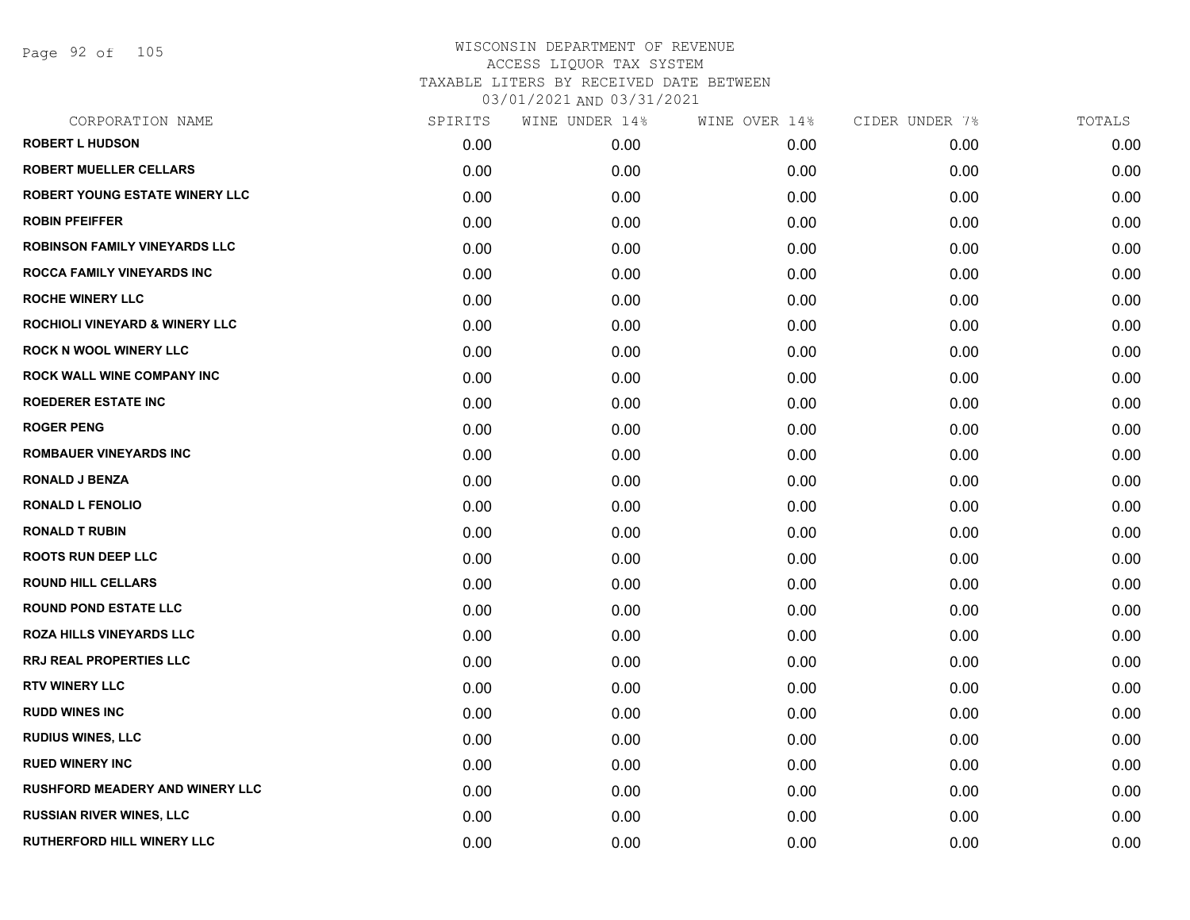# WISCONSIN DEPARTMENT OF REVENUE
## ACCESS LIQUOR TAX SYSTEM
### TAXABLE LITERS BY RECEIVED DATE BETWEEN 03/01/2021 AND 03/31/2021

| CORPORATION NAME | SPIRITS | WINE UNDER 14% | WINE OVER 14% | CIDER UNDER 7% | TOTALS |
|---|---|---|---|---|---|
| ROBERT L HUDSON | 0.00 | 0.00 | 0.00 | 0.00 | 0.00 |
| ROBERT MUELLER CELLARS | 0.00 | 0.00 | 0.00 | 0.00 | 0.00 |
| ROBERT YOUNG ESTATE WINERY LLC | 0.00 | 0.00 | 0.00 | 0.00 | 0.00 |
| ROBIN PFEIFFER | 0.00 | 0.00 | 0.00 | 0.00 | 0.00 |
| ROBINSON FAMILY VINEYARDS LLC | 0.00 | 0.00 | 0.00 | 0.00 | 0.00 |
| ROCCA FAMILY VINEYARDS INC | 0.00 | 0.00 | 0.00 | 0.00 | 0.00 |
| ROCHE WINERY LLC | 0.00 | 0.00 | 0.00 | 0.00 | 0.00 |
| ROCHIOLI VINEYARD & WINERY LLC | 0.00 | 0.00 | 0.00 | 0.00 | 0.00 |
| ROCK N WOOL WINERY LLC | 0.00 | 0.00 | 0.00 | 0.00 | 0.00 |
| ROCK WALL WINE COMPANY INC | 0.00 | 0.00 | 0.00 | 0.00 | 0.00 |
| ROEDERER ESTATE INC | 0.00 | 0.00 | 0.00 | 0.00 | 0.00 |
| ROGER PENG | 0.00 | 0.00 | 0.00 | 0.00 | 0.00 |
| ROMBAUER VINEYARDS INC | 0.00 | 0.00 | 0.00 | 0.00 | 0.00 |
| RONALD J BENZA | 0.00 | 0.00 | 0.00 | 0.00 | 0.00 |
| RONALD L FENOLIO | 0.00 | 0.00 | 0.00 | 0.00 | 0.00 |
| RONALD T RUBIN | 0.00 | 0.00 | 0.00 | 0.00 | 0.00 |
| ROOTS RUN DEEP LLC | 0.00 | 0.00 | 0.00 | 0.00 | 0.00 |
| ROUND HILL CELLARS | 0.00 | 0.00 | 0.00 | 0.00 | 0.00 |
| ROUND POND ESTATE LLC | 0.00 | 0.00 | 0.00 | 0.00 | 0.00 |
| ROZA HILLS VINEYARDS LLC | 0.00 | 0.00 | 0.00 | 0.00 | 0.00 |
| RRJ REAL PROPERTIES LLC | 0.00 | 0.00 | 0.00 | 0.00 | 0.00 |
| RTV WINERY LLC | 0.00 | 0.00 | 0.00 | 0.00 | 0.00 |
| RUDD WINES INC | 0.00 | 0.00 | 0.00 | 0.00 | 0.00 |
| RUDIUS WINES, LLC | 0.00 | 0.00 | 0.00 | 0.00 | 0.00 |
| RUED WINERY INC | 0.00 | 0.00 | 0.00 | 0.00 | 0.00 |
| RUSHFORD MEADERY AND WINERY LLC | 0.00 | 0.00 | 0.00 | 0.00 | 0.00 |
| RUSSIAN RIVER WINES, LLC | 0.00 | 0.00 | 0.00 | 0.00 | 0.00 |
| RUTHERFORD HILL WINERY LLC | 0.00 | 0.00 | 0.00 | 0.00 | 0.00 |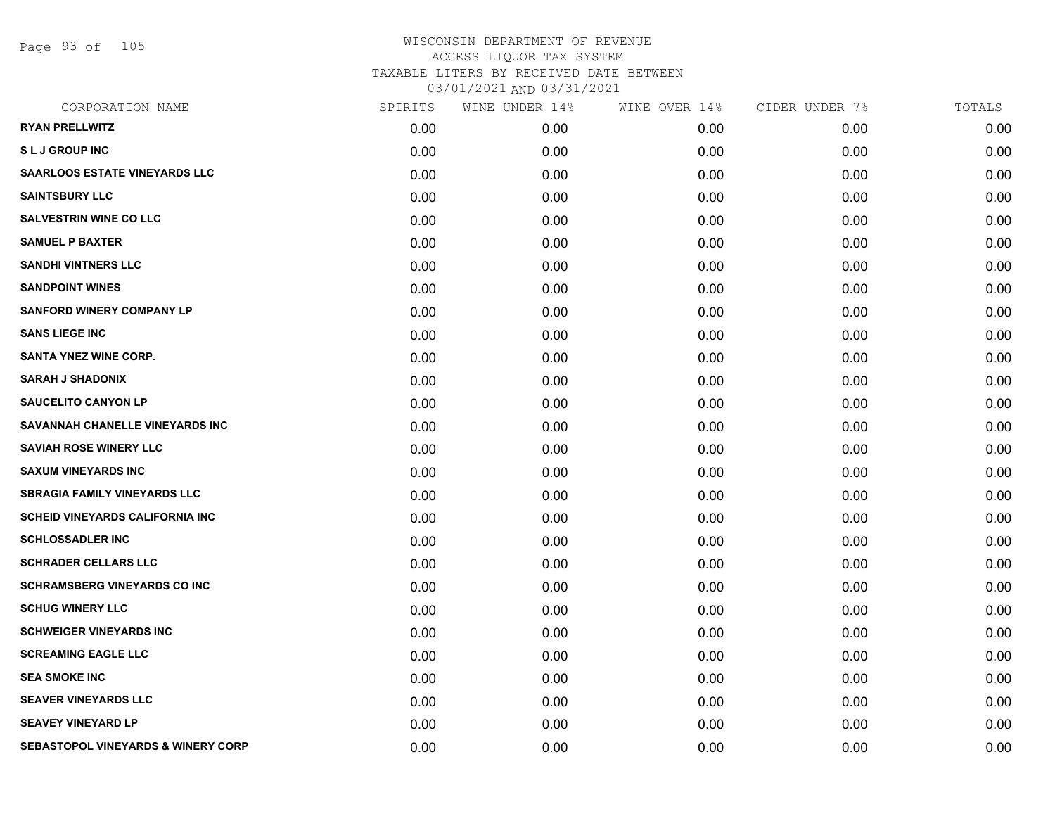WISCONSIN DEPARTMENT OF REVENUE
ACCESS LIQUOR TAX SYSTEM
TAXABLE LITERS BY RECEIVED DATE BETWEEN
03/01/2021 AND 03/31/2021

| CORPORATION NAME | SPIRITS | WINE UNDER 14% | WINE OVER 14% | CIDER UNDER 7% | TOTALS |
|---|---|---|---|---|---|
| RYAN PRELLWITZ | 0.00 | 0.00 | 0.00 | 0.00 | 0.00 |
| S L J GROUP INC | 0.00 | 0.00 | 0.00 | 0.00 | 0.00 |
| SAARLOOS ESTATE VINEYARDS LLC | 0.00 | 0.00 | 0.00 | 0.00 | 0.00 |
| SAINTSBURY LLC | 0.00 | 0.00 | 0.00 | 0.00 | 0.00 |
| SALVESTRIN WINE CO LLC | 0.00 | 0.00 | 0.00 | 0.00 | 0.00 |
| SAMUEL P BAXTER | 0.00 | 0.00 | 0.00 | 0.00 | 0.00 |
| SANDHI VINTNERS LLC | 0.00 | 0.00 | 0.00 | 0.00 | 0.00 |
| SANDPOINT WINES | 0.00 | 0.00 | 0.00 | 0.00 | 0.00 |
| SANFORD WINERY COMPANY LP | 0.00 | 0.00 | 0.00 | 0.00 | 0.00 |
| SANS LIEGE INC | 0.00 | 0.00 | 0.00 | 0.00 | 0.00 |
| SANTA YNEZ WINE CORP. | 0.00 | 0.00 | 0.00 | 0.00 | 0.00 |
| SARAH J SHADONIX | 0.00 | 0.00 | 0.00 | 0.00 | 0.00 |
| SAUCELITO CANYON LP | 0.00 | 0.00 | 0.00 | 0.00 | 0.00 |
| SAVANNAH CHANELLE VINEYARDS INC | 0.00 | 0.00 | 0.00 | 0.00 | 0.00 |
| SAVIAH ROSE WINERY LLC | 0.00 | 0.00 | 0.00 | 0.00 | 0.00 |
| SAXUM VINEYARDS INC | 0.00 | 0.00 | 0.00 | 0.00 | 0.00 |
| SBRAGIA FAMILY VINEYARDS LLC | 0.00 | 0.00 | 0.00 | 0.00 | 0.00 |
| SCHEID VINEYARDS CALIFORNIA INC | 0.00 | 0.00 | 0.00 | 0.00 | 0.00 |
| SCHLOSSADLER INC | 0.00 | 0.00 | 0.00 | 0.00 | 0.00 |
| SCHRADER CELLARS LLC | 0.00 | 0.00 | 0.00 | 0.00 | 0.00 |
| SCHRAMSBERG VINEYARDS CO INC | 0.00 | 0.00 | 0.00 | 0.00 | 0.00 |
| SCHUG WINERY LLC | 0.00 | 0.00 | 0.00 | 0.00 | 0.00 |
| SCHWEIGER VINEYARDS INC | 0.00 | 0.00 | 0.00 | 0.00 | 0.00 |
| SCREAMING EAGLE LLC | 0.00 | 0.00 | 0.00 | 0.00 | 0.00 |
| SEA SMOKE INC | 0.00 | 0.00 | 0.00 | 0.00 | 0.00 |
| SEAVER VINEYARDS LLC | 0.00 | 0.00 | 0.00 | 0.00 | 0.00 |
| SEAVEY VINEYARD LP | 0.00 | 0.00 | 0.00 | 0.00 | 0.00 |
| SEBASTOPOL VINEYARDS & WINERY CORP | 0.00 | 0.00 | 0.00 | 0.00 | 0.00 |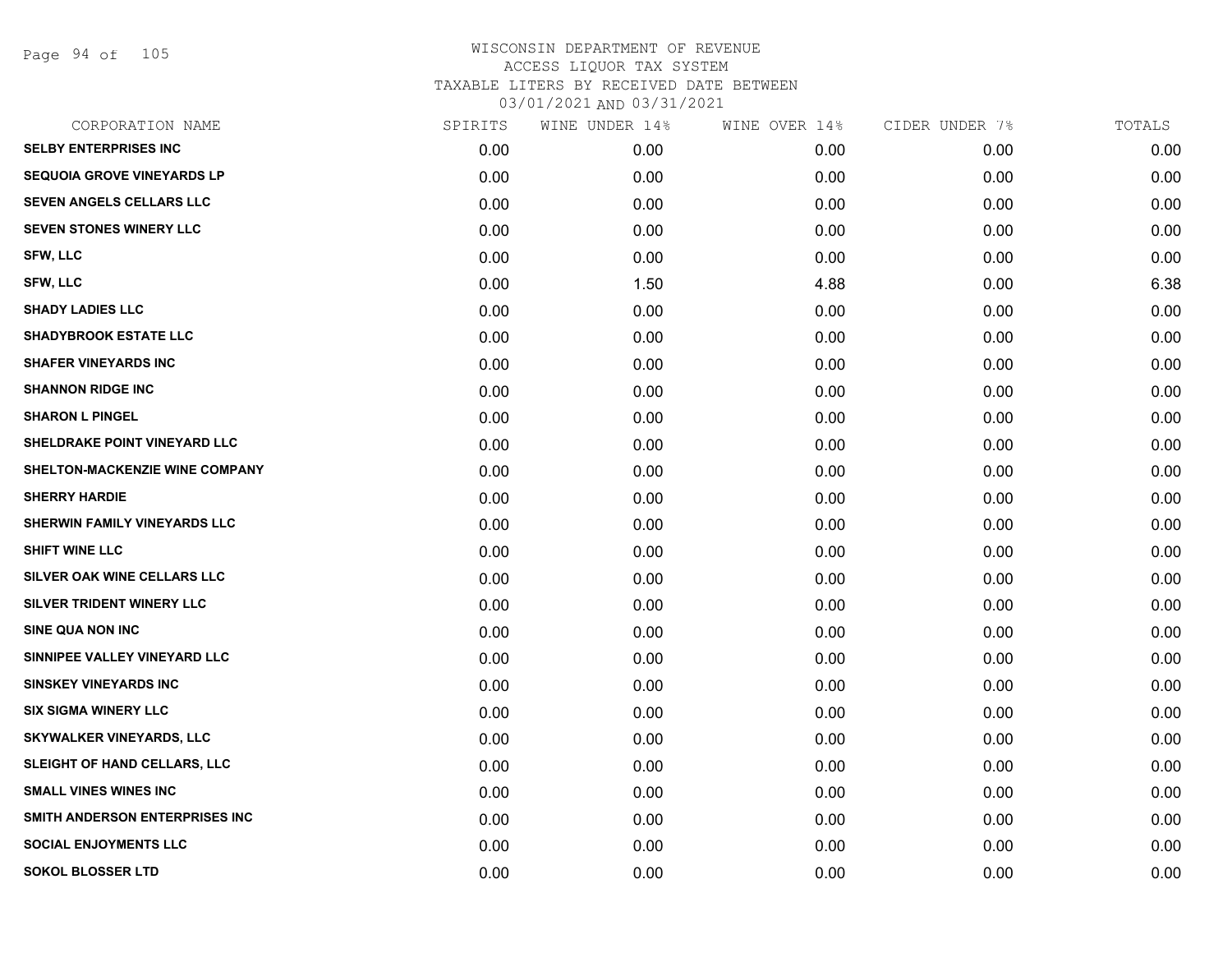# WISCONSIN DEPARTMENT OF REVENUE
ACCESS LIQUOR TAX SYSTEM
TAXABLE LITERS BY RECEIVED DATE BETWEEN
03/01/2021 AND 03/31/2021

| CORPORATION NAME | SPIRITS | WINE UNDER 14% | WINE OVER 14% | CIDER UNDER 7% | TOTALS |
|---|---|---|---|---|---|
| SELBY ENTERPRISES INC | 0.00 | 0.00 | 0.00 | 0.00 | 0.00 |
| SEQUOIA GROVE VINEYARDS LP | 0.00 | 0.00 | 0.00 | 0.00 | 0.00 |
| SEVEN ANGELS CELLARS LLC | 0.00 | 0.00 | 0.00 | 0.00 | 0.00 |
| SEVEN STONES WINERY LLC | 0.00 | 0.00 | 0.00 | 0.00 | 0.00 |
| SFW, LLC | 0.00 | 0.00 | 0.00 | 0.00 | 0.00 |
| SFW, LLC | 0.00 | 1.50 | 4.88 | 0.00 | 6.38 |
| SHADY LADIES LLC | 0.00 | 0.00 | 0.00 | 0.00 | 0.00 |
| SHADYBROOK ESTATE LLC | 0.00 | 0.00 | 0.00 | 0.00 | 0.00 |
| SHAFER VINEYARDS INC | 0.00 | 0.00 | 0.00 | 0.00 | 0.00 |
| SHANNON RIDGE INC | 0.00 | 0.00 | 0.00 | 0.00 | 0.00 |
| SHARON L PINGEL | 0.00 | 0.00 | 0.00 | 0.00 | 0.00 |
| SHELDRAKE POINT VINEYARD LLC | 0.00 | 0.00 | 0.00 | 0.00 | 0.00 |
| SHELTON-MACKENZIE WINE COMPANY | 0.00 | 0.00 | 0.00 | 0.00 | 0.00 |
| SHERRY HARDIE | 0.00 | 0.00 | 0.00 | 0.00 | 0.00 |
| SHERWIN FAMILY VINEYARDS LLC | 0.00 | 0.00 | 0.00 | 0.00 | 0.00 |
| SHIFT WINE LLC | 0.00 | 0.00 | 0.00 | 0.00 | 0.00 |
| SILVER OAK WINE CELLARS LLC | 0.00 | 0.00 | 0.00 | 0.00 | 0.00 |
| SILVER TRIDENT WINERY LLC | 0.00 | 0.00 | 0.00 | 0.00 | 0.00 |
| SINE QUA NON INC | 0.00 | 0.00 | 0.00 | 0.00 | 0.00 |
| SINNIPEE VALLEY VINEYARD LLC | 0.00 | 0.00 | 0.00 | 0.00 | 0.00 |
| SINSKEY VINEYARDS INC | 0.00 | 0.00 | 0.00 | 0.00 | 0.00 |
| SIX SIGMA WINERY LLC | 0.00 | 0.00 | 0.00 | 0.00 | 0.00 |
| SKYWALKER VINEYARDS, LLC | 0.00 | 0.00 | 0.00 | 0.00 | 0.00 |
| SLEIGHT OF HAND CELLARS, LLC | 0.00 | 0.00 | 0.00 | 0.00 | 0.00 |
| SMALL VINES WINES INC | 0.00 | 0.00 | 0.00 | 0.00 | 0.00 |
| SMITH ANDERSON ENTERPRISES INC | 0.00 | 0.00 | 0.00 | 0.00 | 0.00 |
| SOCIAL ENJOYMENTS LLC | 0.00 | 0.00 | 0.00 | 0.00 | 0.00 |
| SOKOL BLOSSER LTD | 0.00 | 0.00 | 0.00 | 0.00 | 0.00 |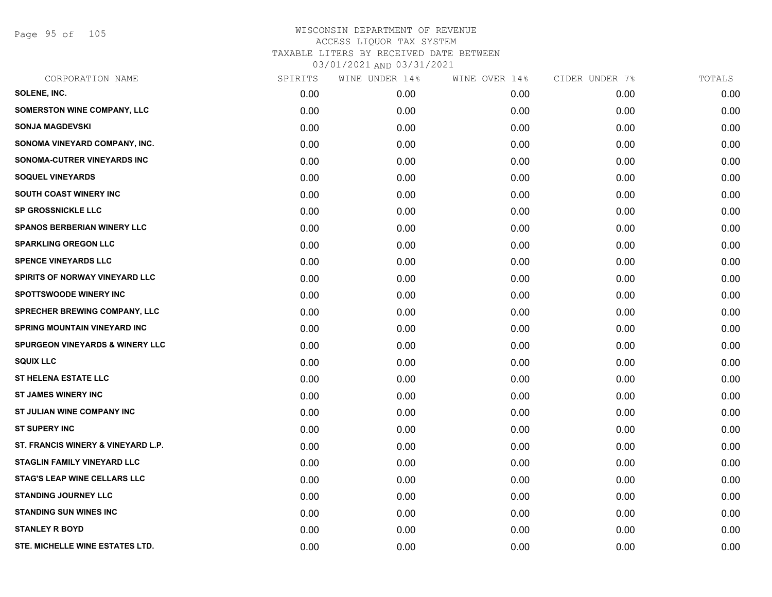# WISCONSIN DEPARTMENT OF REVENUE
## ACCESS LIQUOR TAX SYSTEM
## TAXABLE LITERS BY RECEIVED DATE BETWEEN 03/01/2021 AND 03/31/2021

| CORPORATION NAME | SPIRITS | WINE UNDER 14% | WINE OVER 14% | CIDER UNDER 7% | TOTALS |
|---|---|---|---|---|---|
| SOLENE, INC. | 0.00 | 0.00 | 0.00 | 0.00 | 0.00 |
| SOMERSTON WINE COMPANY, LLC | 0.00 | 0.00 | 0.00 | 0.00 | 0.00 |
| SONJA MAGDEVSKI | 0.00 | 0.00 | 0.00 | 0.00 | 0.00 |
| SONOMA VINEYARD COMPANY, INC. | 0.00 | 0.00 | 0.00 | 0.00 | 0.00 |
| SONOMA-CUTRER VINEYARDS INC | 0.00 | 0.00 | 0.00 | 0.00 | 0.00 |
| SOQUEL VINEYARDS | 0.00 | 0.00 | 0.00 | 0.00 | 0.00 |
| SOUTH COAST WINERY INC | 0.00 | 0.00 | 0.00 | 0.00 | 0.00 |
| SP GROSSNICKLE LLC | 0.00 | 0.00 | 0.00 | 0.00 | 0.00 |
| SPANOS BERBERIAN WINERY LLC | 0.00 | 0.00 | 0.00 | 0.00 | 0.00 |
| SPARKLING OREGON LLC | 0.00 | 0.00 | 0.00 | 0.00 | 0.00 |
| SPENCE VINEYARDS LLC | 0.00 | 0.00 | 0.00 | 0.00 | 0.00 |
| SPIRITS OF NORWAY VINEYARD LLC | 0.00 | 0.00 | 0.00 | 0.00 | 0.00 |
| SPOTTSWOODE WINERY INC | 0.00 | 0.00 | 0.00 | 0.00 | 0.00 |
| SPRECHER BREWING COMPANY, LLC | 0.00 | 0.00 | 0.00 | 0.00 | 0.00 |
| SPRING MOUNTAIN VINEYARD INC | 0.00 | 0.00 | 0.00 | 0.00 | 0.00 |
| SPURGEON VINEYARDS & WINERY LLC | 0.00 | 0.00 | 0.00 | 0.00 | 0.00 |
| SQUIX LLC | 0.00 | 0.00 | 0.00 | 0.00 | 0.00 |
| ST HELENA ESTATE LLC | 0.00 | 0.00 | 0.00 | 0.00 | 0.00 |
| ST JAMES WINERY INC | 0.00 | 0.00 | 0.00 | 0.00 | 0.00 |
| ST JULIAN WINE COMPANY INC | 0.00 | 0.00 | 0.00 | 0.00 | 0.00 |
| ST SUPERY INC | 0.00 | 0.00 | 0.00 | 0.00 | 0.00 |
| ST. FRANCIS WINERY & VINEYARD L.P. | 0.00 | 0.00 | 0.00 | 0.00 | 0.00 |
| STAGLIN FAMILY VINEYARD LLC | 0.00 | 0.00 | 0.00 | 0.00 | 0.00 |
| STAG'S LEAP WINE CELLARS LLC | 0.00 | 0.00 | 0.00 | 0.00 | 0.00 |
| STANDING JOURNEY LLC | 0.00 | 0.00 | 0.00 | 0.00 | 0.00 |
| STANDING SUN WINES INC | 0.00 | 0.00 | 0.00 | 0.00 | 0.00 |
| STANLEY R BOYD | 0.00 | 0.00 | 0.00 | 0.00 | 0.00 |
| STE. MICHELLE WINE ESTATES LTD. | 0.00 | 0.00 | 0.00 | 0.00 | 0.00 |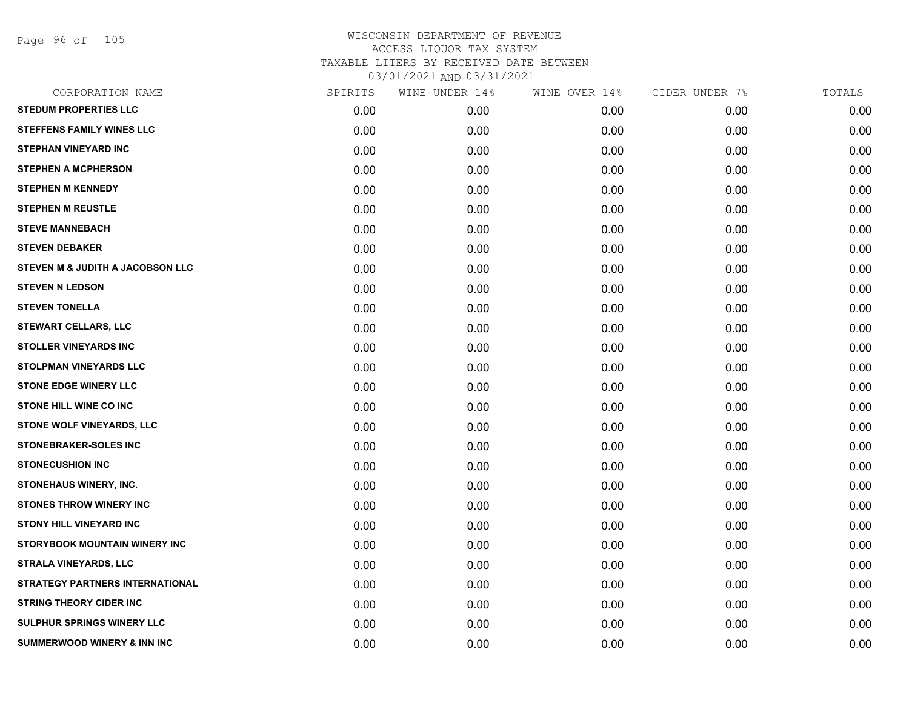# WISCONSIN DEPARTMENT OF REVENUE
## ACCESS LIQUOR TAX SYSTEM
### TAXABLE LITERS BY RECEIVED DATE BETWEEN 03/01/2021 AND 03/31/2021

| CORPORATION NAME | SPIRITS | WINE UNDER 14% | WINE OVER 14% | CIDER UNDER 7% | TOTALS |
|---|---|---|---|---|---|
| STEDUM PROPERTIES LLC | 0.00 | 0.00 | 0.00 | 0.00 | 0.00 |
| STEFFENS FAMILY WINES LLC | 0.00 | 0.00 | 0.00 | 0.00 | 0.00 |
| STEPHAN VINEYARD INC | 0.00 | 0.00 | 0.00 | 0.00 | 0.00 |
| STEPHEN A MCPHERSON | 0.00 | 0.00 | 0.00 | 0.00 | 0.00 |
| STEPHEN M KENNEDY | 0.00 | 0.00 | 0.00 | 0.00 | 0.00 |
| STEPHEN M REUSTLE | 0.00 | 0.00 | 0.00 | 0.00 | 0.00 |
| STEVE MANNEBACH | 0.00 | 0.00 | 0.00 | 0.00 | 0.00 |
| STEVEN DEBAKER | 0.00 | 0.00 | 0.00 | 0.00 | 0.00 |
| STEVEN M & JUDITH A JACOBSON LLC | 0.00 | 0.00 | 0.00 | 0.00 | 0.00 |
| STEVEN N LEDSON | 0.00 | 0.00 | 0.00 | 0.00 | 0.00 |
| STEVEN TONELLA | 0.00 | 0.00 | 0.00 | 0.00 | 0.00 |
| STEWART CELLARS, LLC | 0.00 | 0.00 | 0.00 | 0.00 | 0.00 |
| STOLLER VINEYARDS INC | 0.00 | 0.00 | 0.00 | 0.00 | 0.00 |
| STOLPMAN VINEYARDS LLC | 0.00 | 0.00 | 0.00 | 0.00 | 0.00 |
| STONE EDGE WINERY LLC | 0.00 | 0.00 | 0.00 | 0.00 | 0.00 |
| STONE HILL WINE CO INC | 0.00 | 0.00 | 0.00 | 0.00 | 0.00 |
| STONE WOLF VINEYARDS, LLC | 0.00 | 0.00 | 0.00 | 0.00 | 0.00 |
| STONEBRAKER-SOLES INC | 0.00 | 0.00 | 0.00 | 0.00 | 0.00 |
| STONECUSHION INC | 0.00 | 0.00 | 0.00 | 0.00 | 0.00 |
| STONEHAUS WINERY, INC. | 0.00 | 0.00 | 0.00 | 0.00 | 0.00 |
| STONES THROW WINERY INC | 0.00 | 0.00 | 0.00 | 0.00 | 0.00 |
| STONY HILL VINEYARD INC | 0.00 | 0.00 | 0.00 | 0.00 | 0.00 |
| STORYBOOK MOUNTAIN WINERY INC | 0.00 | 0.00 | 0.00 | 0.00 | 0.00 |
| STRALA VINEYARDS, LLC | 0.00 | 0.00 | 0.00 | 0.00 | 0.00 |
| STRATEGY PARTNERS INTERNATIONAL | 0.00 | 0.00 | 0.00 | 0.00 | 0.00 |
| STRING THEORY CIDER INC | 0.00 | 0.00 | 0.00 | 0.00 | 0.00 |
| SULPHUR SPRINGS WINERY LLC | 0.00 | 0.00 | 0.00 | 0.00 | 0.00 |
| SUMMERWOOD WINERY & INN INC | 0.00 | 0.00 | 0.00 | 0.00 | 0.00 |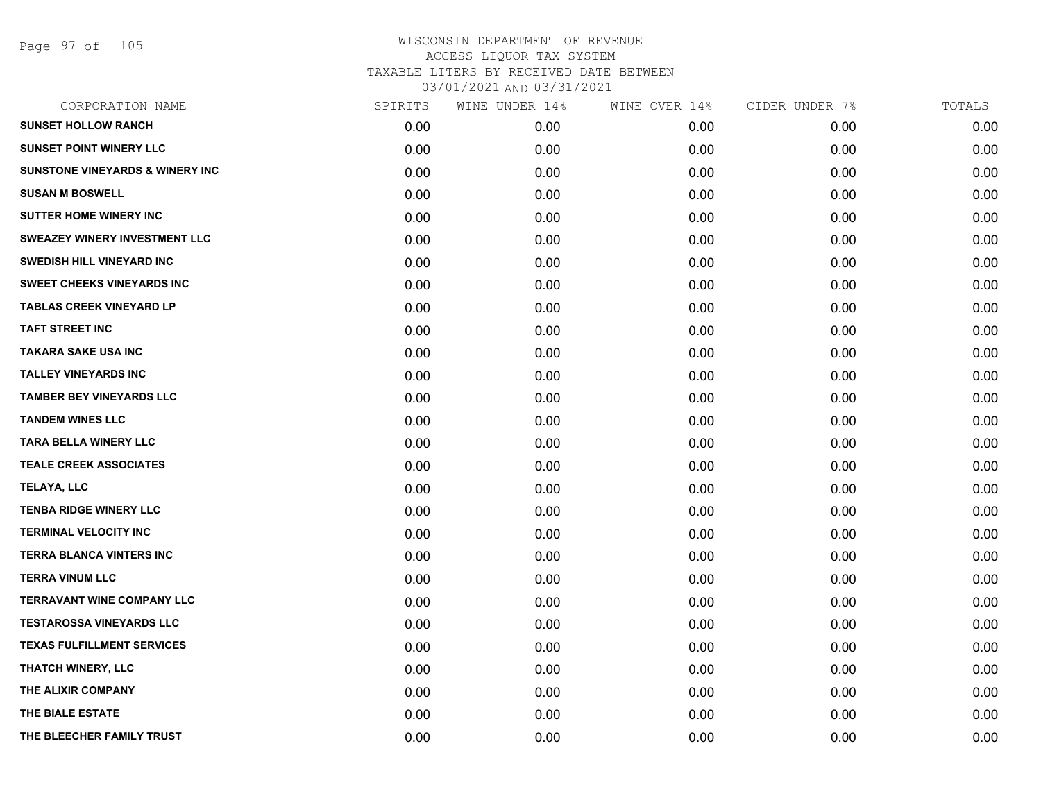WISCONSIN DEPARTMENT OF REVENUE
ACCESS LIQUOR TAX SYSTEM
TAXABLE LITERS BY RECEIVED DATE BETWEEN
03/01/2021 AND 03/31/2021

| CORPORATION NAME | SPIRITS | WINE UNDER 14% | WINE OVER 14% | CIDER UNDER 7% | TOTALS |
|---|---|---|---|---|---|
| SUNSET HOLLOW RANCH | 0.00 | 0.00 | 0.00 | 0.00 | 0.00 |
| SUNSET POINT WINERY LLC | 0.00 | 0.00 | 0.00 | 0.00 | 0.00 |
| SUNSTONE VINEYARDS & WINERY INC | 0.00 | 0.00 | 0.00 | 0.00 | 0.00 |
| SUSAN M BOSWELL | 0.00 | 0.00 | 0.00 | 0.00 | 0.00 |
| SUTTER HOME WINERY INC | 0.00 | 0.00 | 0.00 | 0.00 | 0.00 |
| SWEAZEY WINERY INVESTMENT LLC | 0.00 | 0.00 | 0.00 | 0.00 | 0.00 |
| SWEDISH HILL VINEYARD INC | 0.00 | 0.00 | 0.00 | 0.00 | 0.00 |
| SWEET CHEEKS VINEYARDS INC | 0.00 | 0.00 | 0.00 | 0.00 | 0.00 |
| TABLAS CREEK VINEYARD LP | 0.00 | 0.00 | 0.00 | 0.00 | 0.00 |
| TAFT STREET INC | 0.00 | 0.00 | 0.00 | 0.00 | 0.00 |
| TAKARA SAKE USA INC | 0.00 | 0.00 | 0.00 | 0.00 | 0.00 |
| TALLEY VINEYARDS INC | 0.00 | 0.00 | 0.00 | 0.00 | 0.00 |
| TAMBER BEY VINEYARDS LLC | 0.00 | 0.00 | 0.00 | 0.00 | 0.00 |
| TANDEM WINES LLC | 0.00 | 0.00 | 0.00 | 0.00 | 0.00 |
| TARA BELLA WINERY LLC | 0.00 | 0.00 | 0.00 | 0.00 | 0.00 |
| TEALE CREEK ASSOCIATES | 0.00 | 0.00 | 0.00 | 0.00 | 0.00 |
| TELAYA, LLC | 0.00 | 0.00 | 0.00 | 0.00 | 0.00 |
| TENBA RIDGE WINERY LLC | 0.00 | 0.00 | 0.00 | 0.00 | 0.00 |
| TERMINAL VELOCITY INC | 0.00 | 0.00 | 0.00 | 0.00 | 0.00 |
| TERRA BLANCA VINTERS INC | 0.00 | 0.00 | 0.00 | 0.00 | 0.00 |
| TERRA VINUM LLC | 0.00 | 0.00 | 0.00 | 0.00 | 0.00 |
| TERRAVANT WINE COMPANY LLC | 0.00 | 0.00 | 0.00 | 0.00 | 0.00 |
| TESTAROSSA VINEYARDS LLC | 0.00 | 0.00 | 0.00 | 0.00 | 0.00 |
| TEXAS FULFILLMENT SERVICES | 0.00 | 0.00 | 0.00 | 0.00 | 0.00 |
| THATCH WINERY, LLC | 0.00 | 0.00 | 0.00 | 0.00 | 0.00 |
| THE ALIXIR COMPANY | 0.00 | 0.00 | 0.00 | 0.00 | 0.00 |
| THE BIALE ESTATE | 0.00 | 0.00 | 0.00 | 0.00 | 0.00 |
| THE BLEECHER FAMILY TRUST | 0.00 | 0.00 | 0.00 | 0.00 | 0.00 |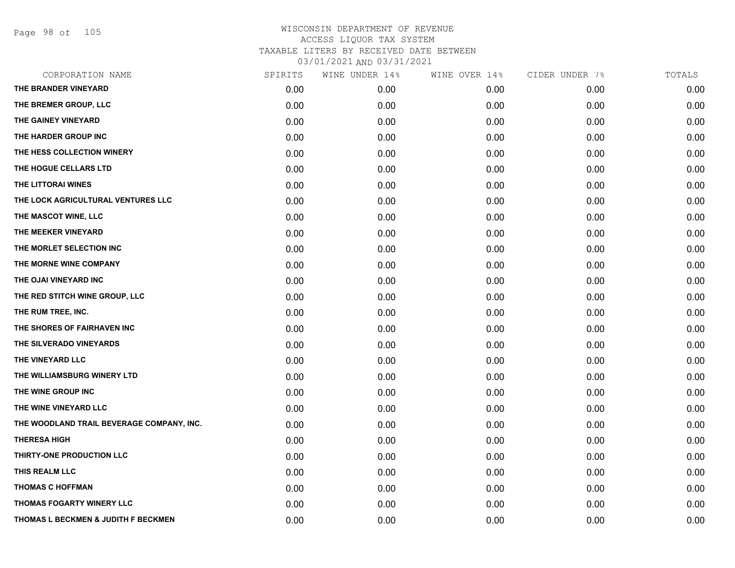WISCONSIN DEPARTMENT OF REVENUE
ACCESS LIQUOR TAX SYSTEM
TAXABLE LITERS BY RECEIVED DATE BETWEEN
03/01/2021 AND 03/31/2021

| CORPORATION NAME | SPIRITS | WINE UNDER 14% | WINE OVER 14% | CIDER UNDER 7% | TOTALS |
|---|---|---|---|---|---|
| THE BRANDER VINEYARD | 0.00 | 0.00 | 0.00 | 0.00 | 0.00 |
| THE BREMER GROUP, LLC | 0.00 | 0.00 | 0.00 | 0.00 | 0.00 |
| THE GAINEY VINEYARD | 0.00 | 0.00 | 0.00 | 0.00 | 0.00 |
| THE HARDER GROUP INC | 0.00 | 0.00 | 0.00 | 0.00 | 0.00 |
| THE HESS COLLECTION WINERY | 0.00 | 0.00 | 0.00 | 0.00 | 0.00 |
| THE HOGUE CELLARS LTD | 0.00 | 0.00 | 0.00 | 0.00 | 0.00 |
| THE LITTORAI WINES | 0.00 | 0.00 | 0.00 | 0.00 | 0.00 |
| THE LOCK AGRICULTURAL VENTURES LLC | 0.00 | 0.00 | 0.00 | 0.00 | 0.00 |
| THE MASCOT WINE, LLC | 0.00 | 0.00 | 0.00 | 0.00 | 0.00 |
| THE MEEKER VINEYARD | 0.00 | 0.00 | 0.00 | 0.00 | 0.00 |
| THE MORLET SELECTION INC | 0.00 | 0.00 | 0.00 | 0.00 | 0.00 |
| THE MORNE WINE COMPANY | 0.00 | 0.00 | 0.00 | 0.00 | 0.00 |
| THE OJAI VINEYARD INC | 0.00 | 0.00 | 0.00 | 0.00 | 0.00 |
| THE RED STITCH WINE GROUP, LLC | 0.00 | 0.00 | 0.00 | 0.00 | 0.00 |
| THE RUM TREE, INC. | 0.00 | 0.00 | 0.00 | 0.00 | 0.00 |
| THE SHORES OF FAIRHAVEN INC | 0.00 | 0.00 | 0.00 | 0.00 | 0.00 |
| THE SILVERADO VINEYARDS | 0.00 | 0.00 | 0.00 | 0.00 | 0.00 |
| THE VINEYARD LLC | 0.00 | 0.00 | 0.00 | 0.00 | 0.00 |
| THE WILLIAMSBURG WINERY LTD | 0.00 | 0.00 | 0.00 | 0.00 | 0.00 |
| THE WINE GROUP INC | 0.00 | 0.00 | 0.00 | 0.00 | 0.00 |
| THE WINE VINEYARD LLC | 0.00 | 0.00 | 0.00 | 0.00 | 0.00 |
| THE WOODLAND TRAIL BEVERAGE COMPANY, INC. | 0.00 | 0.00 | 0.00 | 0.00 | 0.00 |
| THERESA HIGH | 0.00 | 0.00 | 0.00 | 0.00 | 0.00 |
| THIRTY-ONE PRODUCTION LLC | 0.00 | 0.00 | 0.00 | 0.00 | 0.00 |
| THIS REALM LLC | 0.00 | 0.00 | 0.00 | 0.00 | 0.00 |
| THOMAS C HOFFMAN | 0.00 | 0.00 | 0.00 | 0.00 | 0.00 |
| THOMAS FOGARTY WINERY LLC | 0.00 | 0.00 | 0.00 | 0.00 | 0.00 |
| THOMAS L BECKMEN & JUDITH F BECKMEN | 0.00 | 0.00 | 0.00 | 0.00 | 0.00 |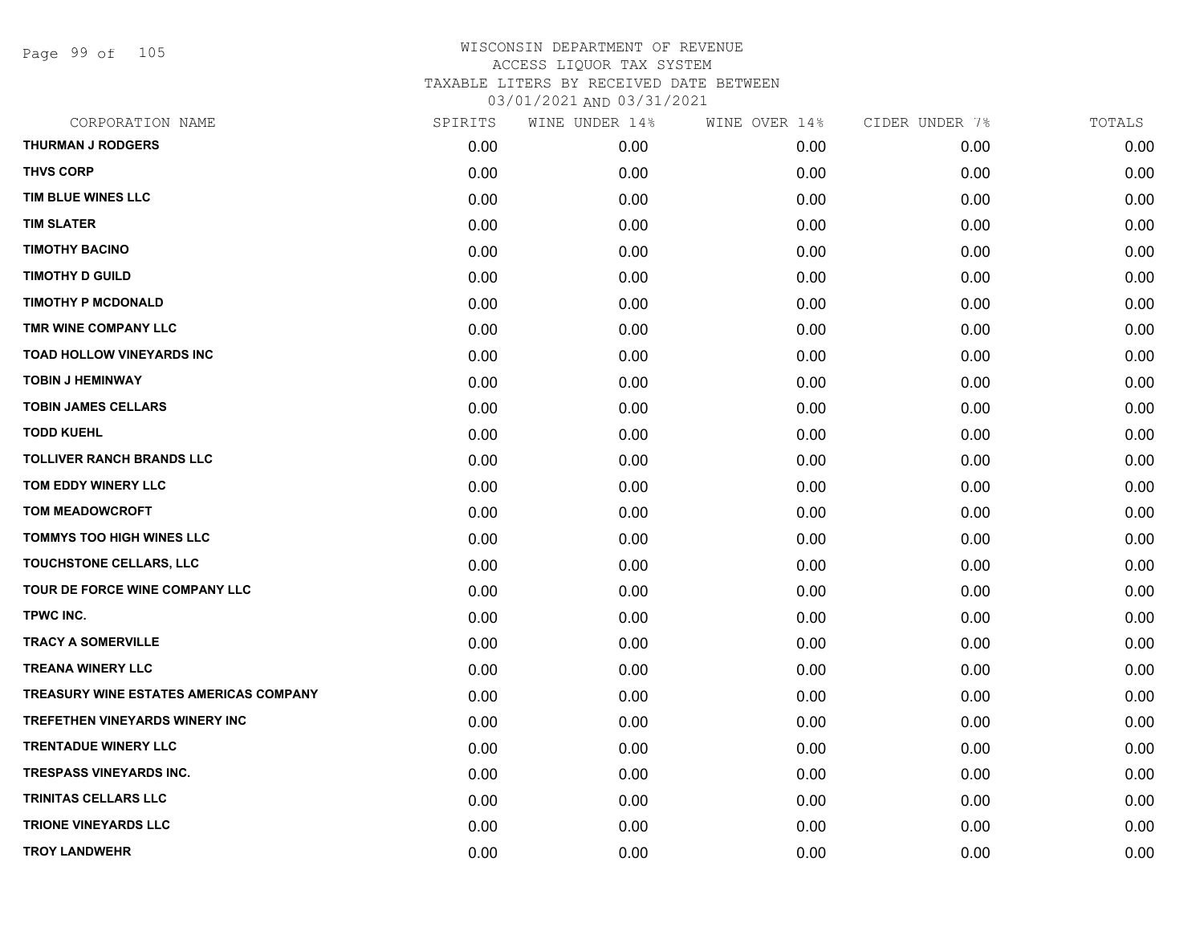WISCONSIN DEPARTMENT OF REVENUE
ACCESS LIQUOR TAX SYSTEM
TAXABLE LITERS BY RECEIVED DATE BETWEEN
03/01/2021 AND 03/31/2021

| CORPORATION NAME | SPIRITS | WINE UNDER 14% | WINE OVER 14% | CIDER UNDER 7% | TOTALS |
|---|---|---|---|---|---|
| THURMAN J RODGERS | 0.00 | 0.00 | 0.00 | 0.00 | 0.00 |
| THVS CORP | 0.00 | 0.00 | 0.00 | 0.00 | 0.00 |
| TIM BLUE WINES LLC | 0.00 | 0.00 | 0.00 | 0.00 | 0.00 |
| TIM SLATER | 0.00 | 0.00 | 0.00 | 0.00 | 0.00 |
| TIMOTHY BACINO | 0.00 | 0.00 | 0.00 | 0.00 | 0.00 |
| TIMOTHY D GUILD | 0.00 | 0.00 | 0.00 | 0.00 | 0.00 |
| TIMOTHY P MCDONALD | 0.00 | 0.00 | 0.00 | 0.00 | 0.00 |
| TMR WINE COMPANY LLC | 0.00 | 0.00 | 0.00 | 0.00 | 0.00 |
| TOAD HOLLOW VINEYARDS INC | 0.00 | 0.00 | 0.00 | 0.00 | 0.00 |
| TOBIN J HEMINWAY | 0.00 | 0.00 | 0.00 | 0.00 | 0.00 |
| TOBIN JAMES CELLARS | 0.00 | 0.00 | 0.00 | 0.00 | 0.00 |
| TODD KUEHL | 0.00 | 0.00 | 0.00 | 0.00 | 0.00 |
| TOLLIVER RANCH BRANDS LLC | 0.00 | 0.00 | 0.00 | 0.00 | 0.00 |
| TOM EDDY WINERY LLC | 0.00 | 0.00 | 0.00 | 0.00 | 0.00 |
| TOM MEADOWCROFT | 0.00 | 0.00 | 0.00 | 0.00 | 0.00 |
| TOMMYS TOO HIGH WINES LLC | 0.00 | 0.00 | 0.00 | 0.00 | 0.00 |
| TOUCHSTONE CELLARS, LLC | 0.00 | 0.00 | 0.00 | 0.00 | 0.00 |
| TOUR DE FORCE WINE COMPANY LLC | 0.00 | 0.00 | 0.00 | 0.00 | 0.00 |
| TPWC INC. | 0.00 | 0.00 | 0.00 | 0.00 | 0.00 |
| TRACY A SOMERVILLE | 0.00 | 0.00 | 0.00 | 0.00 | 0.00 |
| TREANA WINERY LLC | 0.00 | 0.00 | 0.00 | 0.00 | 0.00 |
| TREASURY WINE ESTATES AMERICAS COMPANY | 0.00 | 0.00 | 0.00 | 0.00 | 0.00 |
| TREFETHEN VINEYARDS WINERY INC | 0.00 | 0.00 | 0.00 | 0.00 | 0.00 |
| TRENTADUE WINERY LLC | 0.00 | 0.00 | 0.00 | 0.00 | 0.00 |
| TRESPASS VINEYARDS INC. | 0.00 | 0.00 | 0.00 | 0.00 | 0.00 |
| TRINITAS CELLARS LLC | 0.00 | 0.00 | 0.00 | 0.00 | 0.00 |
| TRIONE VINEYARDS LLC | 0.00 | 0.00 | 0.00 | 0.00 | 0.00 |
| TROY LANDWEHR | 0.00 | 0.00 | 0.00 | 0.00 | 0.00 |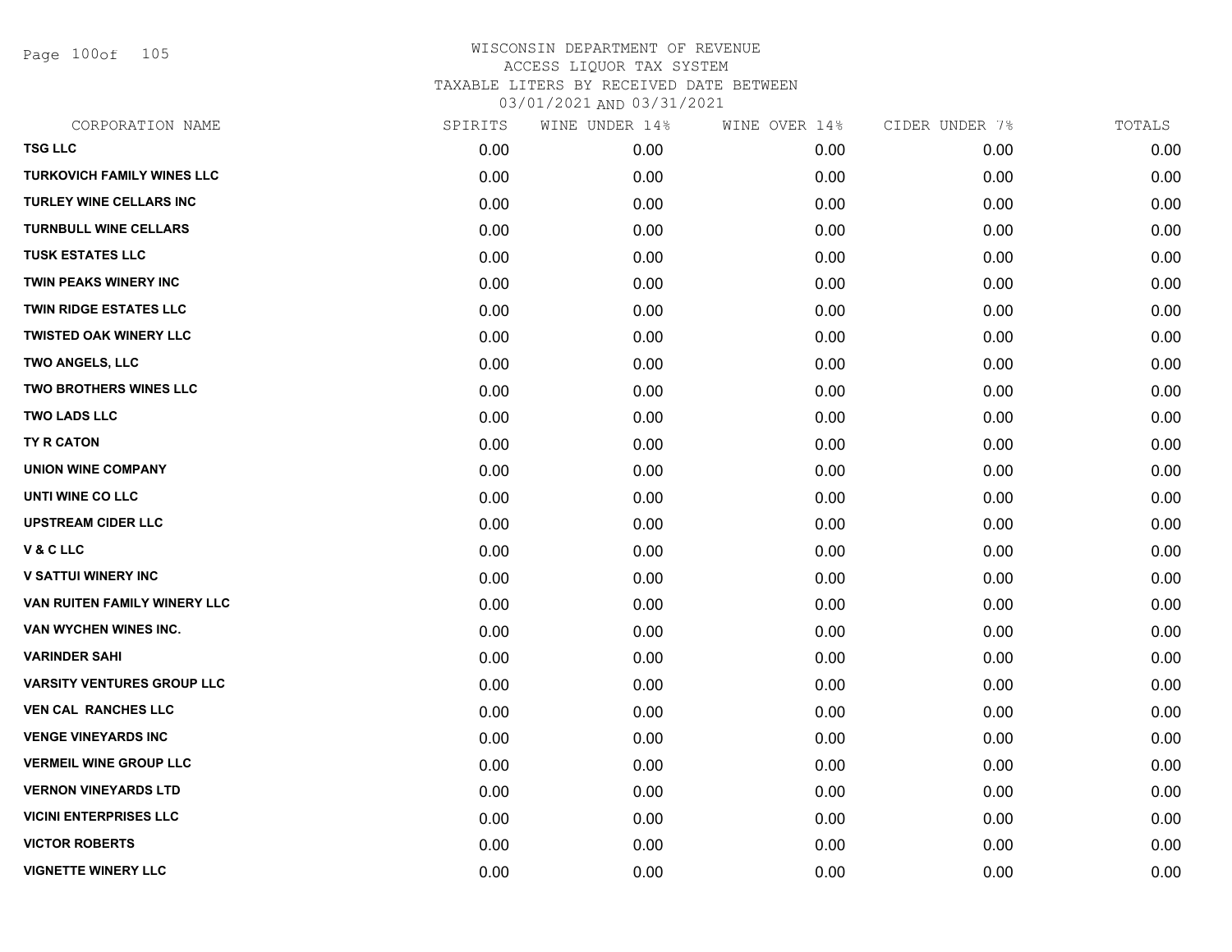WISCONSIN DEPARTMENT OF REVENUE
ACCESS LIQUOR TAX SYSTEM
TAXABLE LITERS BY RECEIVED DATE BETWEEN
03/01/2021 AND 03/31/2021

| CORPORATION NAME | SPIRITS | WINE UNDER 14% | WINE OVER 14% | CIDER UNDER 7% | TOTALS |
|---|---|---|---|---|---|
| TSG LLC | 0.00 | 0.00 | 0.00 | 0.00 | 0.00 |
| TURKOVICH FAMILY WINES LLC | 0.00 | 0.00 | 0.00 | 0.00 | 0.00 |
| TURLEY WINE CELLARS INC | 0.00 | 0.00 | 0.00 | 0.00 | 0.00 |
| TURNBULL WINE CELLARS | 0.00 | 0.00 | 0.00 | 0.00 | 0.00 |
| TUSK ESTATES LLC | 0.00 | 0.00 | 0.00 | 0.00 | 0.00 |
| TWIN PEAKS WINERY INC | 0.00 | 0.00 | 0.00 | 0.00 | 0.00 |
| TWIN RIDGE ESTATES LLC | 0.00 | 0.00 | 0.00 | 0.00 | 0.00 |
| TWISTED OAK WINERY LLC | 0.00 | 0.00 | 0.00 | 0.00 | 0.00 |
| TWO ANGELS, LLC | 0.00 | 0.00 | 0.00 | 0.00 | 0.00 |
| TWO BROTHERS WINES LLC | 0.00 | 0.00 | 0.00 | 0.00 | 0.00 |
| TWO LADS LLC | 0.00 | 0.00 | 0.00 | 0.00 | 0.00 |
| TY R CATON | 0.00 | 0.00 | 0.00 | 0.00 | 0.00 |
| UNION WINE COMPANY | 0.00 | 0.00 | 0.00 | 0.00 | 0.00 |
| UNTI WINE CO LLC | 0.00 | 0.00 | 0.00 | 0.00 | 0.00 |
| UPSTREAM CIDER LLC | 0.00 | 0.00 | 0.00 | 0.00 | 0.00 |
| V & C LLC | 0.00 | 0.00 | 0.00 | 0.00 | 0.00 |
| V SATTUI WINERY INC | 0.00 | 0.00 | 0.00 | 0.00 | 0.00 |
| VAN RUITEN FAMILY WINERY LLC | 0.00 | 0.00 | 0.00 | 0.00 | 0.00 |
| VAN WYCHEN WINES INC. | 0.00 | 0.00 | 0.00 | 0.00 | 0.00 |
| VARINDER SAHI | 0.00 | 0.00 | 0.00 | 0.00 | 0.00 |
| VARSITY VENTURES GROUP LLC | 0.00 | 0.00 | 0.00 | 0.00 | 0.00 |
| VEN CAL RANCHES LLC | 0.00 | 0.00 | 0.00 | 0.00 | 0.00 |
| VENGE VINEYARDS INC | 0.00 | 0.00 | 0.00 | 0.00 | 0.00 |
| VERMEIL WINE GROUP LLC | 0.00 | 0.00 | 0.00 | 0.00 | 0.00 |
| VERNON VINEYARDS LTD | 0.00 | 0.00 | 0.00 | 0.00 | 0.00 |
| VICINI ENTERPRISES LLC | 0.00 | 0.00 | 0.00 | 0.00 | 0.00 |
| VICTOR ROBERTS | 0.00 | 0.00 | 0.00 | 0.00 | 0.00 |
| VIGNETTE WINERY LLC | 0.00 | 0.00 | 0.00 | 0.00 | 0.00 |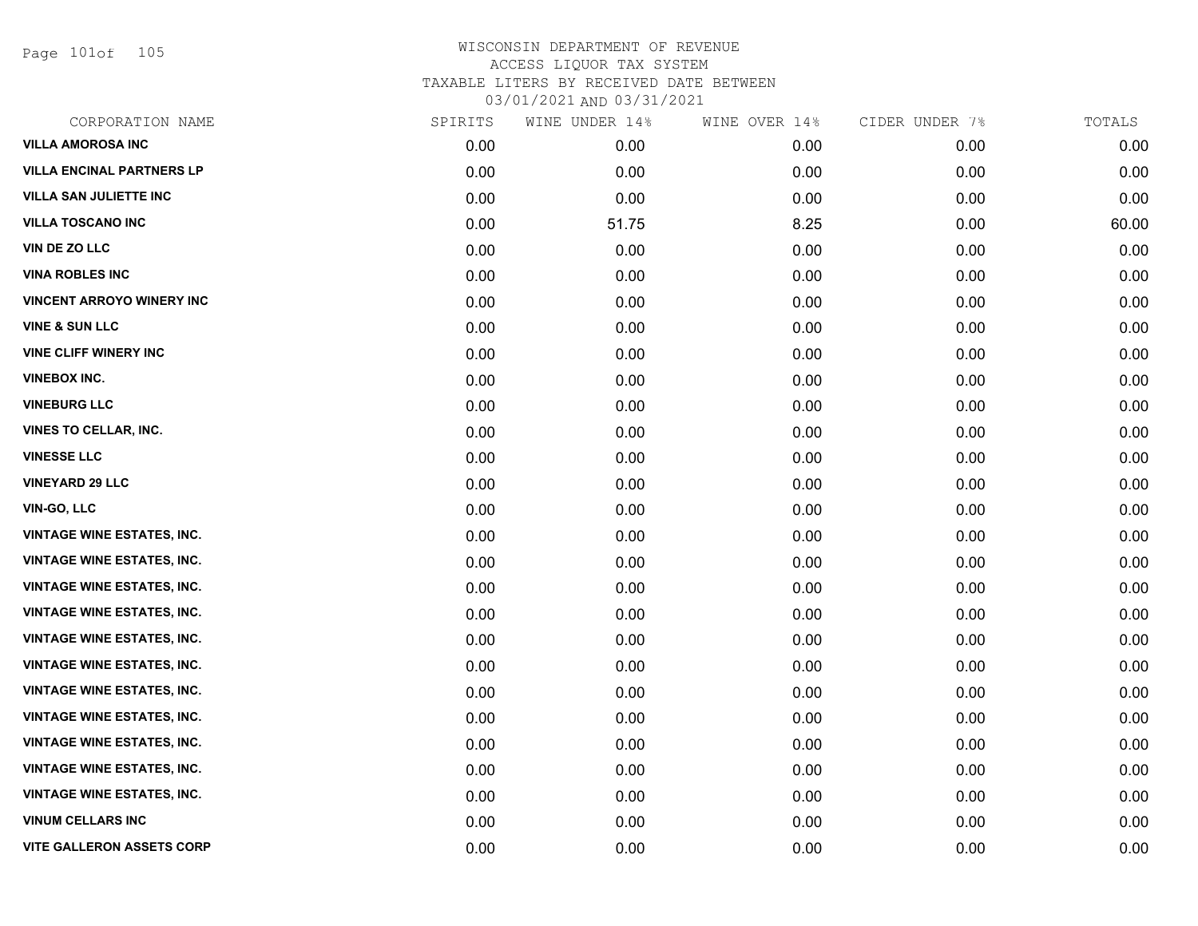# WISCONSIN DEPARTMENT OF REVENUE
## ACCESS LIQUOR TAX SYSTEM
### TAXABLE LITERS BY RECEIVED DATE BETWEEN 03/01/2021 AND 03/31/2021

| CORPORATION NAME | SPIRITS | WINE UNDER 14% | WINE OVER 14% | CIDER UNDER 7% | TOTALS |
|---|---|---|---|---|---|
| VILLA AMOROSA INC | 0.00 | 0.00 | 0.00 | 0.00 | 0.00 |
| VILLA ENCINAL PARTNERS LP | 0.00 | 0.00 | 0.00 | 0.00 | 0.00 |
| VILLA SAN JULIETTE INC | 0.00 | 0.00 | 0.00 | 0.00 | 0.00 |
| VILLA TOSCANO INC | 0.00 | 51.75 | 8.25 | 0.00 | 60.00 |
| VIN DE ZO LLC | 0.00 | 0.00 | 0.00 | 0.00 | 0.00 |
| VINA ROBLES INC | 0.00 | 0.00 | 0.00 | 0.00 | 0.00 |
| VINCENT ARROYO WINERY INC | 0.00 | 0.00 | 0.00 | 0.00 | 0.00 |
| VINE & SUN LLC | 0.00 | 0.00 | 0.00 | 0.00 | 0.00 |
| VINE CLIFF WINERY INC | 0.00 | 0.00 | 0.00 | 0.00 | 0.00 |
| VINEBOX INC. | 0.00 | 0.00 | 0.00 | 0.00 | 0.00 |
| VINEBURG LLC | 0.00 | 0.00 | 0.00 | 0.00 | 0.00 |
| VINES TO CELLAR, INC. | 0.00 | 0.00 | 0.00 | 0.00 | 0.00 |
| VINESSE LLC | 0.00 | 0.00 | 0.00 | 0.00 | 0.00 |
| VINEYARD 29 LLC | 0.00 | 0.00 | 0.00 | 0.00 | 0.00 |
| VIN-GO, LLC | 0.00 | 0.00 | 0.00 | 0.00 | 0.00 |
| VINTAGE WINE ESTATES, INC. | 0.00 | 0.00 | 0.00 | 0.00 | 0.00 |
| VINTAGE WINE ESTATES, INC. | 0.00 | 0.00 | 0.00 | 0.00 | 0.00 |
| VINTAGE WINE ESTATES, INC. | 0.00 | 0.00 | 0.00 | 0.00 | 0.00 |
| VINTAGE WINE ESTATES, INC. | 0.00 | 0.00 | 0.00 | 0.00 | 0.00 |
| VINTAGE WINE ESTATES, INC. | 0.00 | 0.00 | 0.00 | 0.00 | 0.00 |
| VINTAGE WINE ESTATES, INC. | 0.00 | 0.00 | 0.00 | 0.00 | 0.00 |
| VINTAGE WINE ESTATES, INC. | 0.00 | 0.00 | 0.00 | 0.00 | 0.00 |
| VINTAGE WINE ESTATES, INC. | 0.00 | 0.00 | 0.00 | 0.00 | 0.00 |
| VINTAGE WINE ESTATES, INC. | 0.00 | 0.00 | 0.00 | 0.00 | 0.00 |
| VINTAGE WINE ESTATES, INC. | 0.00 | 0.00 | 0.00 | 0.00 | 0.00 |
| VINTAGE WINE ESTATES, INC. | 0.00 | 0.00 | 0.00 | 0.00 | 0.00 |
| VINUM CELLARS INC | 0.00 | 0.00 | 0.00 | 0.00 | 0.00 |
| VITE GALLERON ASSETS CORP | 0.00 | 0.00 | 0.00 | 0.00 | 0.00 |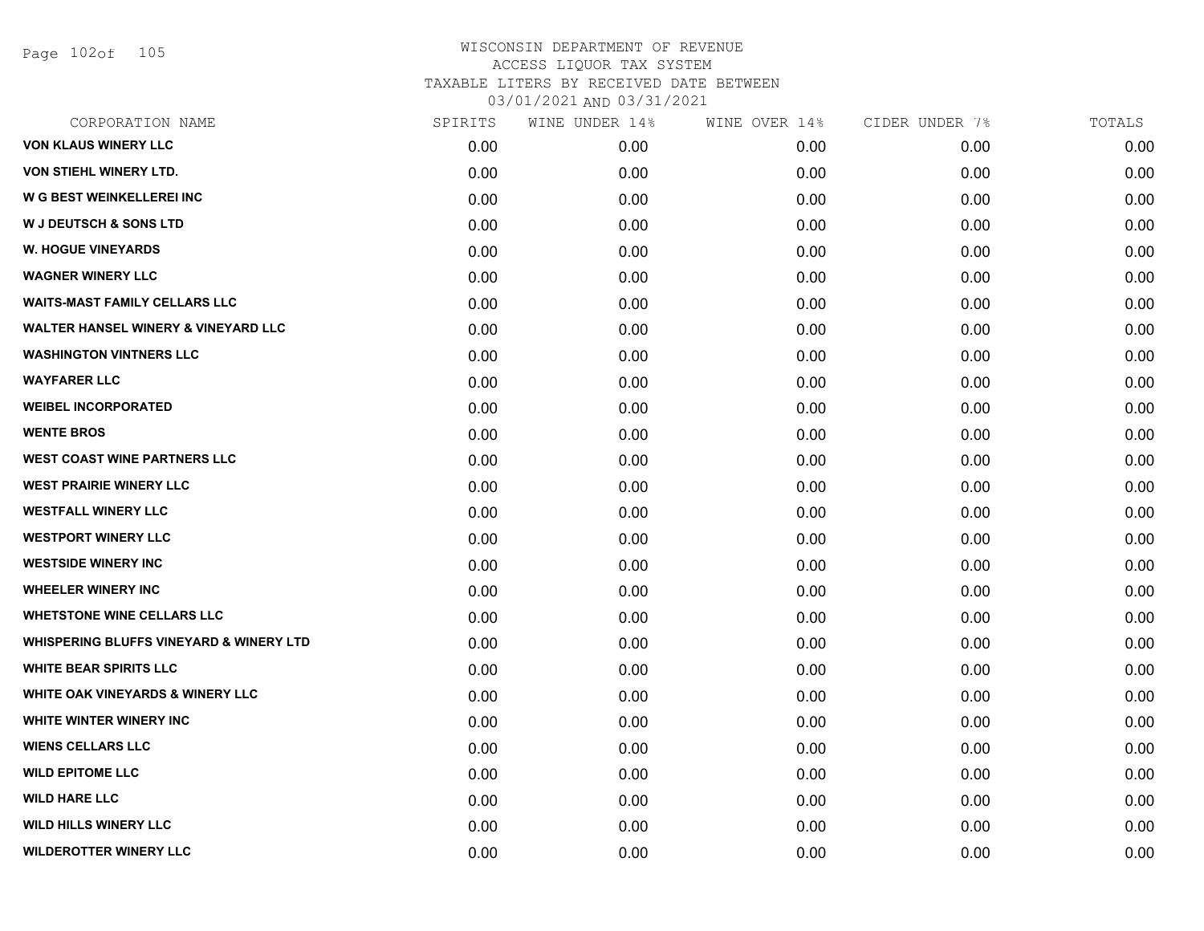WISCONSIN DEPARTMENT OF REVENUE
ACCESS LIQUOR TAX SYSTEM
TAXABLE LITERS BY RECEIVED DATE BETWEEN
03/01/2021 AND 03/31/2021

| CORPORATION NAME | SPIRITS | WINE UNDER 14% | WINE OVER 14% | CIDER UNDER 7% | TOTALS |
|---|---|---|---|---|---|
| VON KLAUS WINERY LLC | 0.00 | 0.00 | 0.00 | 0.00 | 0.00 |
| VON STIEHL WINERY LTD. | 0.00 | 0.00 | 0.00 | 0.00 | 0.00 |
| W G BEST WEINKELLEREI INC | 0.00 | 0.00 | 0.00 | 0.00 | 0.00 |
| W J DEUTSCH & SONS LTD | 0.00 | 0.00 | 0.00 | 0.00 | 0.00 |
| W. HOGUE VINEYARDS | 0.00 | 0.00 | 0.00 | 0.00 | 0.00 |
| WAGNER WINERY LLC | 0.00 | 0.00 | 0.00 | 0.00 | 0.00 |
| WAITS-MAST FAMILY CELLARS LLC | 0.00 | 0.00 | 0.00 | 0.00 | 0.00 |
| WALTER HANSEL WINERY & VINEYARD LLC | 0.00 | 0.00 | 0.00 | 0.00 | 0.00 |
| WASHINGTON VINTNERS LLC | 0.00 | 0.00 | 0.00 | 0.00 | 0.00 |
| WAYFARER LLC | 0.00 | 0.00 | 0.00 | 0.00 | 0.00 |
| WEIBEL INCORPORATED | 0.00 | 0.00 | 0.00 | 0.00 | 0.00 |
| WENTE BROS | 0.00 | 0.00 | 0.00 | 0.00 | 0.00 |
| WEST COAST WINE PARTNERS LLC | 0.00 | 0.00 | 0.00 | 0.00 | 0.00 |
| WEST PRAIRIE WINERY LLC | 0.00 | 0.00 | 0.00 | 0.00 | 0.00 |
| WESTFALL WINERY LLC | 0.00 | 0.00 | 0.00 | 0.00 | 0.00 |
| WESTPORT WINERY LLC | 0.00 | 0.00 | 0.00 | 0.00 | 0.00 |
| WESTSIDE WINERY INC | 0.00 | 0.00 | 0.00 | 0.00 | 0.00 |
| WHEELER WINERY INC | 0.00 | 0.00 | 0.00 | 0.00 | 0.00 |
| WHETSTONE WINE CELLARS LLC | 0.00 | 0.00 | 0.00 | 0.00 | 0.00 |
| WHISPERING BLUFFS VINEYARD & WINERY LTD | 0.00 | 0.00 | 0.00 | 0.00 | 0.00 |
| WHITE BEAR SPIRITS LLC | 0.00 | 0.00 | 0.00 | 0.00 | 0.00 |
| WHITE OAK VINEYARDS & WINERY LLC | 0.00 | 0.00 | 0.00 | 0.00 | 0.00 |
| WHITE WINTER WINERY INC | 0.00 | 0.00 | 0.00 | 0.00 | 0.00 |
| WIENS CELLARS LLC | 0.00 | 0.00 | 0.00 | 0.00 | 0.00 |
| WILD EPITOME LLC | 0.00 | 0.00 | 0.00 | 0.00 | 0.00 |
| WILD HARE LLC | 0.00 | 0.00 | 0.00 | 0.00 | 0.00 |
| WILD HILLS WINERY LLC | 0.00 | 0.00 | 0.00 | 0.00 | 0.00 |
| WILDEROTTER WINERY LLC | 0.00 | 0.00 | 0.00 | 0.00 | 0.00 |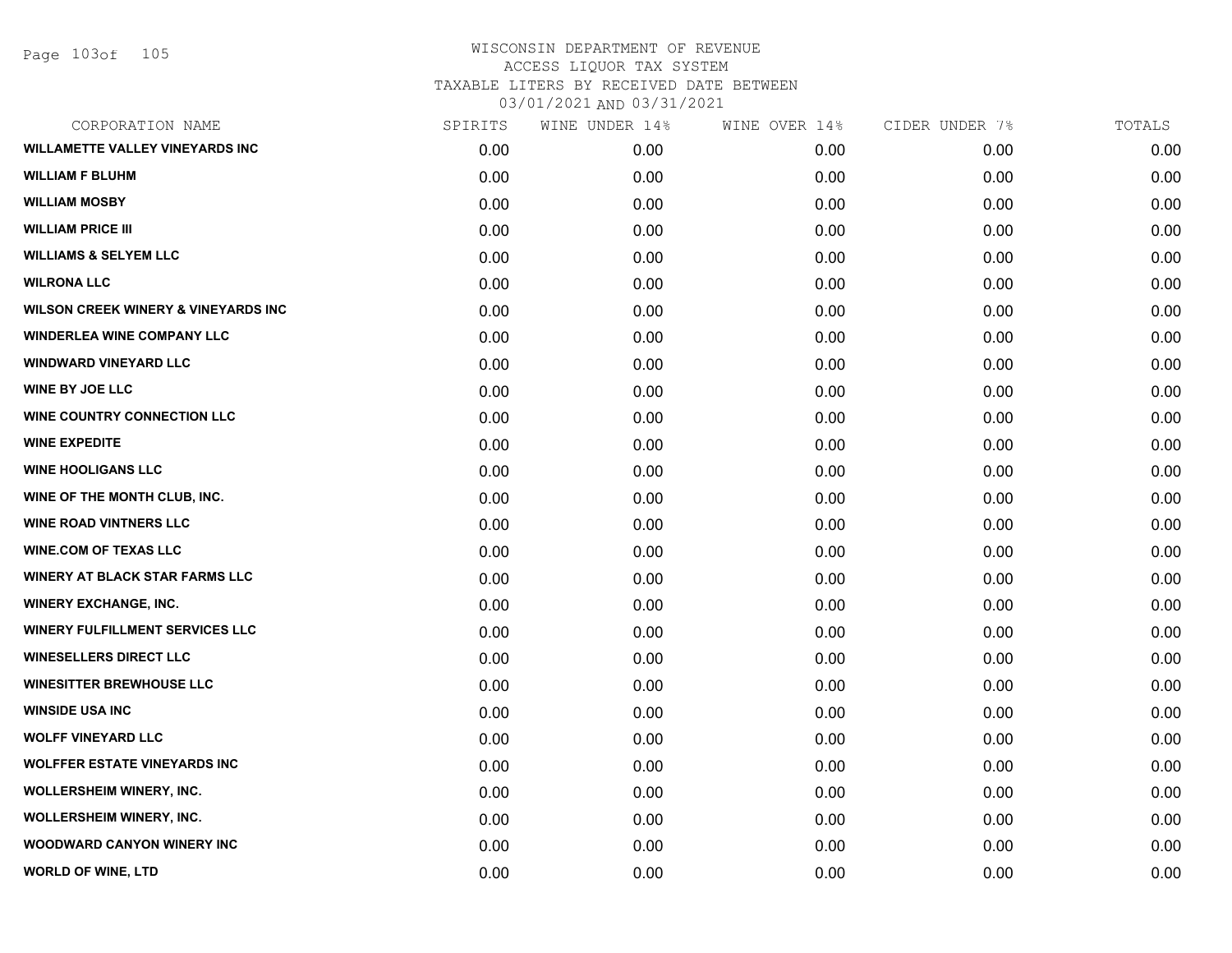# WISCONSIN DEPARTMENT OF REVENUE
## ACCESS LIQUOR TAX SYSTEM
### TAXABLE LITERS BY RECEIVED DATE BETWEEN 03/01/2021 AND 03/31/2021

| CORPORATION NAME | SPIRITS | WINE UNDER 14% | WINE OVER 14% | CIDER UNDER 7% | TOTALS |
|---|---|---|---|---|---|
| WILLAMETTE VALLEY VINEYARDS INC | 0.00 | 0.00 | 0.00 | 0.00 | 0.00 |
| WILLIAM F BLUHM | 0.00 | 0.00 | 0.00 | 0.00 | 0.00 |
| WILLIAM MOSBY | 0.00 | 0.00 | 0.00 | 0.00 | 0.00 |
| WILLIAM PRICE III | 0.00 | 0.00 | 0.00 | 0.00 | 0.00 |
| WILLIAMS & SELYEM LLC | 0.00 | 0.00 | 0.00 | 0.00 | 0.00 |
| WILRONA LLC | 0.00 | 0.00 | 0.00 | 0.00 | 0.00 |
| WILSON CREEK WINERY & VINEYARDS INC | 0.00 | 0.00 | 0.00 | 0.00 | 0.00 |
| WINDERLEA WINE COMPANY LLC | 0.00 | 0.00 | 0.00 | 0.00 | 0.00 |
| WINDWARD VINEYARD LLC | 0.00 | 0.00 | 0.00 | 0.00 | 0.00 |
| WINE BY JOE LLC | 0.00 | 0.00 | 0.00 | 0.00 | 0.00 |
| WINE COUNTRY CONNECTION LLC | 0.00 | 0.00 | 0.00 | 0.00 | 0.00 |
| WINE EXPEDITE | 0.00 | 0.00 | 0.00 | 0.00 | 0.00 |
| WINE HOOLIGANS LLC | 0.00 | 0.00 | 0.00 | 0.00 | 0.00 |
| WINE OF THE MONTH CLUB, INC. | 0.00 | 0.00 | 0.00 | 0.00 | 0.00 |
| WINE ROAD VINTNERS LLC | 0.00 | 0.00 | 0.00 | 0.00 | 0.00 |
| WINE.COM OF TEXAS LLC | 0.00 | 0.00 | 0.00 | 0.00 | 0.00 |
| WINERY AT BLACK STAR FARMS LLC | 0.00 | 0.00 | 0.00 | 0.00 | 0.00 |
| WINERY EXCHANGE, INC. | 0.00 | 0.00 | 0.00 | 0.00 | 0.00 |
| WINERY FULFILLMENT SERVICES LLC | 0.00 | 0.00 | 0.00 | 0.00 | 0.00 |
| WINESELLERS DIRECT LLC | 0.00 | 0.00 | 0.00 | 0.00 | 0.00 |
| WINESITTER BREWHOUSE LLC | 0.00 | 0.00 | 0.00 | 0.00 | 0.00 |
| WINSIDE USA INC | 0.00 | 0.00 | 0.00 | 0.00 | 0.00 |
| WOLFF VINEYARD LLC | 0.00 | 0.00 | 0.00 | 0.00 | 0.00 |
| WOLFFER ESTATE VINEYARDS INC | 0.00 | 0.00 | 0.00 | 0.00 | 0.00 |
| WOLLERSHEIM WINERY, INC. | 0.00 | 0.00 | 0.00 | 0.00 | 0.00 |
| WOLLERSHEIM WINERY, INC. | 0.00 | 0.00 | 0.00 | 0.00 | 0.00 |
| WOODWARD CANYON WINERY INC | 0.00 | 0.00 | 0.00 | 0.00 | 0.00 |
| WORLD OF WINE, LTD | 0.00 | 0.00 | 0.00 | 0.00 | 0.00 |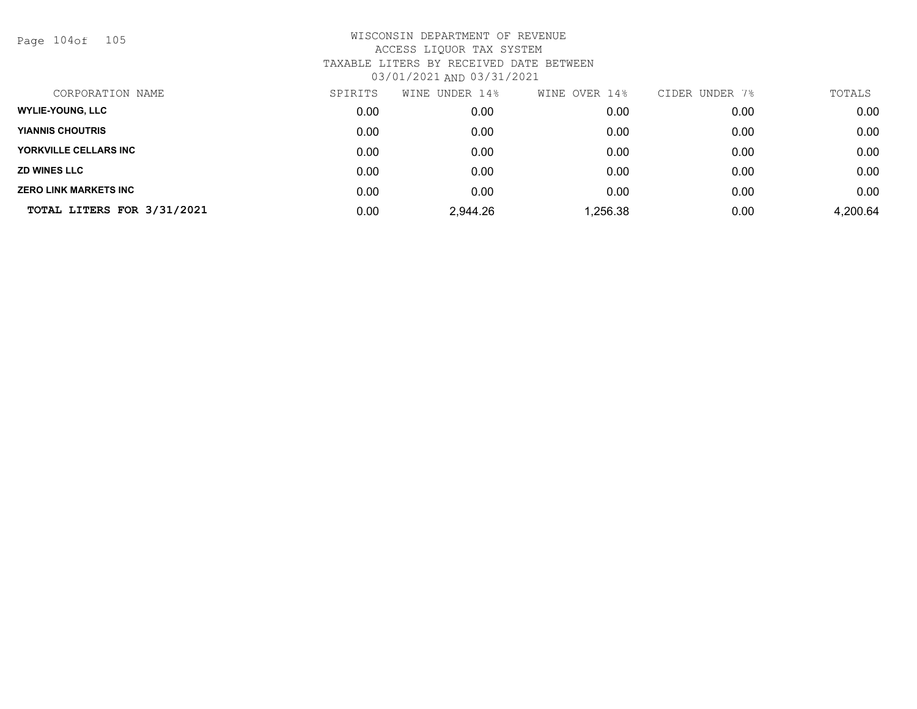WISCONSIN DEPARTMENT OF REVENUE
ACCESS LIQUOR TAX SYSTEM
TAXABLE LITERS BY RECEIVED DATE BETWEEN
03/01/2021 AND 03/31/2021

| CORPORATION NAME | SPIRITS | WINE UNDER 14% | WINE OVER 14% | CIDER UNDER 7% | TOTALS |
|---|---|---|---|---|---|
| **WYLIE-YOUNG, LLC** | 0.00 | 0.00 | 0.00 | 0.00 | 0.00 |
| **YIANNIS CHOUTRIS** | 0.00 | 0.00 | 0.00 | 0.00 | 0.00 |
| **YORKVILLE CELLARS INC** | 0.00 | 0.00 | 0.00 | 0.00 | 0.00 |
| **ZD WINES LLC** | 0.00 | 0.00 | 0.00 | 0.00 | 0.00 |
| **ZERO LINK MARKETS INC** | 0.00 | 0.00 | 0.00 | 0.00 | 0.00 |
| **TOTAL LITERS FOR 3/31/2021** | 0.00 | 2,944.26 | 1,256.38 | 0.00 | 4,200.64 |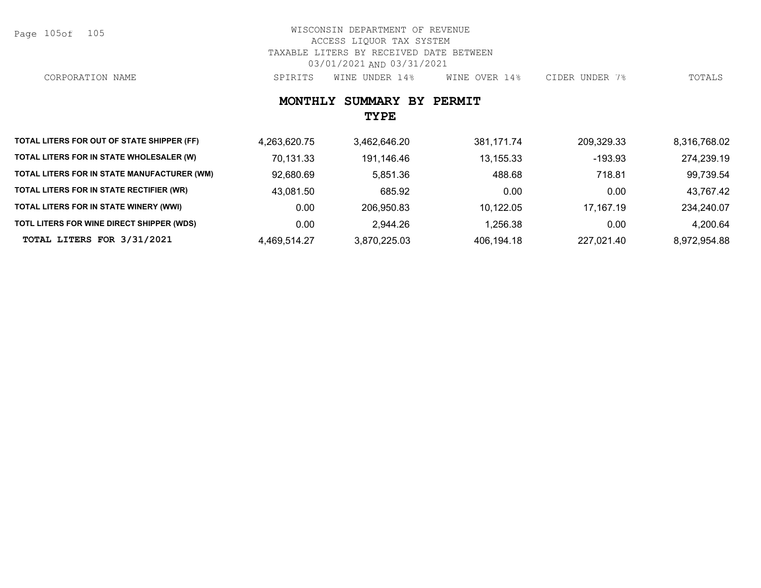WISCONSIN DEPARTMENT OF REVENUE
ACCESS LIQUOR TAX SYSTEM
TAXABLE LITERS BY RECEIVED DATE BETWEEN
03/01/2021 AND 03/31/2021

## MONTHLY SUMMARY BY PERMIT TYPE

| CORPORATION NAME | SPIRITS | WINE UNDER 14% | WINE OVER 14% | CIDER UNDER 7% | TOTALS |
|---|---|---|---|---|---|
| TOTAL LITERS FOR OUT OF STATE SHIPPER (FF) | 4,263,620.75 | 3,462,646.20 | 381,171.74 | 209,329.33 | 8,316,768.02 |
| TOTAL LITERS FOR IN STATE WHOLESALER (W) | 70,131.33 | 191,146.46 | 13,155.33 | -193.93 | 274,239.19 |
| TOTAL LITERS FOR IN STATE MANUFACTURER (WM) | 92,680.69 | 5,851.36 | 488.68 | 718.81 | 99,739.54 |
| TOTAL LITERS FOR IN STATE RECTIFIER (WR) | 43,081.50 | 685.92 | 0.00 | 0.00 | 43,767.42 |
| TOTAL LITERS FOR IN STATE WINERY (WWI) | 0.00 | 206,950.83 | 10,122.05 | 17,167.19 | 234,240.07 |
| TOTL LITERS FOR WINE DIRECT SHIPPER (WDS) | 0.00 | 2,944.26 | 1,256.38 | 0.00 | 4,200.64 |
| **TOTAL LITERS FOR 3/31/2021** | 4,469,514.27 | 3,870,225.03 | 406,194.18 | 227,021.40 | 8,972,954.88 |